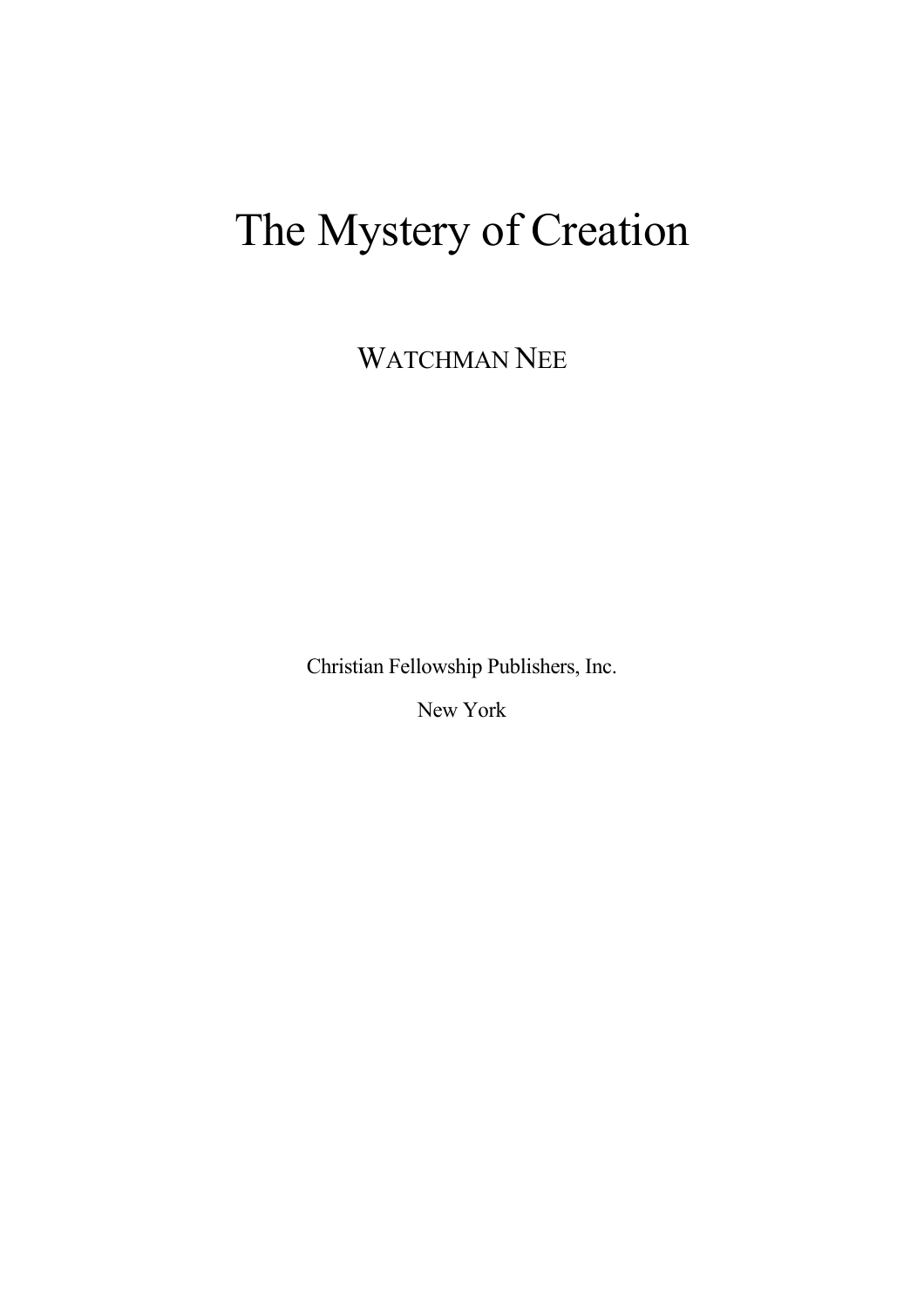# The Mystery of Creation

WATCHMAN NEE

Christian Fellowship Publishers, Inc.

New York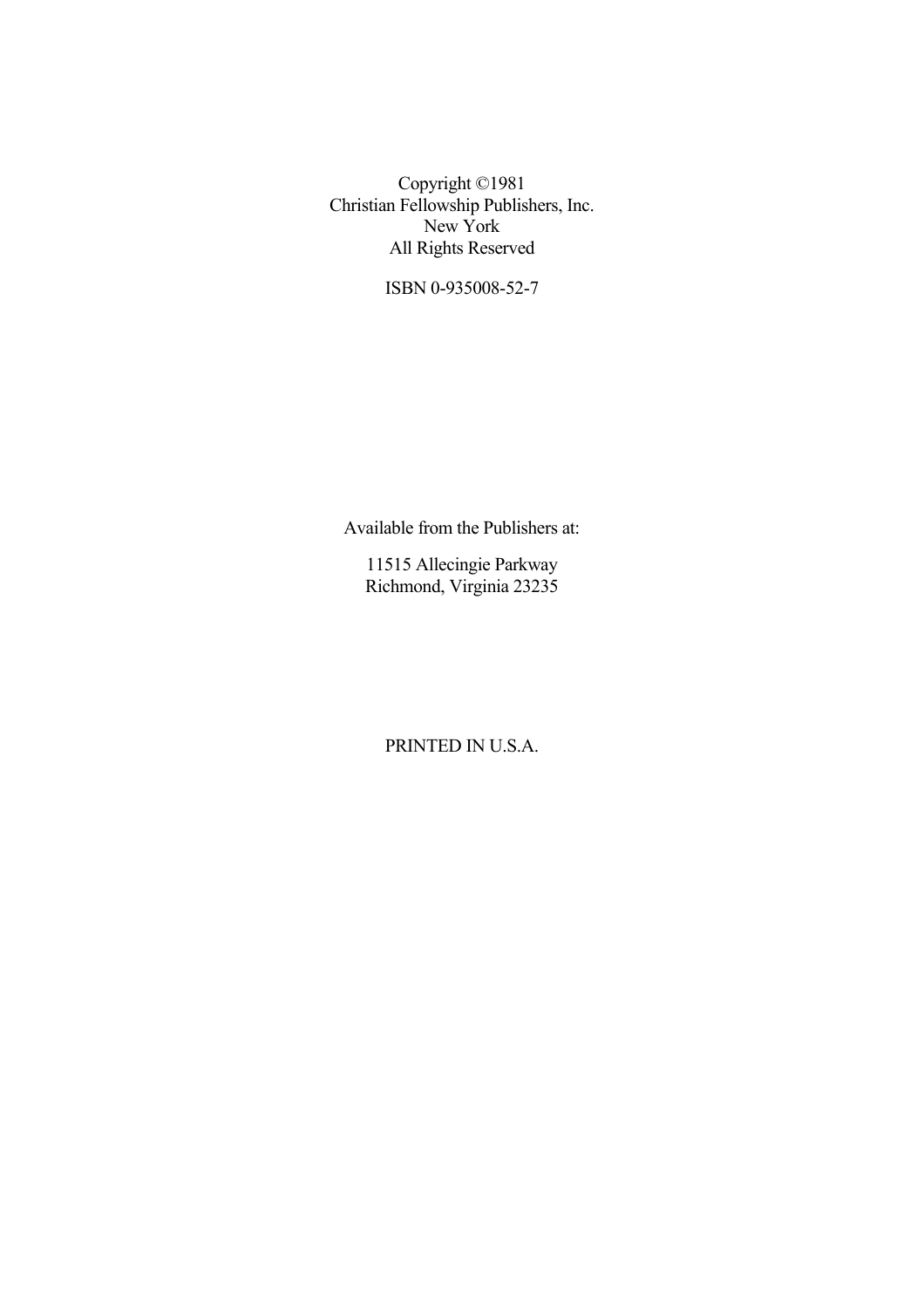Copyright ©1981
Christian Fellowship Publishers, Inc.
New York
All Rights Reserved

ISBN 0-935008-52-7

Available from the Publishers at:

11515 Allecingie Parkway
Richmond, Virginia 23235

PRINTED IN U.S.A.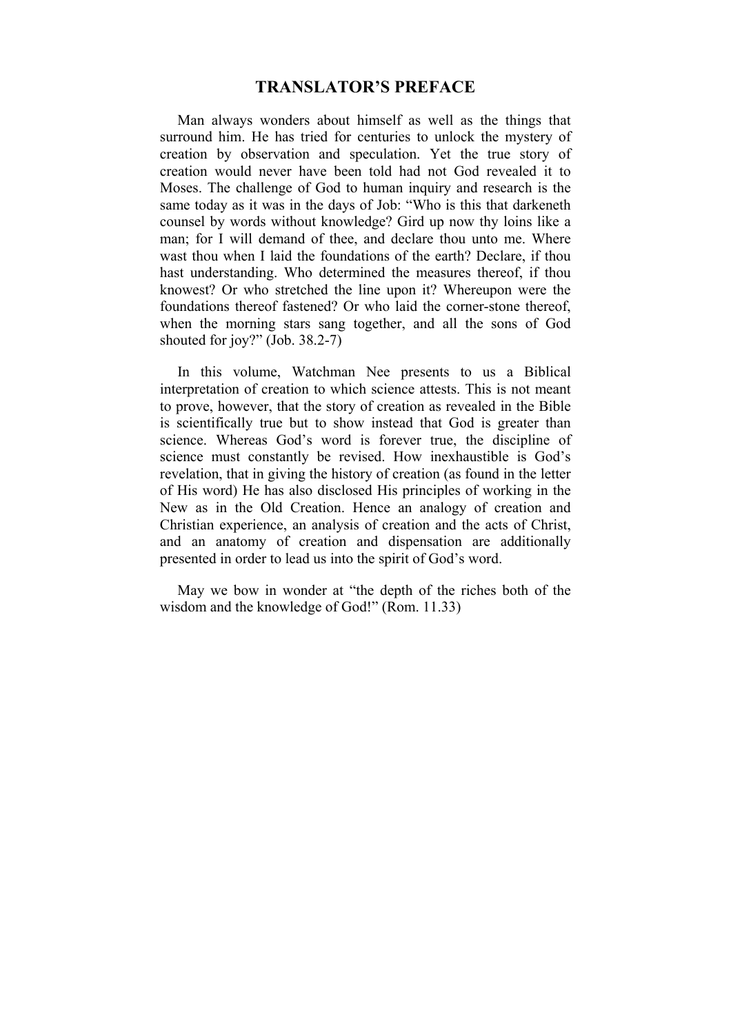# TRANSLATOR'S PREFACE

Man always wonders about himself as well as the things that surround him. He has tried for centuries to unlock the mystery of creation by observation and speculation. Yet the true story of creation would never have been told had not God revealed it to Moses. The challenge of God to human inquiry and research is the same today as it was in the days of Job: "Who is this that darkeneth counsel by words without knowledge? Gird up now thy loins like a man; for I will demand of thee, and declare thou unto me. Where wast thou when I laid the foundations of the earth? Declare, if thou hast understanding. Who determined the measures thereof, if thou knowest? Or who stretched the line upon it? Whereupon were the foundations thereof fastened? Or who laid the corner-stone thereof, when the morning stars sang together, and all the sons of God shouted for joy?" (Job. 38.2-7)

In this volume, Watchman Nee presents to us a Biblical interpretation of creation to which science attests. This is not meant to prove, however, that the story of creation as revealed in the Bible is scientifically true but to show instead that God is greater than science. Whereas God's word is forever true, the discipline of science must constantly be revised. How inexhaustible is God's revelation, that in giving the history of creation (as found in the letter of His word) He has also disclosed His principles of working in the New as in the Old Creation. Hence an analogy of creation and Christian experience, an analysis of creation and the acts of Christ, and an anatomy of creation and dispensation are additionally presented in order to lead us into the spirit of God's word.

May we bow in wonder at "the depth of the riches both of the wisdom and the knowledge of God!" (Rom. 11.33)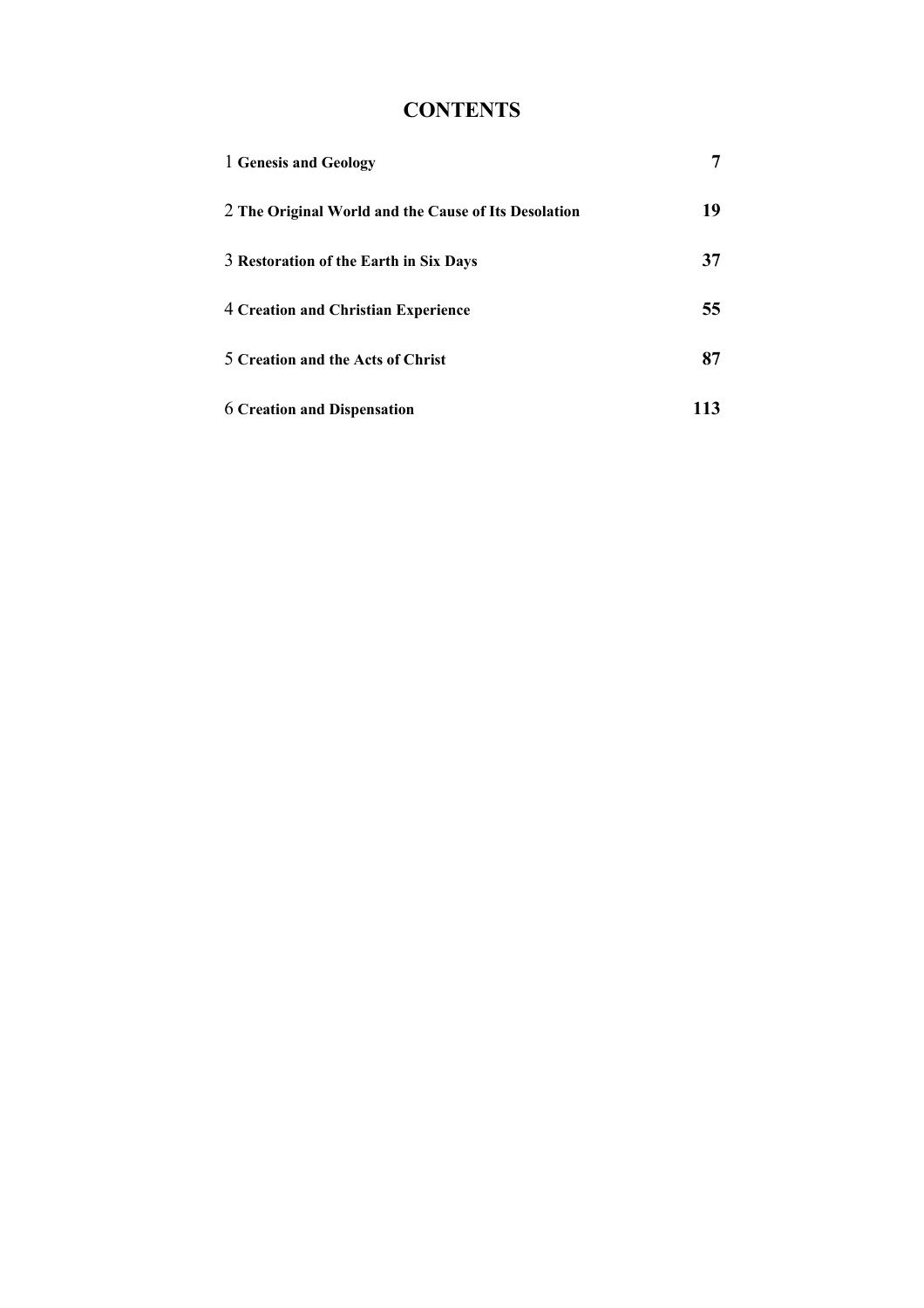# CONTENTS

| | |
|---|---:|
| 1 **Genesis and Geology** | **7** |
| 2 **The Original World and the Cause of Its Desolation** | **19** |
| 3 **Restoration of the Earth in Six Days** | **37** |
| 4 **Creation and Christian Experience** | **55** |
| 5 **Creation and the Acts of Christ** | **87** |
| 6 **Creation and Dispensation** | **113** |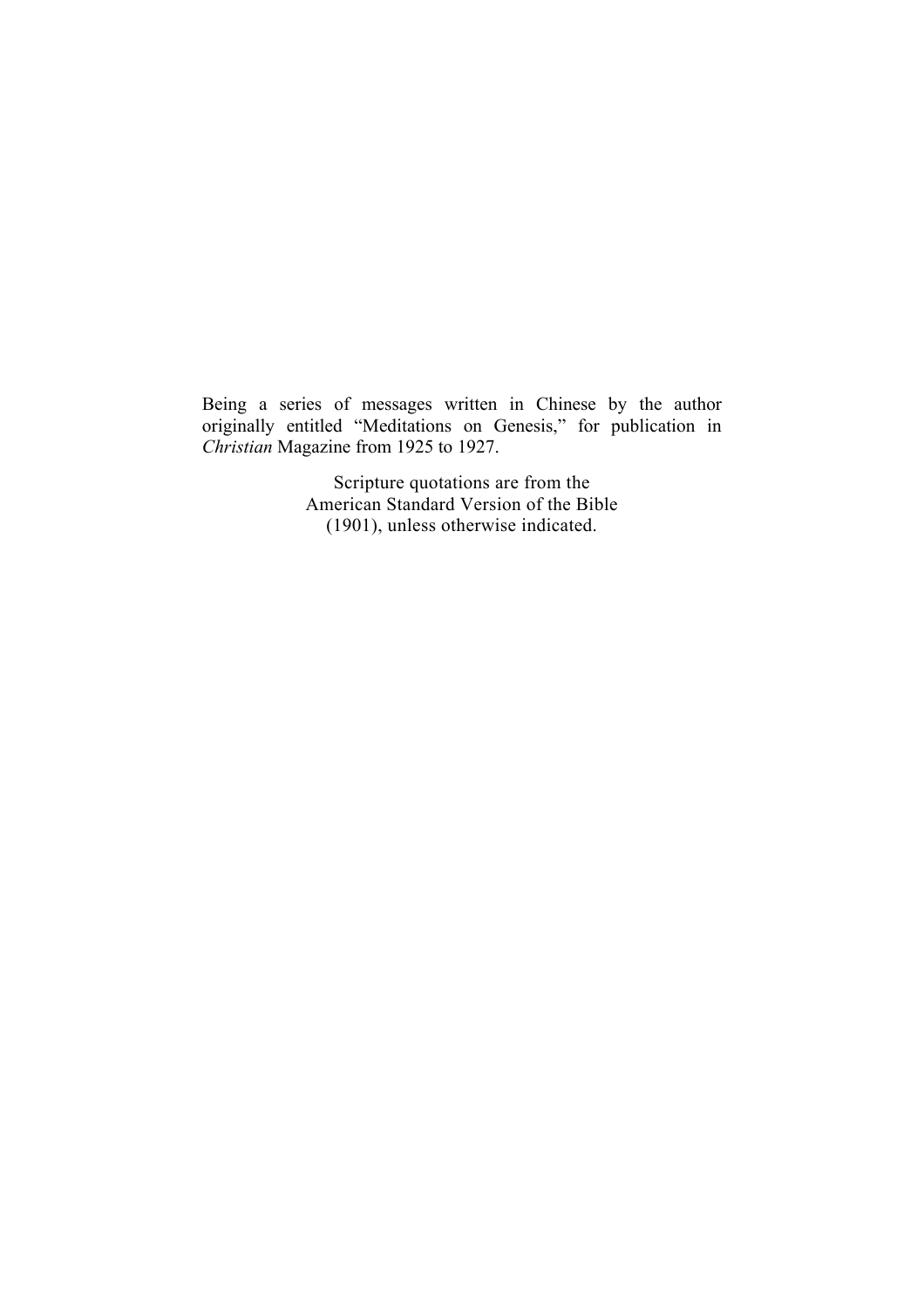Being a series of messages written in Chinese by the author originally entitled "Meditations on Genesis," for publication in *Christian* Magazine from 1925 to 1927.

Scripture quotations are from the
American Standard Version of the Bible
(1901), unless otherwise indicated.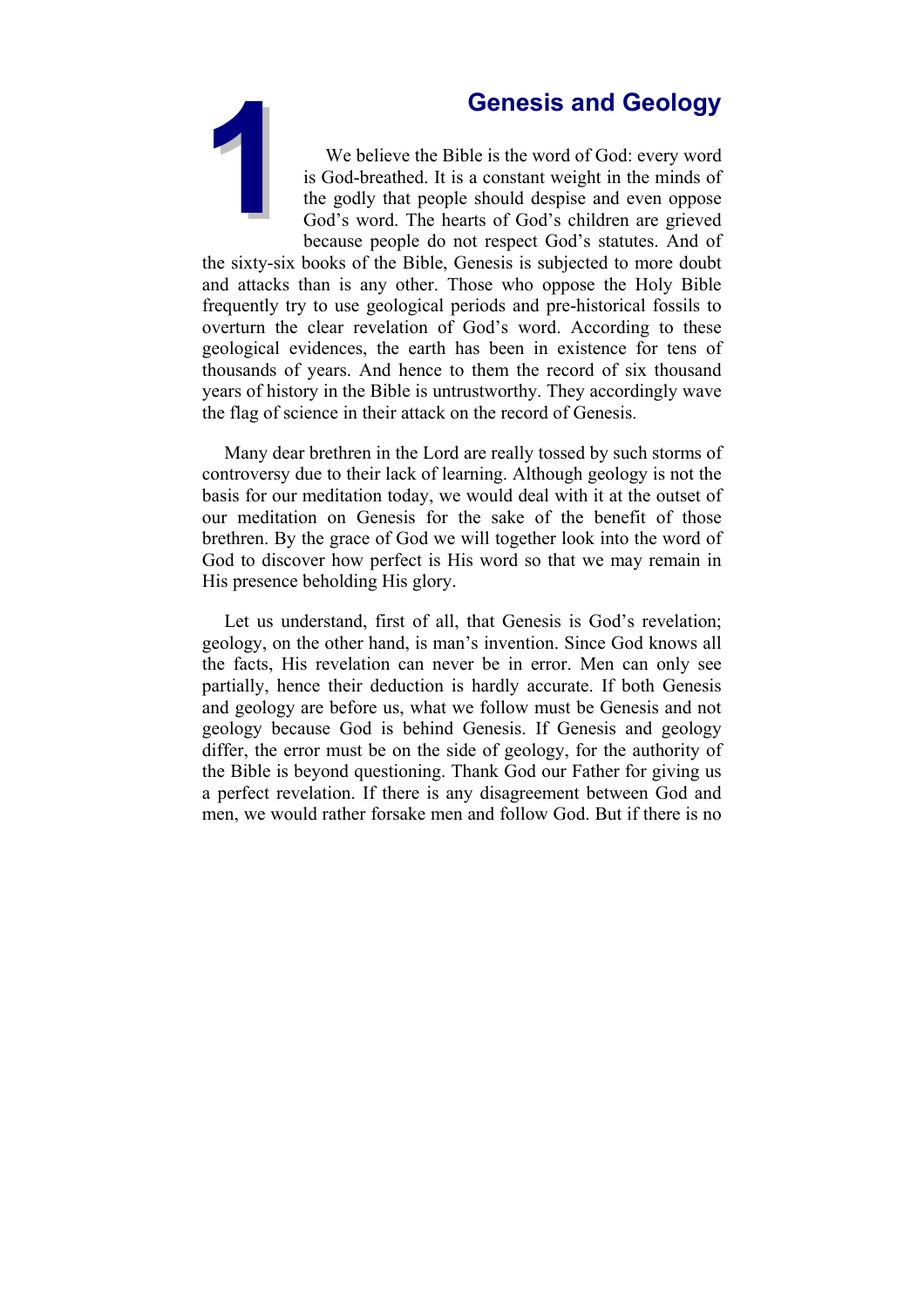# 1 Genesis and Geology

We believe the Bible is the word of God: every word is God-breathed. It is a constant weight in the minds of the godly that people should despise and even oppose God's word. The hearts of God's children are grieved because people do not respect God's statutes. And of the sixty-six books of the Bible, Genesis is subjected to more doubt and attacks than is any other. Those who oppose the Holy Bible frequently try to use geological periods and pre-historical fossils to overturn the clear revelation of God's word. According to these geological evidences, the earth has been in existence for tens of thousands of years. And hence to them the record of six thousand years of history in the Bible is untrustworthy. They accordingly wave the flag of science in their attack on the record of Genesis.

Many dear brethren in the Lord are really tossed by such storms of controversy due to their lack of learning. Although geology is not the basis for our meditation today, we would deal with it at the outset of our meditation on Genesis for the sake of the benefit of those brethren. By the grace of God we will together look into the word of God to discover how perfect is His word so that we may remain in His presence beholding His glory.

Let us understand, first of all, that Genesis is God's revelation; geology, on the other hand, is man's invention. Since God knows all the facts, His revelation can never be in error. Men can only see partially, hence their deduction is hardly accurate. If both Genesis and geology are before us, what we follow must be Genesis and not geology because God is behind Genesis. If Genesis and geology differ, the error must be on the side of geology, for the authority of the Bible is beyond questioning. Thank God our Father for giving us a perfect revelation. If there is any disagreement between God and men, we would rather forsake men and follow God. But if there is no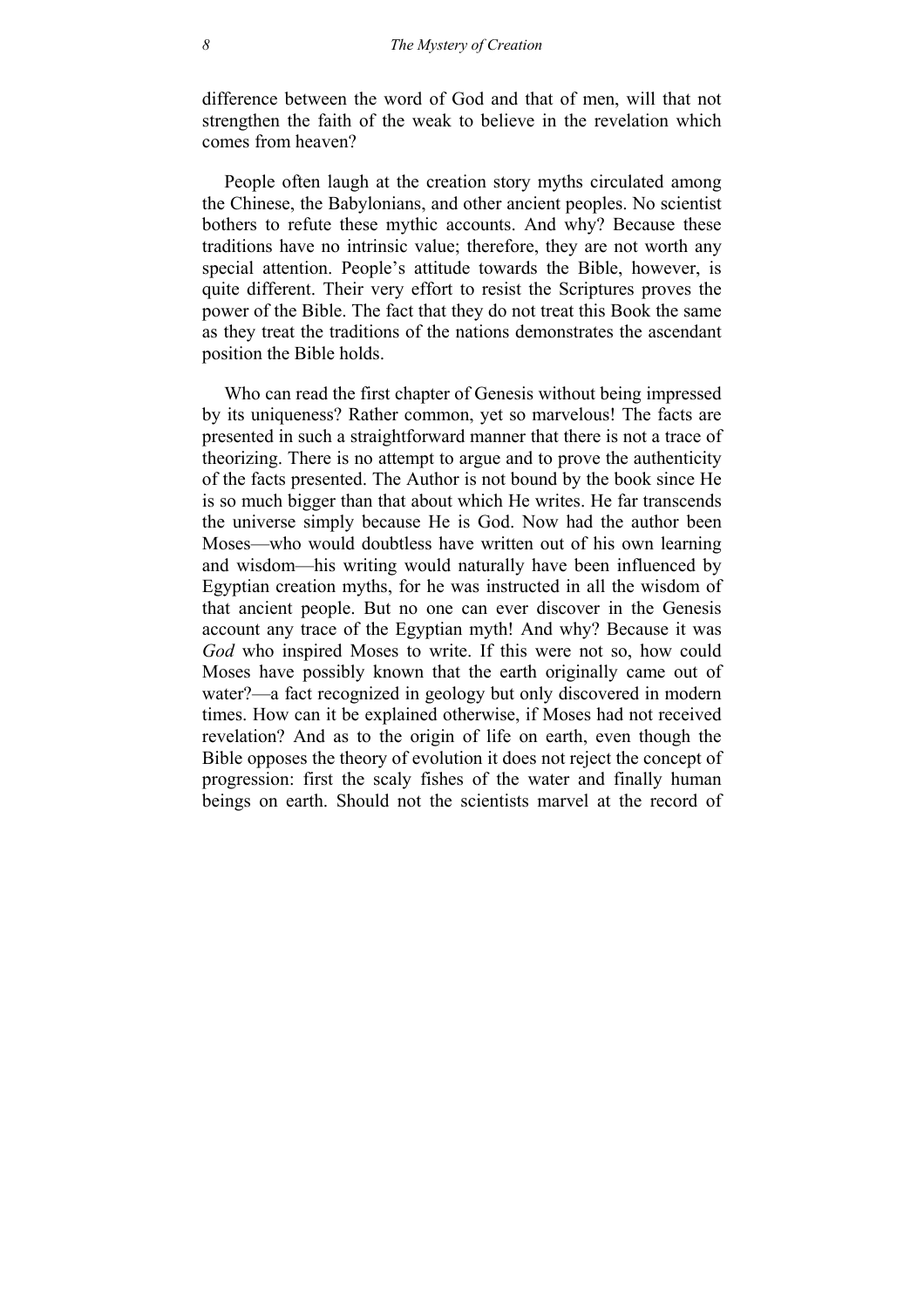difference between the word of God and that of men, will that not strengthen the faith of the weak to believe in the revelation which comes from heaven?

People often laugh at the creation story myths circulated among the Chinese, the Babylonians, and other ancient peoples. No scientist bothers to refute these mythic accounts. And why? Because these traditions have no intrinsic value; therefore, they are not worth any special attention. People's attitude towards the Bible, however, is quite different. Their very effort to resist the Scriptures proves the power of the Bible. The fact that they do not treat this Book the same as they treat the traditions of the nations demonstrates the ascendant position the Bible holds.

Who can read the first chapter of Genesis without being impressed by its uniqueness? Rather common, yet so marvelous! The facts are presented in such a straightforward manner that there is not a trace of theorizing. There is no attempt to argue and to prove the authenticity of the facts presented. The Author is not bound by the book since He is so much bigger than that about which He writes. He far transcends the universe simply because He is God. Now had the author been Moses—who would doubtless have written out of his own learning and wisdom—his writing would naturally have been influenced by Egyptian creation myths, for he was instructed in all the wisdom of that ancient people. But no one can ever discover in the Genesis account any trace of the Egyptian myth! And why? Because it was *God* who inspired Moses to write. If this were not so, how could Moses have possibly known that the earth originally came out of water?—a fact recognized in geology but only discovered in modern times. How can it be explained otherwise, if Moses had not received revelation? And as to the origin of life on earth, even though the Bible opposes the theory of evolution it does not reject the concept of progression: first the scaly fishes of the water and finally human beings on earth. Should not the scientists marvel at the record of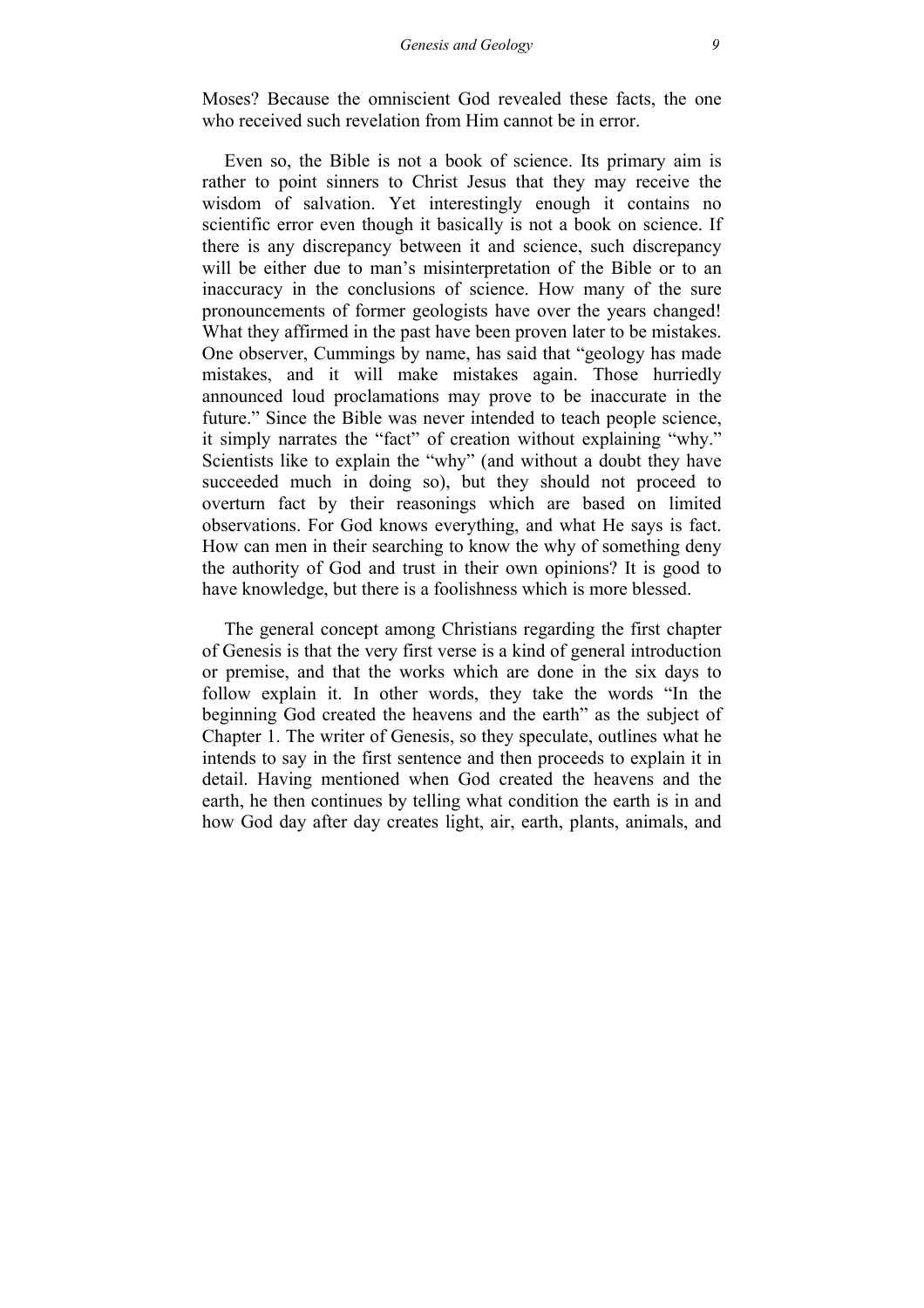Moses? Because the omniscient God revealed these facts, the one who received such revelation from Him cannot be in error.

Even so, the Bible is not a book of science. Its primary aim is rather to point sinners to Christ Jesus that they may receive the wisdom of salvation. Yet interestingly enough it contains no scientific error even though it basically is not a book on science. If there is any discrepancy between it and science, such discrepancy will be either due to man's misinterpretation of the Bible or to an inaccuracy in the conclusions of science. How many of the sure pronouncements of former geologists have over the years changed! What they affirmed in the past have been proven later to be mistakes. One observer, Cummings by name, has said that "geology has made mistakes, and it will make mistakes again. Those hurriedly announced loud proclamations may prove to be inaccurate in the future." Since the Bible was never intended to teach people science, it simply narrates the "fact" of creation without explaining "why." Scientists like to explain the "why" (and without a doubt they have succeeded much in doing so), but they should not proceed to overturn fact by their reasonings which are based on limited observations. For God knows everything, and what He says is fact. How can men in their searching to know the why of something deny the authority of God and trust in their own opinions? It is good to have knowledge, but there is a foolishness which is more blessed.

The general concept among Christians regarding the first chapter of Genesis is that the very first verse is a kind of general introduction or premise, and that the works which are done in the six days to follow explain it. In other words, they take the words "In the beginning God created the heavens and the earth" as the subject of Chapter 1. The writer of Genesis, so they speculate, outlines what he intends to say in the first sentence and then proceeds to explain it in detail. Having mentioned when God created the heavens and the earth, he then continues by telling what condition the earth is in and how God day after day creates light, air, earth, plants, animals, and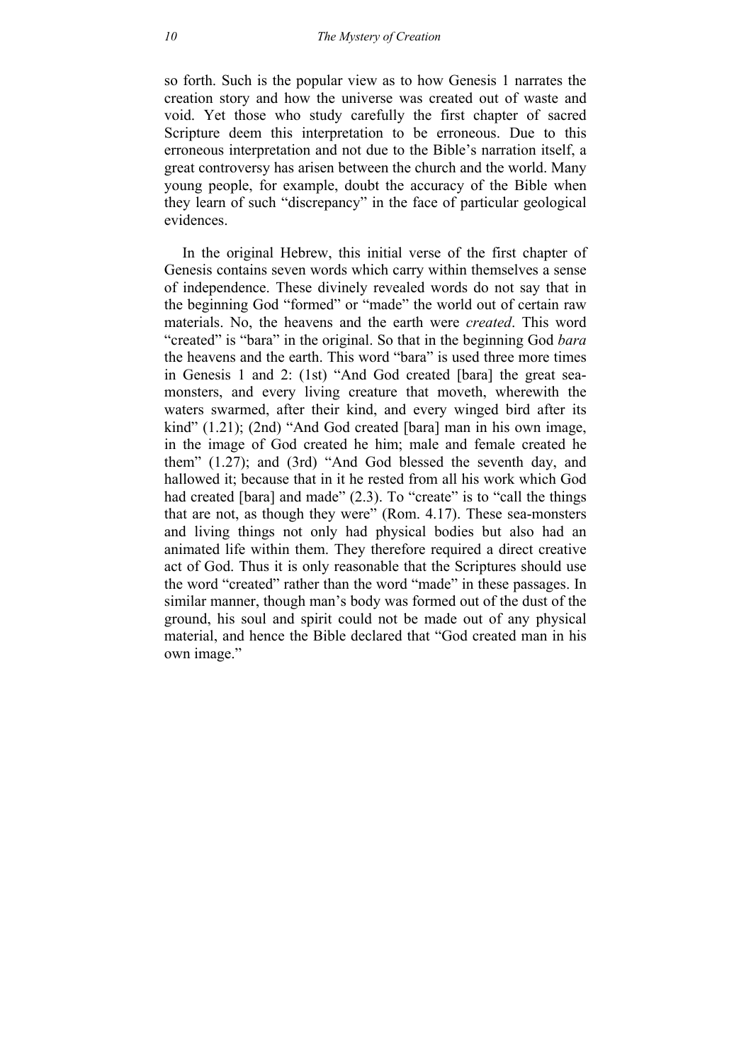so forth. Such is the popular view as to how Genesis 1 narrates the creation story and how the universe was created out of waste and void. Yet those who study carefully the first chapter of sacred Scripture deem this interpretation to be erroneous. Due to this erroneous interpretation and not due to the Bible's narration itself, a great controversy has arisen between the church and the world. Many young people, for example, doubt the accuracy of the Bible when they learn of such "discrepancy" in the face of particular geological evidences.

In the original Hebrew, this initial verse of the first chapter of Genesis contains seven words which carry within themselves a sense of independence. These divinely revealed words do not say that in the beginning God "formed" or "made" the world out of certain raw materials. No, the heavens and the earth were *created*. This word "created" is "bara" in the original. So that in the beginning God *bara* the heavens and the earth. This word "bara" is used three more times in Genesis 1 and 2: (1st) "And God created [bara] the great sea-monsters, and every living creature that moveth, wherewith the waters swarmed, after their kind, and every winged bird after its kind" (1.21); (2nd) "And God created [bara] man in his own image, in the image of God created he him; male and female created he them" (1.27); and (3rd) "And God blessed the seventh day, and hallowed it; because that in it he rested from all his work which God had created [bara] and made" (2.3). To "create" is to "call the things that are not, as though they were" (Rom. 4.17). These sea-monsters and living things not only had physical bodies but also had an animated life within them. They therefore required a direct creative act of God. Thus it is only reasonable that the Scriptures should use the word "created" rather than the word "made" in these passages. In similar manner, though man's body was formed out of the dust of the ground, his soul and spirit could not be made out of any physical material, and hence the Bible declared that "God created man in his own image."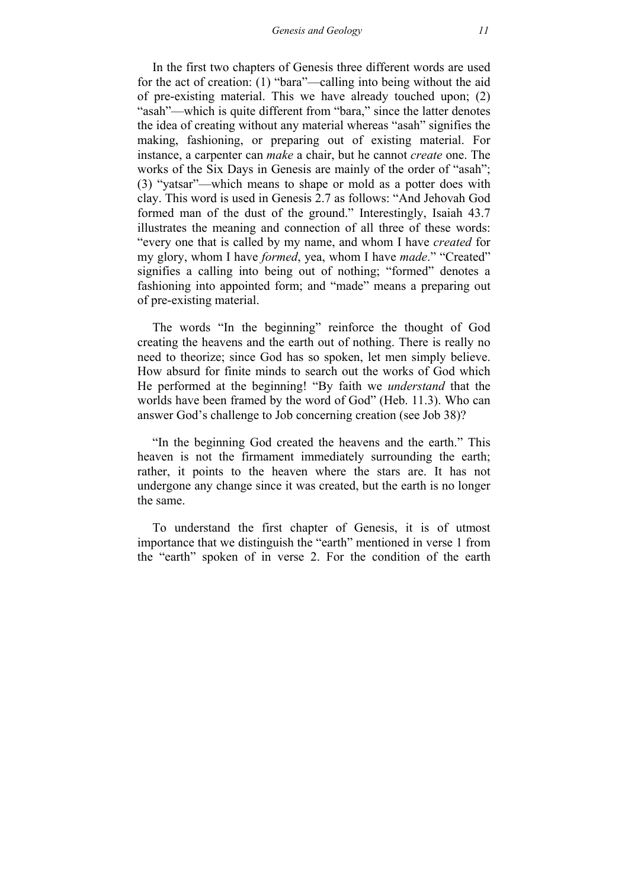In the first two chapters of Genesis three different words are used for the act of creation: (1) "bara"—calling into being without the aid of pre-existing material. This we have already touched upon; (2) "asah"—which is quite different from "bara," since the latter denotes the idea of creating without any material whereas "asah" signifies the making, fashioning, or preparing out of existing material. For instance, a carpenter can *make* a chair, but he cannot *create* one. The works of the Six Days in Genesis are mainly of the order of "asah"; (3) "yatsar"—which means to shape or mold as a potter does with clay. This word is used in Genesis 2.7 as follows: "And Jehovah God formed man of the dust of the ground." Interestingly, Isaiah 43.7 illustrates the meaning and connection of all three of these words: "every one that is called by my name, and whom I have *created* for my glory, whom I have *formed*, yea, whom I have *made*." "Created" signifies a calling into being out of nothing; "formed" denotes a fashioning into appointed form; and "made" means a preparing out of pre-existing material.

The words "In the beginning" reinforce the thought of God creating the heavens and the earth out of nothing. There is really no need to theorize; since God has so spoken, let men simply believe. How absurd for finite minds to search out the works of God which He performed at the beginning! "By faith we *understand* that the worlds have been framed by the word of God" (Heb. 11.3). Who can answer God's challenge to Job concerning creation (see Job 38)?

"In the beginning God created the heavens and the earth." This heaven is not the firmament immediately surrounding the earth; rather, it points to the heaven where the stars are. It has not undergone any change since it was created, but the earth is no longer the same.

To understand the first chapter of Genesis, it is of utmost importance that we distinguish the "earth" mentioned in verse 1 from the "earth" spoken of in verse 2. For the condition of the earth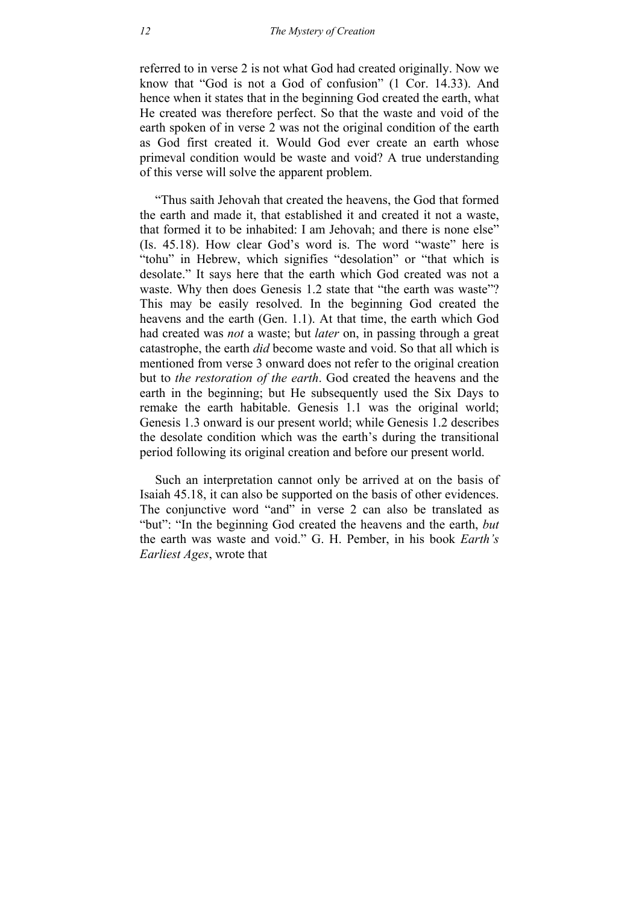referred to in verse 2 is not what God had created originally. Now we know that "God is not a God of confusion" (1 Cor. 14.33). And hence when it states that in the beginning God created the earth, what He created was therefore perfect. So that the waste and void of the earth spoken of in verse 2 was not the original condition of the earth as God first created it. Would God ever create an earth whose primeval condition would be waste and void? A true understanding of this verse will solve the apparent problem.

"Thus saith Jehovah that created the heavens, the God that formed the earth and made it, that established it and created it not a waste, that formed it to be inhabited: I am Jehovah; and there is none else" (Is. 45.18). How clear God's word is. The word "waste" here is "tohu" in Hebrew, which signifies "desolation" or "that which is desolate." It says here that the earth which God created was not a waste. Why then does Genesis 1.2 state that "the earth was waste"? This may be easily resolved. In the beginning God created the heavens and the earth (Gen. 1.1). At that time, the earth which God had created was *not* a waste; but *later* on, in passing through a great catastrophe, the earth *did* become waste and void. So that all which is mentioned from verse 3 onward does not refer to the original creation but to *the restoration of the earth*. God created the heavens and the earth in the beginning; but He subsequently used the Six Days to remake the earth habitable. Genesis 1.1 was the original world; Genesis 1.3 onward is our present world; while Genesis 1.2 describes the desolate condition which was the earth's during the transitional period following its original creation and before our present world.

Such an interpretation cannot only be arrived at on the basis of Isaiah 45.18, it can also be supported on the basis of other evidences. The conjunctive word "and" in verse 2 can also be translated as "but": "In the beginning God created the heavens and the earth, *but* the earth was waste and void." G. H. Pember, in his book *Earth's Earliest Ages*, wrote that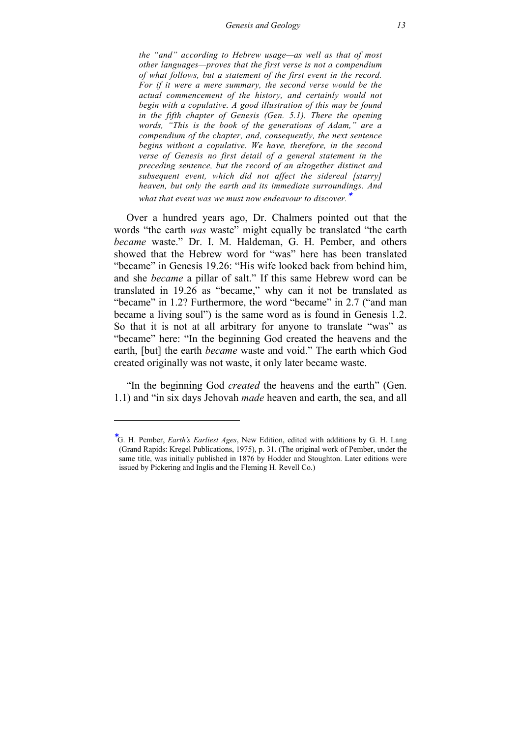*the "and" according to Hebrew usage—as well as that of most other languages—proves that the first verse is not a compendium of what follows, but a statement of the first event in the record. For if it were a mere summary, the second verse would be the actual commencement of the history, and certainly would not begin with a copulative. A good illustration of this may be found in the fifth chapter of Genesis (Gen. 5.1). There the opening words, "This is the book of the generations of Adam," are a compendium of the chapter, and, consequently, the next sentence begins without a copulative. We have, therefore, in the second verse of Genesis no first detail of a general statement in the preceding sentence, but the record of an altogether distinct and subsequent event, which did not affect the sidereal [starry] heaven, but only the earth and its immediate surroundings. And what that event was we must now endeavour to discover.*[*]

Over a hundred years ago, Dr. Chalmers pointed out that the words "the earth *was* waste" might equally be translated "the earth *became* waste." Dr. I. M. Haldeman, G. H. Pember, and others showed that the Hebrew word for "was" here has been translated "became" in Genesis 19.26: "His wife looked back from behind him, and she *became* a pillar of salt." If this same Hebrew word can be translated in 19.26 as "became," why can it not be translated as "became" in 1.2? Furthermore, the word "became" in 2.7 ("and man became a living soul") is the same word as is found in Genesis 1.2. So that it is not at all arbitrary for anyone to translate "was" as "became" here: "In the beginning God created the heavens and the earth, [but] the earth *became* waste and void." The earth which God created originally was not waste, it only later became waste.

"In the beginning God *created* the heavens and the earth" (Gen. 1.1) and "in six days Jehovah *made* heaven and earth, the sea, and all

---

[*] G. H. Pember, *Earth's Earliest Ages*, New Edition, edited with additions by G. H. Lang (Grand Rapids: Kregel Publications, 1975), p. 31. (The original work of Pember, under the same title, was initially published in 1876 by Hodder and Stoughton. Later editions were issued by Pickering and Inglis and the Fleming H. Revell Co.)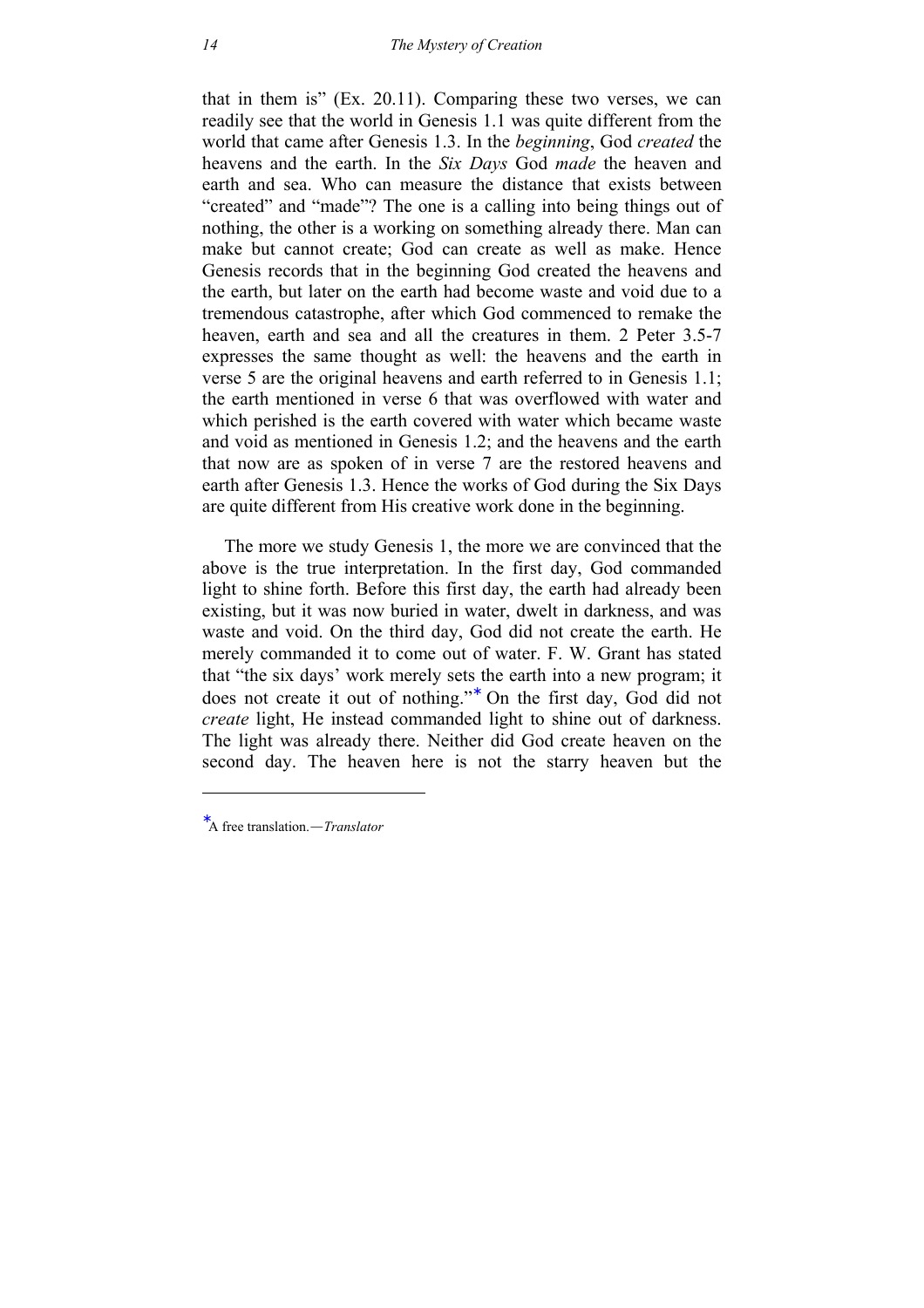that in them is" (Ex. 20.11). Comparing these two verses, we can readily see that the world in Genesis 1.1 was quite different from the world that came after Genesis 1.3. In the *beginning*, God *created* the heavens and the earth. In the *Six Days* God *made* the heaven and earth and sea. Who can measure the distance that exists between "created" and "made"? The one is a calling into being things out of nothing, the other is a working on something already there. Man can make but cannot create; God can create as well as make. Hence Genesis records that in the beginning God created the heavens and the earth, but later on the earth had become waste and void due to a tremendous catastrophe, after which God commenced to remake the heaven, earth and sea and all the creatures in them. 2 Peter 3.5-7 expresses the same thought as well: the heavens and the earth in verse 5 are the original heavens and earth referred to in Genesis 1.1; the earth mentioned in verse 6 that was overflowed with water and which perished is the earth covered with water which became waste and void as mentioned in Genesis 1.2; and the heavens and the earth that now are as spoken of in verse 7 are the restored heavens and earth after Genesis 1.3. Hence the works of God during the Six Days are quite different from His creative work done in the beginning.

The more we study Genesis 1, the more we are convinced that the above is the true interpretation. In the first day, God commanded light to shine forth. Before this first day, the earth had already been existing, but it was now buried in water, dwelt in darkness, and was waste and void. On the third day, God did not create the earth. He merely commanded it to come out of water. F. W. Grant has stated that "the six days' work merely sets the earth into a new program; it does not create it out of nothing."* On the first day, God did not *create* light, He instead commanded light to shine out of darkness. The light was already there. Neither did God create heaven on the second day. The heaven here is not the starry heaven but the

---

*A free translation.—*Translator*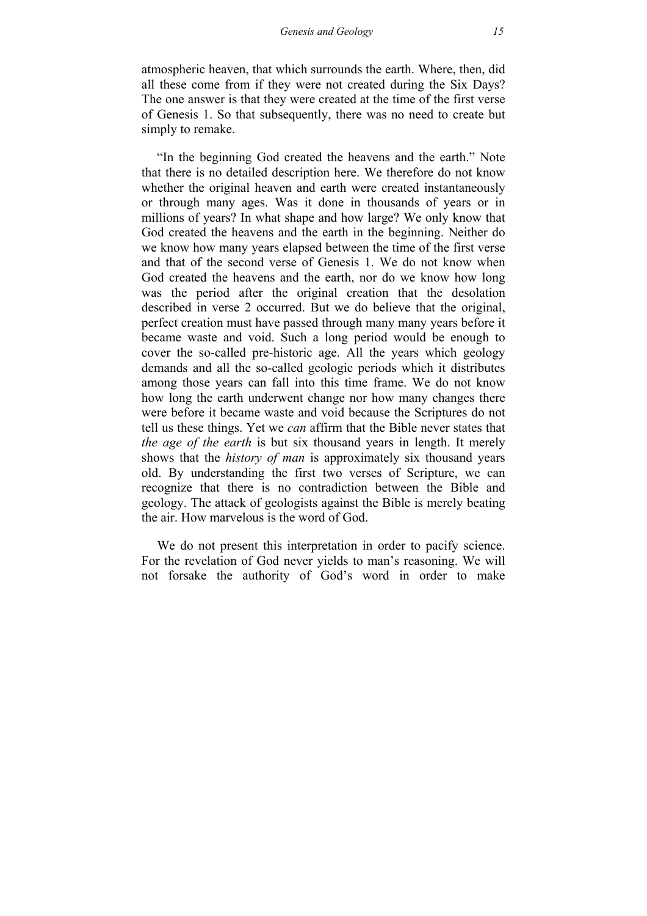atmospheric heaven, that which surrounds the earth. Where, then, did all these come from if they were not created during the Six Days? The one answer is that they were created at the time of the first verse of Genesis 1. So that subsequently, there was no need to create but simply to remake.

"In the beginning God created the heavens and the earth." Note that there is no detailed description here. We therefore do not know whether the original heaven and earth were created instantaneously or through many ages. Was it done in thousands of years or in millions of years? In what shape and how large? We only know that God created the heavens and the earth in the beginning. Neither do we know how many years elapsed between the time of the first verse and that of the second verse of Genesis 1. We do not know when God created the heavens and the earth, nor do we know how long was the period after the original creation that the desolation described in verse 2 occurred. But we do believe that the original, perfect creation must have passed through many many years before it became waste and void. Such a long period would be enough to cover the so-called pre-historic age. All the years which geology demands and all the so-called geologic periods which it distributes among those years can fall into this time frame. We do not know how long the earth underwent change nor how many changes there were before it became waste and void because the Scriptures do not tell us these things. Yet we *can* affirm that the Bible never states that *the age of the earth* is but six thousand years in length. It merely shows that the *history of man* is approximately six thousand years old. By understanding the first two verses of Scripture, we can recognize that there is no contradiction between the Bible and geology. The attack of geologists against the Bible is merely beating the air. How marvelous is the word of God.

We do not present this interpretation in order to pacify science. For the revelation of God never yields to man's reasoning. We will not forsake the authority of God's word in order to make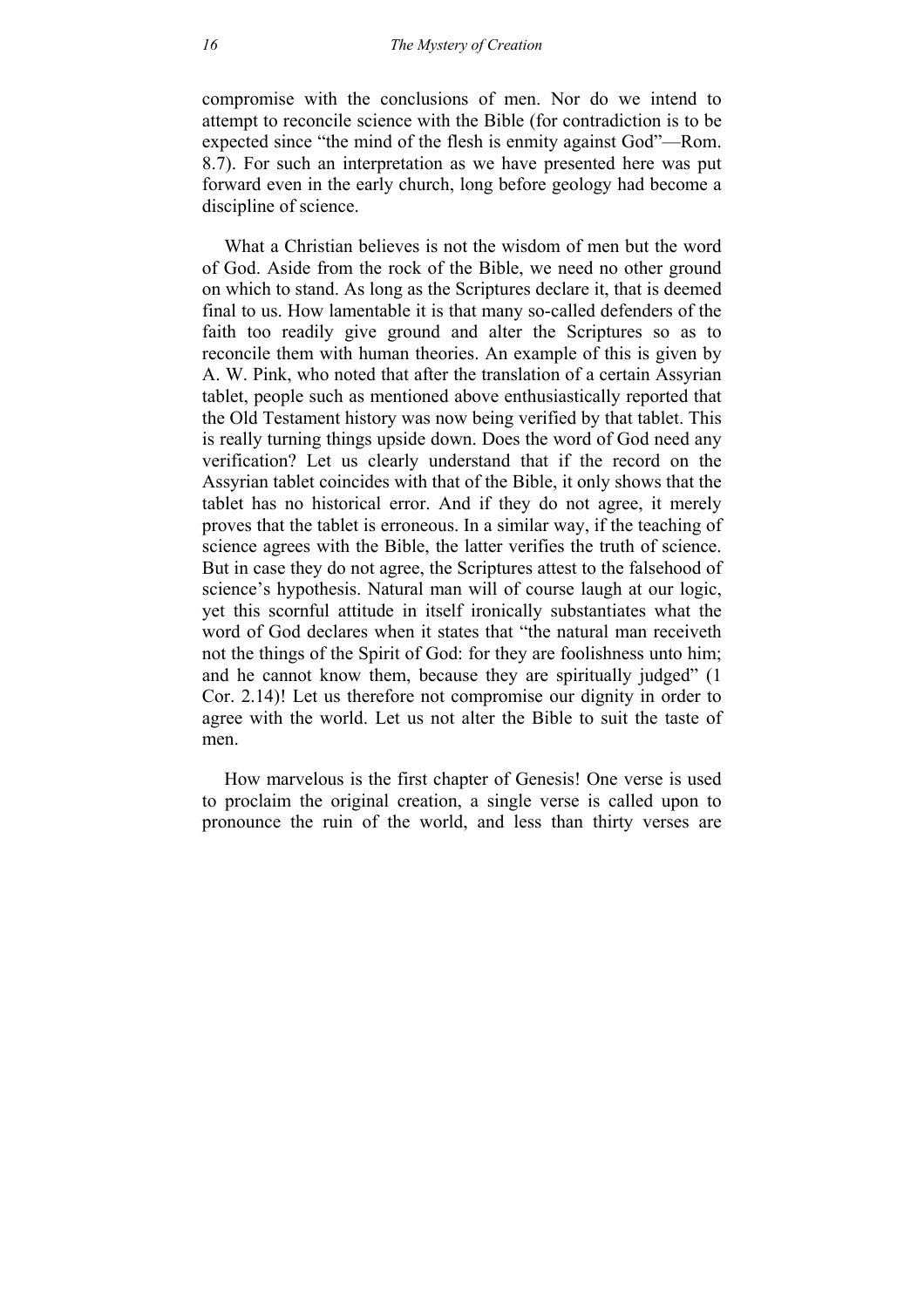compromise with the conclusions of men. Nor do we intend to attempt to reconcile science with the Bible (for contradiction is to be expected since "the mind of the flesh is enmity against God"—Rom. 8.7). For such an interpretation as we have presented here was put forward even in the early church, long before geology had become a discipline of science.

What a Christian believes is not the wisdom of men but the word of God. Aside from the rock of the Bible, we need no other ground on which to stand. As long as the Scriptures declare it, that is deemed final to us. How lamentable it is that many so-called defenders of the faith too readily give ground and alter the Scriptures so as to reconcile them with human theories. An example of this is given by A. W. Pink, who noted that after the translation of a certain Assyrian tablet, people such as mentioned above enthusiastically reported that the Old Testament history was now being verified by that tablet. This is really turning things upside down. Does the word of God need any verification? Let us clearly understand that if the record on the Assyrian tablet coincides with that of the Bible, it only shows that the tablet has no historical error. And if they do not agree, it merely proves that the tablet is erroneous. In a similar way, if the teaching of science agrees with the Bible, the latter verifies the truth of science. But in case they do not agree, the Scriptures attest to the falsehood of science's hypothesis. Natural man will of course laugh at our logic, yet this scornful attitude in itself ironically substantiates what the word of God declares when it states that "the natural man receiveth not the things of the Spirit of God: for they are foolishness unto him; and he cannot know them, because they are spiritually judged" (1 Cor. 2.14)! Let us therefore not compromise our dignity in order to agree with the world. Let us not alter the Bible to suit the taste of men.

How marvelous is the first chapter of Genesis! One verse is used to proclaim the original creation, a single verse is called upon to pronounce the ruin of the world, and less than thirty verses are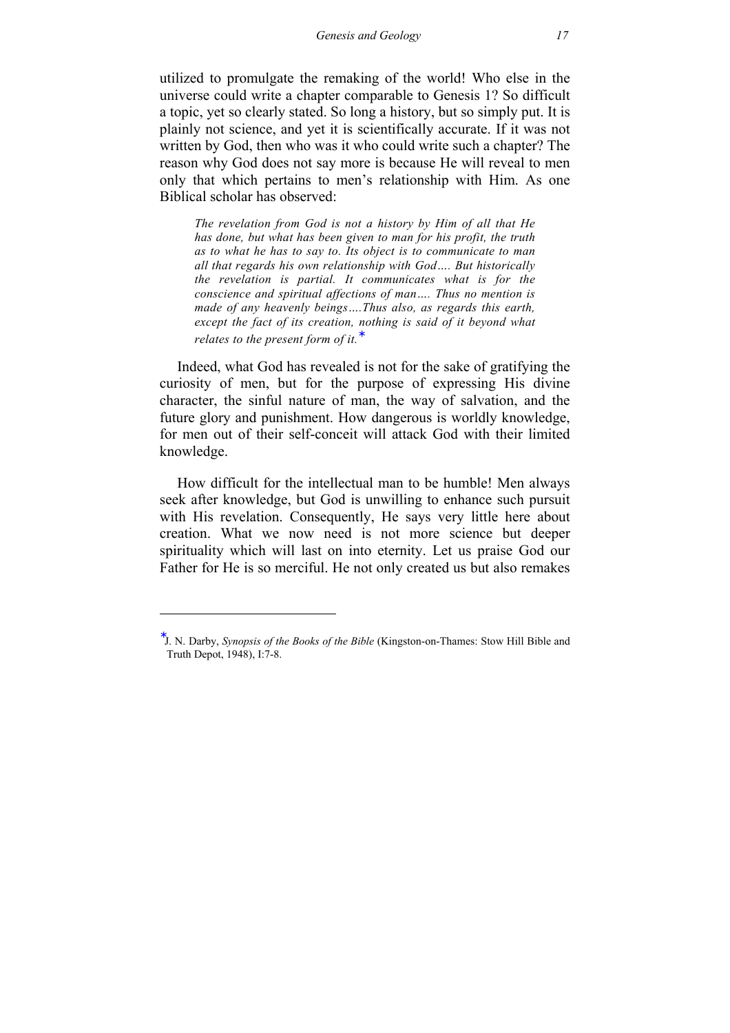utilized to promulgate the remaking of the world! Who else in the universe could write a chapter comparable to Genesis 1? So difficult a topic, yet so clearly stated. So long a history, but so simply put. It is plainly not science, and yet it is scientifically accurate. If it was not written by God, then who was it who could write such a chapter? The reason why God does not say more is because He will reveal to men only that which pertains to men's relationship with Him. As one Biblical scholar has observed:

> *The revelation from God is not a history by Him of all that He has done, but what has been given to man for his profit, the truth as to what he has to say to. Its object is to communicate to man all that regards his own relationship with God…. But historically the revelation is partial. It communicates what is for the conscience and spiritual affections of man…. Thus no mention is made of any heavenly beings….Thus also, as regards this earth, except the fact of its creation, nothing is said of it beyond what relates to the present form of it.*[*]

Indeed, what God has revealed is not for the sake of gratifying the curiosity of men, but for the purpose of expressing His divine character, the sinful nature of man, the way of salvation, and the future glory and punishment. How dangerous is worldly knowledge, for men out of their self-conceit will attack God with their limited knowledge.

How difficult for the intellectual man to be humble! Men always seek after knowledge, but God is unwilling to enhance such pursuit with His revelation. Consequently, He says very little here about creation. What we now need is not more science but deeper spirituality which will last on into eternity. Let us praise God our Father for He is so merciful. He not only created us but also remakes

---

[*] J. N. Darby, *Synopsis of the Books of the Bible* (Kingston-on-Thames: Stow Hill Bible and Truth Depot, 1948), I:7-8.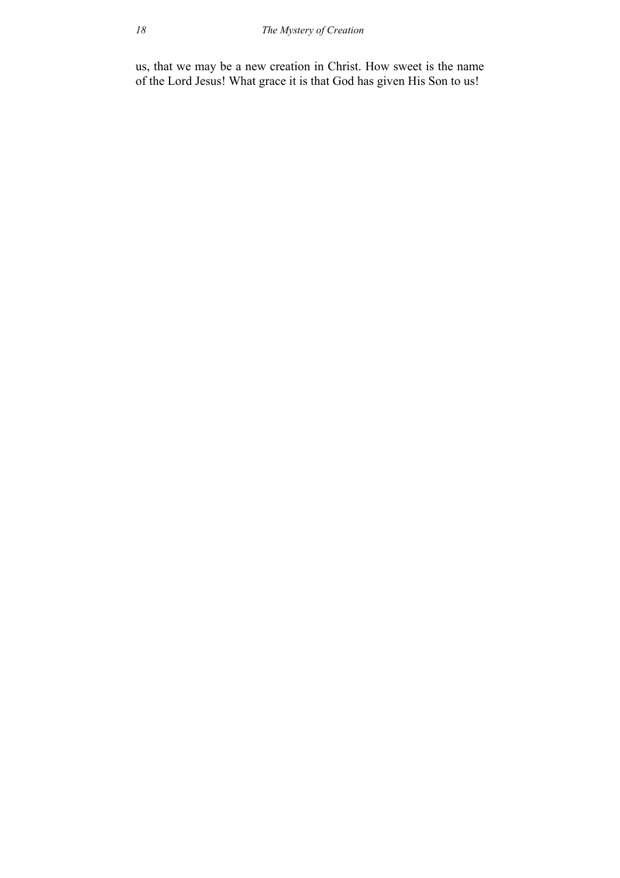us, that we may be a new creation in Christ. How sweet is the name of the Lord Jesus! What grace it is that God has given His Son to us!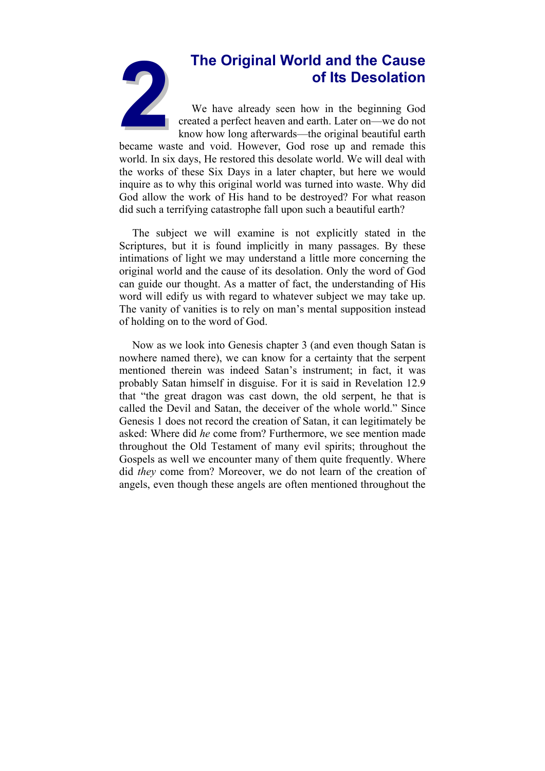# 2 The Original World and the Cause of Its Desolation

We have already seen how in the beginning God created a perfect heaven and earth. Later on—we do not know how long afterwards—the original beautiful earth became waste and void. However, God rose up and remade this world. In six days, He restored this desolate world. We will deal with the works of these Six Days in a later chapter, but here we would inquire as to why this original world was turned into waste. Why did God allow the work of His hand to be destroyed? For what reason did such a terrifying catastrophe fall upon such a beautiful earth?

The subject we will examine is not explicitly stated in the Scriptures, but it is found implicitly in many passages. By these intimations of light we may understand a little more concerning the original world and the cause of its desolation. Only the word of God can guide our thought. As a matter of fact, the understanding of His word will edify us with regard to whatever subject we may take up. The vanity of vanities is to rely on man's mental supposition instead of holding on to the word of God.

Now as we look into Genesis chapter 3 (and even though Satan is nowhere named there), we can know for a certainty that the serpent mentioned therein was indeed Satan's instrument; in fact, it was probably Satan himself in disguise. For it is said in Revelation 12.9 that "the great dragon was cast down, the old serpent, he that is called the Devil and Satan, the deceiver of the whole world." Since Genesis 1 does not record the creation of Satan, it can legitimately be asked: Where did *he* come from? Furthermore, we see mention made throughout the Old Testament of many evil spirits; throughout the Gospels as well we encounter many of them quite frequently. Where did *they* come from? Moreover, we do not learn of the creation of angels, even though these angels are often mentioned throughout the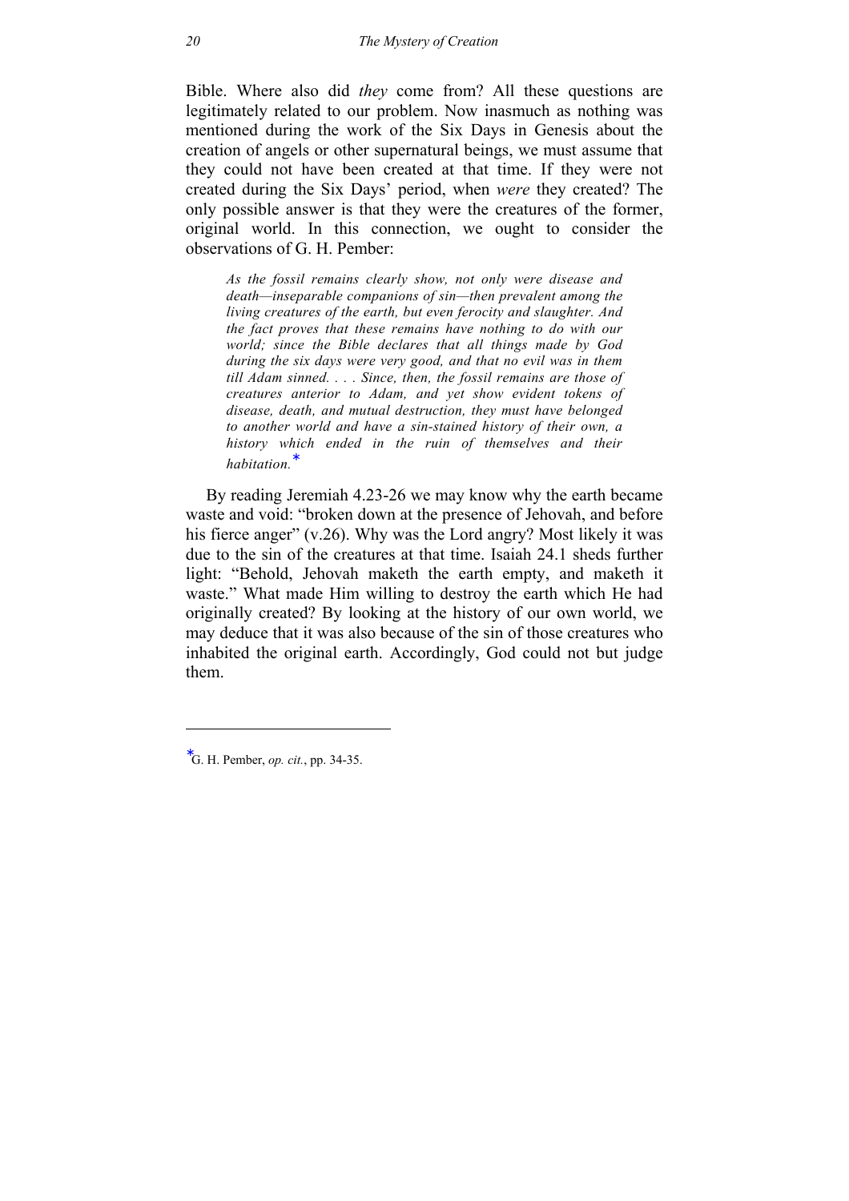Bible. Where also did *they* come from? All these questions are legitimately related to our problem. Now inasmuch as nothing was mentioned during the work of the Six Days in Genesis about the creation of angels or other supernatural beings, we must assume that they could not have been created at that time. If they were not created during the Six Days' period, when *were* they created? The only possible answer is that they were the creatures of the former, original world. In this connection, we ought to consider the observations of G. H. Pember:

> *As the fossil remains clearly show, not only were disease and death—inseparable companions of sin—then prevalent among the living creatures of the earth, but even ferocity and slaughter. And the fact proves that these remains have nothing to do with our world; since the Bible declares that all things made by God during the six days were very good, and that no evil was in them till Adam sinned. . . . Since, then, the fossil remains are those of creatures anterior to Adam, and yet show evident tokens of disease, death, and mutual destruction, they must have belonged to another world and have a sin-stained history of their own, a history which ended in the ruin of themselves and their habitation.*[*]

By reading Jeremiah 4.23-26 we may know why the earth became waste and void: "broken down at the presence of Jehovah, and before his fierce anger" (v.26). Why was the Lord angry? Most likely it was due to the sin of the creatures at that time. Isaiah 24.1 sheds further light: "Behold, Jehovah maketh the earth empty, and maketh it waste." What made Him willing to destroy the earth which He had originally created? By looking at the history of our own world, we may deduce that it was also because of the sin of those creatures who inhabited the original earth. Accordingly, God could not but judge them.

---

[*] G. H. Pember, *op. cit.*, pp. 34-35.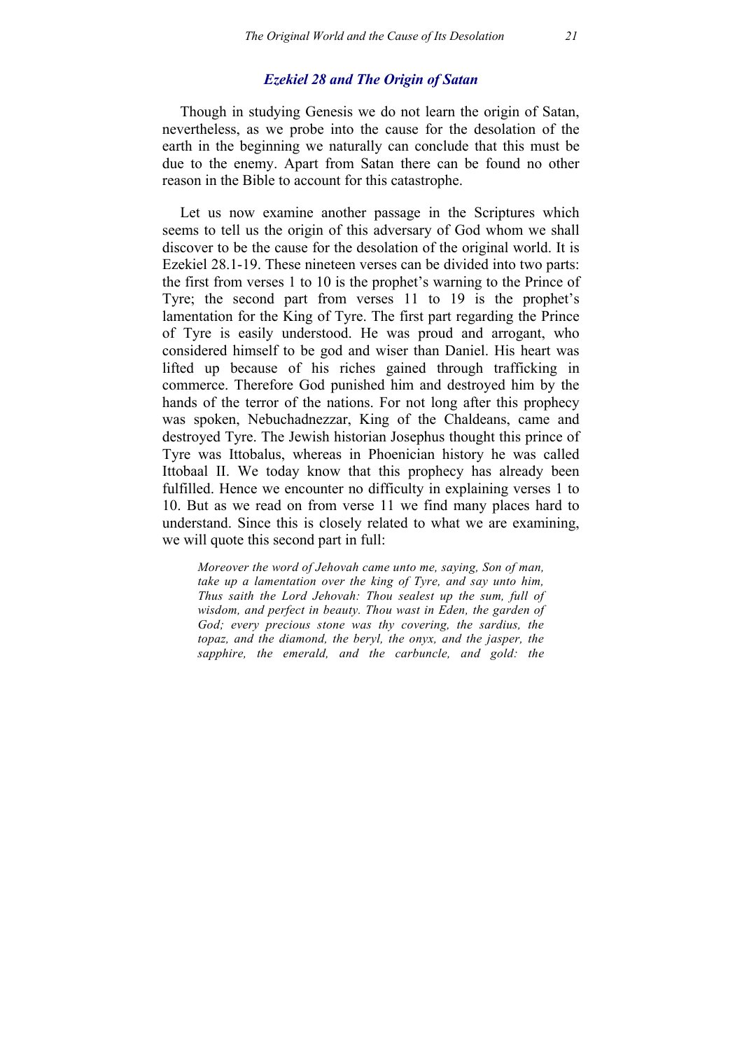## *Ezekiel 28 and The Origin of Satan*

Though in studying Genesis we do not learn the origin of Satan, nevertheless, as we probe into the cause for the desolation of the earth in the beginning we naturally can conclude that this must be due to the enemy. Apart from Satan there can be found no other reason in the Bible to account for this catastrophe.

Let us now examine another passage in the Scriptures which seems to tell us the origin of this adversary of God whom we shall discover to be the cause for the desolation of the original world. It is Ezekiel 28.1-19. These nineteen verses can be divided into two parts: the first from verses 1 to 10 is the prophet's warning to the Prince of Tyre; the second part from verses 11 to 19 is the prophet's lamentation for the King of Tyre. The first part regarding the Prince of Tyre is easily understood. He was proud and arrogant, who considered himself to be god and wiser than Daniel. His heart was lifted up because of his riches gained through trafficking in commerce. Therefore God punished him and destroyed him by the hands of the terror of the nations. For not long after this prophecy was spoken, Nebuchadnezzar, King of the Chaldeans, came and destroyed Tyre. The Jewish historian Josephus thought this prince of Tyre was Ittobalus, whereas in Phoenician history he was called Ittobaal II. We today know that this prophecy has already been fulfilled. Hence we encounter no difficulty in explaining verses 1 to 10. But as we read on from verse 11 we find many places hard to understand. Since this is closely related to what we are examining, we will quote this second part in full:

> *Moreover the word of Jehovah came unto me, saying, Son of man, take up a lamentation over the king of Tyre, and say unto him, Thus saith the Lord Jehovah: Thou sealest up the sum, full of wisdom, and perfect in beauty. Thou wast in Eden, the garden of God; every precious stone was thy covering, the sardius, the topaz, and the diamond, the beryl, the onyx, and the jasper, the sapphire, the emerald, and the carbuncle, and gold: the*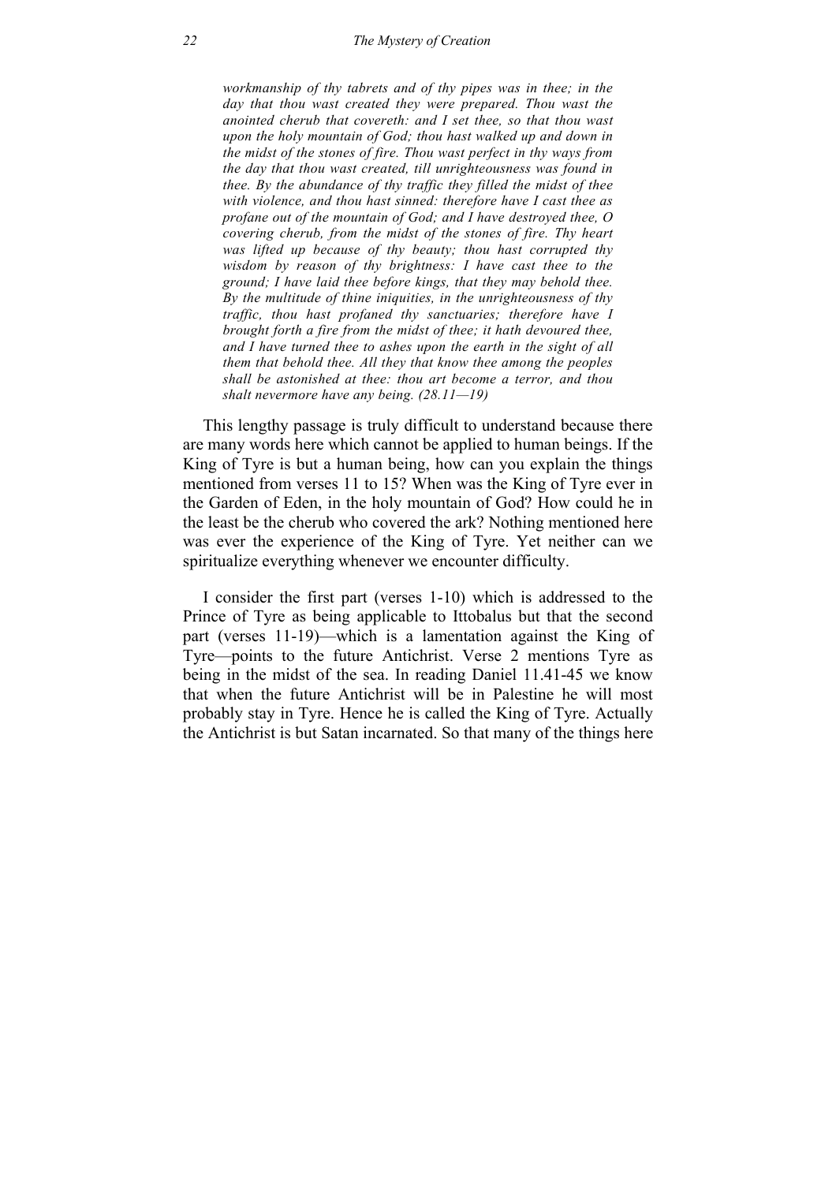> *workmanship of thy tabrets and of thy pipes was in thee; in the day that thou wast created they were prepared. Thou wast the anointed cherub that covereth: and I set thee, so that thou wast upon the holy mountain of God; thou hast walked up and down in the midst of the stones of fire. Thou wast perfect in thy ways from the day that thou wast created, till unrighteousness was found in thee. By the abundance of thy traffic they filled the midst of thee with violence, and thou hast sinned: therefore have I cast thee as profane out of the mountain of God; and I have destroyed thee, O covering cherub, from the midst of the stones of fire. Thy heart was lifted up because of thy beauty; thou hast corrupted thy wisdom by reason of thy brightness: I have cast thee to the ground; I have laid thee before kings, that they may behold thee. By the multitude of thine iniquities, in the unrighteousness of thy traffic, thou hast profaned thy sanctuaries; therefore have I brought forth a fire from the midst of thee; it hath devoured thee, and I have turned thee to ashes upon the earth in the sight of all them that behold thee. All they that know thee among the peoples shall be astonished at thee: thou art become a terror, and thou shalt nevermore have any being. (28.11—19)*

This lengthy passage is truly difficult to understand because there are many words here which cannot be applied to human beings. If the King of Tyre is but a human being, how can you explain the things mentioned from verses 11 to 15? When was the King of Tyre ever in the Garden of Eden, in the holy mountain of God? How could he in the least be the cherub who covered the ark? Nothing mentioned here was ever the experience of the King of Tyre. Yet neither can we spiritualize everything whenever we encounter difficulty.

I consider the first part (verses 1-10) which is addressed to the Prince of Tyre as being applicable to Ittobalus but that the second part (verses 11-19)—which is a lamentation against the King of Tyre—points to the future Antichrist. Verse 2 mentions Tyre as being in the midst of the sea. In reading Daniel 11.41-45 we know that when the future Antichrist will be in Palestine he will most probably stay in Tyre. Hence he is called the King of Tyre. Actually the Antichrist is but Satan incarnated. So that many of the things here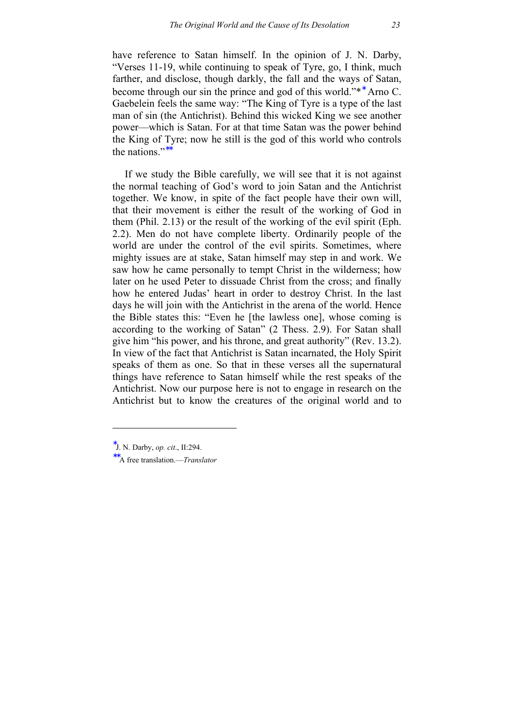have reference to Satan himself. In the opinion of J. N. Darby, "Verses 11-19, while continuing to speak of Tyre, go, I think, much farther, and disclose, though darkly, the fall and the ways of Satan, become through our sin the prince and god of this world."* Arno C. Gaebelein feels the same way: "The King of Tyre is a type of the last man of sin (the Antichrist). Behind this wicked King we see another power—which is Satan. For at that time Satan was the power behind the King of Tyre; now he still is the god of this world who controls the nations."**

If we study the Bible carefully, we will see that it is not against the normal teaching of God's word to join Satan and the Antichrist together. We know, in spite of the fact people have their own will, that their movement is either the result of the working of God in them (Phil. 2.13) or the result of the working of the evil spirit (Eph. 2.2). Men do not have complete liberty. Ordinarily people of the world are under the control of the evil spirits. Sometimes, where mighty issues are at stake, Satan himself may step in and work. We saw how he came personally to tempt Christ in the wilderness; how later on he used Peter to dissuade Christ from the cross; and finally how he entered Judas' heart in order to destroy Christ. In the last days he will join with the Antichrist in the arena of the world. Hence the Bible states this: "Even he [the lawless one], whose coming is according to the working of Satan" (2 Thess. 2.9). For Satan shall give him "his power, and his throne, and great authority" (Rev. 13.2). In view of the fact that Antichrist is Satan incarnated, the Holy Spirit speaks of them as one. So that in these verses all the supernatural things have reference to Satan himself while the rest speaks of the Antichrist. Now our purpose here is not to engage in research on the Antichrist but to know the creatures of the original world and to

---

* J. N. Darby, *op. cit*., II:294.

** A free translation.—*Translator*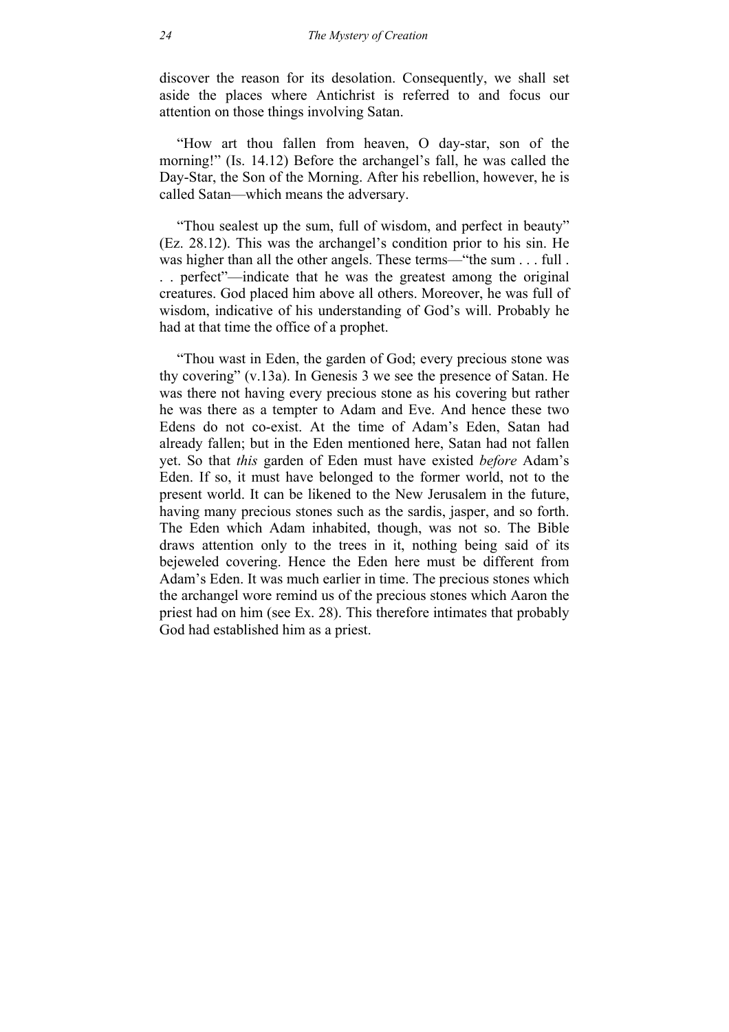discover the reason for its desolation. Consequently, we shall set aside the places where Antichrist is referred to and focus our attention on those things involving Satan.

"How art thou fallen from heaven, O day-star, son of the morning!" (Is. 14.12) Before the archangel's fall, he was called the Day-Star, the Son of the Morning. After his rebellion, however, he is called Satan—which means the adversary.

"Thou sealest up the sum, full of wisdom, and perfect in beauty" (Ez. 28.12). This was the archangel's condition prior to his sin. He was higher than all the other angels. These terms—"the sum . . . full . . . perfect"—indicate that he was the greatest among the original creatures. God placed him above all others. Moreover, he was full of wisdom, indicative of his understanding of God's will. Probably he had at that time the office of a prophet.

"Thou wast in Eden, the garden of God; every precious stone was thy covering" (v.13a). In Genesis 3 we see the presence of Satan. He was there not having every precious stone as his covering but rather he was there as a tempter to Adam and Eve. And hence these two Edens do not co-exist. At the time of Adam's Eden, Satan had already fallen; but in the Eden mentioned here, Satan had not fallen yet. So that *this* garden of Eden must have existed *before* Adam's Eden. If so, it must have belonged to the former world, not to the present world. It can be likened to the New Jerusalem in the future, having many precious stones such as the sardis, jasper, and so forth. The Eden which Adam inhabited, though, was not so. The Bible draws attention only to the trees in it, nothing being said of its bejeweled covering. Hence the Eden here must be different from Adam's Eden. It was much earlier in time. The precious stones which the archangel wore remind us of the precious stones which Aaron the priest had on him (see Ex. 28). This therefore intimates that probably God had established him as a priest.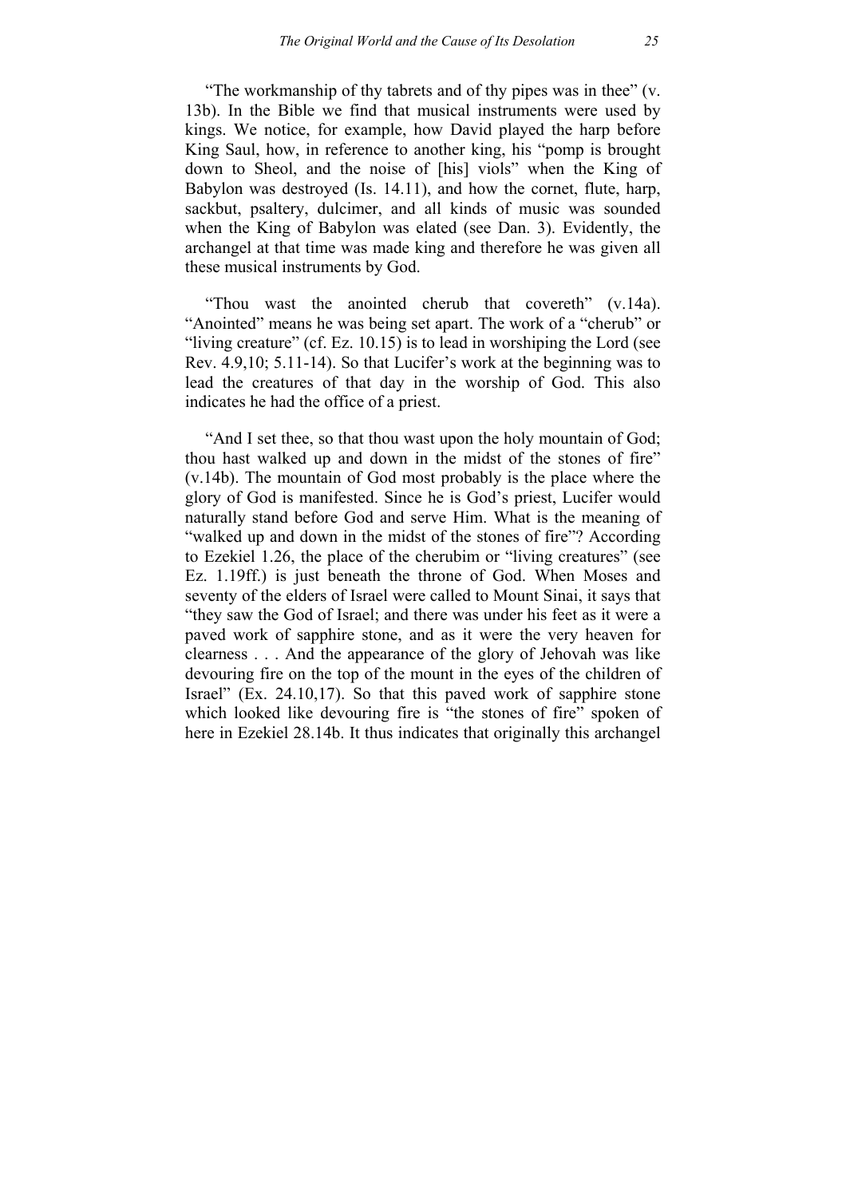"The workmanship of thy tabrets and of thy pipes was in thee" (v. 13b). In the Bible we find that musical instruments were used by kings. We notice, for example, how David played the harp before King Saul, how, in reference to another king, his "pomp is brought down to Sheol, and the noise of [his] viols" when the King of Babylon was destroyed (Is. 14.11), and how the cornet, flute, harp, sackbut, psaltery, dulcimer, and all kinds of music was sounded when the King of Babylon was elated (see Dan. 3). Evidently, the archangel at that time was made king and therefore he was given all these musical instruments by God.

"Thou wast the anointed cherub that covereth" (v.14a). "Anointed" means he was being set apart. The work of a "cherub" or "living creature" (cf. Ez. 10.15) is to lead in worshiping the Lord (see Rev. 4.9,10; 5.11-14). So that Lucifer's work at the beginning was to lead the creatures of that day in the worship of God. This also indicates he had the office of a priest.

"And I set thee, so that thou wast upon the holy mountain of God; thou hast walked up and down in the midst of the stones of fire" (v.14b). The mountain of God most probably is the place where the glory of God is manifested. Since he is God's priest, Lucifer would naturally stand before God and serve Him. What is the meaning of "walked up and down in the midst of the stones of fire"? According to Ezekiel 1.26, the place of the cherubim or "living creatures" (see Ez. 1.19ff.) is just beneath the throne of God. When Moses and seventy of the elders of Israel were called to Mount Sinai, it says that "they saw the God of Israel; and there was under his feet as it were a paved work of sapphire stone, and as it were the very heaven for clearness . . . And the appearance of the glory of Jehovah was like devouring fire on the top of the mount in the eyes of the children of Israel" (Ex. 24.10,17). So that this paved work of sapphire stone which looked like devouring fire is "the stones of fire" spoken of here in Ezekiel 28.14b. It thus indicates that originally this archangel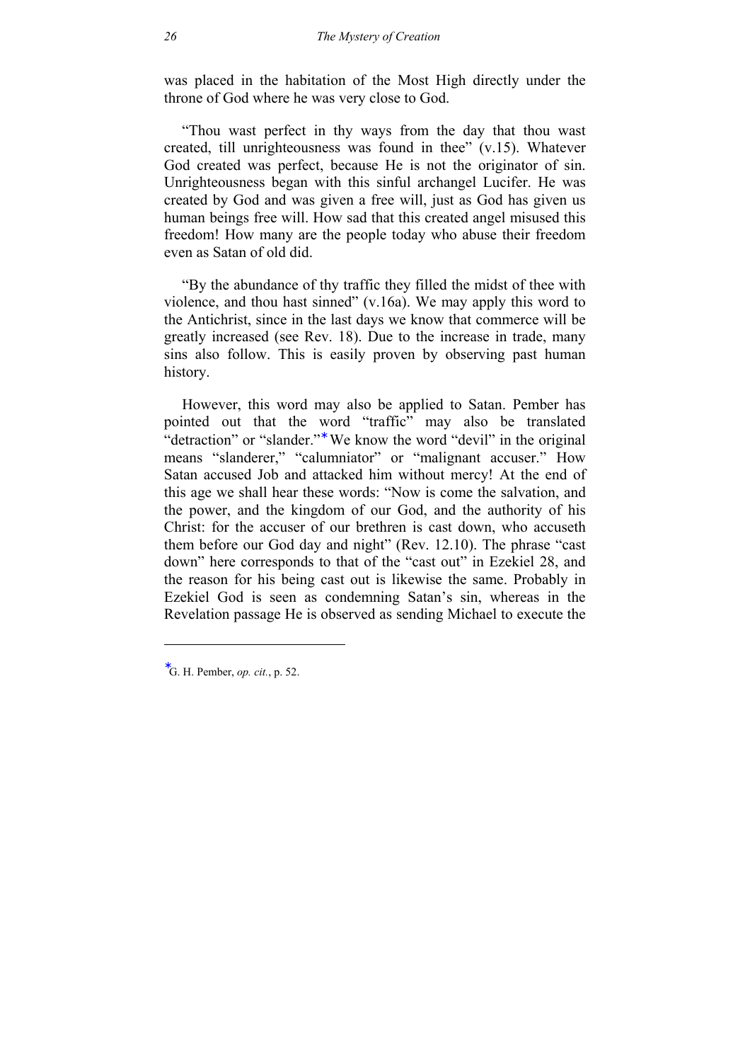was placed in the habitation of the Most High directly under the throne of God where he was very close to God.

"Thou wast perfect in thy ways from the day that thou wast created, till unrighteousness was found in thee" (v.15). Whatever God created was perfect, because He is not the originator of sin. Unrighteousness began with this sinful archangel Lucifer. He was created by God and was given a free will, just as God has given us human beings free will. How sad that this created angel misused this freedom! How many are the people today who abuse their freedom even as Satan of old did.

"By the abundance of thy traffic they filled the midst of thee with violence, and thou hast sinned" (v.16a). We may apply this word to the Antichrist, since in the last days we know that commerce will be greatly increased (see Rev. 18). Due to the increase in trade, many sins also follow. This is easily proven by observing past human history.

However, this word may also be applied to Satan. Pember has pointed out that the word "traffic" may also be translated "detraction" or "slander."* We know the word "devil" in the original means "slanderer," "calumniator" or "malignant accuser." How Satan accused Job and attacked him without mercy! At the end of this age we shall hear these words: "Now is come the salvation, and the power, and the kingdom of our God, and the authority of his Christ: for the accuser of our brethren is cast down, who accuseth them before our God day and night" (Rev. 12.10). The phrase "cast down" here corresponds to that of the "cast out" in Ezekiel 28, and the reason for his being cast out is likewise the same. Probably in Ezekiel God is seen as condemning Satan's sin, whereas in the Revelation passage He is observed as sending Michael to execute the

---

*G. H. Pember, *op. cit.*, p. 52.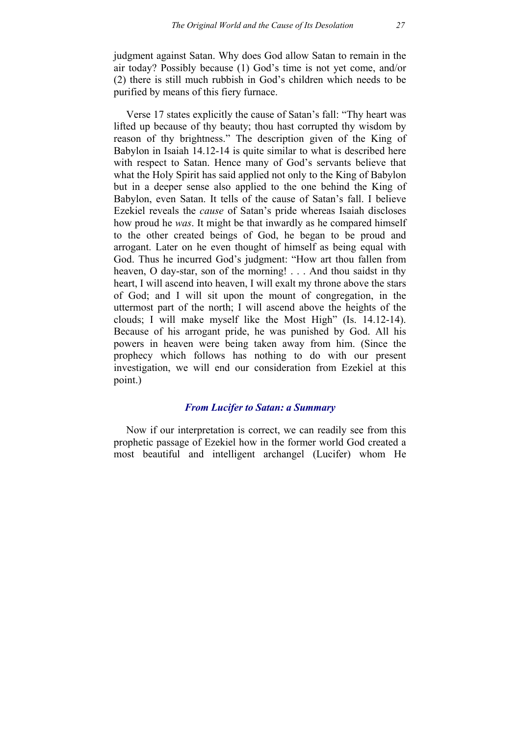judgment against Satan. Why does God allow Satan to remain in the air today? Possibly because (1) God's time is not yet come, and/or (2) there is still much rubbish in God's children which needs to be purified by means of this fiery furnace.

Verse 17 states explicitly the cause of Satan's fall: "Thy heart was lifted up because of thy beauty; thou hast corrupted thy wisdom by reason of thy brightness." The description given of the King of Babylon in Isaiah 14.12-14 is quite similar to what is described here with respect to Satan. Hence many of God's servants believe that what the Holy Spirit has said applied not only to the King of Babylon but in a deeper sense also applied to the one behind the King of Babylon, even Satan. It tells of the cause of Satan's fall. I believe Ezekiel reveals the *cause* of Satan's pride whereas Isaiah discloses how proud he *was*. It might be that inwardly as he compared himself to the other created beings of God, he began to be proud and arrogant. Later on he even thought of himself as being equal with God. Thus he incurred God's judgment: "How art thou fallen from heaven, O day-star, son of the morning! . . . And thou saidst in thy heart, I will ascend into heaven, I will exalt my throne above the stars of God; and I will sit upon the mount of congregation, in the uttermost part of the north; I will ascend above the heights of the clouds; I will make myself like the Most High" (Is. 14.12-14). Because of his arrogant pride, he was punished by God. All his powers in heaven were being taken away from him. (Since the prophecy which follows has nothing to do with our present investigation, we will end our consideration from Ezekiel at this point.)

### *From Lucifer to Satan: a Summary*

Now if our interpretation is correct, we can readily see from this prophetic passage of Ezekiel how in the former world God created a most beautiful and intelligent archangel (Lucifer) whom He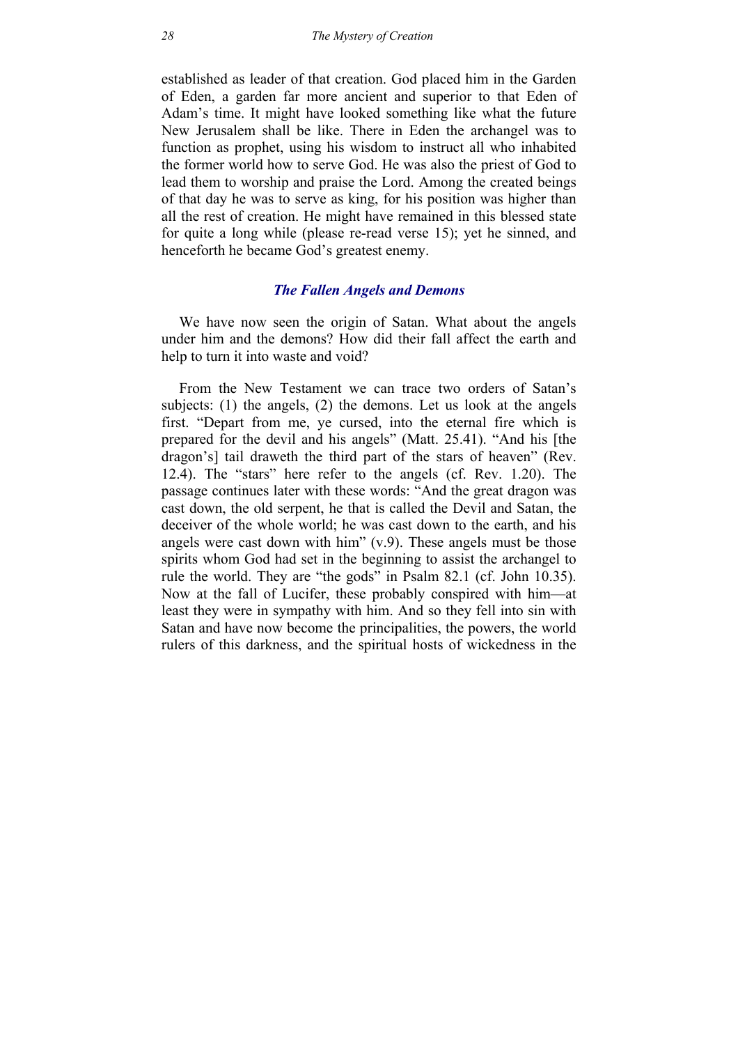established as leader of that creation. God placed him in the Garden of Eden, a garden far more ancient and superior to that Eden of Adam's time. It might have looked something like what the future New Jerusalem shall be like. There in Eden the archangel was to function as prophet, using his wisdom to instruct all who inhabited the former world how to serve God. He was also the priest of God to lead them to worship and praise the Lord. Among the created beings of that day he was to serve as king, for his position was higher than all the rest of creation. He might have remained in this blessed state for quite a long while (please re-read verse 15); yet he sinned, and henceforth he became God's greatest enemy.

### *The Fallen Angels and Demons*

We have now seen the origin of Satan. What about the angels under him and the demons? How did their fall affect the earth and help to turn it into waste and void?

From the New Testament we can trace two orders of Satan's subjects: (1) the angels, (2) the demons. Let us look at the angels first. "Depart from me, ye cursed, into the eternal fire which is prepared for the devil and his angels" (Matt. 25.41). "And his [the dragon's] tail draweth the third part of the stars of heaven" (Rev. 12.4). The "stars" here refer to the angels (cf. Rev. 1.20). The passage continues later with these words: "And the great dragon was cast down, the old serpent, he that is called the Devil and Satan, the deceiver of the whole world; he was cast down to the earth, and his angels were cast down with him" (v.9). These angels must be those spirits whom God had set in the beginning to assist the archangel to rule the world. They are "the gods" in Psalm 82.1 (cf. John 10.35). Now at the fall of Lucifer, these probably conspired with him—at least they were in sympathy with him. And so they fell into sin with Satan and have now become the principalities, the powers, the world rulers of this darkness, and the spiritual hosts of wickedness in the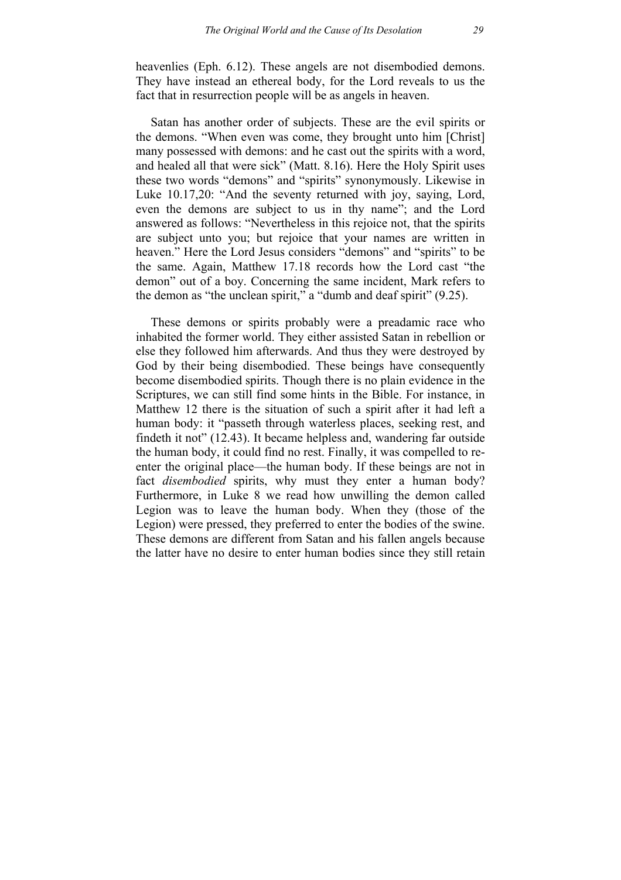heavenlies (Eph. 6.12). These angels are not disembodied demons. They have instead an ethereal body, for the Lord reveals to us the fact that in resurrection people will be as angels in heaven.

Satan has another order of subjects. These are the evil spirits or the demons. "When even was come, they brought unto him [Christ] many possessed with demons: and he cast out the spirits with a word, and healed all that were sick" (Matt. 8.16). Here the Holy Spirit uses these two words "demons" and "spirits" synonymously. Likewise in Luke 10.17,20: "And the seventy returned with joy, saying, Lord, even the demons are subject to us in thy name"; and the Lord answered as follows: "Nevertheless in this rejoice not, that the spirits are subject unto you; but rejoice that your names are written in heaven." Here the Lord Jesus considers "demons" and "spirits" to be the same. Again, Matthew 17.18 records how the Lord cast "the demon" out of a boy. Concerning the same incident, Mark refers to the demon as "the unclean spirit," a "dumb and deaf spirit" (9.25).

These demons or spirits probably were a preadamic race who inhabited the former world. They either assisted Satan in rebellion or else they followed him afterwards. And thus they were destroyed by God by their being disembodied. These beings have consequently become disembodied spirits. Though there is no plain evidence in the Scriptures, we can still find some hints in the Bible. For instance, in Matthew 12 there is the situation of such a spirit after it had left a human body: it "passeth through waterless places, seeking rest, and findeth it not" (12.43). It became helpless and, wandering far outside the human body, it could find no rest. Finally, it was compelled to re-enter the original place—the human body. If these beings are not in fact *disembodied* spirits, why must they enter a human body? Furthermore, in Luke 8 we read how unwilling the demon called Legion was to leave the human body. When they (those of the Legion) were pressed, they preferred to enter the bodies of the swine. These demons are different from Satan and his fallen angels because the latter have no desire to enter human bodies since they still retain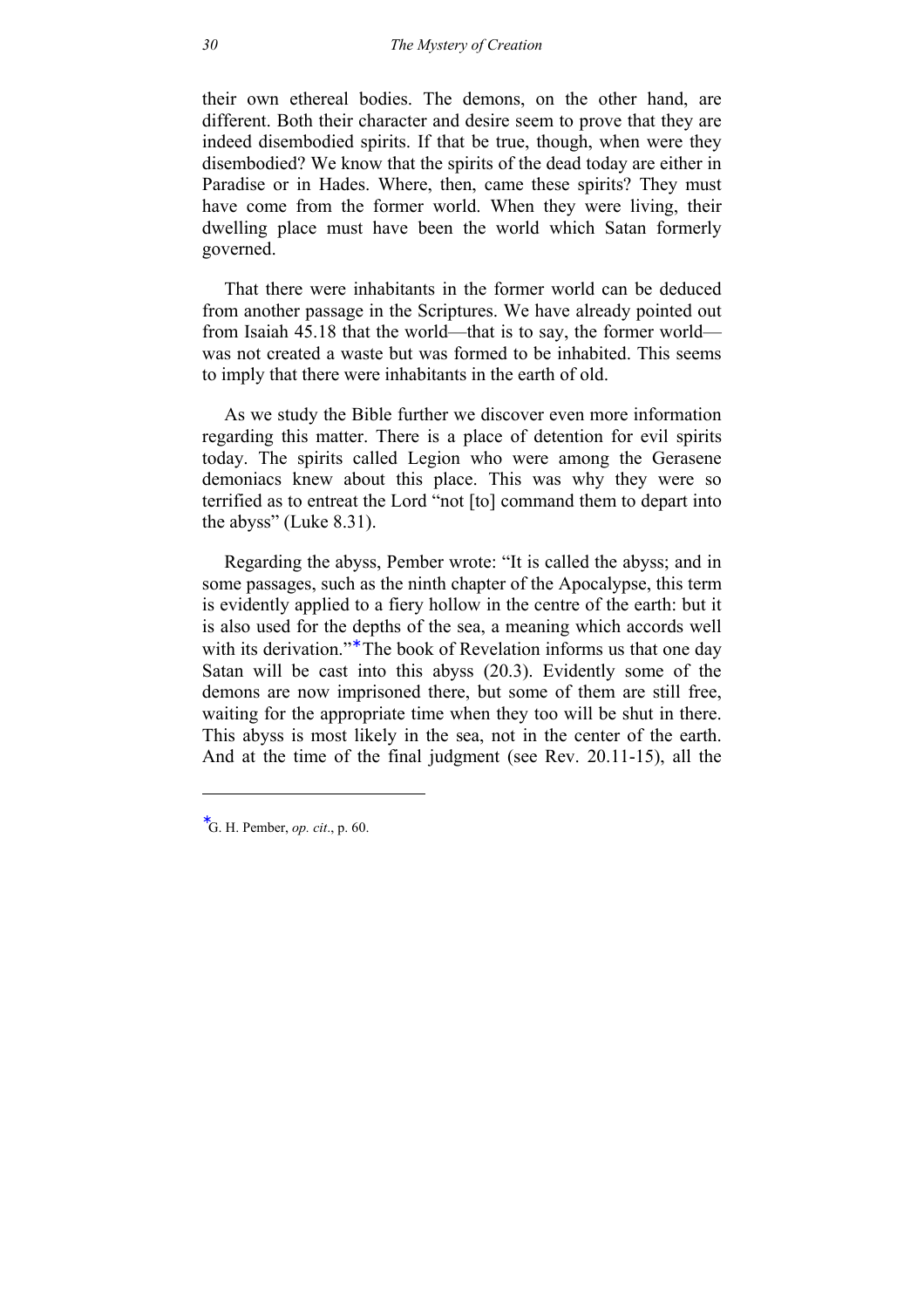their own ethereal bodies. The demons, on the other hand, are different. Both their character and desire seem to prove that they are indeed disembodied spirits. If that be true, though, when were they disembodied? We know that the spirits of the dead today are either in Paradise or in Hades. Where, then, came these spirits? They must have come from the former world. When they were living, their dwelling place must have been the world which Satan formerly governed.

That there were inhabitants in the former world can be deduced from another passage in the Scriptures. We have already pointed out from Isaiah 45.18 that the world—that is to say, the former world—was not created a waste but was formed to be inhabited. This seems to imply that there were inhabitants in the earth of old.

As we study the Bible further we discover even more information regarding this matter. There is a place of detention for evil spirits today. The spirits called Legion who were among the Gerasene demoniacs knew about this place. This was why they were so terrified as to entreat the Lord "not [to] command them to depart into the abyss" (Luke 8.31).

Regarding the abyss, Pember wrote: "It is called the abyss; and in some passages, such as the ninth chapter of the Apocalypse, this term is evidently applied to a fiery hollow in the centre of the earth: but it is also used for the depths of the sea, a meaning which accords well with its derivation."* The book of Revelation informs us that one day Satan will be cast into this abyss (20.3). Evidently some of the demons are now imprisoned there, but some of them are still free, waiting for the appropriate time when they too will be shut in there. This abyss is most likely in the sea, not in the center of the earth. And at the time of the final judgment (see Rev. 20.11-15), all the

---

*G. H. Pember, *op. cit*., p. 60.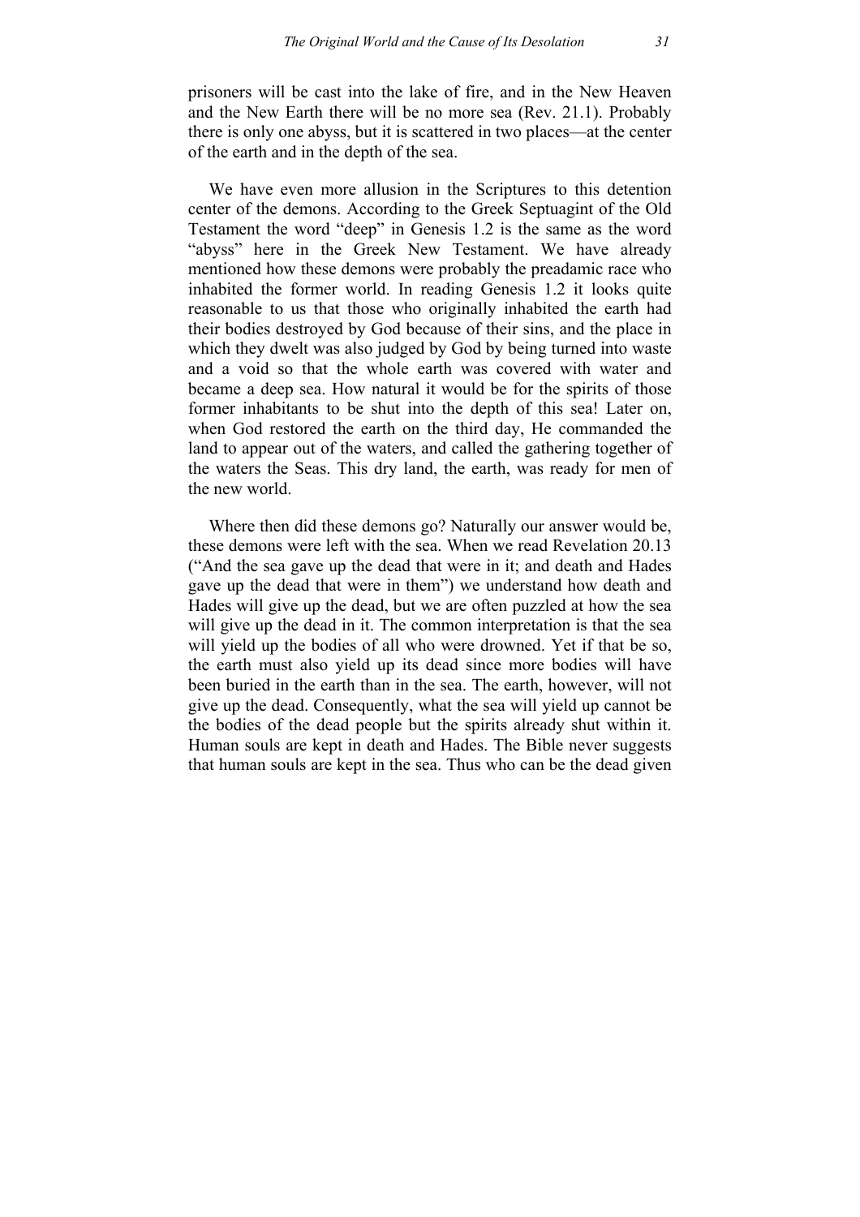prisoners will be cast into the lake of fire, and in the New Heaven and the New Earth there will be no more sea (Rev. 21.1). Probably there is only one abyss, but it is scattered in two places—at the center of the earth and in the depth of the sea.

We have even more allusion in the Scriptures to this detention center of the demons. According to the Greek Septuagint of the Old Testament the word "deep" in Genesis 1.2 is the same as the word "abyss" here in the Greek New Testament. We have already mentioned how these demons were probably the preadamic race who inhabited the former world. In reading Genesis 1.2 it looks quite reasonable to us that those who originally inhabited the earth had their bodies destroyed by God because of their sins, and the place in which they dwelt was also judged by God by being turned into waste and a void so that the whole earth was covered with water and became a deep sea. How natural it would be for the spirits of those former inhabitants to be shut into the depth of this sea! Later on, when God restored the earth on the third day, He commanded the land to appear out of the waters, and called the gathering together of the waters the Seas. This dry land, the earth, was ready for men of the new world.

Where then did these demons go? Naturally our answer would be, these demons were left with the sea. When we read Revelation 20.13 ("And the sea gave up the dead that were in it; and death and Hades gave up the dead that were in them") we understand how death and Hades will give up the dead, but we are often puzzled at how the sea will give up the dead in it. The common interpretation is that the sea will yield up the bodies of all who were drowned. Yet if that be so, the earth must also yield up its dead since more bodies will have been buried in the earth than in the sea. The earth, however, will not give up the dead. Consequently, what the sea will yield up cannot be the bodies of the dead people but the spirits already shut within it. Human souls are kept in death and Hades. The Bible never suggests that human souls are kept in the sea. Thus who can be the dead given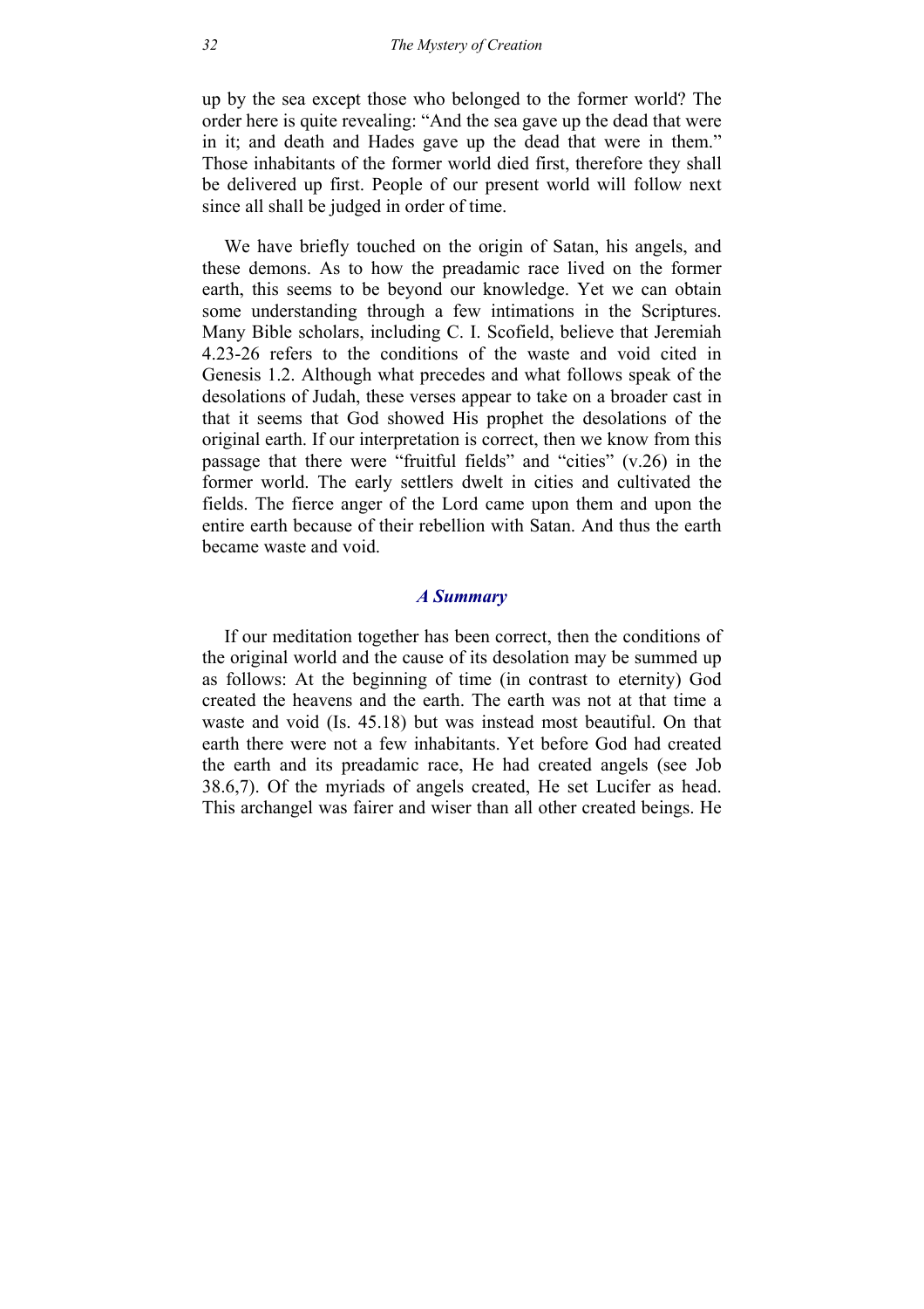up by the sea except those who belonged to the former world? The order here is quite revealing: "And the sea gave up the dead that were in it; and death and Hades gave up the dead that were in them." Those inhabitants of the former world died first, therefore they shall be delivered up first. People of our present world will follow next since all shall be judged in order of time.

We have briefly touched on the origin of Satan, his angels, and these demons. As to how the preadamic race lived on the former earth, this seems to be beyond our knowledge. Yet we can obtain some understanding through a few intimations in the Scriptures. Many Bible scholars, including C. I. Scofield, believe that Jeremiah 4.23-26 refers to the conditions of the waste and void cited in Genesis 1.2. Although what precedes and what follows speak of the desolations of Judah, these verses appear to take on a broader cast in that it seems that God showed His prophet the desolations of the original earth. If our interpretation is correct, then we know from this passage that there were "fruitful fields" and "cities" (v.26) in the former world. The early settlers dwelt in cities and cultivated the fields. The fierce anger of the Lord came upon them and upon the entire earth because of their rebellion with Satan. And thus the earth became waste and void.

### *A Summary*

If our meditation together has been correct, then the conditions of the original world and the cause of its desolation may be summed up as follows: At the beginning of time (in contrast to eternity) God created the heavens and the earth. The earth was not at that time a waste and void (Is. 45.18) but was instead most beautiful. On that earth there were not a few inhabitants. Yet before God had created the earth and its preadamic race, He had created angels (see Job 38.6,7). Of the myriads of angels created, He set Lucifer as head. This archangel was fairer and wiser than all other created beings. He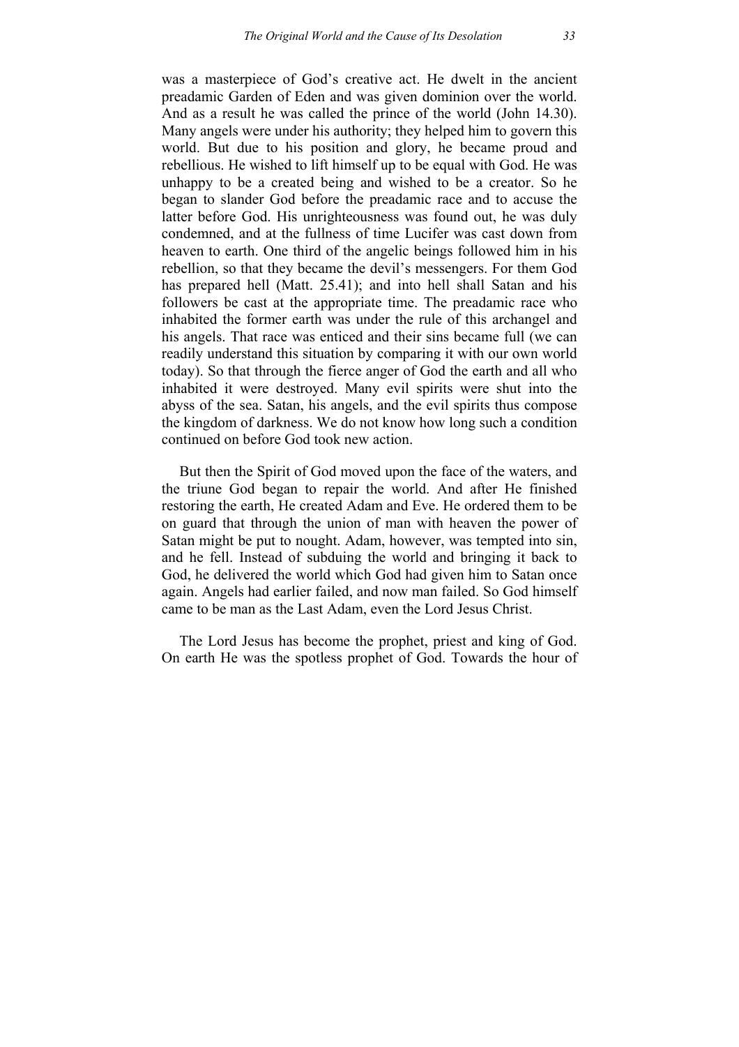was a masterpiece of God's creative act. He dwelt in the ancient preadamic Garden of Eden and was given dominion over the world. And as a result he was called the prince of the world (John 14.30). Many angels were under his authority; they helped him to govern this world. But due to his position and glory, he became proud and rebellious. He wished to lift himself up to be equal with God. He was unhappy to be a created being and wished to be a creator. So he began to slander God before the preadamic race and to accuse the latter before God. His unrighteousness was found out, he was duly condemned, and at the fullness of time Lucifer was cast down from heaven to earth. One third of the angelic beings followed him in his rebellion, so that they became the devil's messengers. For them God has prepared hell (Matt. 25.41); and into hell shall Satan and his followers be cast at the appropriate time. The preadamic race who inhabited the former earth was under the rule of this archangel and his angels. That race was enticed and their sins became full (we can readily understand this situation by comparing it with our own world today). So that through the fierce anger of God the earth and all who inhabited it were destroyed. Many evil spirits were shut into the abyss of the sea. Satan, his angels, and the evil spirits thus compose the kingdom of darkness. We do not know how long such a condition continued on before God took new action.

But then the Spirit of God moved upon the face of the waters, and the triune God began to repair the world. And after He finished restoring the earth, He created Adam and Eve. He ordered them to be on guard that through the union of man with heaven the power of Satan might be put to nought. Adam, however, was tempted into sin, and he fell. Instead of subduing the world and bringing it back to God, he delivered the world which God had given him to Satan once again. Angels had earlier failed, and now man failed. So God himself came to be man as the Last Adam, even the Lord Jesus Christ.

The Lord Jesus has become the prophet, priest and king of God. On earth He was the spotless prophet of God. Towards the hour of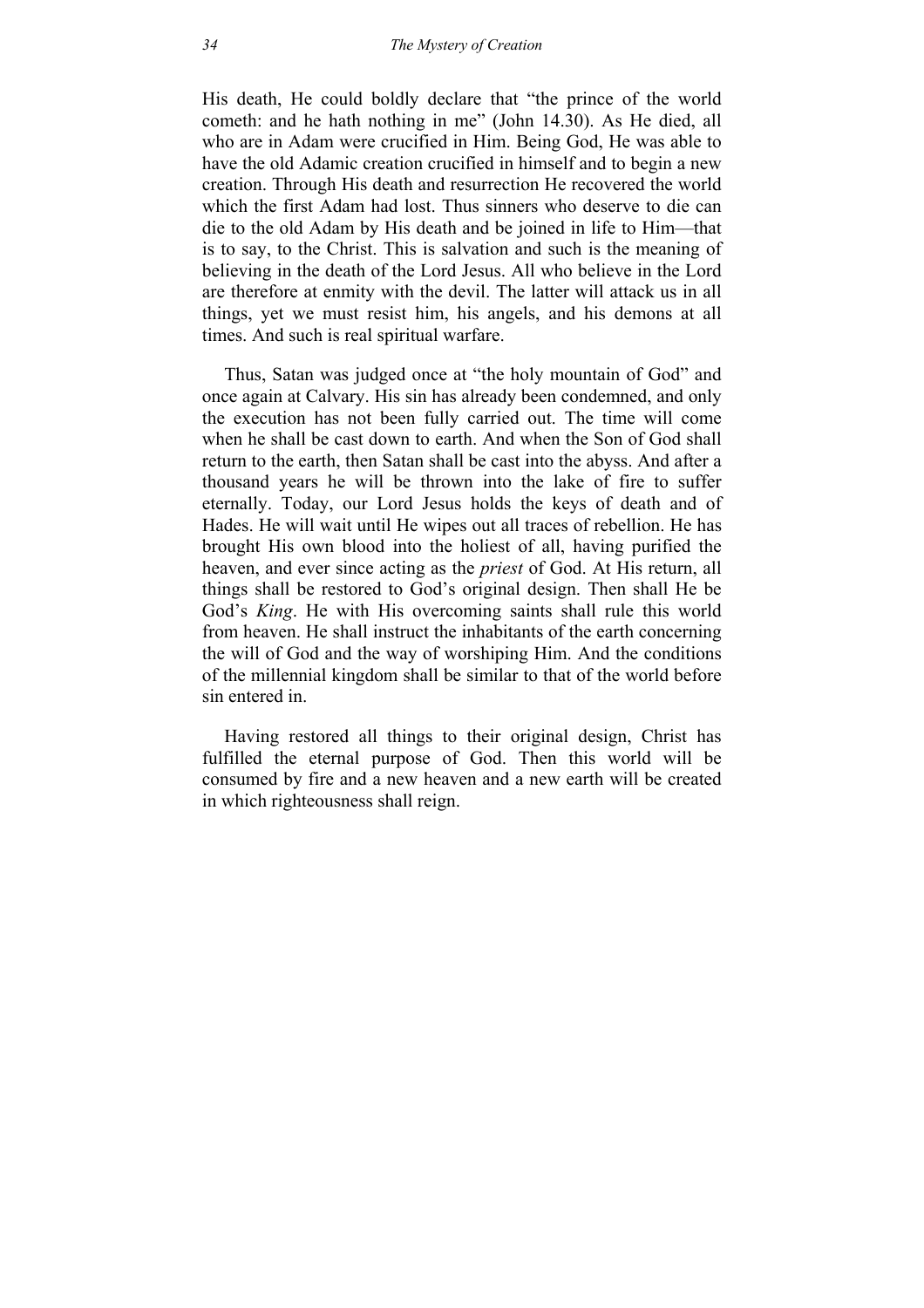His death, He could boldly declare that "the prince of the world cometh: and he hath nothing in me" (John 14.30). As He died, all who are in Adam were crucified in Him. Being God, He was able to have the old Adamic creation crucified in himself and to begin a new creation. Through His death and resurrection He recovered the world which the first Adam had lost. Thus sinners who deserve to die can die to the old Adam by His death and be joined in life to Him—that is to say, to the Christ. This is salvation and such is the meaning of believing in the death of the Lord Jesus. All who believe in the Lord are therefore at enmity with the devil. The latter will attack us in all things, yet we must resist him, his angels, and his demons at all times. And such is real spiritual warfare.

Thus, Satan was judged once at "the holy mountain of God" and once again at Calvary. His sin has already been condemned, and only the execution has not been fully carried out. The time will come when he shall be cast down to earth. And when the Son of God shall return to the earth, then Satan shall be cast into the abyss. And after a thousand years he will be thrown into the lake of fire to suffer eternally. Today, our Lord Jesus holds the keys of death and of Hades. He will wait until He wipes out all traces of rebellion. He has brought His own blood into the holiest of all, having purified the heaven, and ever since acting as the *priest* of God. At His return, all things shall be restored to God's original design. Then shall He be God's *King*. He with His overcoming saints shall rule this world from heaven. He shall instruct the inhabitants of the earth concerning the will of God and the way of worshiping Him. And the conditions of the millennial kingdom shall be similar to that of the world before sin entered in.

Having restored all things to their original design, Christ has fulfilled the eternal purpose of God. Then this world will be consumed by fire and a new heaven and a new earth will be created in which righteousness shall reign.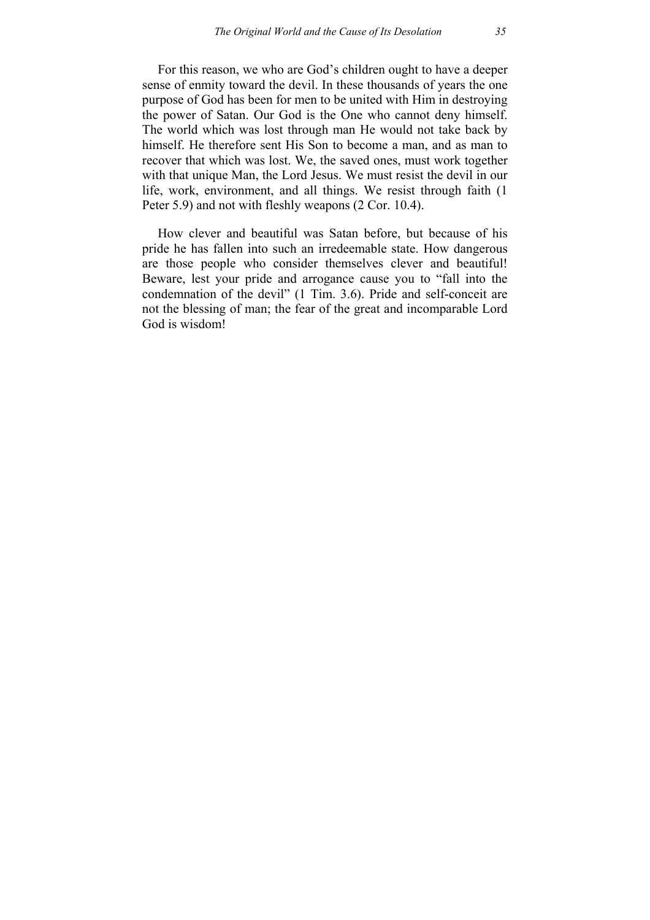For this reason, we who are God's children ought to have a deeper sense of enmity toward the devil. In these thousands of years the one purpose of God has been for men to be united with Him in destroying the power of Satan. Our God is the One who cannot deny himself. The world which was lost through man He would not take back by himself. He therefore sent His Son to become a man, and as man to recover that which was lost. We, the saved ones, must work together with that unique Man, the Lord Jesus. We must resist the devil in our life, work, environment, and all things. We resist through faith (1 Peter 5.9) and not with fleshly weapons (2 Cor. 10.4).

How clever and beautiful was Satan before, but because of his pride he has fallen into such an irredeemable state. How dangerous are those people who consider themselves clever and beautiful! Beware, lest your pride and arrogance cause you to "fall into the condemnation of the devil" (1 Tim. 3.6). Pride and self-conceit are not the blessing of man; the fear of the great and incomparable Lord God is wisdom!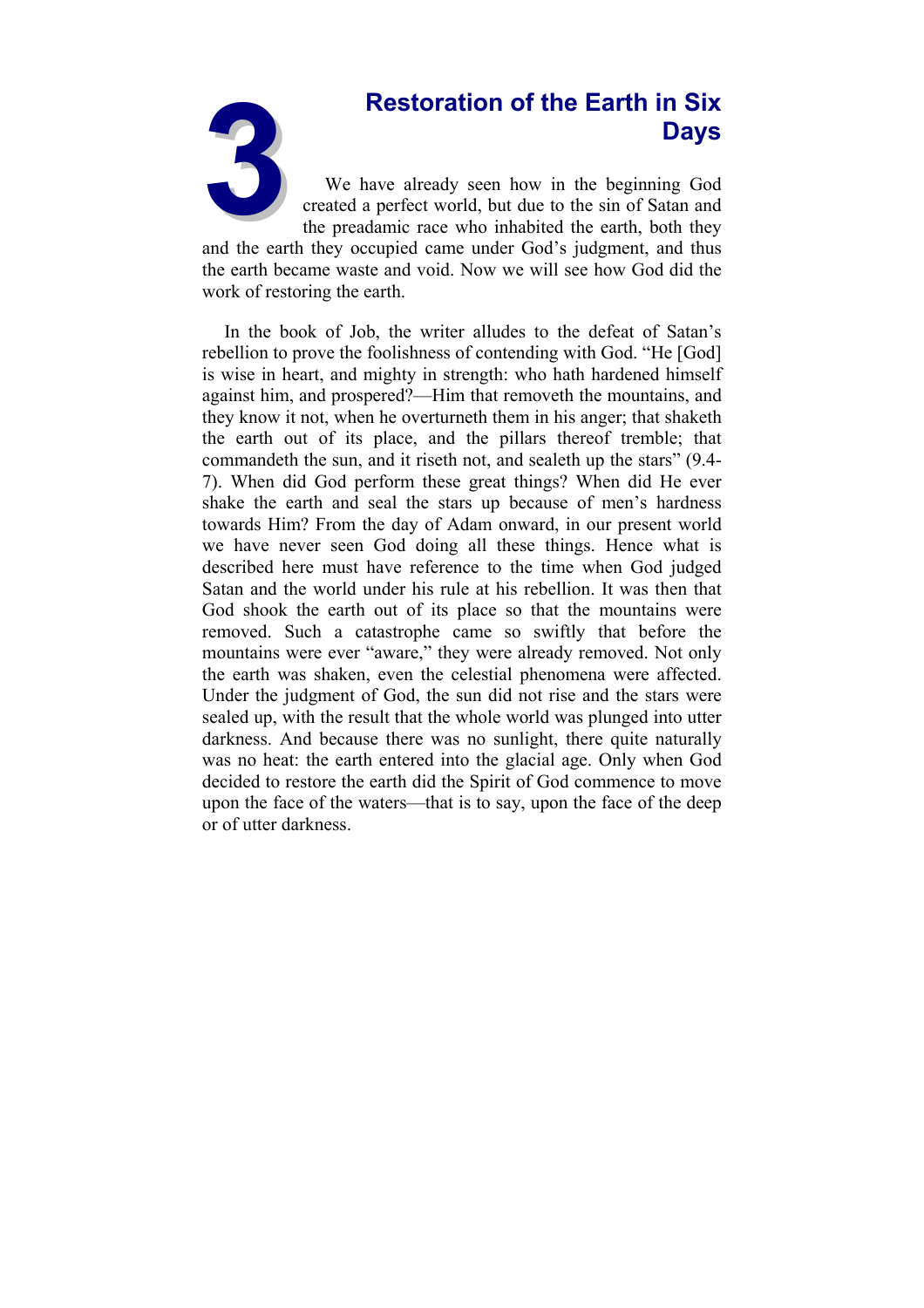# 3 Restoration of the Earth in Six Days

We have already seen how in the beginning God created a perfect world, but due to the sin of Satan and the preadamic race who inhabited the earth, both they and the earth they occupied came under God's judgment, and thus the earth became waste and void. Now we will see how God did the work of restoring the earth.

In the book of Job, the writer alludes to the defeat of Satan's rebellion to prove the foolishness of contending with God. "He [God] is wise in heart, and mighty in strength: who hath hardened himself against him, and prospered?—Him that removeth the mountains, and they know it not, when he overturneth them in his anger; that shaketh the earth out of its place, and the pillars thereof tremble; that commandeth the sun, and it riseth not, and sealeth up the stars" (9.4-7). When did God perform these great things? When did He ever shake the earth and seal the stars up because of men's hardness towards Him? From the day of Adam onward, in our present world we have never seen God doing all these things. Hence what is described here must have reference to the time when God judged Satan and the world under his rule at his rebellion. It was then that God shook the earth out of its place so that the mountains were removed. Such a catastrophe came so swiftly that before the mountains were ever "aware," they were already removed. Not only the earth was shaken, even the celestial phenomena were affected. Under the judgment of God, the sun did not rise and the stars were sealed up, with the result that the whole world was plunged into utter darkness. And because there was no sunlight, there quite naturally was no heat: the earth entered into the glacial age. Only when God decided to restore the earth did the Spirit of God commence to move upon the face of the waters—that is to say, upon the face of the deep or of utter darkness.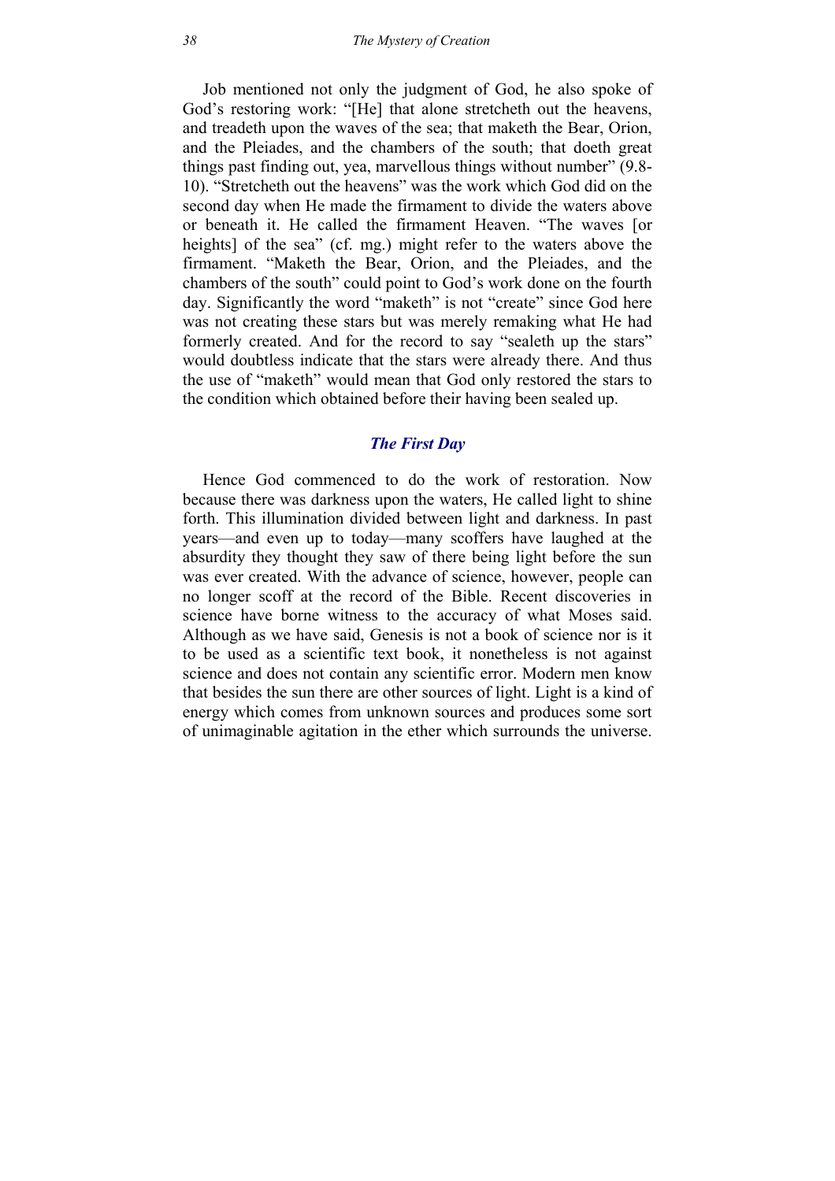Job mentioned not only the judgment of God, he also spoke of God's restoring work: "[He] that alone stretcheth out the heavens, and treadeth upon the waves of the sea; that maketh the Bear, Orion, and the Pleiades, and the chambers of the south; that doeth great things past finding out, yea, marvellous things without number" (9.8-10). "Stretcheth out the heavens" was the work which God did on the second day when He made the firmament to divide the waters above or beneath it. He called the firmament Heaven. "The waves [or heights] of the sea" (cf. mg.) might refer to the waters above the firmament. "Maketh the Bear, Orion, and the Pleiades, and the chambers of the south" could point to God's work done on the fourth day. Significantly the word "maketh" is not "create" since God here was not creating these stars but was merely remaking what He had formerly created. And for the record to say "sealeth up the stars" would doubtless indicate that the stars were already there. And thus the use of "maketh" would mean that God only restored the stars to the condition which obtained before their having been sealed up.

## *The First Day*

Hence God commenced to do the work of restoration. Now because there was darkness upon the waters, He called light to shine forth. This illumination divided between light and darkness. In past years—and even up to today—many scoffers have laughed at the absurdity they thought they saw of there being light before the sun was ever created. With the advance of science, however, people can no longer scoff at the record of the Bible. Recent discoveries in science have borne witness to the accuracy of what Moses said. Although as we have said, Genesis is not a book of science nor is it to be used as a scientific text book, it nonetheless is not against science and does not contain any scientific error. Modern men know that besides the sun there are other sources of light. Light is a kind of energy which comes from unknown sources and produces some sort of unimaginable agitation in the ether which surrounds the universe.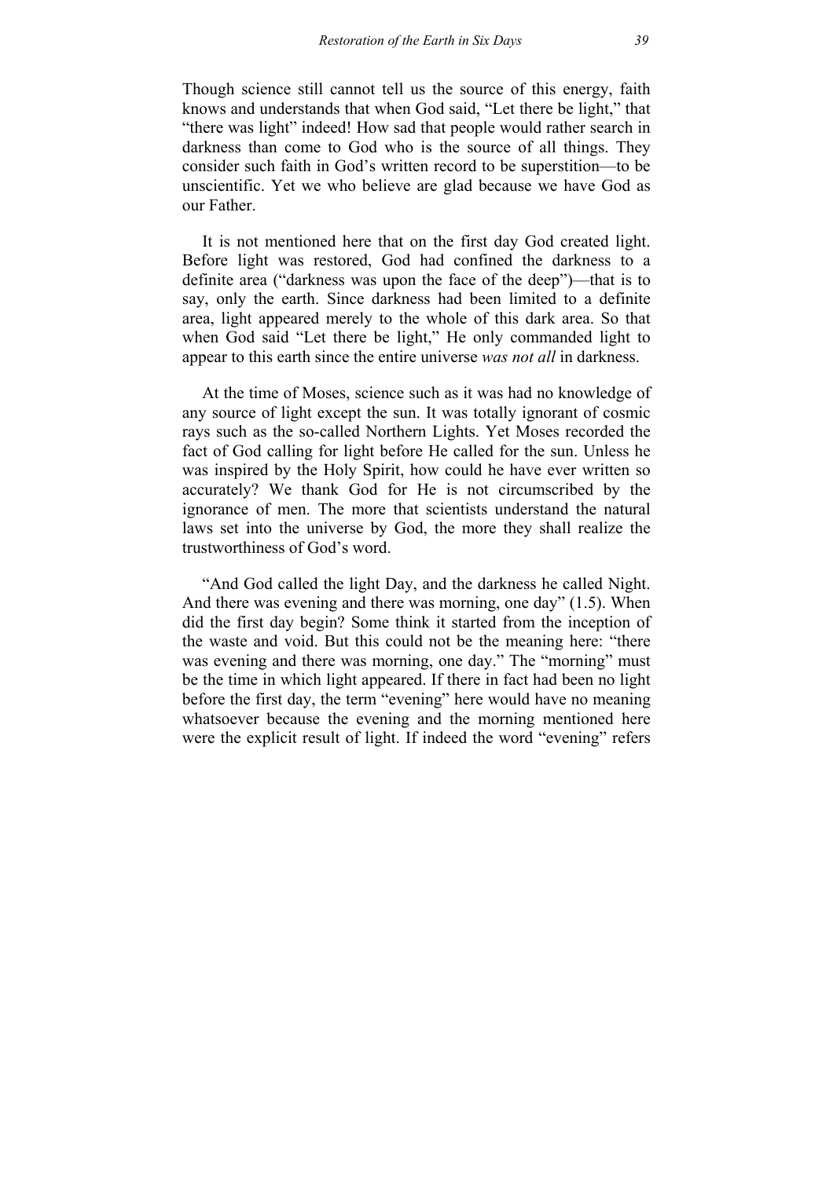Though science still cannot tell us the source of this energy, faith knows and understands that when God said, "Let there be light," that "there was light" indeed! How sad that people would rather search in darkness than come to God who is the source of all things. They consider such faith in God's written record to be superstition—to be unscientific. Yet we who believe are glad because we have God as our Father.

It is not mentioned here that on the first day God created light. Before light was restored, God had confined the darkness to a definite area ("darkness was upon the face of the deep")—that is to say, only the earth. Since darkness had been limited to a definite area, light appeared merely to the whole of this dark area. So that when God said "Let there be light," He only commanded light to appear to this earth since the entire universe *was not all* in darkness.

At the time of Moses, science such as it was had no knowledge of any source of light except the sun. It was totally ignorant of cosmic rays such as the so-called Northern Lights. Yet Moses recorded the fact of God calling for light before He called for the sun. Unless he was inspired by the Holy Spirit, how could he have ever written so accurately? We thank God for He is not circumscribed by the ignorance of men. The more that scientists understand the natural laws set into the universe by God, the more they shall realize the trustworthiness of God's word.

"And God called the light Day, and the darkness he called Night. And there was evening and there was morning, one day" (1.5). When did the first day begin? Some think it started from the inception of the waste and void. But this could not be the meaning here: "there was evening and there was morning, one day." The "morning" must be the time in which light appeared. If there in fact had been no light before the first day, the term "evening" here would have no meaning whatsoever because the evening and the morning mentioned here were the explicit result of light. If indeed the word "evening" refers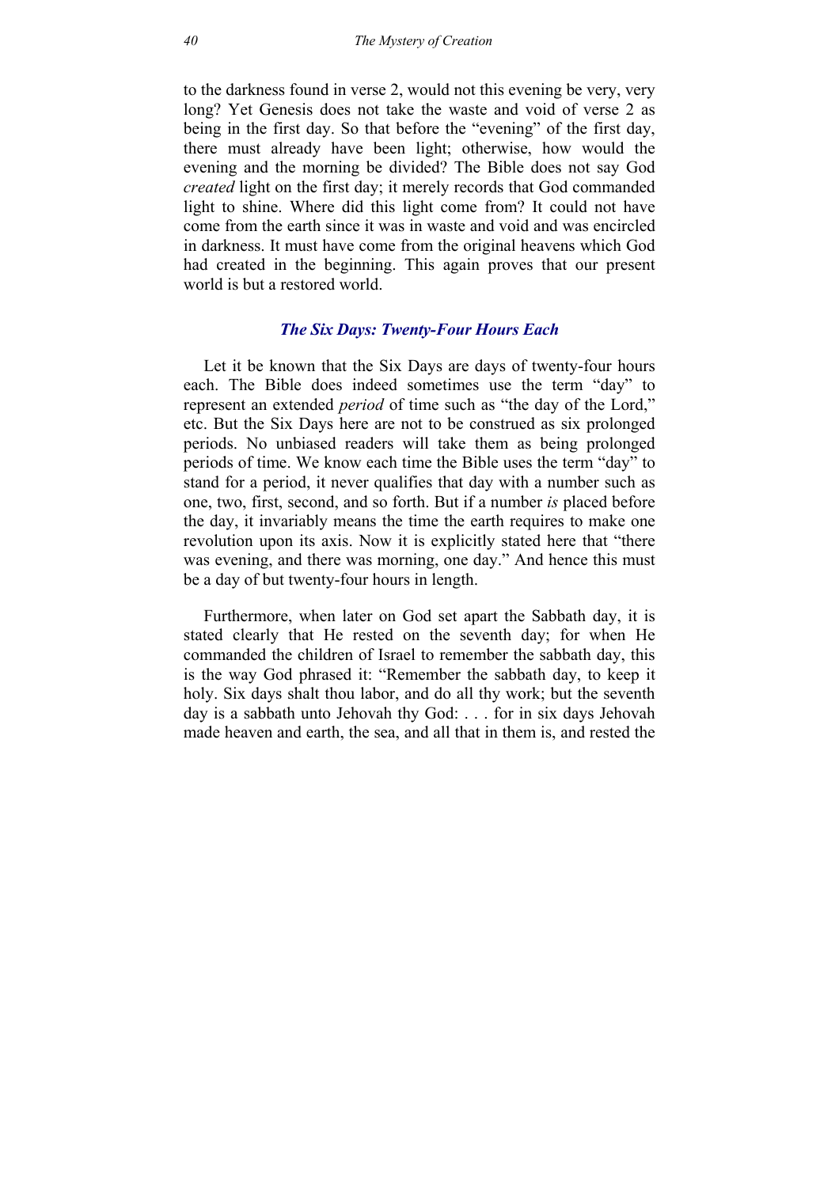to the darkness found in verse 2, would not this evening be very, very long? Yet Genesis does not take the waste and void of verse 2 as being in the first day. So that before the "evening" of the first day, there must already have been light; otherwise, how would the evening and the morning be divided? The Bible does not say God *created* light on the first day; it merely records that God commanded light to shine. Where did this light come from? It could not have come from the earth since it was in waste and void and was encircled in darkness. It must have come from the original heavens which God had created in the beginning. This again proves that our present world is but a restored world.

### *The Six Days: Twenty-Four Hours Each*

Let it be known that the Six Days are days of twenty-four hours each. The Bible does indeed sometimes use the term "day" to represent an extended *period* of time such as "the day of the Lord," etc. But the Six Days here are not to be construed as six prolonged periods. No unbiased readers will take them as being prolonged periods of time. We know each time the Bible uses the term "day" to stand for a period, it never qualifies that day with a number such as one, two, first, second, and so forth. But if a number *is* placed before the day, it invariably means the time the earth requires to make one revolution upon its axis. Now it is explicitly stated here that "there was evening, and there was morning, one day." And hence this must be a day of but twenty-four hours in length.

Furthermore, when later on God set apart the Sabbath day, it is stated clearly that He rested on the seventh day; for when He commanded the children of Israel to remember the sabbath day, this is the way God phrased it: "Remember the sabbath day, to keep it holy. Six days shalt thou labor, and do all thy work; but the seventh day is a sabbath unto Jehovah thy God: . . . for in six days Jehovah made heaven and earth, the sea, and all that in them is, and rested the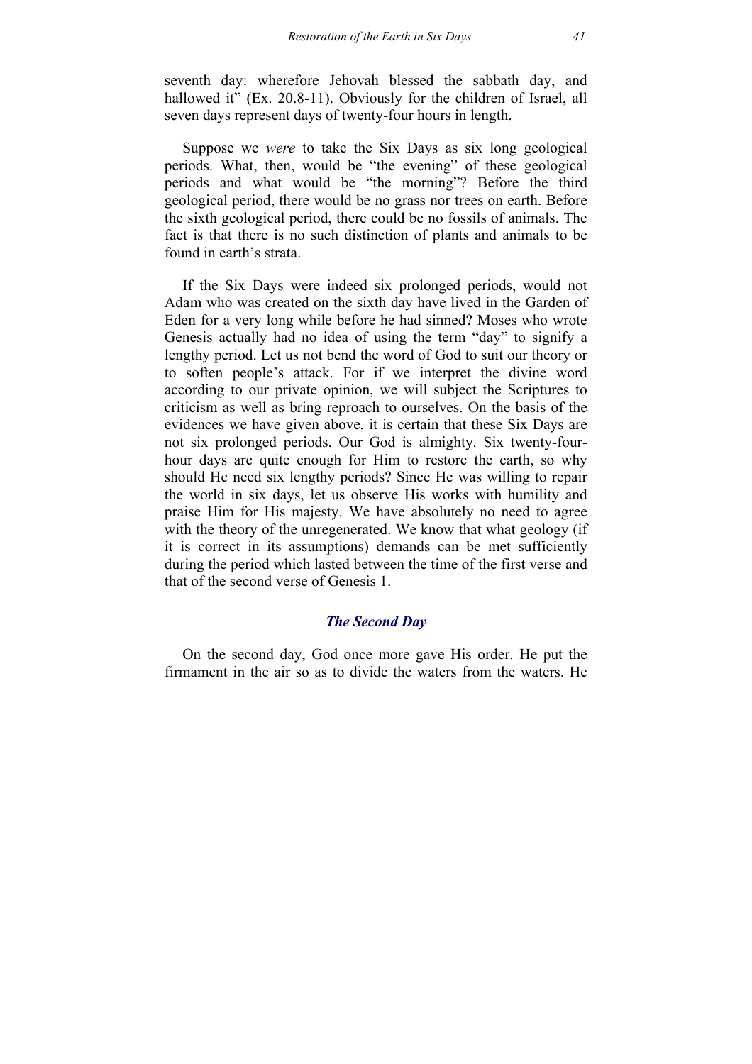seventh day: wherefore Jehovah blessed the sabbath day, and hallowed it" (Ex. 20.8-11). Obviously for the children of Israel, all seven days represent days of twenty-four hours in length.

Suppose we *were* to take the Six Days as six long geological periods. What, then, would be "the evening" of these geological periods and what would be "the morning"? Before the third geological period, there would be no grass nor trees on earth. Before the sixth geological period, there could be no fossils of animals. The fact is that there is no such distinction of plants and animals to be found in earth's strata.

If the Six Days were indeed six prolonged periods, would not Adam who was created on the sixth day have lived in the Garden of Eden for a very long while before he had sinned? Moses who wrote Genesis actually had no idea of using the term "day" to signify a lengthy period. Let us not bend the word of God to suit our theory or to soften people's attack. For if we interpret the divine word according to our private opinion, we will subject the Scriptures to criticism as well as bring reproach to ourselves. On the basis of the evidences we have given above, it is certain that these Six Days are not six prolonged periods. Our God is almighty. Six twenty-four-hour days are quite enough for Him to restore the earth, so why should He need six lengthy periods? Since He was willing to repair the world in six days, let us observe His works with humility and praise Him for His majesty. We have absolutely no need to agree with the theory of the unregenerated. We know that what geology (if it is correct in its assumptions) demands can be met sufficiently during the period which lasted between the time of the first verse and that of the second verse of Genesis 1.

### The Second Day

On the second day, God once more gave His order. He put the firmament in the air so as to divide the waters from the waters. He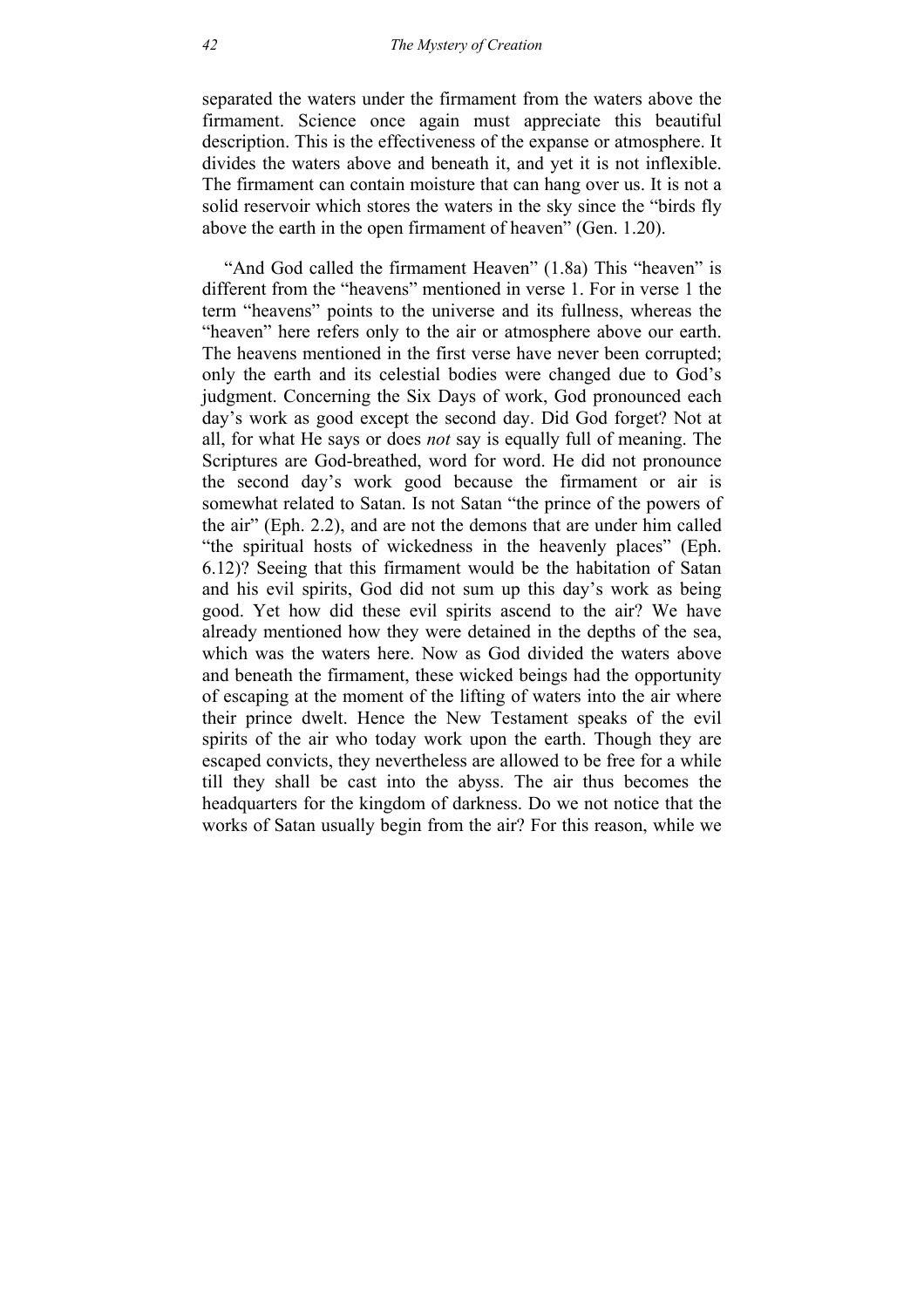separated the waters under the firmament from the waters above the firmament. Science once again must appreciate this beautiful description. This is the effectiveness of the expanse or atmosphere. It divides the waters above and beneath it, and yet it is not inflexible. The firmament can contain moisture that can hang over us. It is not a solid reservoir which stores the waters in the sky since the "birds fly above the earth in the open firmament of heaven" (Gen. 1.20).

"And God called the firmament Heaven" (1.8a) This "heaven" is different from the "heavens" mentioned in verse 1. For in verse 1 the term "heavens" points to the universe and its fullness, whereas the "heaven" here refers only to the air or atmosphere above our earth. The heavens mentioned in the first verse have never been corrupted; only the earth and its celestial bodies were changed due to God's judgment. Concerning the Six Days of work, God pronounced each day's work as good except the second day. Did God forget? Not at all, for what He says or does *not* say is equally full of meaning. The Scriptures are God-breathed, word for word. He did not pronounce the second day's work good because the firmament or air is somewhat related to Satan. Is not Satan "the prince of the powers of the air" (Eph. 2.2), and are not the demons that are under him called "the spiritual hosts of wickedness in the heavenly places" (Eph. 6.12)? Seeing that this firmament would be the habitation of Satan and his evil spirits, God did not sum up this day's work as being good. Yet how did these evil spirits ascend to the air? We have already mentioned how they were detained in the depths of the sea, which was the waters here. Now as God divided the waters above and beneath the firmament, these wicked beings had the opportunity of escaping at the moment of the lifting of waters into the air where their prince dwelt. Hence the New Testament speaks of the evil spirits of the air who today work upon the earth. Though they are escaped convicts, they nevertheless are allowed to be free for a while till they shall be cast into the abyss. The air thus becomes the headquarters for the kingdom of darkness. Do we not notice that the works of Satan usually begin from the air? For this reason, while we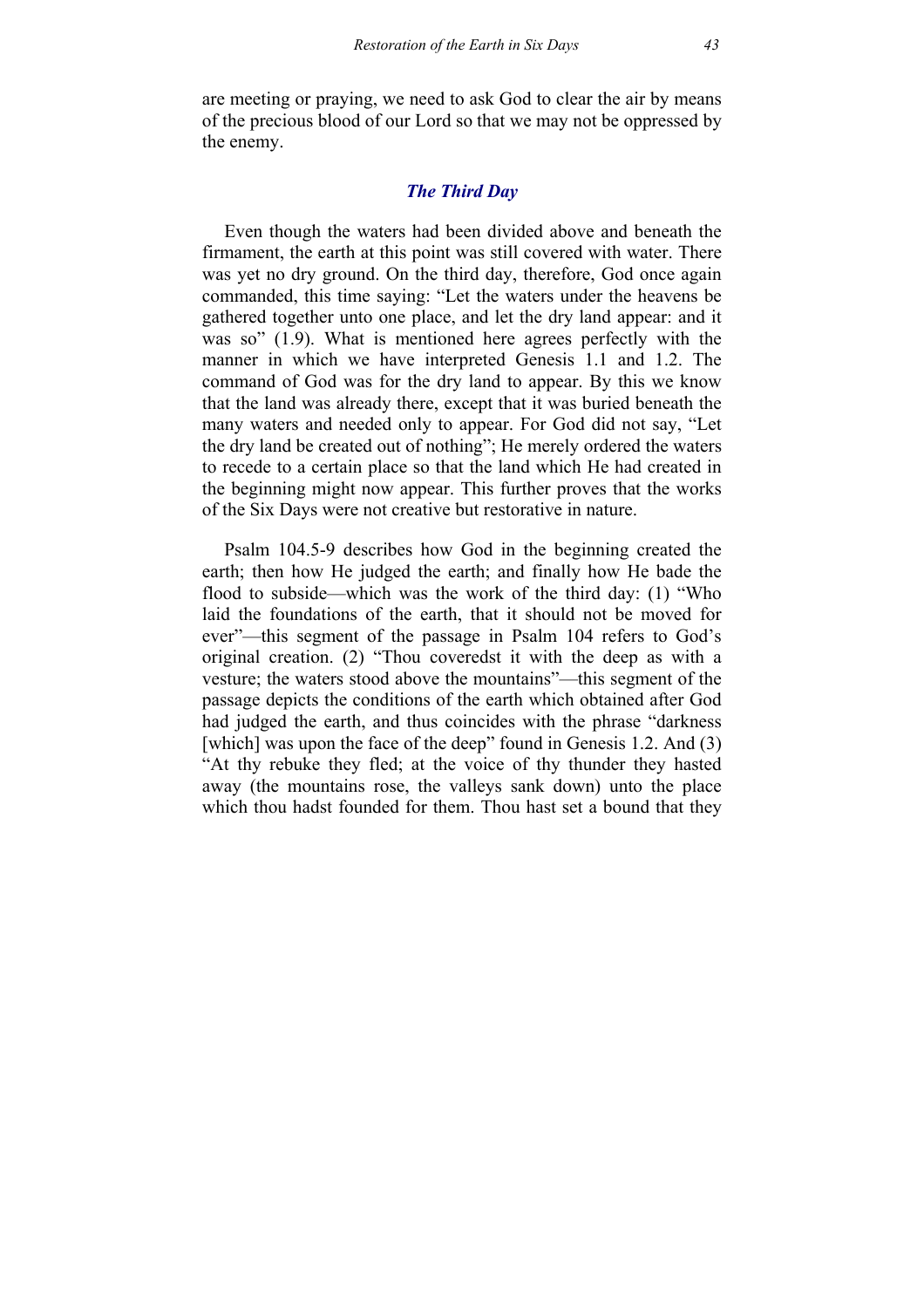are meeting or praying, we need to ask God to clear the air by means of the precious blood of our Lord so that we may not be oppressed by the enemy.

### *The Third Day*

Even though the waters had been divided above and beneath the firmament, the earth at this point was still covered with water. There was yet no dry ground. On the third day, therefore, God once again commanded, this time saying: "Let the waters under the heavens be gathered together unto one place, and let the dry land appear: and it was so" (1.9). What is mentioned here agrees perfectly with the manner in which we have interpreted Genesis 1.1 and 1.2. The command of God was for the dry land to appear. By this we know that the land was already there, except that it was buried beneath the many waters and needed only to appear. For God did not say, "Let the dry land be created out of nothing"; He merely ordered the waters to recede to a certain place so that the land which He had created in the beginning might now appear. This further proves that the works of the Six Days were not creative but restorative in nature.

Psalm 104.5-9 describes how God in the beginning created the earth; then how He judged the earth; and finally how He bade the flood to subside—which was the work of the third day: (1) "Who laid the foundations of the earth, that it should not be moved for ever"—this segment of the passage in Psalm 104 refers to God's original creation. (2) "Thou coveredst it with the deep as with a vesture; the waters stood above the mountains"—this segment of the passage depicts the conditions of the earth which obtained after God had judged the earth, and thus coincides with the phrase "darkness [which] was upon the face of the deep" found in Genesis 1.2. And (3) "At thy rebuke they fled; at the voice of thy thunder they hasted away (the mountains rose, the valleys sank down) unto the place which thou hadst founded for them. Thou hast set a bound that they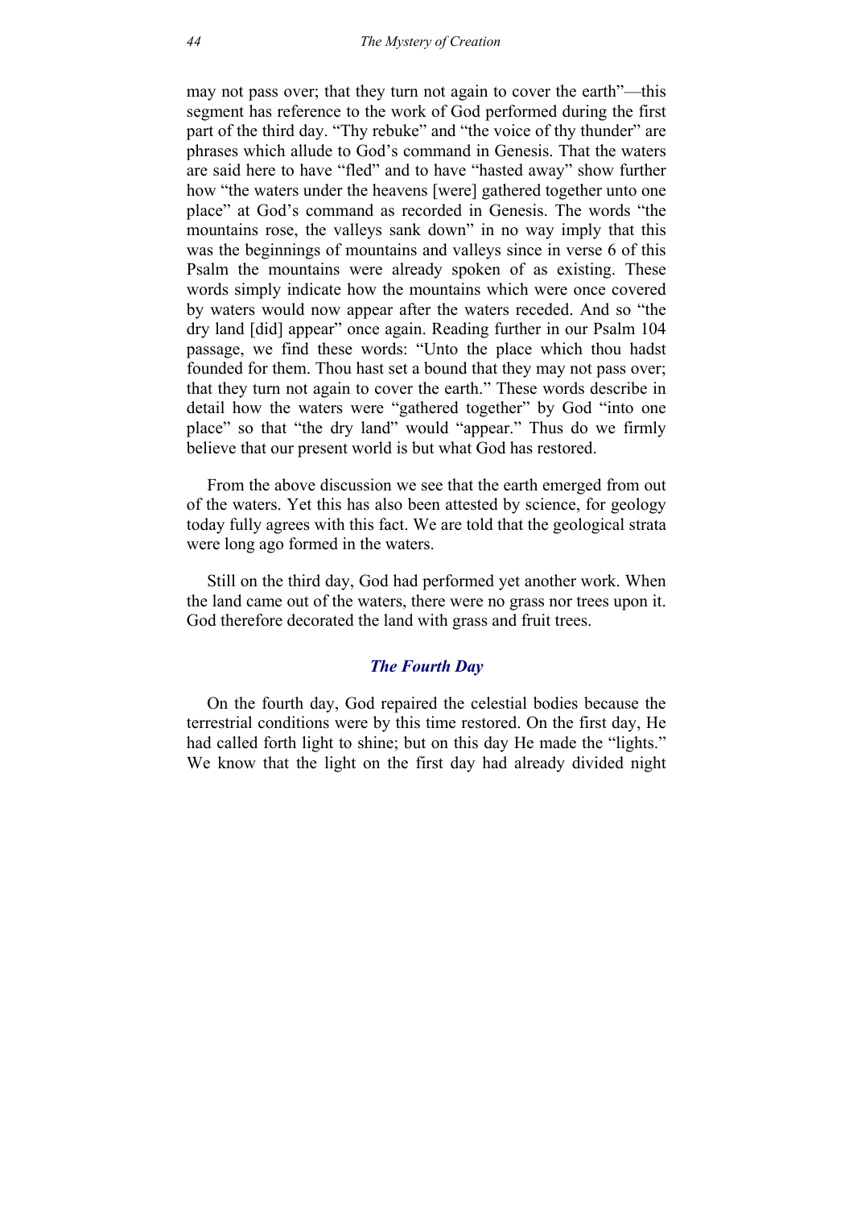may not pass over; that they turn not again to cover the earth"—this segment has reference to the work of God performed during the first part of the third day. "Thy rebuke" and "the voice of thy thunder" are phrases which allude to God's command in Genesis. That the waters are said here to have "fled" and to have "hasted away" show further how "the waters under the heavens [were] gathered together unto one place" at God's command as recorded in Genesis. The words "the mountains rose, the valleys sank down" in no way imply that this was the beginnings of mountains and valleys since in verse 6 of this Psalm the mountains were already spoken of as existing. These words simply indicate how the mountains which were once covered by waters would now appear after the waters receded. And so "the dry land [did] appear" once again. Reading further in our Psalm 104 passage, we find these words: "Unto the place which thou hadst founded for them. Thou hast set a bound that they may not pass over; that they turn not again to cover the earth." These words describe in detail how the waters were "gathered together" by God "into one place" so that "the dry land" would "appear." Thus do we firmly believe that our present world is but what God has restored.

From the above discussion we see that the earth emerged from out of the waters. Yet this has also been attested by science, for geology today fully agrees with this fact. We are told that the geological strata were long ago formed in the waters.

Still on the third day, God had performed yet another work. When the land came out of the waters, there were no grass nor trees upon it. God therefore decorated the land with grass and fruit trees.

### *The Fourth Day*

On the fourth day, God repaired the celestial bodies because the terrestrial conditions were by this time restored. On the first day, He had called forth light to shine; but on this day He made the "lights." We know that the light on the first day had already divided night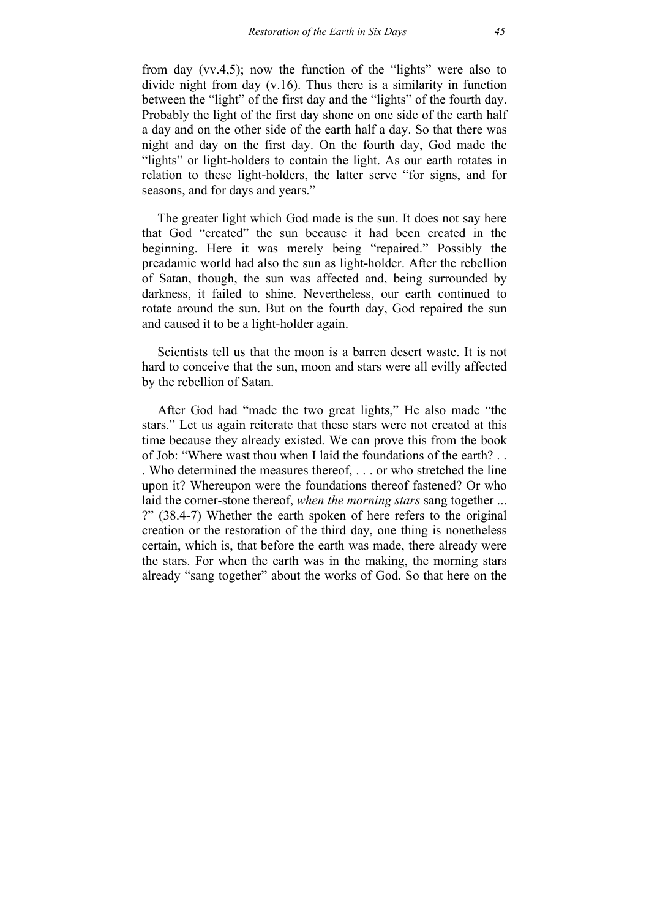from day (vv.4,5); now the function of the "lights" were also to divide night from day (v.16). Thus there is a similarity in function between the "light" of the first day and the "lights" of the fourth day. Probably the light of the first day shone on one side of the earth half a day and on the other side of the earth half a day. So that there was night and day on the first day. On the fourth day, God made the "lights" or light-holders to contain the light. As our earth rotates in relation to these light-holders, the latter serve "for signs, and for seasons, and for days and years."

The greater light which God made is the sun. It does not say here that God "created" the sun because it had been created in the beginning. Here it was merely being "repaired." Possibly the preadamic world had also the sun as light-holder. After the rebellion of Satan, though, the sun was affected and, being surrounded by darkness, it failed to shine. Nevertheless, our earth continued to rotate around the sun. But on the fourth day, God repaired the sun and caused it to be a light-holder again.

Scientists tell us that the moon is a barren desert waste. It is not hard to conceive that the sun, moon and stars were all evilly affected by the rebellion of Satan.

After God had "made the two great lights," He also made "the stars." Let us again reiterate that these stars were not created at this time because they already existed. We can prove this from the book of Job: "Where wast thou when I laid the foundations of the earth? . . . Who determined the measures thereof, . . . or who stretched the line upon it? Whereupon were the foundations thereof fastened? Or who laid the corner-stone thereof, *when the morning stars* sang together ... ?" (38.4-7) Whether the earth spoken of here refers to the original creation or the restoration of the third day, one thing is nonetheless certain, which is, that before the earth was made, there already were the stars. For when the earth was in the making, the morning stars already "sang together" about the works of God. So that here on the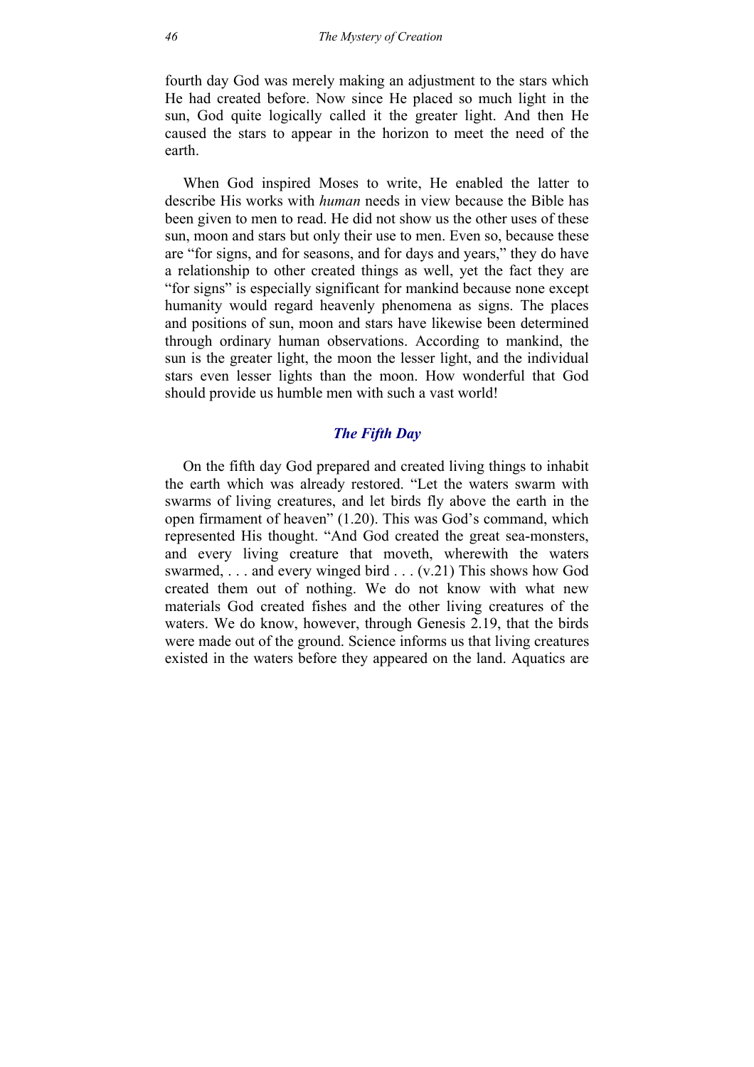fourth day God was merely making an adjustment to the stars which He had created before. Now since He placed so much light in the sun, God quite logically called it the greater light. And then He caused the stars to appear in the horizon to meet the need of the earth.

When God inspired Moses to write, He enabled the latter to describe His works with *human* needs in view because the Bible has been given to men to read. He did not show us the other uses of these sun, moon and stars but only their use to men. Even so, because these are "for signs, and for seasons, and for days and years," they do have a relationship to other created things as well, yet the fact they are "for signs" is especially significant for mankind because none except humanity would regard heavenly phenomena as signs. The places and positions of sun, moon and stars have likewise been determined through ordinary human observations. According to mankind, the sun is the greater light, the moon the lesser light, and the individual stars even lesser lights than the moon. How wonderful that God should provide us humble men with such a vast world!

### *The Fifth Day*

On the fifth day God prepared and created living things to inhabit the earth which was already restored. "Let the waters swarm with swarms of living creatures, and let birds fly above the earth in the open firmament of heaven" (1.20). This was God's command, which represented His thought. "And God created the great sea-monsters, and every living creature that moveth, wherewith the waters swarmed, . . . and every winged bird . . . (v.21) This shows how God created them out of nothing. We do not know with what new materials God created fishes and the other living creatures of the waters. We do know, however, through Genesis 2.19, that the birds were made out of the ground. Science informs us that living creatures existed in the waters before they appeared on the land. Aquatics are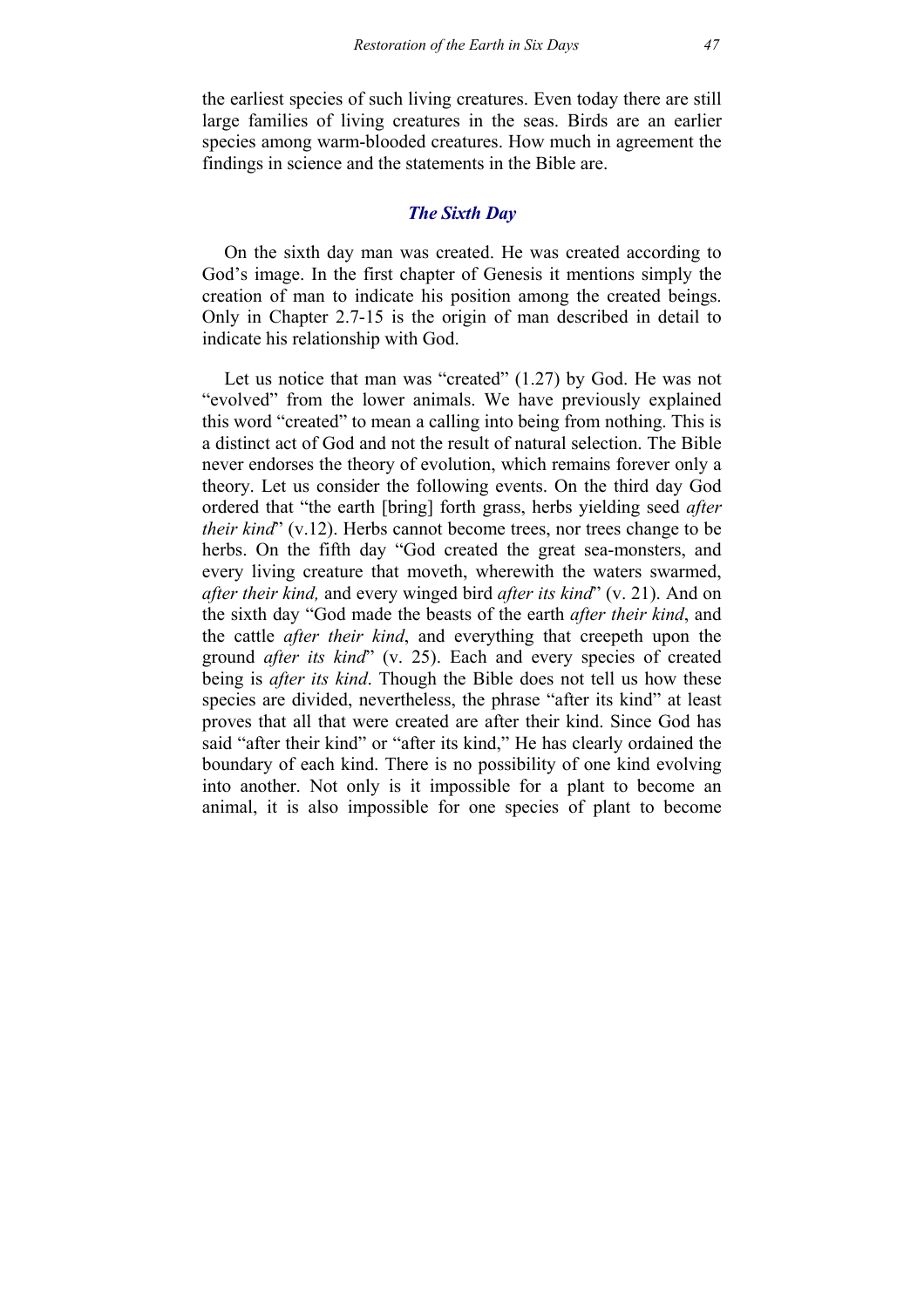the earliest species of such living creatures. Even today there are still large families of living creatures in the seas. Birds are an earlier species among warm-blooded creatures. How much in agreement the findings in science and the statements in the Bible are.

### *The Sixth Day*

On the sixth day man was created. He was created according to God's image. In the first chapter of Genesis it mentions simply the creation of man to indicate his position among the created beings. Only in Chapter 2.7-15 is the origin of man described in detail to indicate his relationship with God.

Let us notice that man was "created" (1.27) by God. He was not "evolved" from the lower animals. We have previously explained this word "created" to mean a calling into being from nothing. This is a distinct act of God and not the result of natural selection. The Bible never endorses the theory of evolution, which remains forever only a theory. Let us consider the following events. On the third day God ordered that "the earth [bring] forth grass, herbs yielding seed *after their kind*" (v.12). Herbs cannot become trees, nor trees change to be herbs. On the fifth day "God created the great sea-monsters, and every living creature that moveth, wherewith the waters swarmed, *after their kind,* and every winged bird *after its kind*" (v. 21). And on the sixth day "God made the beasts of the earth *after their kind*, and the cattle *after their kind*, and everything that creepeth upon the ground *after its kind*" (v. 25). Each and every species of created being is *after its kind*. Though the Bible does not tell us how these species are divided, nevertheless, the phrase "after its kind" at least proves that all that were created are after their kind. Since God has said "after their kind" or "after its kind," He has clearly ordained the boundary of each kind. There is no possibility of one kind evolving into another. Not only is it impossible for a plant to become an animal, it is also impossible for one species of plant to become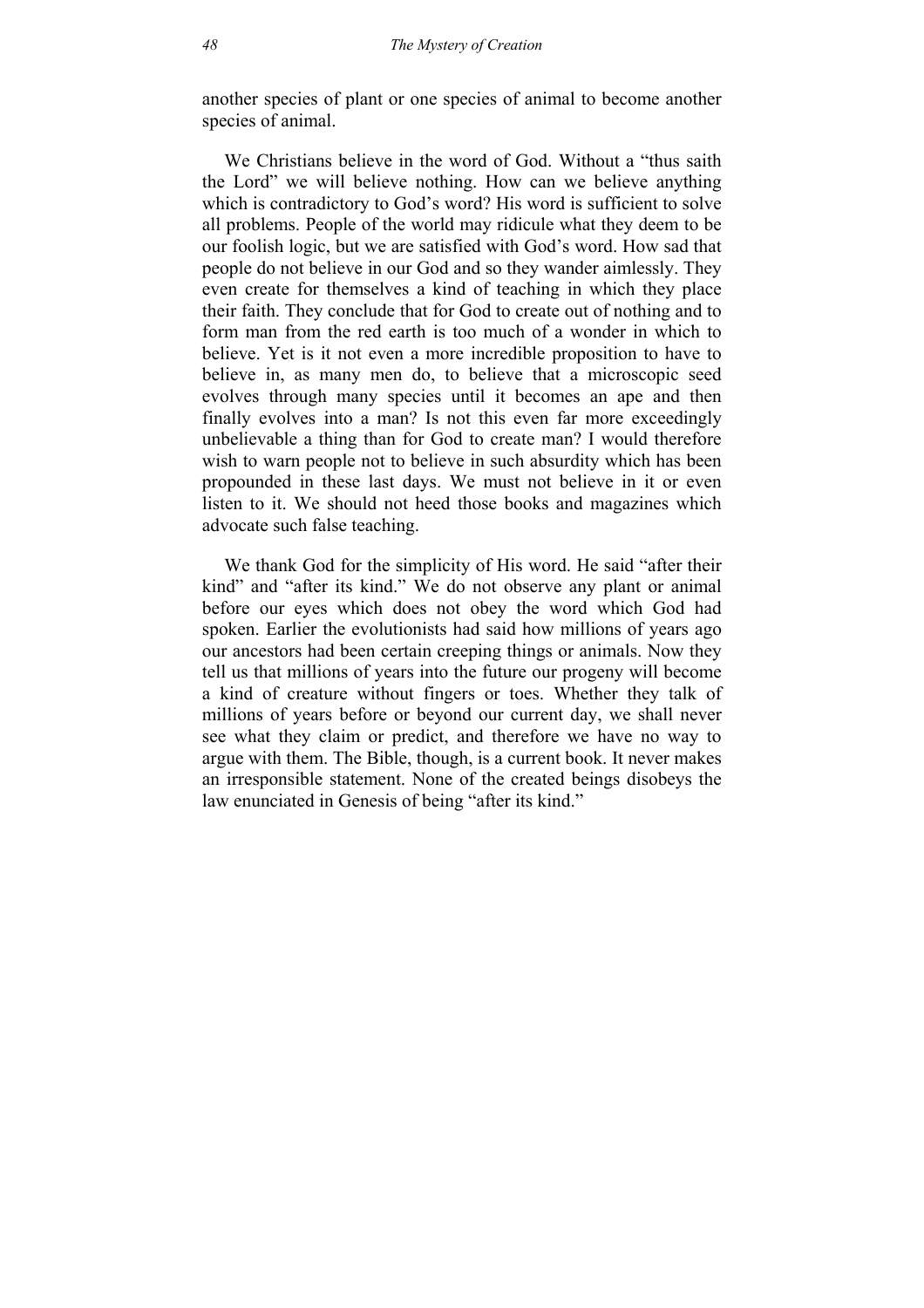another species of plant or one species of animal to become another species of animal.

We Christians believe in the word of God. Without a "thus saith the Lord" we will believe nothing. How can we believe anything which is contradictory to God's word? His word is sufficient to solve all problems. People of the world may ridicule what they deem to be our foolish logic, but we are satisfied with God's word. How sad that people do not believe in our God and so they wander aimlessly. They even create for themselves a kind of teaching in which they place their faith. They conclude that for God to create out of nothing and to form man from the red earth is too much of a wonder in which to believe. Yet is it not even a more incredible proposition to have to believe in, as many men do, to believe that a microscopic seed evolves through many species until it becomes an ape and then finally evolves into a man? Is not this even far more exceedingly unbelievable a thing than for God to create man? I would therefore wish to warn people not to believe in such absurdity which has been propounded in these last days. We must not believe in it or even listen to it. We should not heed those books and magazines which advocate such false teaching.

We thank God for the simplicity of His word. He said "after their kind" and "after its kind." We do not observe any plant or animal before our eyes which does not obey the word which God had spoken. Earlier the evolutionists had said how millions of years ago our ancestors had been certain creeping things or animals. Now they tell us that millions of years into the future our progeny will become a kind of creature without fingers or toes. Whether they talk of millions of years before or beyond our current day, we shall never see what they claim or predict, and therefore we have no way to argue with them. The Bible, though, is a current book. It never makes an irresponsible statement. None of the created beings disobeys the law enunciated in Genesis of being "after its kind."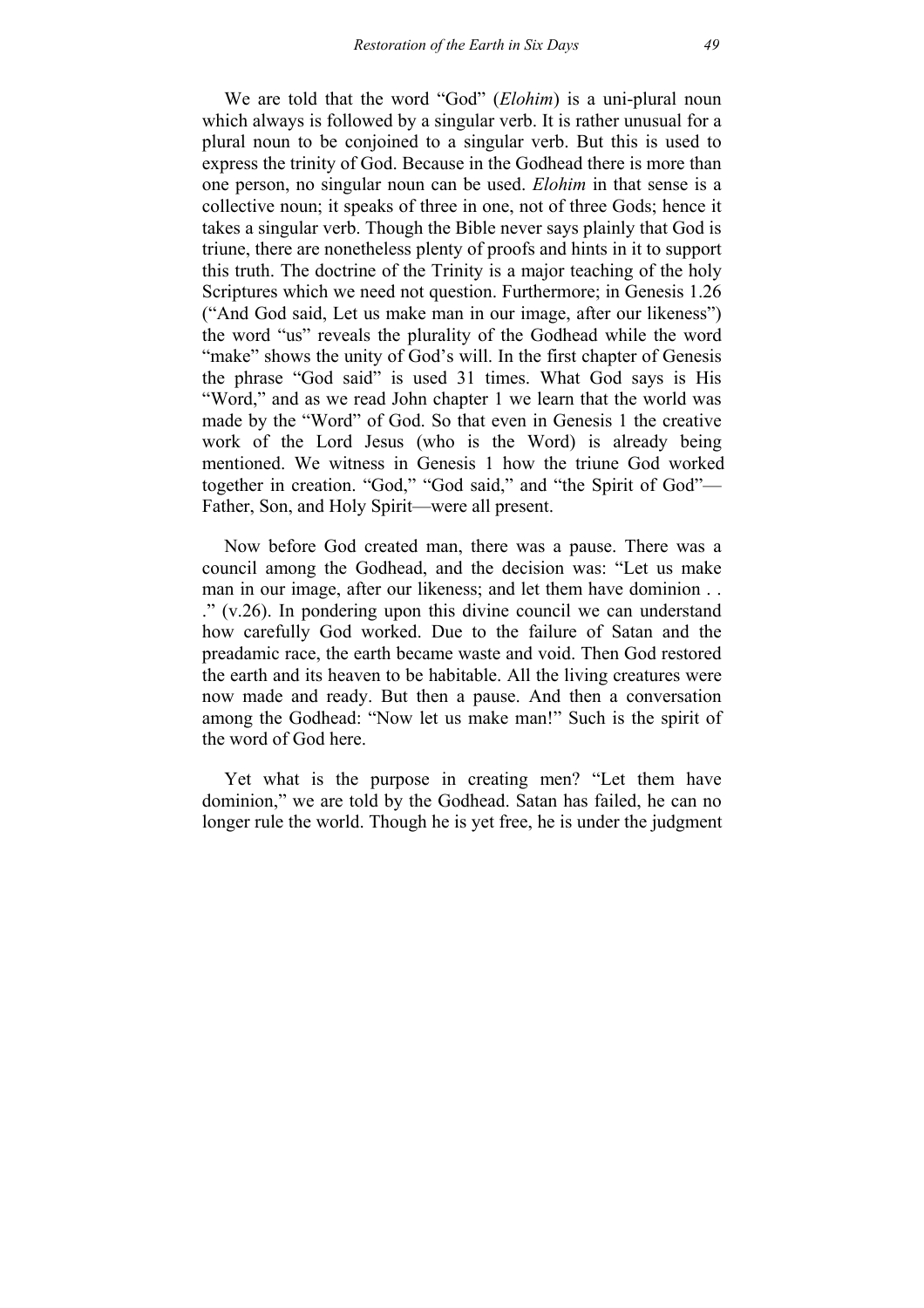We are told that the word “God” (*Elohim*) is a uni-plural noun which always is followed by a singular verb. It is rather unusual for a plural noun to be conjoined to a singular verb. But this is used to express the trinity of God. Because in the Godhead there is more than one person, no singular noun can be used. *Elohim* in that sense is a collective noun; it speaks of three in one, not of three Gods; hence it takes a singular verb. Though the Bible never says plainly that God is triune, there are nonetheless plenty of proofs and hints in it to support this truth. The doctrine of the Trinity is a major teaching of the holy Scriptures which we need not question. Furthermore; in Genesis 1.26 (“And God said, Let us make man in our image, after our likeness”) the word “us” reveals the plurality of the Godhead while the word “make” shows the unity of God’s will. In the first chapter of Genesis the phrase “God said” is used 31 times. What God says is His “Word,” and as we read John chapter 1 we learn that the world was made by the “Word” of God. So that even in Genesis 1 the creative work of the Lord Jesus (who is the Word) is already being mentioned. We witness in Genesis 1 how the triune God worked together in creation. “God,” “God said,” and “the Spirit of God”—Father, Son, and Holy Spirit—were all present.

Now before God created man, there was a pause. There was a council among the Godhead, and the decision was: “Let us make man in our image, after our likeness; and let them have dominion . . .” (v.26). In pondering upon this divine council we can understand how carefully God worked. Due to the failure of Satan and the preadamic race, the earth became waste and void. Then God restored the earth and its heaven to be habitable. All the living creatures were now made and ready. But then a pause. And then a conversation among the Godhead: “Now let us make man!” Such is the spirit of the word of God here.

Yet what is the purpose in creating men? “Let them have dominion,” we are told by the Godhead. Satan has failed, he can no longer rule the world. Though he is yet free, he is under the judgment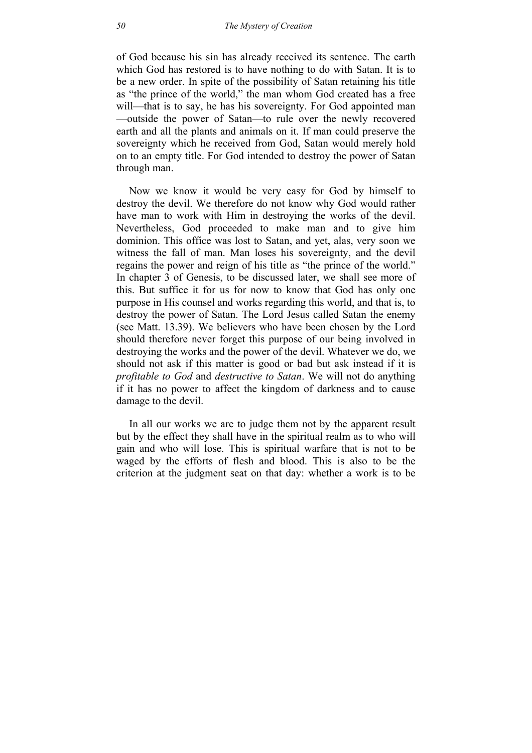of God because his sin has already received its sentence. The earth which God has restored is to have nothing to do with Satan. It is to be a new order. In spite of the possibility of Satan retaining his title as "the prince of the world," the man whom God created has a free will—that is to say, he has his sovereignty. For God appointed man—outside the power of Satan—to rule over the newly recovered earth and all the plants and animals on it. If man could preserve the sovereignty which he received from God, Satan would merely hold on to an empty title. For God intended to destroy the power of Satan through man.

Now we know it would be very easy for God by himself to destroy the devil. We therefore do not know why God would rather have man to work with Him in destroying the works of the devil. Nevertheless, God proceeded to make man and to give him dominion. This office was lost to Satan, and yet, alas, very soon we witness the fall of man. Man loses his sovereignty, and the devil regains the power and reign of his title as "the prince of the world." In chapter 3 of Genesis, to be discussed later, we shall see more of this. But suffice it for us for now to know that God has only one purpose in His counsel and works regarding this world, and that is, to destroy the power of Satan. The Lord Jesus called Satan the enemy (see Matt. 13.39). We believers who have been chosen by the Lord should therefore never forget this purpose of our being involved in destroying the works and the power of the devil. Whatever we do, we should not ask if this matter is good or bad but ask instead if it is *profitable to God* and *destructive to Satan*. We will not do anything if it has no power to affect the kingdom of darkness and to cause damage to the devil.

In all our works we are to judge them not by the apparent result but by the effect they shall have in the spiritual realm as to who will gain and who will lose. This is spiritual warfare that is not to be waged by the efforts of flesh and blood. This is also to be the criterion at the judgment seat on that day: whether a work is to be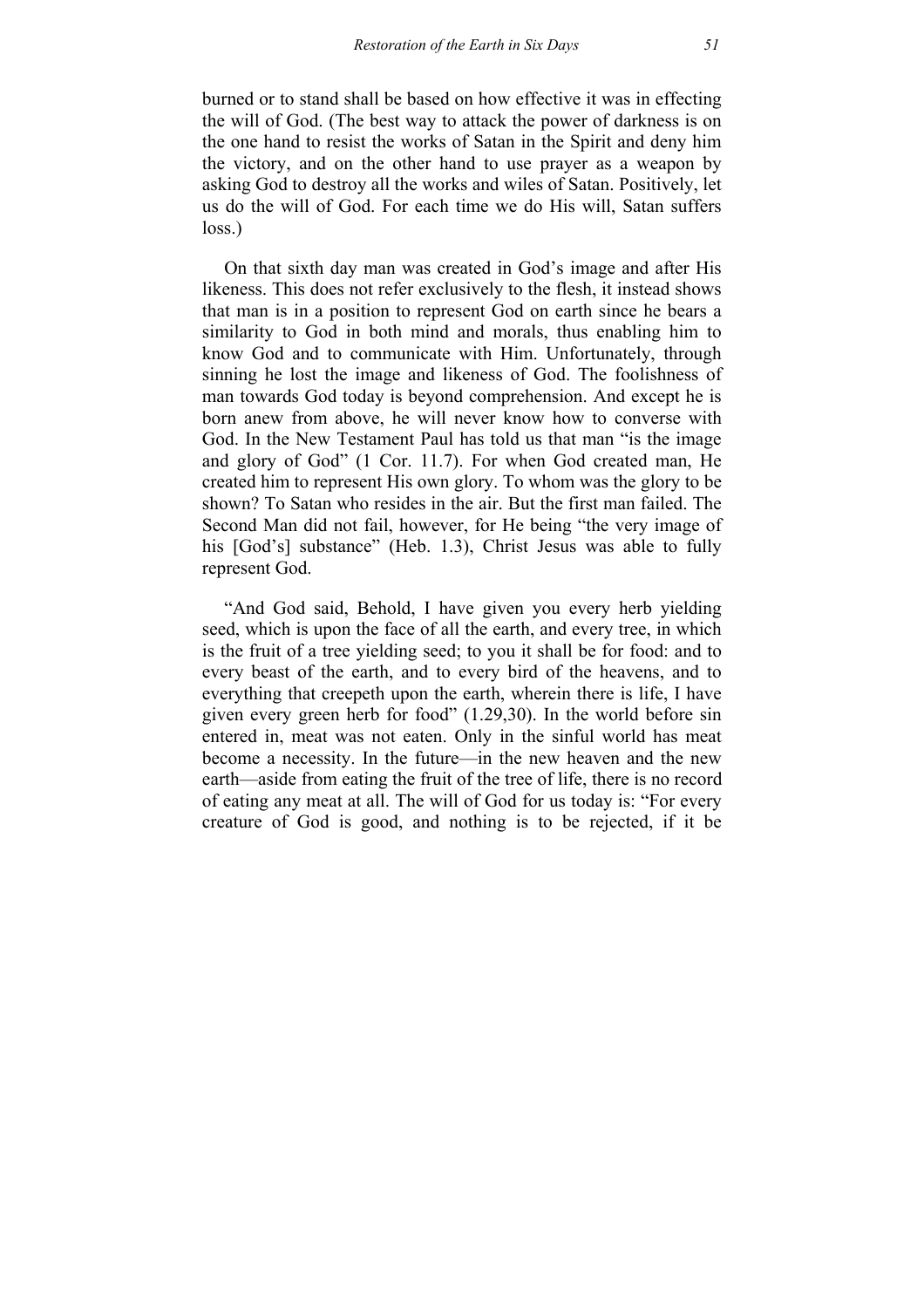burned or to stand shall be based on how effective it was in effecting the will of God. (The best way to attack the power of darkness is on the one hand to resist the works of Satan in the Spirit and deny him the victory, and on the other hand to use prayer as a weapon by asking God to destroy all the works and wiles of Satan. Positively, let us do the will of God. For each time we do His will, Satan suffers loss.)

On that sixth day man was created in God's image and after His likeness. This does not refer exclusively to the flesh, it instead shows that man is in a position to represent God on earth since he bears a similarity to God in both mind and morals, thus enabling him to know God and to communicate with Him. Unfortunately, through sinning he lost the image and likeness of God. The foolishness of man towards God today is beyond comprehension. And except he is born anew from above, he will never know how to converse with God. In the New Testament Paul has told us that man "is the image and glory of God" (1 Cor. 11.7). For when God created man, He created him to represent His own glory. To whom was the glory to be shown? To Satan who resides in the air. But the first man failed. The Second Man did not fail, however, for He being "the very image of his [God's] substance" (Heb. 1.3), Christ Jesus was able to fully represent God.

"And God said, Behold, I have given you every herb yielding seed, which is upon the face of all the earth, and every tree, in which is the fruit of a tree yielding seed; to you it shall be for food: and to every beast of the earth, and to every bird of the heavens, and to everything that creepeth upon the earth, wherein there is life, I have given every green herb for food" (1.29,30). In the world before sin entered in, meat was not eaten. Only in the sinful world has meat become a necessity. In the future—in the new heaven and the new earth—aside from eating the fruit of the tree of life, there is no record of eating any meat at all. The will of God for us today is: "For every creature of God is good, and nothing is to be rejected, if it be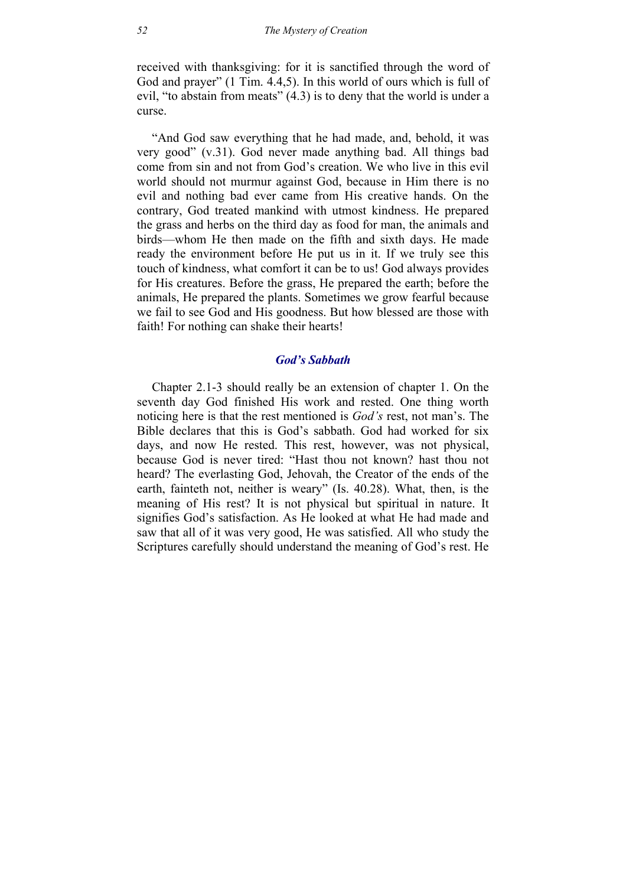received with thanksgiving: for it is sanctified through the word of God and prayer" (1 Tim. 4.4,5). In this world of ours which is full of evil, "to abstain from meats" (4.3) is to deny that the world is under a curse.

"And God saw everything that he had made, and, behold, it was very good" (v.31). God never made anything bad. All things bad come from sin and not from God's creation. We who live in this evil world should not murmur against God, because in Him there is no evil and nothing bad ever came from His creative hands. On the contrary, God treated mankind with utmost kindness. He prepared the grass and herbs on the third day as food for man, the animals and birds—whom He then made on the fifth and sixth days. He made ready the environment before He put us in it. If we truly see this touch of kindness, what comfort it can be to us! God always provides for His creatures. Before the grass, He prepared the earth; before the animals, He prepared the plants. Sometimes we grow fearful because we fail to see God and His goodness. But how blessed are those with faith! For nothing can shake their hearts!

### *God's Sabbath*

Chapter 2.1-3 should really be an extension of chapter 1. On the seventh day God finished His work and rested. One thing worth noticing here is that the rest mentioned is *God's* rest, not man's. The Bible declares that this is God's sabbath. God had worked for six days, and now He rested. This rest, however, was not physical, because God is never tired: "Hast thou not known? hast thou not heard? The everlasting God, Jehovah, the Creator of the ends of the earth, fainteth not, neither is weary" (Is. 40.28). What, then, is the meaning of His rest? It is not physical but spiritual in nature. It signifies God's satisfaction. As He looked at what He had made and saw that all of it was very good, He was satisfied. All who study the Scriptures carefully should understand the meaning of God's rest. He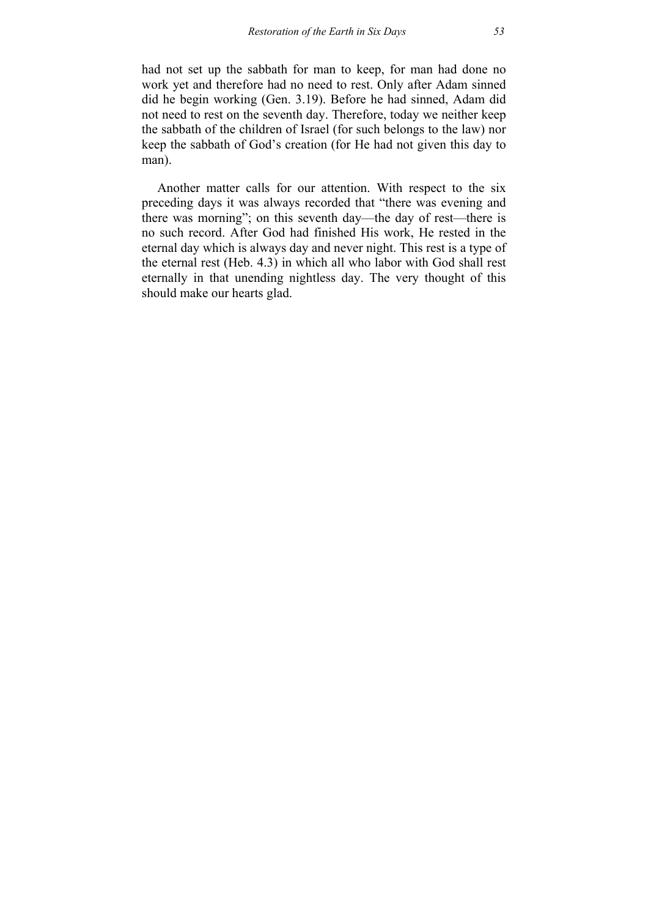had not set up the sabbath for man to keep, for man had done no work yet and therefore had no need to rest. Only after Adam sinned did he begin working (Gen. 3.19). Before he had sinned, Adam did not need to rest on the seventh day. Therefore, today we neither keep the sabbath of the children of Israel (for such belongs to the law) nor keep the sabbath of God's creation (for He had not given this day to man).

Another matter calls for our attention. With respect to the six preceding days it was always recorded that "there was evening and there was morning"; on this seventh day—the day of rest—there is no such record. After God had finished His work, He rested in the eternal day which is always day and never night. This rest is a type of the eternal rest (Heb. 4.3) in which all who labor with God shall rest eternally in that unending nightless day. The very thought of this should make our hearts glad.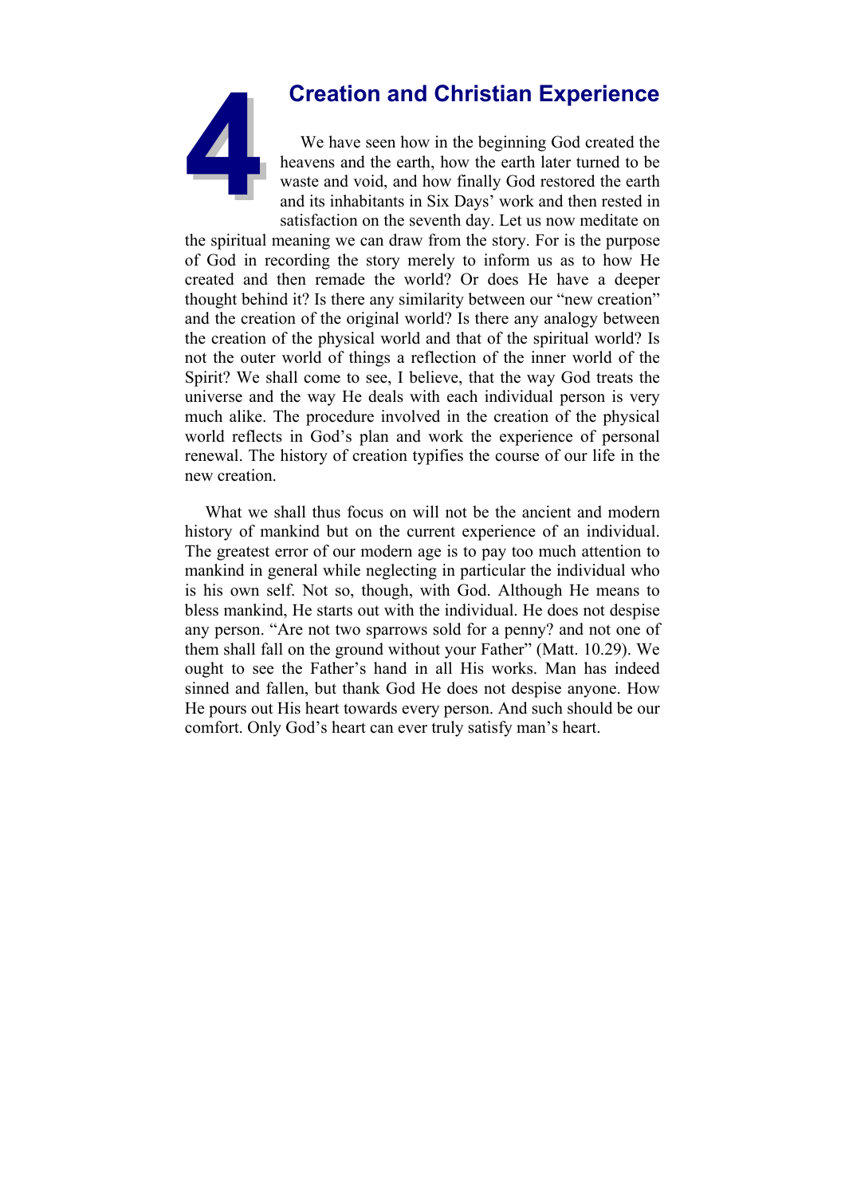# 4 Creation and Christian Experience

We have seen how in the beginning God created the heavens and the earth, how the earth later turned to be waste and void, and how finally God restored the earth and its inhabitants in Six Days' work and then rested in satisfaction on the seventh day. Let us now meditate on the spiritual meaning we can draw from the story. For is the purpose of God in recording the story merely to inform us as to how He created and then remade the world? Or does He have a deeper thought behind it? Is there any similarity between our "new creation" and the creation of the original world? Is there any analogy between the creation of the physical world and that of the spiritual world? Is not the outer world of things a reflection of the inner world of the Spirit? We shall come to see, I believe, that the way God treats the universe and the way He deals with each individual person is very much alike. The procedure involved in the creation of the physical world reflects in God's plan and work the experience of personal renewal. The history of creation typifies the course of our life in the new creation.

What we shall thus focus on will not be the ancient and modern history of mankind but on the current experience of an individual. The greatest error of our modern age is to pay too much attention to mankind in general while neglecting in particular the individual who is his own self. Not so, though, with God. Although He means to bless mankind, He starts out with the individual. He does not despise any person. "Are not two sparrows sold for a penny? and not one of them shall fall on the ground without your Father" (Matt. 10.29). We ought to see the Father's hand in all His works. Man has indeed sinned and fallen, but thank God He does not despise anyone. How He pours out His heart towards every person. And such should be our comfort. Only God's heart can ever truly satisfy man's heart.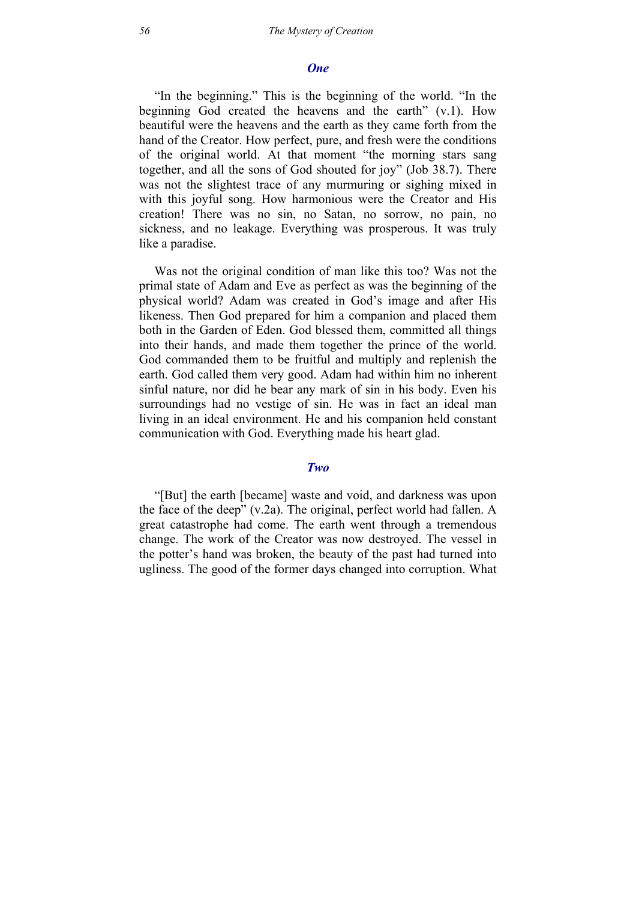### *One*

"In the beginning." This is the beginning of the world. "In the beginning God created the heavens and the earth" (v.1). How beautiful were the heavens and the earth as they came forth from the hand of the Creator. How perfect, pure, and fresh were the conditions of the original world. At that moment "the morning stars sang together, and all the sons of God shouted for joy" (Job 38.7). There was not the slightest trace of any murmuring or sighing mixed in with this joyful song. How harmonious were the Creator and His creation! There was no sin, no Satan, no sorrow, no pain, no sickness, and no leakage. Everything was prosperous. It was truly like a paradise.

Was not the original condition of man like this too? Was not the primal state of Adam and Eve as perfect as was the beginning of the physical world? Adam was created in God's image and after His likeness. Then God prepared for him a companion and placed them both in the Garden of Eden. God blessed them, committed all things into their hands, and made them together the prince of the world. God commanded them to be fruitful and multiply and replenish the earth. God called them very good. Adam had within him no inherent sinful nature, nor did he bear any mark of sin in his body. Even his surroundings had no vestige of sin. He was in fact an ideal man living in an ideal environment. He and his companion held constant communication with God. Everything made his heart glad.

### *Two*

"[But] the earth [became] waste and void, and darkness was upon the face of the deep" (v.2a). The original, perfect world had fallen. A great catastrophe had come. The earth went through a tremendous change. The work of the Creator was now destroyed. The vessel in the potter's hand was broken, the beauty of the past had turned into ugliness. The good of the former days changed into corruption. What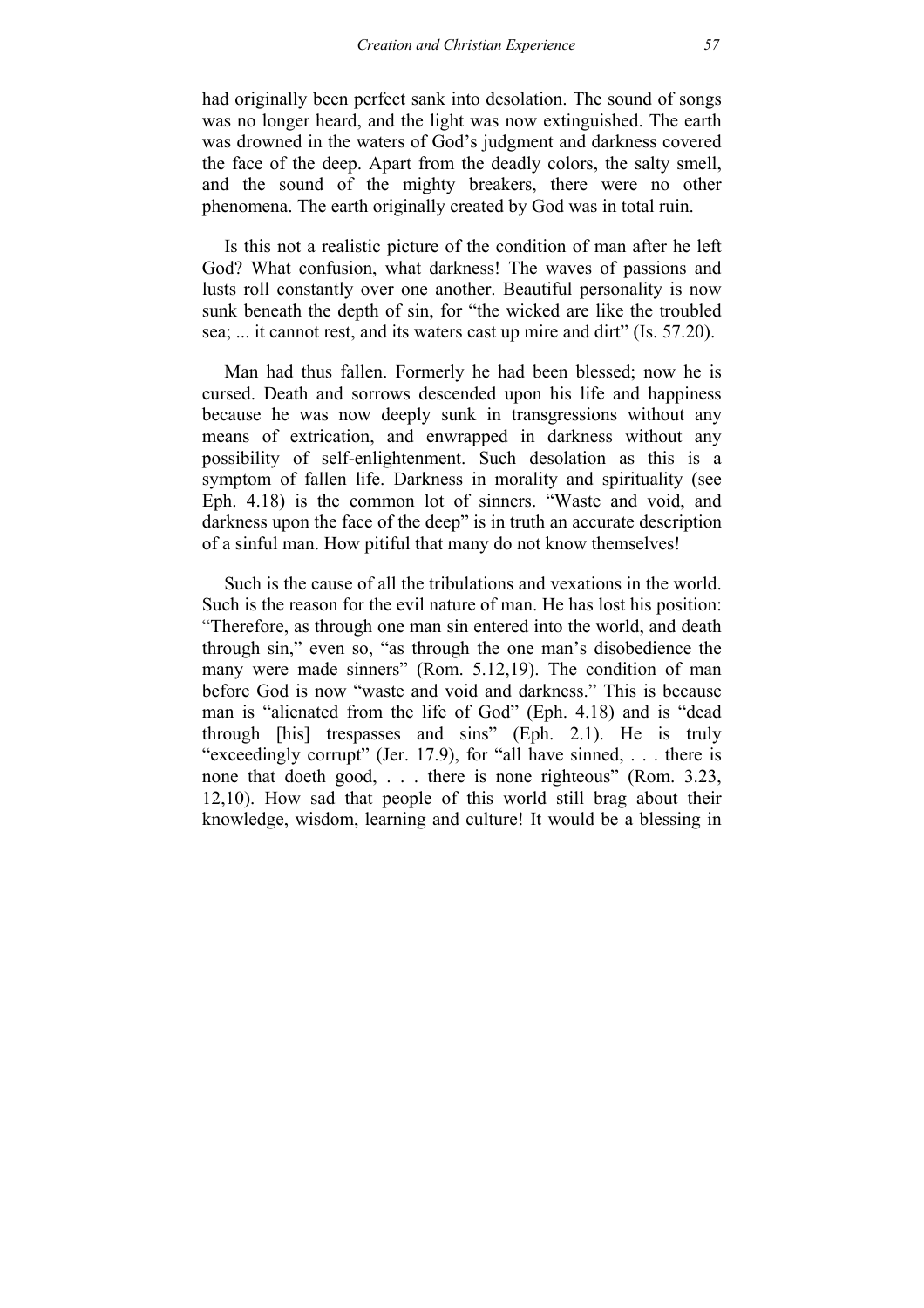had originally been perfect sank into desolation. The sound of songs was no longer heard, and the light was now extinguished. The earth was drowned in the waters of God's judgment and darkness covered the face of the deep. Apart from the deadly colors, the salty smell, and the sound of the mighty breakers, there were no other phenomena. The earth originally created by God was in total ruin.

Is this not a realistic picture of the condition of man after he left God? What confusion, what darkness! The waves of passions and lusts roll constantly over one another. Beautiful personality is now sunk beneath the depth of sin, for "the wicked are like the troubled sea; ... it cannot rest, and its waters cast up mire and dirt" (Is. 57.20).

Man had thus fallen. Formerly he had been blessed; now he is cursed. Death and sorrows descended upon his life and happiness because he was now deeply sunk in transgressions without any means of extrication, and enwrapped in darkness without any possibility of self-enlightenment. Such desolation as this is a symptom of fallen life. Darkness in morality and spirituality (see Eph. 4.18) is the common lot of sinners. "Waste and void, and darkness upon the face of the deep" is in truth an accurate description of a sinful man. How pitiful that many do not know themselves!

Such is the cause of all the tribulations and vexations in the world. Such is the reason for the evil nature of man. He has lost his position: "Therefore, as through one man sin entered into the world, and death through sin," even so, "as through the one man's disobedience the many were made sinners" (Rom. 5.12,19). The condition of man before God is now "waste and void and darkness." This is because man is "alienated from the life of God" (Eph. 4.18) and is "dead through [his] trespasses and sins" (Eph. 2.1). He is truly "exceedingly corrupt" (Jer. 17.9), for "all have sinned, . . . there is none that doeth good, . . . there is none righteous" (Rom. 3.23, 12,10). How sad that people of this world still brag about their knowledge, wisdom, learning and culture! It would be a blessing in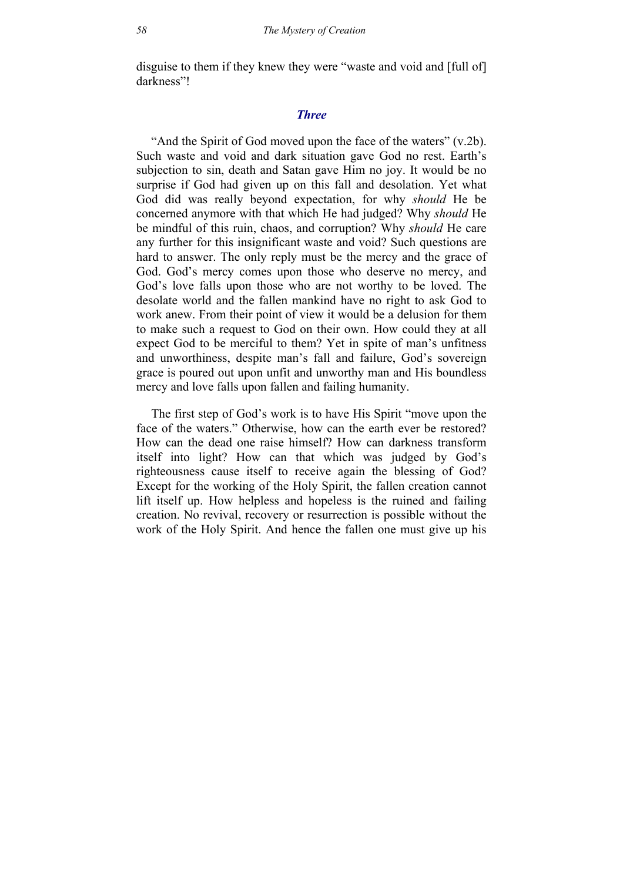disguise to them if they knew they were "waste and void and [full of] darkness"!

### *Three*

"And the Spirit of God moved upon the face of the waters" (v.2b). Such waste and void and dark situation gave God no rest. Earth's subjection to sin, death and Satan gave Him no joy. It would be no surprise if God had given up on this fall and desolation. Yet what God did was really beyond expectation, for why *should* He be concerned anymore with that which He had judged? Why *should* He be mindful of this ruin, chaos, and corruption? Why *should* He care any further for this insignificant waste and void? Such questions are hard to answer. The only reply must be the mercy and the grace of God. God's mercy comes upon those who deserve no mercy, and God's love falls upon those who are not worthy to be loved. The desolate world and the fallen mankind have no right to ask God to work anew. From their point of view it would be a delusion for them to make such a request to God on their own. How could they at all expect God to be merciful to them? Yet in spite of man's unfitness and unworthiness, despite man's fall and failure, God's sovereign grace is poured out upon unfit and unworthy man and His boundless mercy and love falls upon fallen and failing humanity.

The first step of God's work is to have His Spirit "move upon the face of the waters." Otherwise, how can the earth ever be restored? How can the dead one raise himself? How can darkness transform itself into light? How can that which was judged by God's righteousness cause itself to receive again the blessing of God? Except for the working of the Holy Spirit, the fallen creation cannot lift itself up. How helpless and hopeless is the ruined and failing creation. No revival, recovery or resurrection is possible without the work of the Holy Spirit. And hence the fallen one must give up his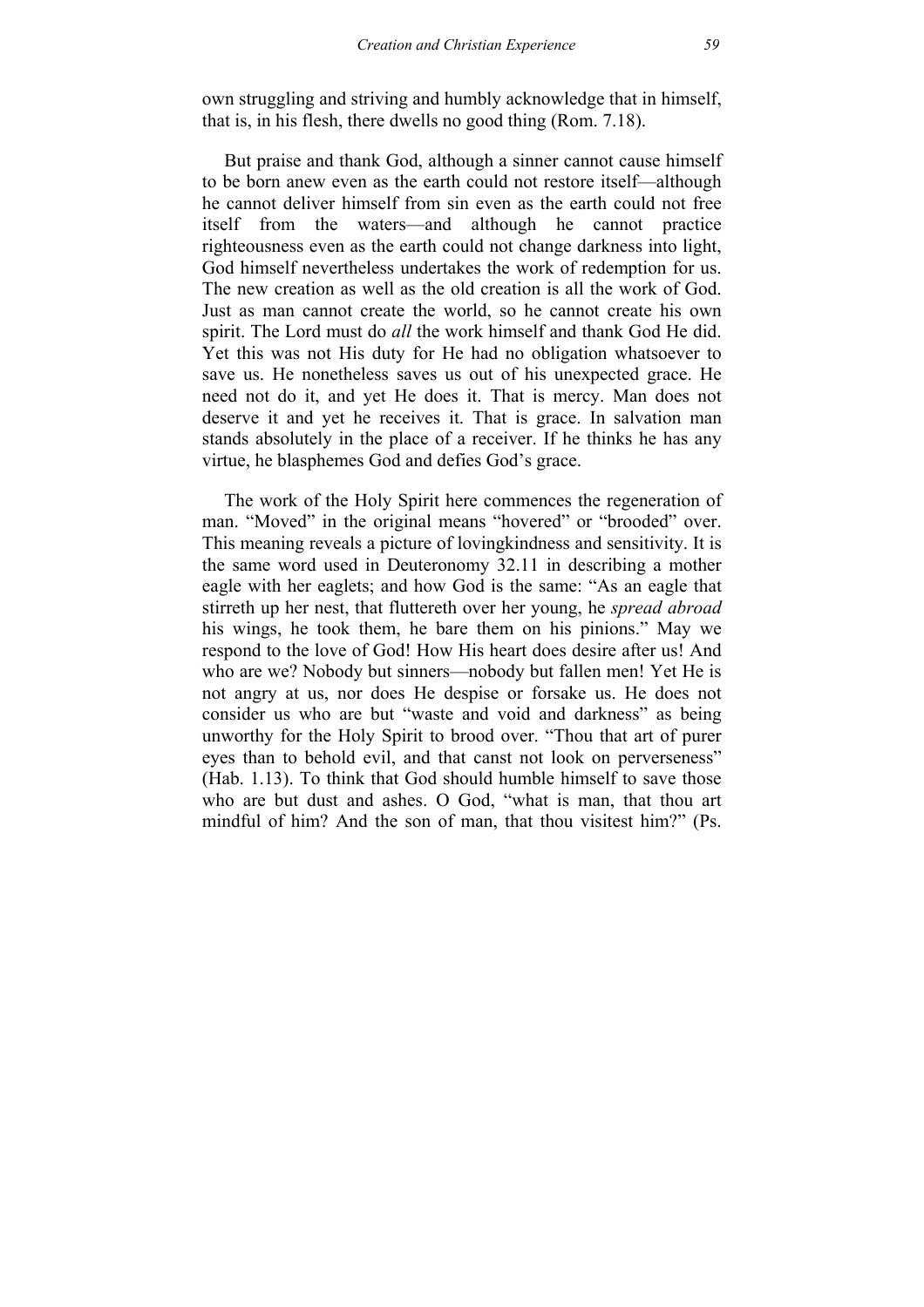own struggling and striving and humbly acknowledge that in himself, that is, in his flesh, there dwells no good thing (Rom. 7.18).

But praise and thank God, although a sinner cannot cause himself to be born anew even as the earth could not restore itself—although he cannot deliver himself from sin even as the earth could not free itself from the waters—and although he cannot practice righteousness even as the earth could not change darkness into light, God himself nevertheless undertakes the work of redemption for us. The new creation as well as the old creation is all the work of God. Just as man cannot create the world, so he cannot create his own spirit. The Lord must do *all* the work himself and thank God He did. Yet this was not His duty for He had no obligation whatsoever to save us. He nonetheless saves us out of his unexpected grace. He need not do it, and yet He does it. That is mercy. Man does not deserve it and yet he receives it. That is grace. In salvation man stands absolutely in the place of a receiver. If he thinks he has any virtue, he blasphemes God and defies God's grace.

The work of the Holy Spirit here commences the regeneration of man. "Moved" in the original means "hovered" or "brooded" over. This meaning reveals a picture of lovingkindness and sensitivity. It is the same word used in Deuteronomy 32.11 in describing a mother eagle with her eaglets; and how God is the same: "As an eagle that stirreth up her nest, that fluttereth over her young, he *spread abroad* his wings, he took them, he bare them on his pinions." May we respond to the love of God! How His heart does desire after us! And who are we? Nobody but sinners—nobody but fallen men! Yet He is not angry at us, nor does He despise or forsake us. He does not consider us who are but "waste and void and darkness" as being unworthy for the Holy Spirit to brood over. "Thou that art of purer eyes than to behold evil, and that canst not look on perverseness" (Hab. 1.13). To think that God should humble himself to save those who are but dust and ashes. O God, "what is man, that thou art mindful of him? And the son of man, that thou visitest him?" (Ps.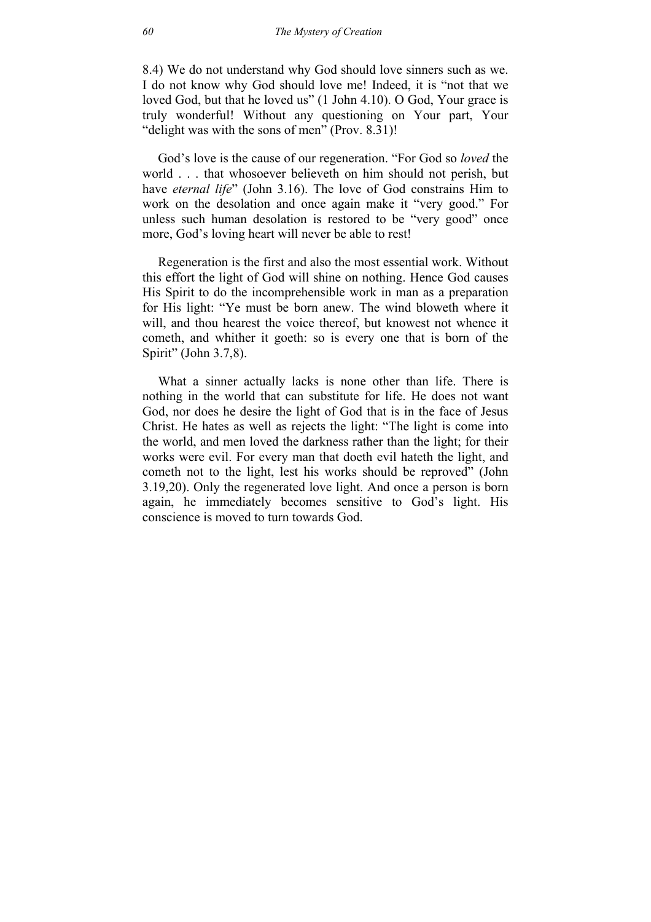8.4) We do not understand why God should love sinners such as we. I do not know why God should love me! Indeed, it is "not that we loved God, but that he loved us" (1 John 4.10). O God, Your grace is truly wonderful! Without any questioning on Your part, Your "delight was with the sons of men" (Prov. 8.31)!

God's love is the cause of our regeneration. "For God so *loved* the world . . . that whosoever believeth on him should not perish, but have *eternal life*" (John 3.16). The love of God constrains Him to work on the desolation and once again make it "very good." For unless such human desolation is restored to be "very good" once more, God's loving heart will never be able to rest!

Regeneration is the first and also the most essential work. Without this effort the light of God will shine on nothing. Hence God causes His Spirit to do the incomprehensible work in man as a preparation for His light: "Ye must be born anew. The wind bloweth where it will, and thou hearest the voice thereof, but knowest not whence it cometh, and whither it goeth: so is every one that is born of the Spirit" (John 3.7,8).

What a sinner actually lacks is none other than life. There is nothing in the world that can substitute for life. He does not want God, nor does he desire the light of God that is in the face of Jesus Christ. He hates as well as rejects the light: "The light is come into the world, and men loved the darkness rather than the light; for their works were evil. For every man that doeth evil hateth the light, and cometh not to the light, lest his works should be reproved" (John 3.19,20). Only the regenerated love light. And once a person is born again, he immediately becomes sensitive to God's light. His conscience is moved to turn towards God.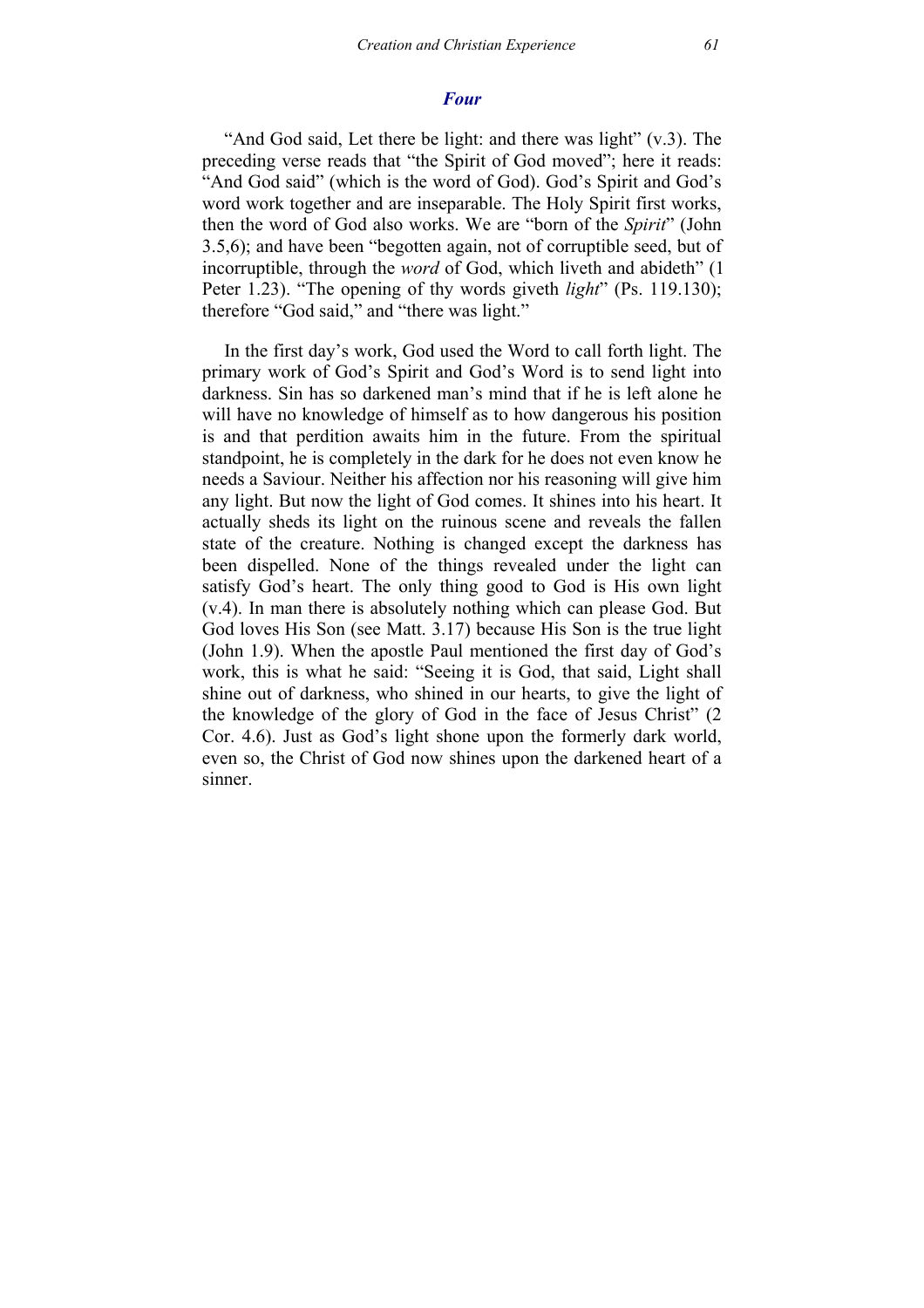## *Four*

"And God said, Let there be light: and there was light" (v.3). The preceding verse reads that "the Spirit of God moved"; here it reads: "And God said" (which is the word of God). God's Spirit and God's word work together and are inseparable. The Holy Spirit first works, then the word of God also works. We are "born of the *Spirit*" (John 3.5,6); and have been "begotten again, not of corruptible seed, but of incorruptible, through the *word* of God, which liveth and abideth" (1 Peter 1.23). "The opening of thy words giveth *light*" (Ps. 119.130); therefore "God said," and "there was light."

In the first day's work, God used the Word to call forth light. The primary work of God's Spirit and God's Word is to send light into darkness. Sin has so darkened man's mind that if he is left alone he will have no knowledge of himself as to how dangerous his position is and that perdition awaits him in the future. From the spiritual standpoint, he is completely in the dark for he does not even know he needs a Saviour. Neither his affection nor his reasoning will give him any light. But now the light of God comes. It shines into his heart. It actually sheds its light on the ruinous scene and reveals the fallen state of the creature. Nothing is changed except the darkness has been dispelled. None of the things revealed under the light can satisfy God's heart. The only thing good to God is His own light (v.4). In man there is absolutely nothing which can please God. But God loves His Son (see Matt. 3.17) because His Son is the true light (John 1.9). When the apostle Paul mentioned the first day of God's work, this is what he said: "Seeing it is God, that said, Light shall shine out of darkness, who shined in our hearts, to give the light of the knowledge of the glory of God in the face of Jesus Christ" (2 Cor. 4.6). Just as God's light shone upon the formerly dark world, even so, the Christ of God now shines upon the darkened heart of a sinner.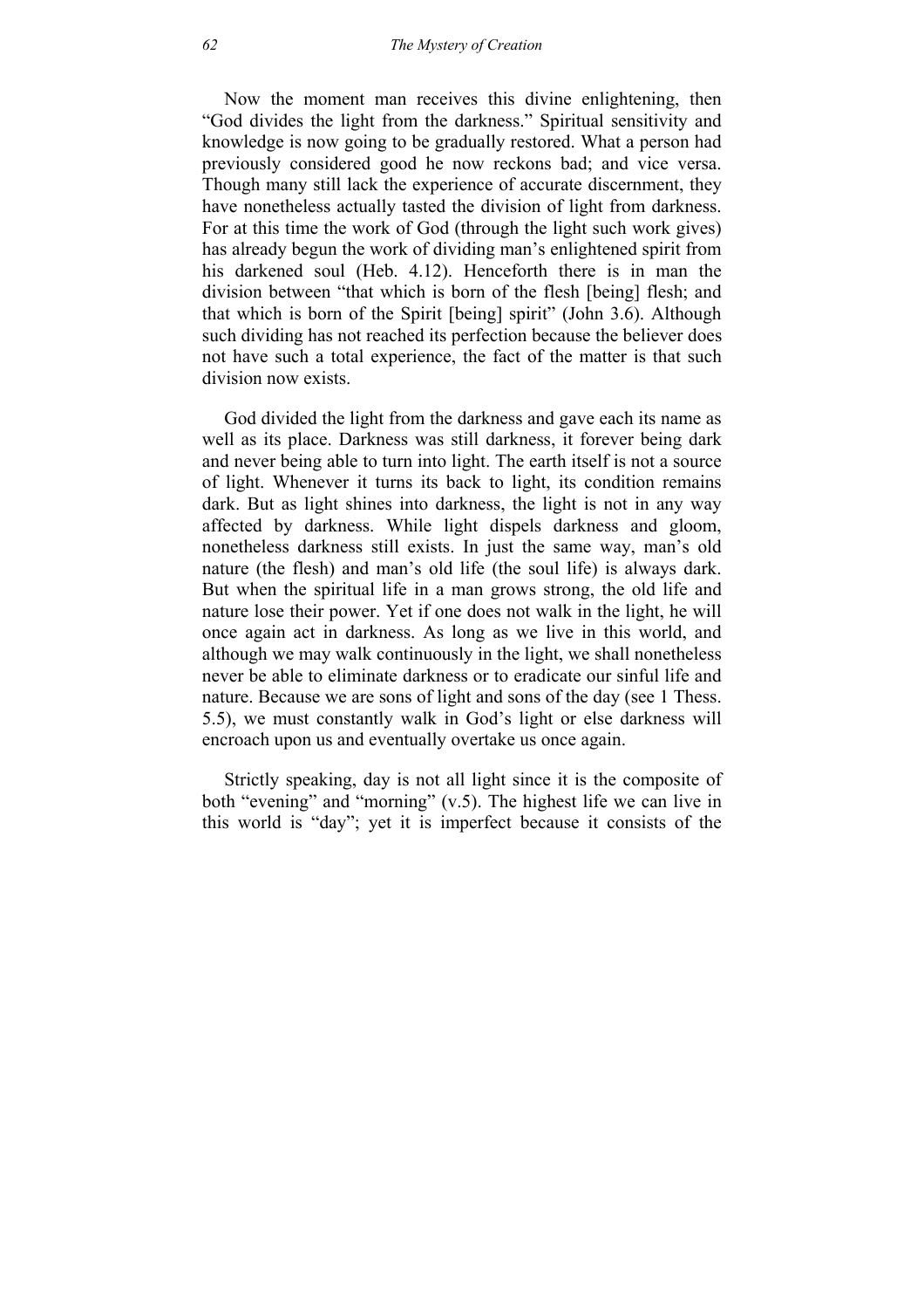Now the moment man receives this divine enlightening, then "God divides the light from the darkness." Spiritual sensitivity and knowledge is now going to be gradually restored. What a person had previously considered good he now reckons bad; and vice versa. Though many still lack the experience of accurate discernment, they have nonetheless actually tasted the division of light from darkness. For at this time the work of God (through the light such work gives) has already begun the work of dividing man's enlightened spirit from his darkened soul (Heb. 4.12). Henceforth there is in man the division between "that which is born of the flesh [being] flesh; and that which is born of the Spirit [being] spirit" (John 3.6). Although such dividing has not reached its perfection because the believer does not have such a total experience, the fact of the matter is that such division now exists.

God divided the light from the darkness and gave each its name as well as its place. Darkness was still darkness, it forever being dark and never being able to turn into light. The earth itself is not a source of light. Whenever it turns its back to light, its condition remains dark. But as light shines into darkness, the light is not in any way affected by darkness. While light dispels darkness and gloom, nonetheless darkness still exists. In just the same way, man's old nature (the flesh) and man's old life (the soul life) is always dark. But when the spiritual life in a man grows strong, the old life and nature lose their power. Yet if one does not walk in the light, he will once again act in darkness. As long as we live in this world, and although we may walk continuously in the light, we shall nonetheless never be able to eliminate darkness or to eradicate our sinful life and nature. Because we are sons of light and sons of the day (see 1 Thess. 5.5), we must constantly walk in God's light or else darkness will encroach upon us and eventually overtake us once again.

Strictly speaking, day is not all light since it is the composite of both "evening" and "morning" (v.5). The highest life we can live in this world is "day"; yet it is imperfect because it consists of the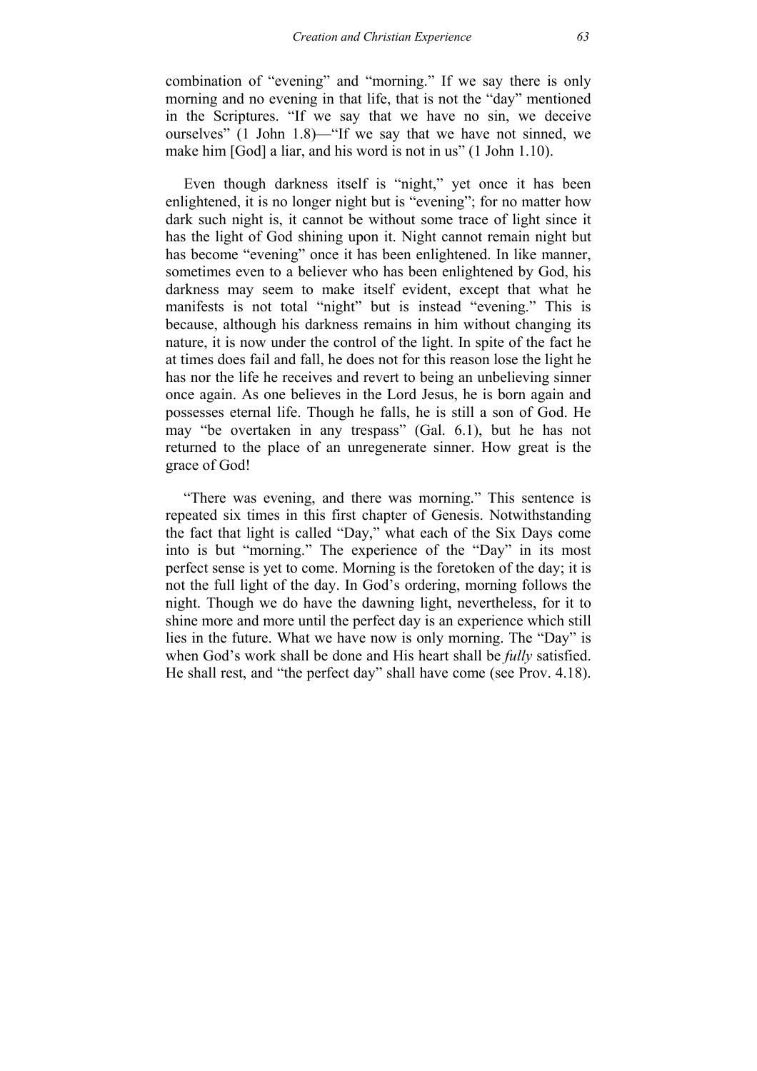combination of "evening" and "morning." If we say there is only morning and no evening in that life, that is not the "day" mentioned in the Scriptures. "If we say that we have no sin, we deceive ourselves" (1 John 1.8)—"If we say that we have not sinned, we make him [God] a liar, and his word is not in us" (1 John 1.10).

Even though darkness itself is "night," yet once it has been enlightened, it is no longer night but is "evening"; for no matter how dark such night is, it cannot be without some trace of light since it has the light of God shining upon it. Night cannot remain night but has become "evening" once it has been enlightened. In like manner, sometimes even to a believer who has been enlightened by God, his darkness may seem to make itself evident, except that what he manifests is not total "night" but is instead "evening." This is because, although his darkness remains in him without changing its nature, it is now under the control of the light. In spite of the fact he at times does fail and fall, he does not for this reason lose the light he has nor the life he receives and revert to being an unbelieving sinner once again. As one believes in the Lord Jesus, he is born again and possesses eternal life. Though he falls, he is still a son of God. He may "be overtaken in any trespass" (Gal. 6.1), but he has not returned to the place of an unregenerate sinner. How great is the grace of God!

"There was evening, and there was morning." This sentence is repeated six times in this first chapter of Genesis. Notwithstanding the fact that light is called "Day," what each of the Six Days come into is but "morning." The experience of the "Day" in its most perfect sense is yet to come. Morning is the foretoken of the day; it is not the full light of the day. In God's ordering, morning follows the night. Though we do have the dawning light, nevertheless, for it to shine more and more until the perfect day is an experience which still lies in the future. What we have now is only morning. The "Day" is when God's work shall be done and His heart shall be *fully* satisfied. He shall rest, and "the perfect day" shall have come (see Prov. 4.18).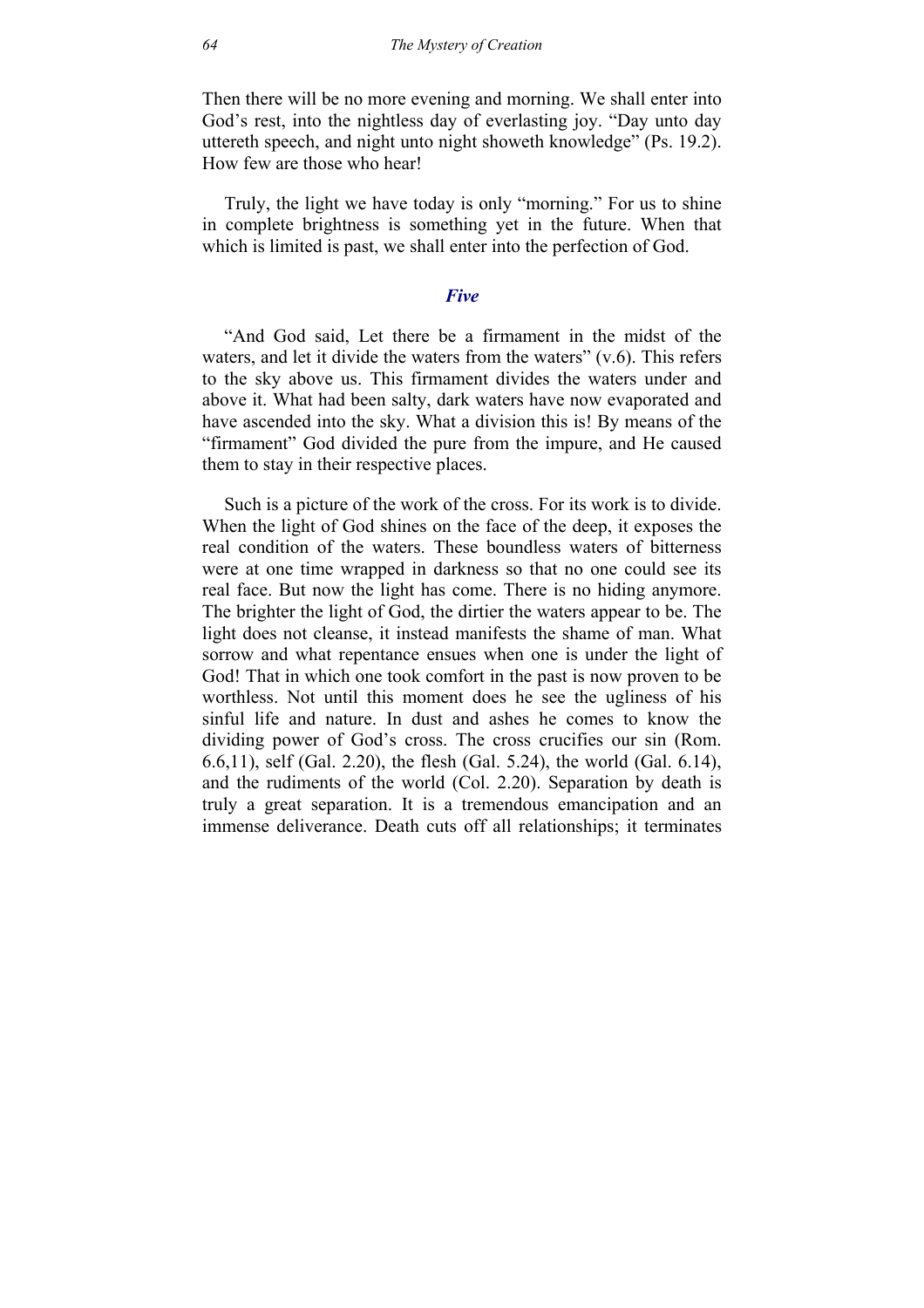Then there will be no more evening and morning. We shall enter into God's rest, into the nightless day of everlasting joy. "Day unto day uttereth speech, and night unto night showeth knowledge" (Ps. 19.2). How few are those who hear!

Truly, the light we have today is only "morning." For us to shine in complete brightness is something yet in the future. When that which is limited is past, we shall enter into the perfection of God.

### *Five*

"And God said, Let there be a firmament in the midst of the waters, and let it divide the waters from the waters" (v.6). This refers to the sky above us. This firmament divides the waters under and above it. What had been salty, dark waters have now evaporated and have ascended into the sky. What a division this is! By means of the "firmament" God divided the pure from the impure, and He caused them to stay in their respective places.

Such is a picture of the work of the cross. For its work is to divide. When the light of God shines on the face of the deep, it exposes the real condition of the waters. These boundless waters of bitterness were at one time wrapped in darkness so that no one could see its real face. But now the light has come. There is no hiding anymore. The brighter the light of God, the dirtier the waters appear to be. The light does not cleanse, it instead manifests the shame of man. What sorrow and what repentance ensues when one is under the light of God! That in which one took comfort in the past is now proven to be worthless. Not until this moment does he see the ugliness of his sinful life and nature. In dust and ashes he comes to know the dividing power of God's cross. The cross crucifies our sin (Rom. 6.6,11), self (Gal. 2.20), the flesh (Gal. 5.24), the world (Gal. 6.14), and the rudiments of the world (Col. 2.20). Separation by death is truly a great separation. It is a tremendous emancipation and an immense deliverance. Death cuts off all relationships; it terminates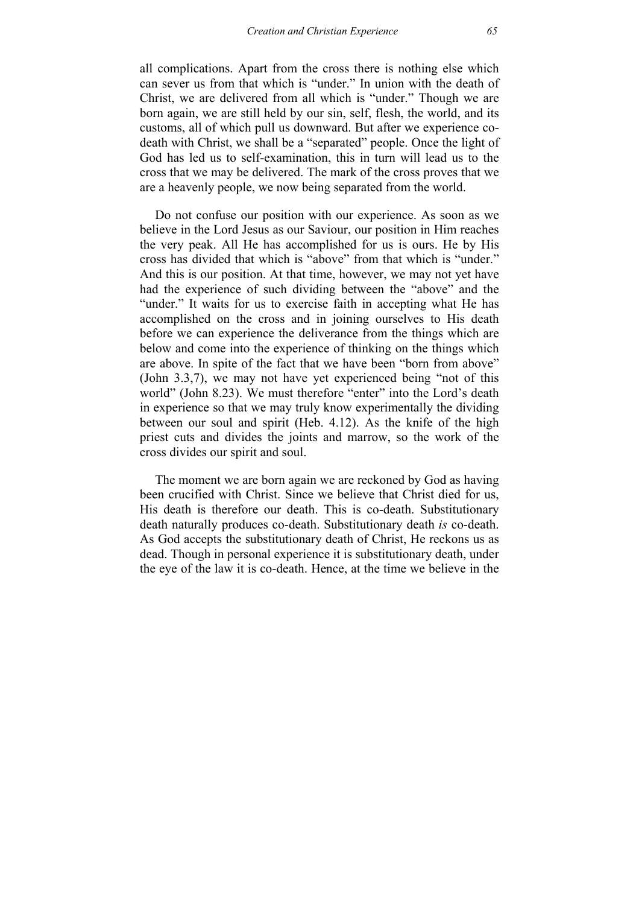all complications. Apart from the cross there is nothing else which can sever us from that which is "under." In union with the death of Christ, we are delivered from all which is "under." Though we are born again, we are still held by our sin, self, flesh, the world, and its customs, all of which pull us downward. But after we experience co-death with Christ, we shall be a "separated" people. Once the light of God has led us to self-examination, this in turn will lead us to the cross that we may be delivered. The mark of the cross proves that we are a heavenly people, we now being separated from the world.

Do not confuse our position with our experience. As soon as we believe in the Lord Jesus as our Saviour, our position in Him reaches the very peak. All He has accomplished for us is ours. He by His cross has divided that which is "above" from that which is "under." And this is our position. At that time, however, we may not yet have had the experience of such dividing between the "above" and the "under." It waits for us to exercise faith in accepting what He has accomplished on the cross and in joining ourselves to His death before we can experience the deliverance from the things which are below and come into the experience of thinking on the things which are above. In spite of the fact that we have been "born from above" (John 3.3,7), we may not have yet experienced being "not of this world" (John 8.23). We must therefore "enter" into the Lord's death in experience so that we may truly know experimentally the dividing between our soul and spirit (Heb. 4.12). As the knife of the high priest cuts and divides the joints and marrow, so the work of the cross divides our spirit and soul.

The moment we are born again we are reckoned by God as having been crucified with Christ. Since we believe that Christ died for us, His death is therefore our death. This is co-death. Substitutionary death naturally produces co-death. Substitutionary death *is* co-death. As God accepts the substitutionary death of Christ, He reckons us as dead. Though in personal experience it is substitutionary death, under the eye of the law it is co-death. Hence, at the time we believe in the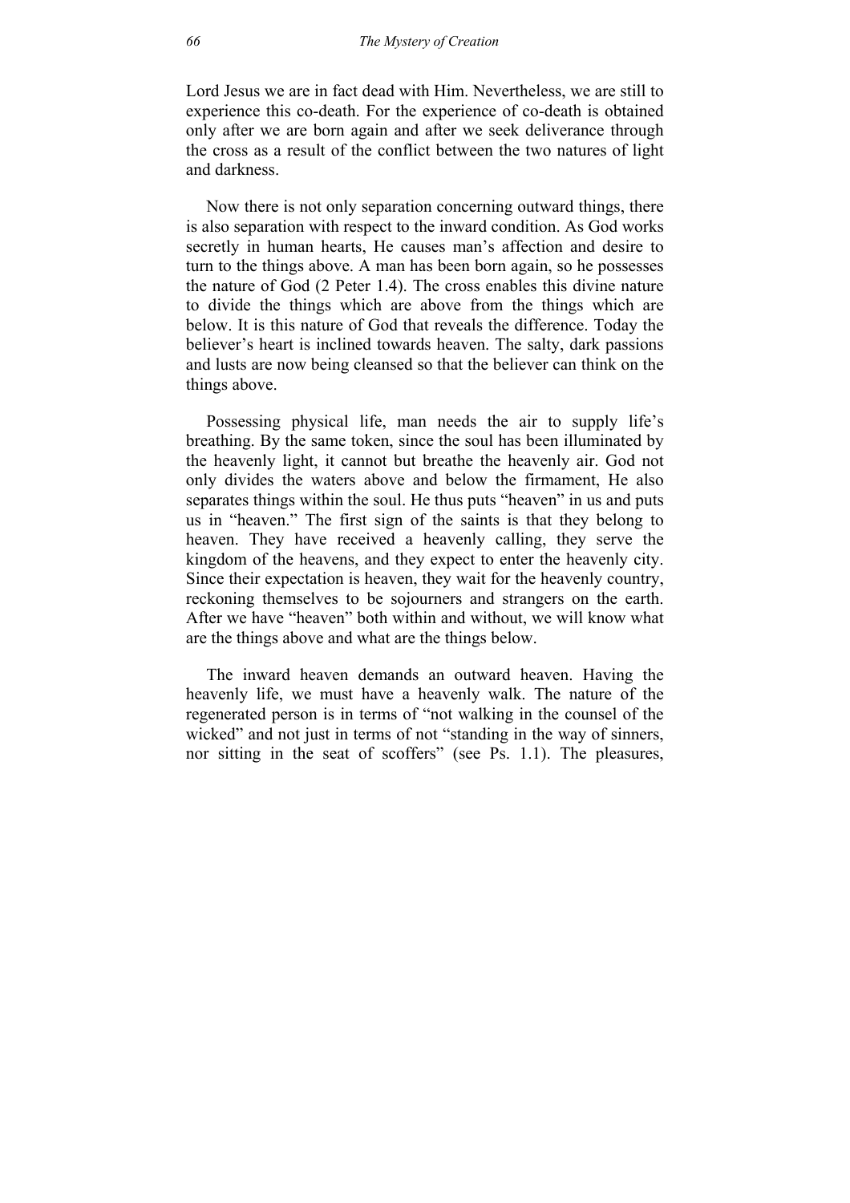Lord Jesus we are in fact dead with Him. Nevertheless, we are still to experience this co-death. For the experience of co-death is obtained only after we are born again and after we seek deliverance through the cross as a result of the conflict between the two natures of light and darkness.

Now there is not only separation concerning outward things, there is also separation with respect to the inward condition. As God works secretly in human hearts, He causes man's affection and desire to turn to the things above. A man has been born again, so he possesses the nature of God (2 Peter 1.4). The cross enables this divine nature to divide the things which are above from the things which are below. It is this nature of God that reveals the difference. Today the believer's heart is inclined towards heaven. The salty, dark passions and lusts are now being cleansed so that the believer can think on the things above.

Possessing physical life, man needs the air to supply life's breathing. By the same token, since the soul has been illuminated by the heavenly light, it cannot but breathe the heavenly air. God not only divides the waters above and below the firmament, He also separates things within the soul. He thus puts "heaven" in us and puts us in "heaven." The first sign of the saints is that they belong to heaven. They have received a heavenly calling, they serve the kingdom of the heavens, and they expect to enter the heavenly city. Since their expectation is heaven, they wait for the heavenly country, reckoning themselves to be sojourners and strangers on the earth. After we have "heaven" both within and without, we will know what are the things above and what are the things below.

The inward heaven demands an outward heaven. Having the heavenly life, we must have a heavenly walk. The nature of the regenerated person is in terms of "not walking in the counsel of the wicked" and not just in terms of not "standing in the way of sinners, nor sitting in the seat of scoffers" (see Ps. 1.1). The pleasures,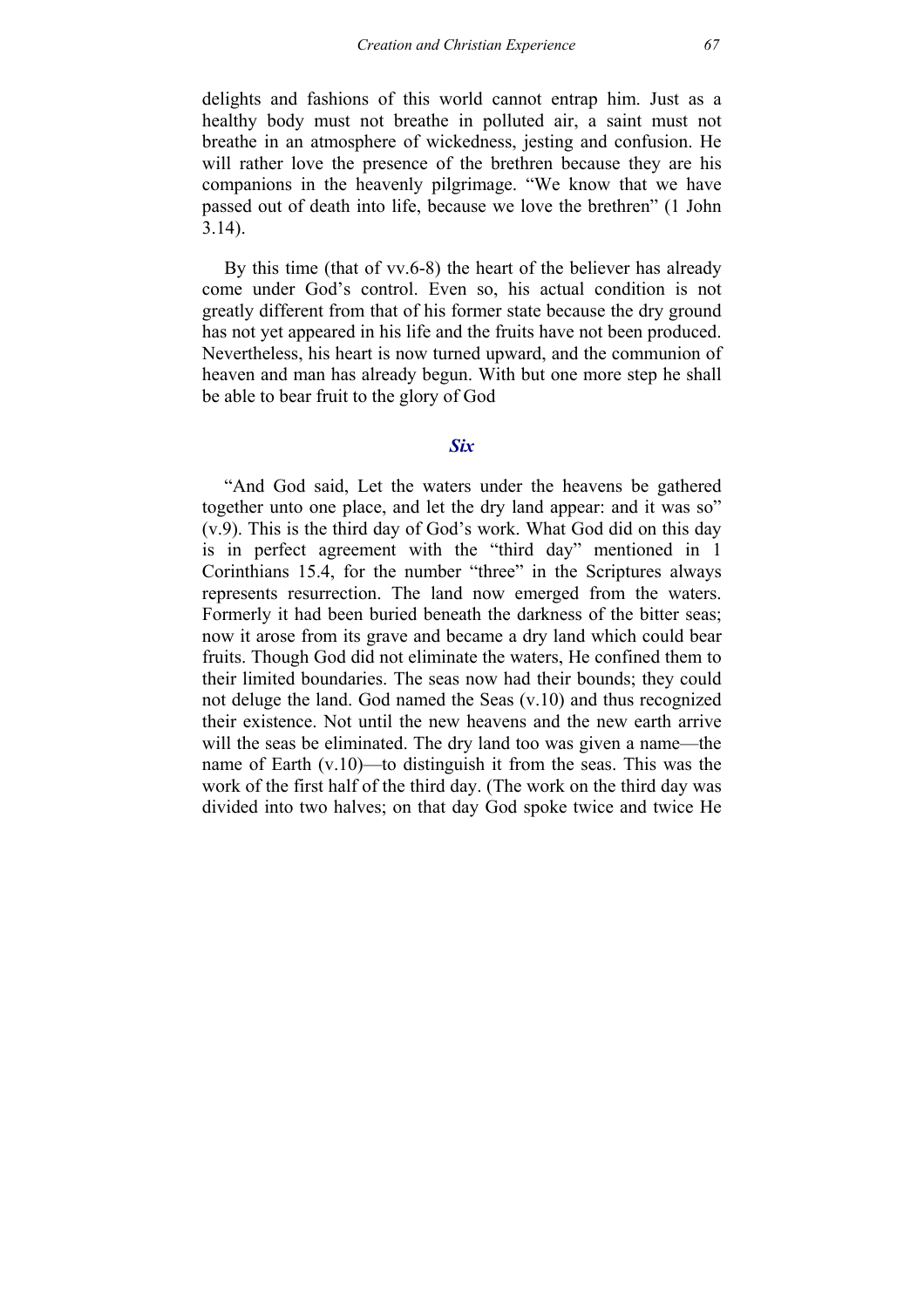delights and fashions of this world cannot entrap him. Just as a healthy body must not breathe in polluted air, a saint must not breathe in an atmosphere of wickedness, jesting and confusion. He will rather love the presence of the brethren because they are his companions in the heavenly pilgrimage. “We know that we have passed out of death into life, because we love the brethren” (1 John 3.14).

By this time (that of vv.6-8) the heart of the believer has already come under God’s control. Even so, his actual condition is not greatly different from that of his former state because the dry ground has not yet appeared in his life and the fruits have not been produced. Nevertheless, his heart is now turned upward, and the communion of heaven and man has already begun. With but one more step he shall be able to bear fruit to the glory of God

### *Six*

“And God said, Let the waters under the heavens be gathered together unto one place, and let the dry land appear: and it was so” (v.9). This is the third day of God’s work. What God did on this day is in perfect agreement with the “third day” mentioned in 1 Corinthians 15.4, for the number “three” in the Scriptures always represents resurrection. The land now emerged from the waters. Formerly it had been buried beneath the darkness of the bitter seas; now it arose from its grave and became a dry land which could bear fruits. Though God did not eliminate the waters, He confined them to their limited boundaries. The seas now had their bounds; they could not deluge the land. God named the Seas (v.10) and thus recognized their existence. Not until the new heavens and the new earth arrive will the seas be eliminated. The dry land too was given a name—the name of Earth (v.10)—to distinguish it from the seas. This was the work of the first half of the third day. (The work on the third day was divided into two halves; on that day God spoke twice and twice He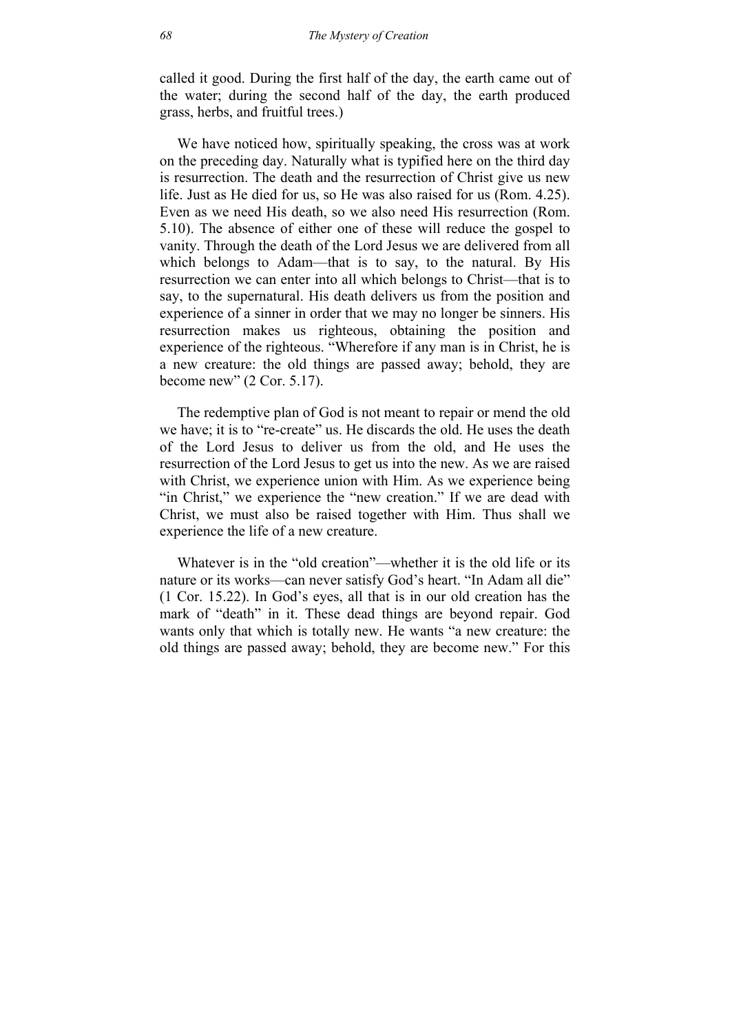called it good. During the first half of the day, the earth came out of the water; during the second half of the day, the earth produced grass, herbs, and fruitful trees.)

We have noticed how, spiritually speaking, the cross was at work on the preceding day. Naturally what is typified here on the third day is resurrection. The death and the resurrection of Christ give us new life. Just as He died for us, so He was also raised for us (Rom. 4.25). Even as we need His death, so we also need His resurrection (Rom. 5.10). The absence of either one of these will reduce the gospel to vanity. Through the death of the Lord Jesus we are delivered from all which belongs to Adam—that is to say, to the natural. By His resurrection we can enter into all which belongs to Christ—that is to say, to the supernatural. His death delivers us from the position and experience of a sinner in order that we may no longer be sinners. His resurrection makes us righteous, obtaining the position and experience of the righteous. "Wherefore if any man is in Christ, he is a new creature: the old things are passed away; behold, they are become new" (2 Cor. 5.17).

The redemptive plan of God is not meant to repair or mend the old we have; it is to "re-create" us. He discards the old. He uses the death of the Lord Jesus to deliver us from the old, and He uses the resurrection of the Lord Jesus to get us into the new. As we are raised with Christ, we experience union with Him. As we experience being "in Christ," we experience the "new creation." If we are dead with Christ, we must also be raised together with Him. Thus shall we experience the life of a new creature.

Whatever is in the "old creation"—whether it is the old life or its nature or its works—can never satisfy God's heart. "In Adam all die" (1 Cor. 15.22). In God's eyes, all that is in our old creation has the mark of "death" in it. These dead things are beyond repair. God wants only that which is totally new. He wants "a new creature: the old things are passed away; behold, they are become new." For this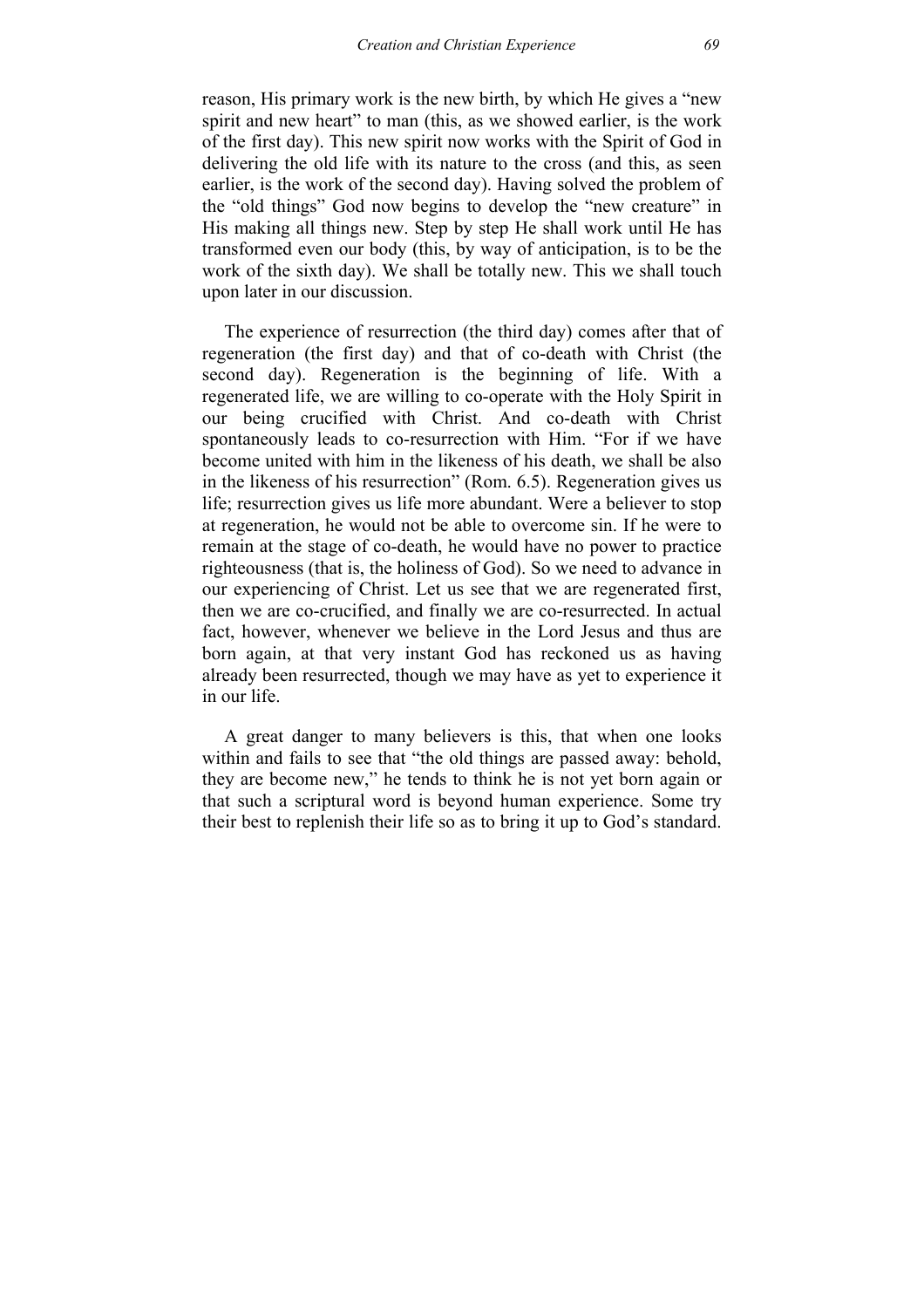reason, His primary work is the new birth, by which He gives a "new spirit and new heart" to man (this, as we showed earlier, is the work of the first day). This new spirit now works with the Spirit of God in delivering the old life with its nature to the cross (and this, as seen earlier, is the work of the second day). Having solved the problem of the "old things" God now begins to develop the "new creature" in His making all things new. Step by step He shall work until He has transformed even our body (this, by way of anticipation, is to be the work of the sixth day). We shall be totally new. This we shall touch upon later in our discussion.

The experience of resurrection (the third day) comes after that of regeneration (the first day) and that of co-death with Christ (the second day). Regeneration is the beginning of life. With a regenerated life, we are willing to co-operate with the Holy Spirit in our being crucified with Christ. And co-death with Christ spontaneously leads to co-resurrection with Him. "For if we have become united with him in the likeness of his death, we shall be also in the likeness of his resurrection" (Rom. 6.5). Regeneration gives us life; resurrection gives us life more abundant. Were a believer to stop at regeneration, he would not be able to overcome sin. If he were to remain at the stage of co-death, he would have no power to practice righteousness (that is, the holiness of God). So we need to advance in our experiencing of Christ. Let us see that we are regenerated first, then we are co-crucified, and finally we are co-resurrected. In actual fact, however, whenever we believe in the Lord Jesus and thus are born again, at that very instant God has reckoned us as having already been resurrected, though we may have as yet to experience it in our life.

A great danger to many believers is this, that when one looks within and fails to see that "the old things are passed away: behold, they are become new," he tends to think he is not yet born again or that such a scriptural word is beyond human experience. Some try their best to replenish their life so as to bring it up to God's standard.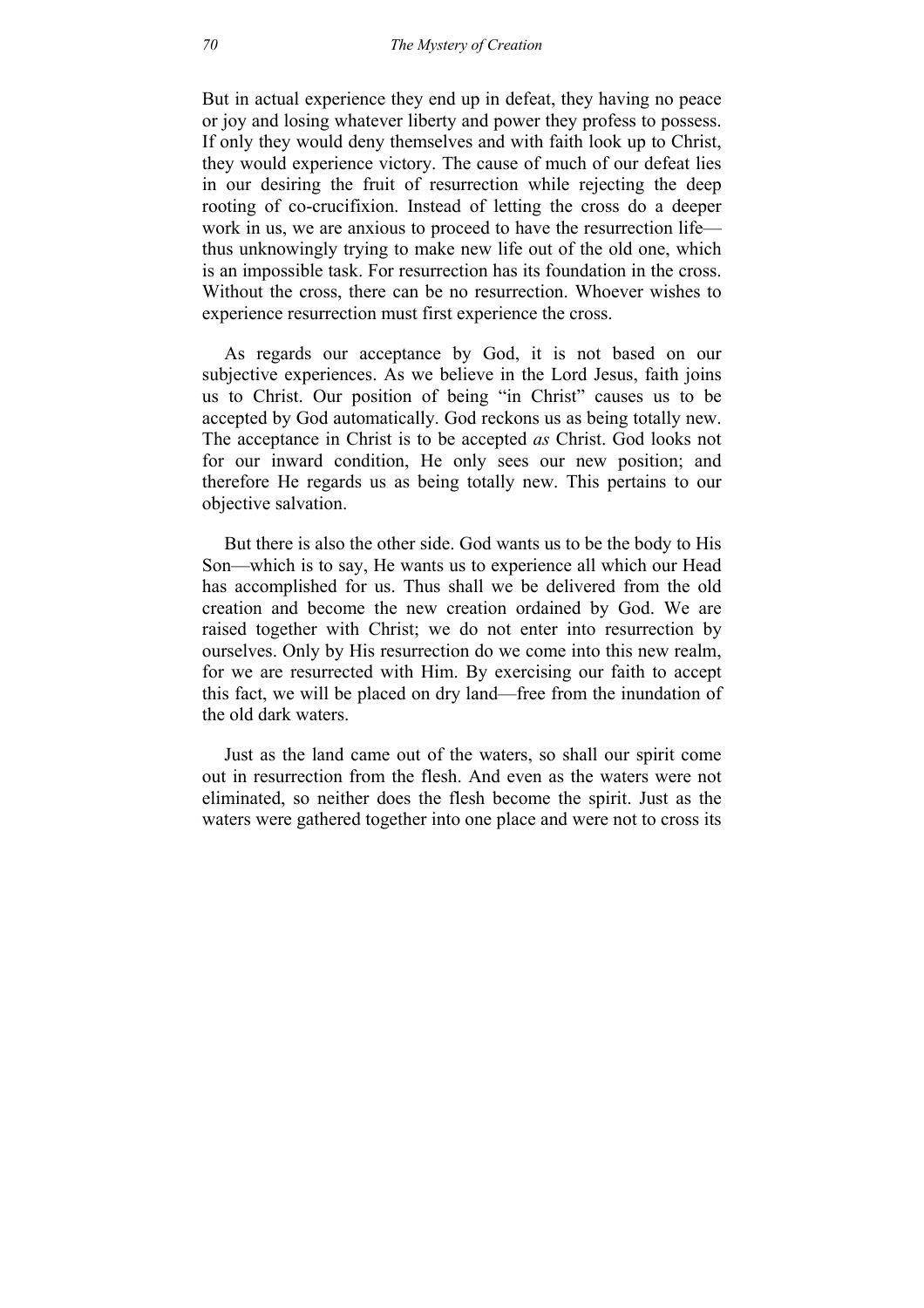But in actual experience they end up in defeat, they having no peace or joy and losing whatever liberty and power they profess to possess. If only they would deny themselves and with faith look up to Christ, they would experience victory. The cause of much of our defeat lies in our desiring the fruit of resurrection while rejecting the deep rooting of co-crucifixion. Instead of letting the cross do a deeper work in us, we are anxious to proceed to have the resurrection life—thus unknowingly trying to make new life out of the old one, which is an impossible task. For resurrection has its foundation in the cross. Without the cross, there can be no resurrection. Whoever wishes to experience resurrection must first experience the cross.

As regards our acceptance by God, it is not based on our subjective experiences. As we believe in the Lord Jesus, faith joins us to Christ. Our position of being "in Christ" causes us to be accepted by God automatically. God reckons us as being totally new. The acceptance in Christ is to be accepted *as* Christ. God looks not for our inward condition, He only sees our new position; and therefore He regards us as being totally new. This pertains to our objective salvation.

But there is also the other side. God wants us to be the body to His Son—which is to say, He wants us to experience all which our Head has accomplished for us. Thus shall we be delivered from the old creation and become the new creation ordained by God. We are raised together with Christ; we do not enter into resurrection by ourselves. Only by His resurrection do we come into this new realm, for we are resurrected with Him. By exercising our faith to accept this fact, we will be placed on dry land—free from the inundation of the old dark waters.

Just as the land came out of the waters, so shall our spirit come out in resurrection from the flesh. And even as the waters were not eliminated, so neither does the flesh become the spirit. Just as the waters were gathered together into one place and were not to cross its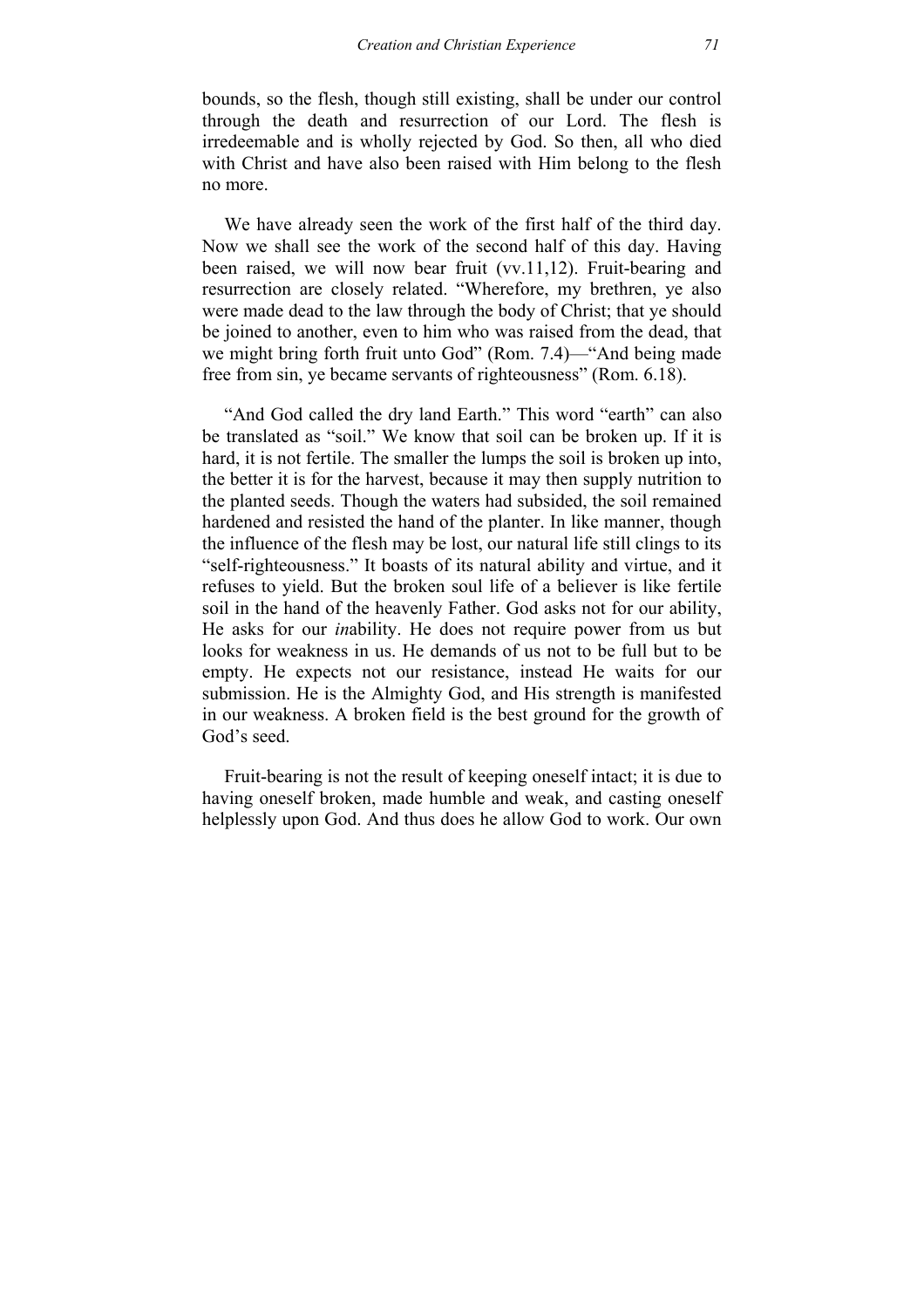bounds, so the flesh, though still existing, shall be under our control through the death and resurrection of our Lord. The flesh is irredeemable and is wholly rejected by God. So then, all who died with Christ and have also been raised with Him belong to the flesh no more.

We have already seen the work of the first half of the third day. Now we shall see the work of the second half of this day. Having been raised, we will now bear fruit (vv.11,12). Fruit-bearing and resurrection are closely related. "Wherefore, my brethren, ye also were made dead to the law through the body of Christ; that ye should be joined to another, even to him who was raised from the dead, that we might bring forth fruit unto God" (Rom. 7.4)—"And being made free from sin, ye became servants of righteousness" (Rom. 6.18).

"And God called the dry land Earth." This word "earth" can also be translated as "soil." We know that soil can be broken up. If it is hard, it is not fertile. The smaller the lumps the soil is broken up into, the better it is for the harvest, because it may then supply nutrition to the planted seeds. Though the waters had subsided, the soil remained hardened and resisted the hand of the planter. In like manner, though the influence of the flesh may be lost, our natural life still clings to its "self-righteousness." It boasts of its natural ability and virtue, and it refuses to yield. But the broken soul life of a believer is like fertile soil in the hand of the heavenly Father. God asks not for our ability, He asks for our *in*ability. He does not require power from us but looks for weakness in us. He demands of us not to be full but to be empty. He expects not our resistance, instead He waits for our submission. He is the Almighty God, and His strength is manifested in our weakness. A broken field is the best ground for the growth of God's seed.

Fruit-bearing is not the result of keeping oneself intact; it is due to having oneself broken, made humble and weak, and casting oneself helplessly upon God. And thus does he allow God to work. Our own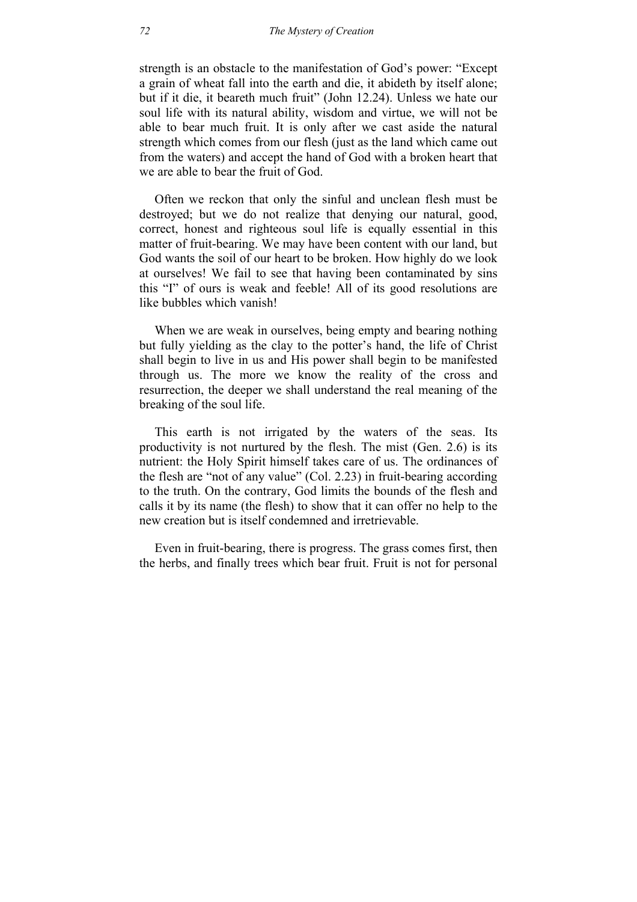strength is an obstacle to the manifestation of God's power: "Except a grain of wheat fall into the earth and die, it abideth by itself alone; but if it die, it beareth much fruit" (John 12.24). Unless we hate our soul life with its natural ability, wisdom and virtue, we will not be able to bear much fruit. It is only after we cast aside the natural strength which comes from our flesh (just as the land which came out from the waters) and accept the hand of God with a broken heart that we are able to bear the fruit of God.

Often we reckon that only the sinful and unclean flesh must be destroyed; but we do not realize that denying our natural, good, correct, honest and righteous soul life is equally essential in this matter of fruit-bearing. We may have been content with our land, but God wants the soil of our heart to be broken. How highly do we look at ourselves! We fail to see that having been contaminated by sins this "I" of ours is weak and feeble! All of its good resolutions are like bubbles which vanish!

When we are weak in ourselves, being empty and bearing nothing but fully yielding as the clay to the potter's hand, the life of Christ shall begin to live in us and His power shall begin to be manifested through us. The more we know the reality of the cross and resurrection, the deeper we shall understand the real meaning of the breaking of the soul life.

This earth is not irrigated by the waters of the seas. Its productivity is not nurtured by the flesh. The mist (Gen. 2.6) is its nutrient: the Holy Spirit himself takes care of us. The ordinances of the flesh are "not of any value" (Col. 2.23) in fruit-bearing according to the truth. On the contrary, God limits the bounds of the flesh and calls it by its name (the flesh) to show that it can offer no help to the new creation but is itself condemned and irretrievable.

Even in fruit-bearing, there is progress. The grass comes first, then the herbs, and finally trees which bear fruit. Fruit is not for personal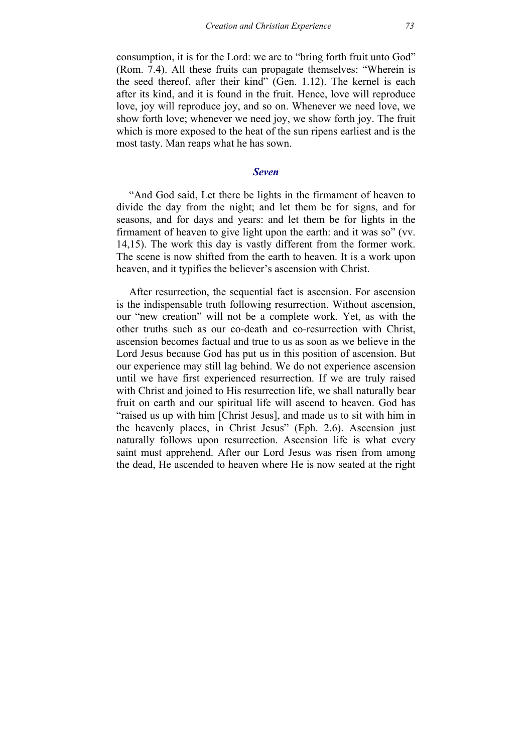consumption, it is for the Lord: we are to "bring forth fruit unto God" (Rom. 7.4). All these fruits can propagate themselves: "Wherein is the seed thereof, after their kind" (Gen. 1.12). The kernel is each after its kind, and it is found in the fruit. Hence, love will reproduce love, joy will reproduce joy, and so on. Whenever we need love, we show forth love; whenever we need joy, we show forth joy. The fruit which is more exposed to the heat of the sun ripens earliest and is the most tasty. Man reaps what he has sown.

### *Seven*

"And God said, Let there be lights in the firmament of heaven to divide the day from the night; and let them be for signs, and for seasons, and for days and years: and let them be for lights in the firmament of heaven to give light upon the earth: and it was so" (vv. 14,15). The work this day is vastly different from the former work. The scene is now shifted from the earth to heaven. It is a work upon heaven, and it typifies the believer's ascension with Christ.

After resurrection, the sequential fact is ascension. For ascension is the indispensable truth following resurrection. Without ascension, our "new creation" will not be a complete work. Yet, as with the other truths such as our co-death and co-resurrection with Christ, ascension becomes factual and true to us as soon as we believe in the Lord Jesus because God has put us in this position of ascension. But our experience may still lag behind. We do not experience ascension until we have first experienced resurrection. If we are truly raised with Christ and joined to His resurrection life, we shall naturally bear fruit on earth and our spiritual life will ascend to heaven. God has "raised us up with him [Christ Jesus], and made us to sit with him in the heavenly places, in Christ Jesus" (Eph. 2.6). Ascension just naturally follows upon resurrection. Ascension life is what every saint must apprehend. After our Lord Jesus was risen from among the dead, He ascended to heaven where He is now seated at the right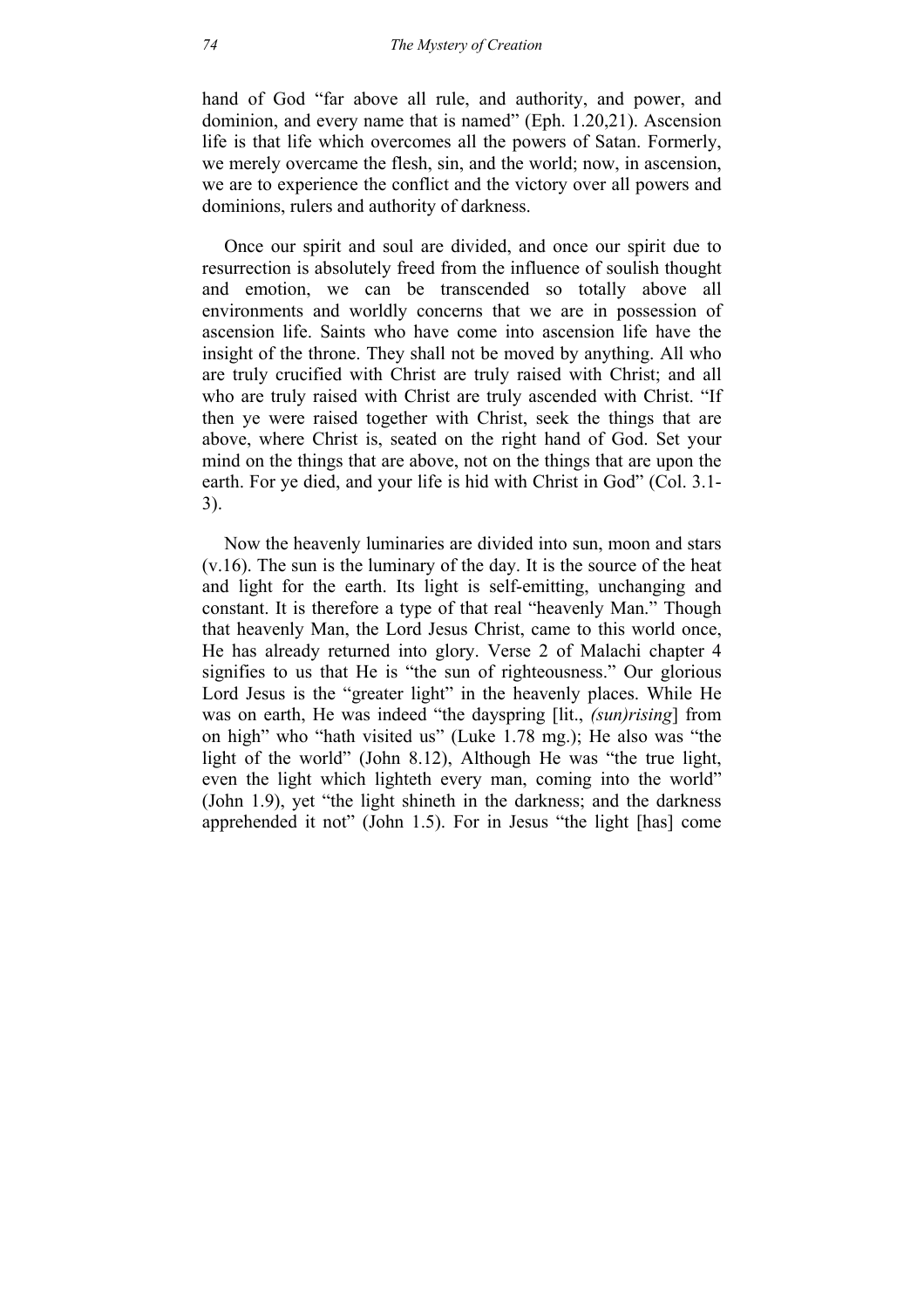hand of God "far above all rule, and authority, and power, and dominion, and every name that is named" (Eph. 1.20,21). Ascension life is that life which overcomes all the powers of Satan. Formerly, we merely overcame the flesh, sin, and the world; now, in ascension, we are to experience the conflict and the victory over all powers and dominions, rulers and authority of darkness.

Once our spirit and soul are divided, and once our spirit due to resurrection is absolutely freed from the influence of soulish thought and emotion, we can be transcended so totally above all environments and worldly concerns that we are in possession of ascension life. Saints who have come into ascension life have the insight of the throne. They shall not be moved by anything. All who are truly crucified with Christ are truly raised with Christ; and all who are truly raised with Christ are truly ascended with Christ. "If then ye were raised together with Christ, seek the things that are above, where Christ is, seated on the right hand of God. Set your mind on the things that are above, not on the things that are upon the earth. For ye died, and your life is hid with Christ in God" (Col. 3.1-3).

Now the heavenly luminaries are divided into sun, moon and stars (v.16). The sun is the luminary of the day. It is the source of the heat and light for the earth. Its light is self-emitting, unchanging and constant. It is therefore a type of that real "heavenly Man." Though that heavenly Man, the Lord Jesus Christ, came to this world once, He has already returned into glory. Verse 2 of Malachi chapter 4 signifies to us that He is "the sun of righteousness." Our glorious Lord Jesus is the "greater light" in the heavenly places. While He was on earth, He was indeed "the dayspring [lit., *(sun)rising*] from on high" who "hath visited us" (Luke 1.78 mg.); He also was "the light of the world" (John 8.12), Although He was "the true light, even the light which lighteth every man, coming into the world" (John 1.9), yet "the light shineth in the darkness; and the darkness apprehended it not" (John 1.5). For in Jesus "the light [has] come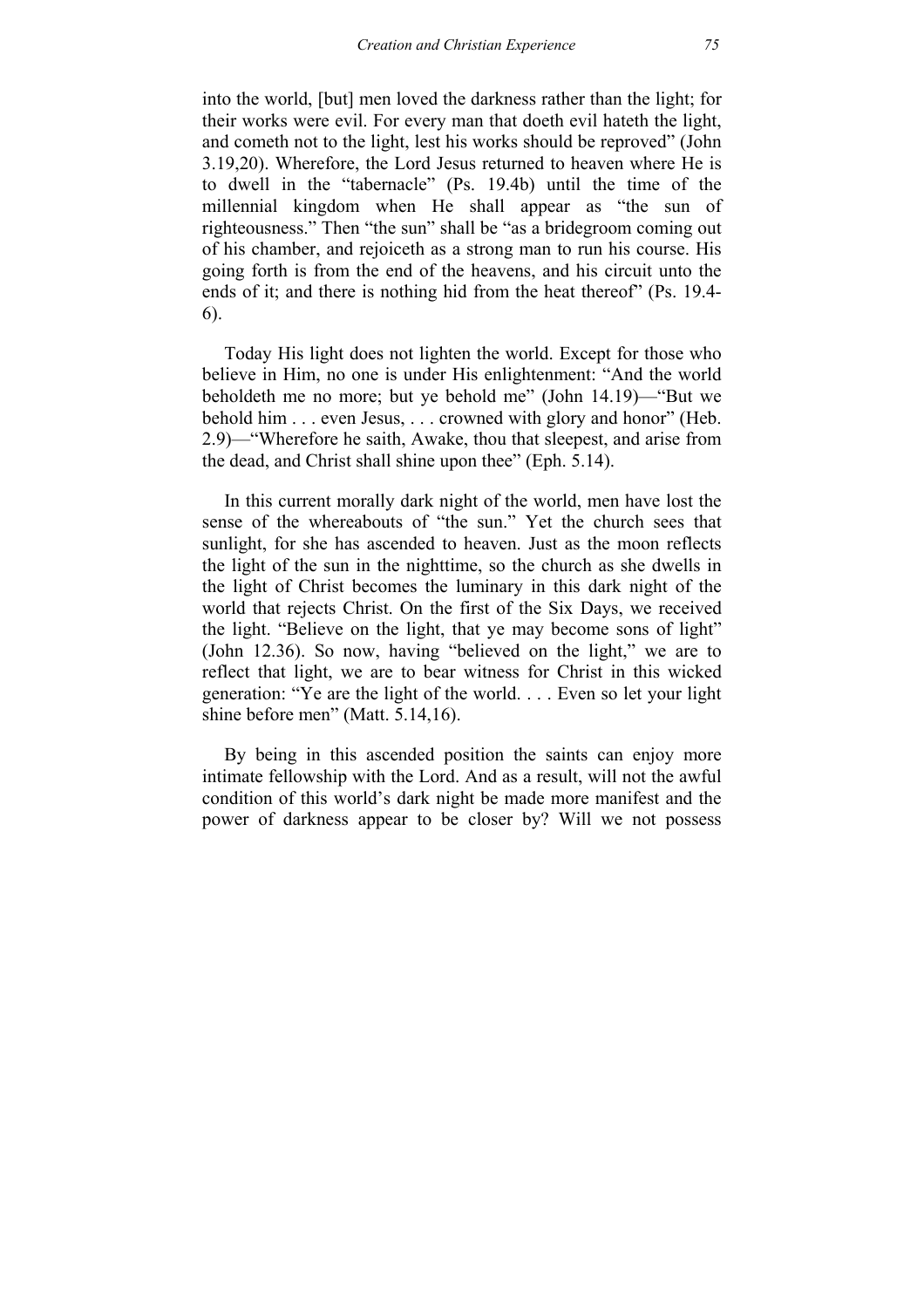into the world, [but] men loved the darkness rather than the light; for their works were evil. For every man that doeth evil hateth the light, and cometh not to the light, lest his works should be reproved" (John 3.19,20). Wherefore, the Lord Jesus returned to heaven where He is to dwell in the "tabernacle" (Ps. 19.4b) until the time of the millennial kingdom when He shall appear as "the sun of righteousness." Then "the sun" shall be "as a bridegroom coming out of his chamber, and rejoiceth as a strong man to run his course. His going forth is from the end of the heavens, and his circuit unto the ends of it; and there is nothing hid from the heat thereof" (Ps. 19.4-6).

Today His light does not lighten the world. Except for those who believe in Him, no one is under His enlightenment: "And the world beholdeth me no more; but ye behold me" (John 14.19)—"But we behold him . . . even Jesus, . . . crowned with glory and honor" (Heb. 2.9)—"Wherefore he saith, Awake, thou that sleepest, and arise from the dead, and Christ shall shine upon thee" (Eph. 5.14).

In this current morally dark night of the world, men have lost the sense of the whereabouts of "the sun." Yet the church sees that sunlight, for she has ascended to heaven. Just as the moon reflects the light of the sun in the nighttime, so the church as she dwells in the light of Christ becomes the luminary in this dark night of the world that rejects Christ. On the first of the Six Days, we received the light. "Believe on the light, that ye may become sons of light" (John 12.36). So now, having "believed on the light," we are to reflect that light, we are to bear witness for Christ in this wicked generation: "Ye are the light of the world. . . . Even so let your light shine before men" (Matt. 5.14,16).

By being in this ascended position the saints can enjoy more intimate fellowship with the Lord. And as a result, will not the awful condition of this world's dark night be made more manifest and the power of darkness appear to be closer by? Will we not possess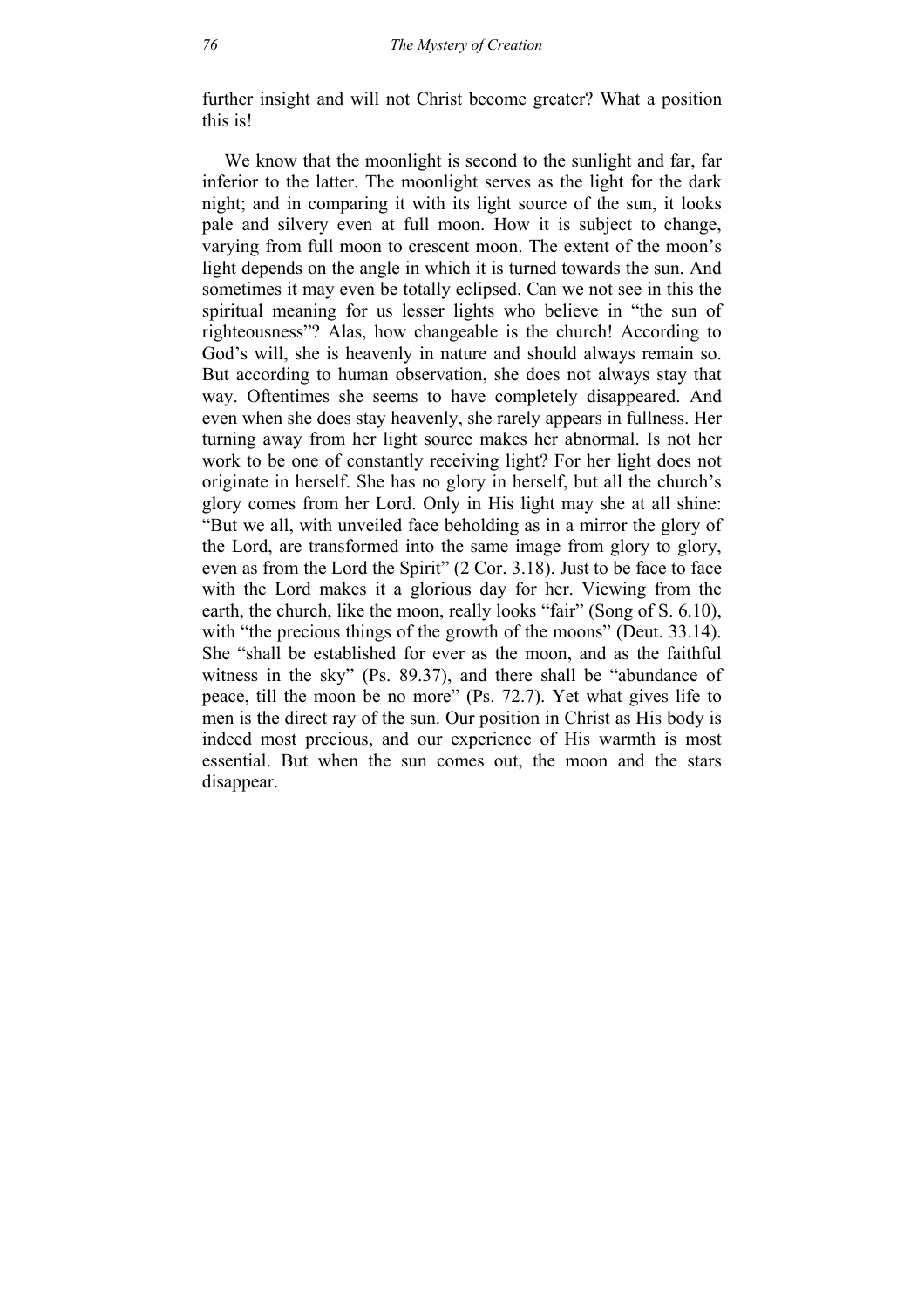further insight and will not Christ become greater? What a position this is!

We know that the moonlight is second to the sunlight and far, far inferior to the latter. The moonlight serves as the light for the dark night; and in comparing it with its light source of the sun, it looks pale and silvery even at full moon. How it is subject to change, varying from full moon to crescent moon. The extent of the moon's light depends on the angle in which it is turned towards the sun. And sometimes it may even be totally eclipsed. Can we not see in this the spiritual meaning for us lesser lights who believe in "the sun of righteousness"? Alas, how changeable is the church! According to God's will, she is heavenly in nature and should always remain so. But according to human observation, she does not always stay that way. Oftentimes she seems to have completely disappeared. And even when she does stay heavenly, she rarely appears in fullness. Her turning away from her light source makes her abnormal. Is not her work to be one of constantly receiving light? For her light does not originate in herself. She has no glory in herself, but all the church's glory comes from her Lord. Only in His light may she at all shine: "But we all, with unveiled face beholding as in a mirror the glory of the Lord, are transformed into the same image from glory to glory, even as from the Lord the Spirit" (2 Cor. 3.18). Just to be face to face with the Lord makes it a glorious day for her. Viewing from the earth, the church, like the moon, really looks "fair" (Song of S. 6.10), with "the precious things of the growth of the moons" (Deut. 33.14). She "shall be established for ever as the moon, and as the faithful witness in the sky" (Ps. 89.37), and there shall be "abundance of peace, till the moon be no more" (Ps. 72.7). Yet what gives life to men is the direct ray of the sun. Our position in Christ as His body is indeed most precious, and our experience of His warmth is most essential. But when the sun comes out, the moon and the stars disappear.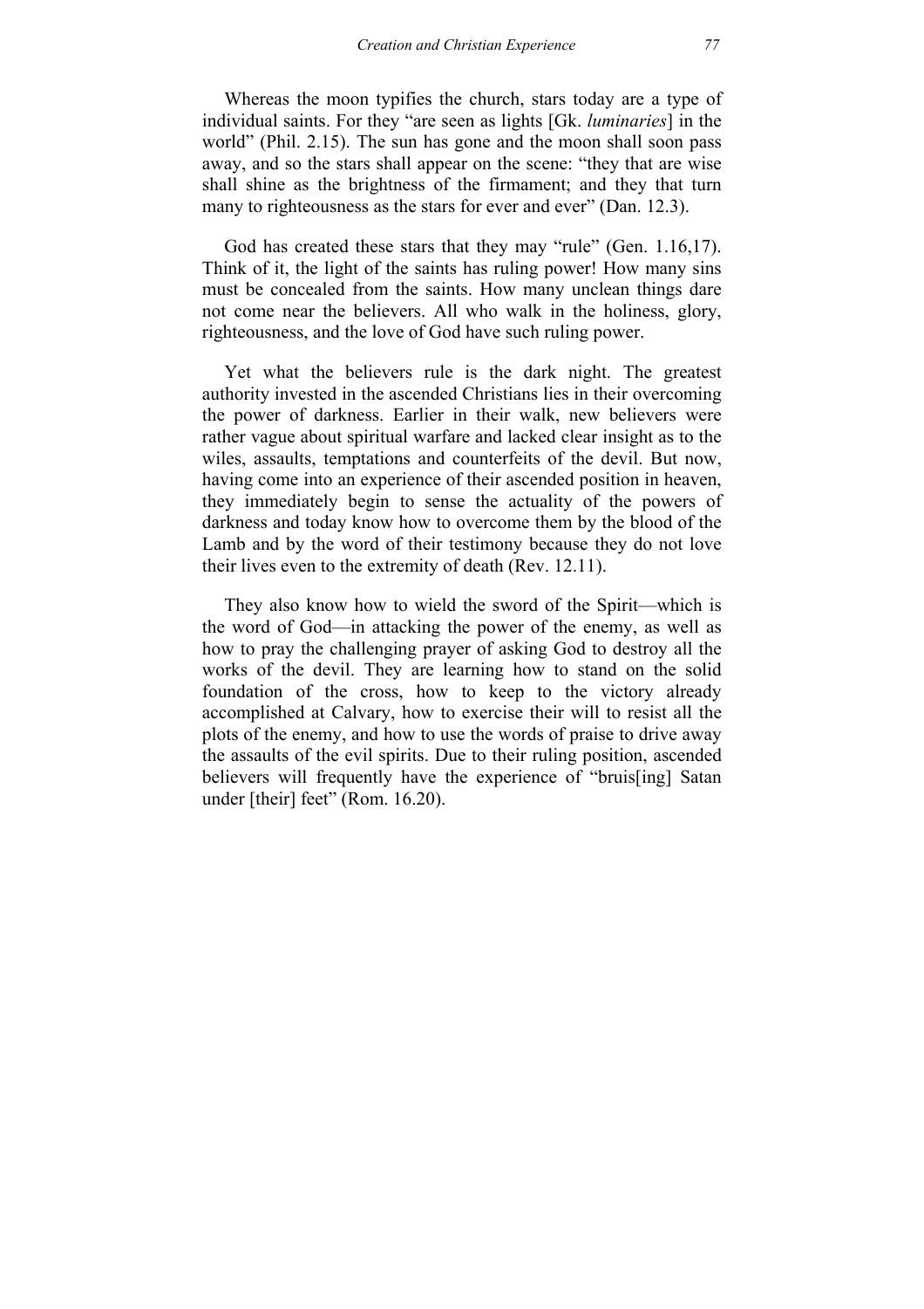Whereas the moon typifies the church, stars today are a type of individual saints. For they "are seen as lights [Gk. *luminaries*] in the world" (Phil. 2.15). The sun has gone and the moon shall soon pass away, and so the stars shall appear on the scene: "they that are wise shall shine as the brightness of the firmament; and they that turn many to righteousness as the stars for ever and ever" (Dan. 12.3).

God has created these stars that they may "rule" (Gen. 1.16,17). Think of it, the light of the saints has ruling power! How many sins must be concealed from the saints. How many unclean things dare not come near the believers. All who walk in the holiness, glory, righteousness, and the love of God have such ruling power.

Yet what the believers rule is the dark night. The greatest authority invested in the ascended Christians lies in their overcoming the power of darkness. Earlier in their walk, new believers were rather vague about spiritual warfare and lacked clear insight as to the wiles, assaults, temptations and counterfeits of the devil. But now, having come into an experience of their ascended position in heaven, they immediately begin to sense the actuality of the powers of darkness and today know how to overcome them by the blood of the Lamb and by the word of their testimony because they do not love their lives even to the extremity of death (Rev. 12.11).

They also know how to wield the sword of the Spirit—which is the word of God—in attacking the power of the enemy, as well as how to pray the challenging prayer of asking God to destroy all the works of the devil. They are learning how to stand on the solid foundation of the cross, how to keep to the victory already accomplished at Calvary, how to exercise their will to resist all the plots of the enemy, and how to use the words of praise to drive away the assaults of the evil spirits. Due to their ruling position, ascended believers will frequently have the experience of "bruis[ing] Satan under [their] feet" (Rom. 16.20).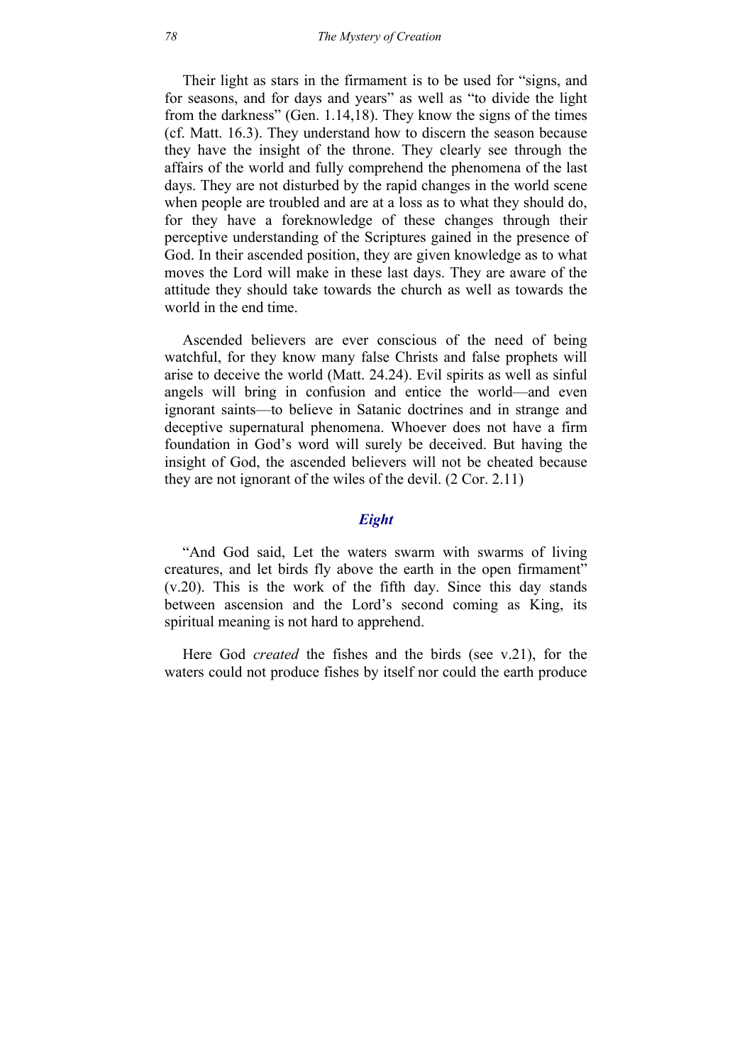Their light as stars in the firmament is to be used for “signs, and for seasons, and for days and years” as well as “to divide the light from the darkness” (Gen. 1.14,18). They know the signs of the times (cf. Matt. 16.3). They understand how to discern the season because they have the insight of the throne. They clearly see through the affairs of the world and fully comprehend the phenomena of the last days. They are not disturbed by the rapid changes in the world scene when people are troubled and are at a loss as to what they should do, for they have a foreknowledge of these changes through their perceptive understanding of the Scriptures gained in the presence of God. In their ascended position, they are given knowledge as to what moves the Lord will make in these last days. They are aware of the attitude they should take towards the church as well as towards the world in the end time.

Ascended believers are ever conscious of the need of being watchful, for they know many false Christs and false prophets will arise to deceive the world (Matt. 24.24). Evil spirits as well as sinful angels will bring in confusion and entice the world—and even ignorant saints—to believe in Satanic doctrines and in strange and deceptive supernatural phenomena. Whoever does not have a firm foundation in God’s word will surely be deceived. But having the insight of God, the ascended believers will not be cheated because they are not ignorant of the wiles of the devil. (2 Cor. 2.11)

### *Eight*

“And God said, Let the waters swarm with swarms of living creatures, and let birds fly above the earth in the open firmament” (v.20). This is the work of the fifth day. Since this day stands between ascension and the Lord’s second coming as King, its spiritual meaning is not hard to apprehend.

Here God *created* the fishes and the birds (see v.21), for the waters could not produce fishes by itself nor could the earth produce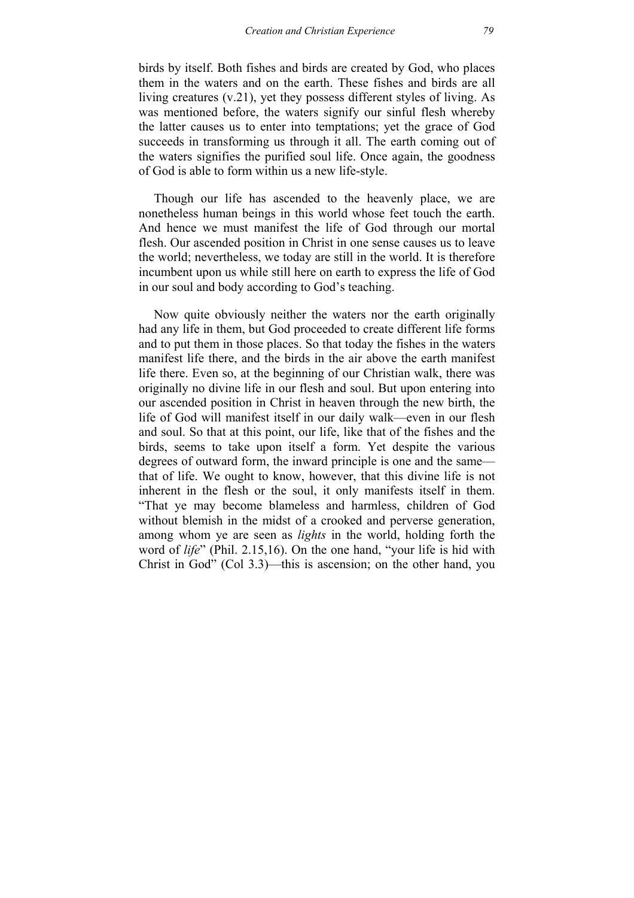birds by itself. Both fishes and birds are created by God, who places them in the waters and on the earth. These fishes and birds are all living creatures (v.21), yet they possess different styles of living. As was mentioned before, the waters signify our sinful flesh whereby the latter causes us to enter into temptations; yet the grace of God succeeds in transforming us through it all. The earth coming out of the waters signifies the purified soul life. Once again, the goodness of God is able to form within us a new life-style.

Though our life has ascended to the heavenly place, we are nonetheless human beings in this world whose feet touch the earth. And hence we must manifest the life of God through our mortal flesh. Our ascended position in Christ in one sense causes us to leave the world; nevertheless, we today are still in the world. It is therefore incumbent upon us while still here on earth to express the life of God in our soul and body according to God's teaching.

Now quite obviously neither the waters nor the earth originally had any life in them, but God proceeded to create different life forms and to put them in those places. So that today the fishes in the waters manifest life there, and the birds in the air above the earth manifest life there. Even so, at the beginning of our Christian walk, there was originally no divine life in our flesh and soul. But upon entering into our ascended position in Christ in heaven through the new birth, the life of God will manifest itself in our daily walk—even in our flesh and soul. So that at this point, our life, like that of the fishes and the birds, seems to take upon itself a form. Yet despite the various degrees of outward form, the inward principle is one and the same—that of life. We ought to know, however, that this divine life is not inherent in the flesh or the soul, it only manifests itself in them. "That ye may become blameless and harmless, children of God without blemish in the midst of a crooked and perverse generation, among whom ye are seen as *lights* in the world, holding forth the word of *life*" (Phil. 2.15,16). On the one hand, "your life is hid with Christ in God" (Col 3.3)—this is ascension; on the other hand, you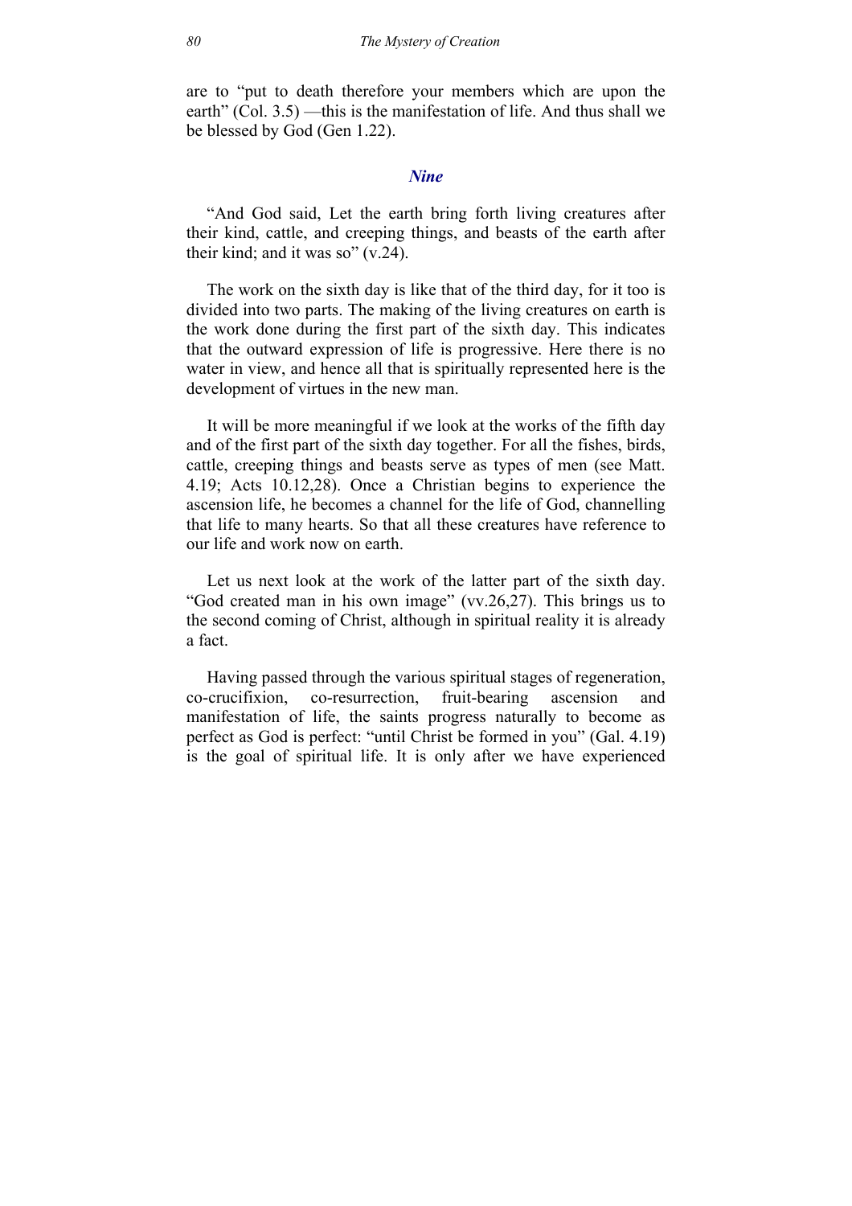are to "put to death therefore your members which are upon the earth" (Col. 3.5) —this is the manifestation of life. And thus shall we be blessed by God (Gen 1.22).

### *Nine*

"And God said, Let the earth bring forth living creatures after their kind, cattle, and creeping things, and beasts of the earth after their kind; and it was so" (v.24).

The work on the sixth day is like that of the third day, for it too is divided into two parts. The making of the living creatures on earth is the work done during the first part of the sixth day. This indicates that the outward expression of life is progressive. Here there is no water in view, and hence all that is spiritually represented here is the development of virtues in the new man.

It will be more meaningful if we look at the works of the fifth day and of the first part of the sixth day together. For all the fishes, birds, cattle, creeping things and beasts serve as types of men (see Matt. 4.19; Acts 10.12,28). Once a Christian begins to experience the ascension life, he becomes a channel for the life of God, channelling that life to many hearts. So that all these creatures have reference to our life and work now on earth.

Let us next look at the work of the latter part of the sixth day. "God created man in his own image" (vv.26,27). This brings us to the second coming of Christ, although in spiritual reality it is already a fact.

Having passed through the various spiritual stages of regeneration, co-crucifixion, co-resurrection, fruit-bearing ascension and manifestation of life, the saints progress naturally to become as perfect as God is perfect: "until Christ be formed in you" (Gal. 4.19) is the goal of spiritual life. It is only after we have experienced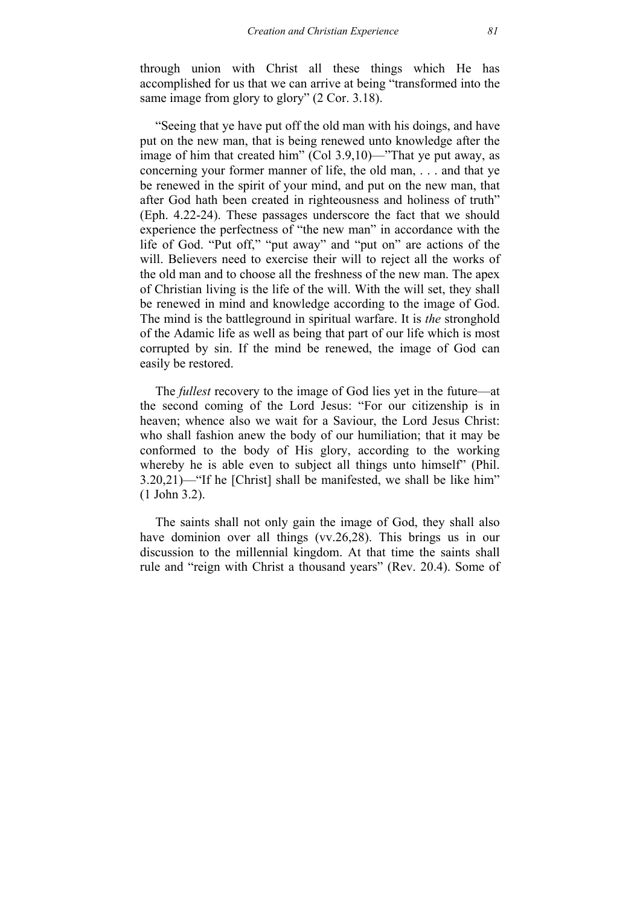through union with Christ all these things which He has accomplished for us that we can arrive at being "transformed into the same image from glory to glory" (2 Cor. 3.18).

"Seeing that ye have put off the old man with his doings, and have put on the new man, that is being renewed unto knowledge after the image of him that created him" (Col 3.9,10)—"That ye put away, as concerning your former manner of life, the old man, . . . and that ye be renewed in the spirit of your mind, and put on the new man, that after God hath been created in righteousness and holiness of truth" (Eph. 4.22-24). These passages underscore the fact that we should experience the perfectness of "the new man" in accordance with the life of God. "Put off," "put away" and "put on" are actions of the will. Believers need to exercise their will to reject all the works of the old man and to choose all the freshness of the new man. The apex of Christian living is the life of the will. With the will set, they shall be renewed in mind and knowledge according to the image of God. The mind is the battleground in spiritual warfare. It is *the* stronghold of the Adamic life as well as being that part of our life which is most corrupted by sin. If the mind be renewed, the image of God can easily be restored.

The *fullest* recovery to the image of God lies yet in the future—at the second coming of the Lord Jesus: "For our citizenship is in heaven; whence also we wait for a Saviour, the Lord Jesus Christ: who shall fashion anew the body of our humiliation; that it may be conformed to the body of His glory, according to the working whereby he is able even to subject all things unto himself" (Phil. 3.20,21)—"If he [Christ] shall be manifested, we shall be like him" (1 John 3.2).

The saints shall not only gain the image of God, they shall also have dominion over all things (vv.26,28). This brings us in our discussion to the millennial kingdom. At that time the saints shall rule and "reign with Christ a thousand years" (Rev. 20.4). Some of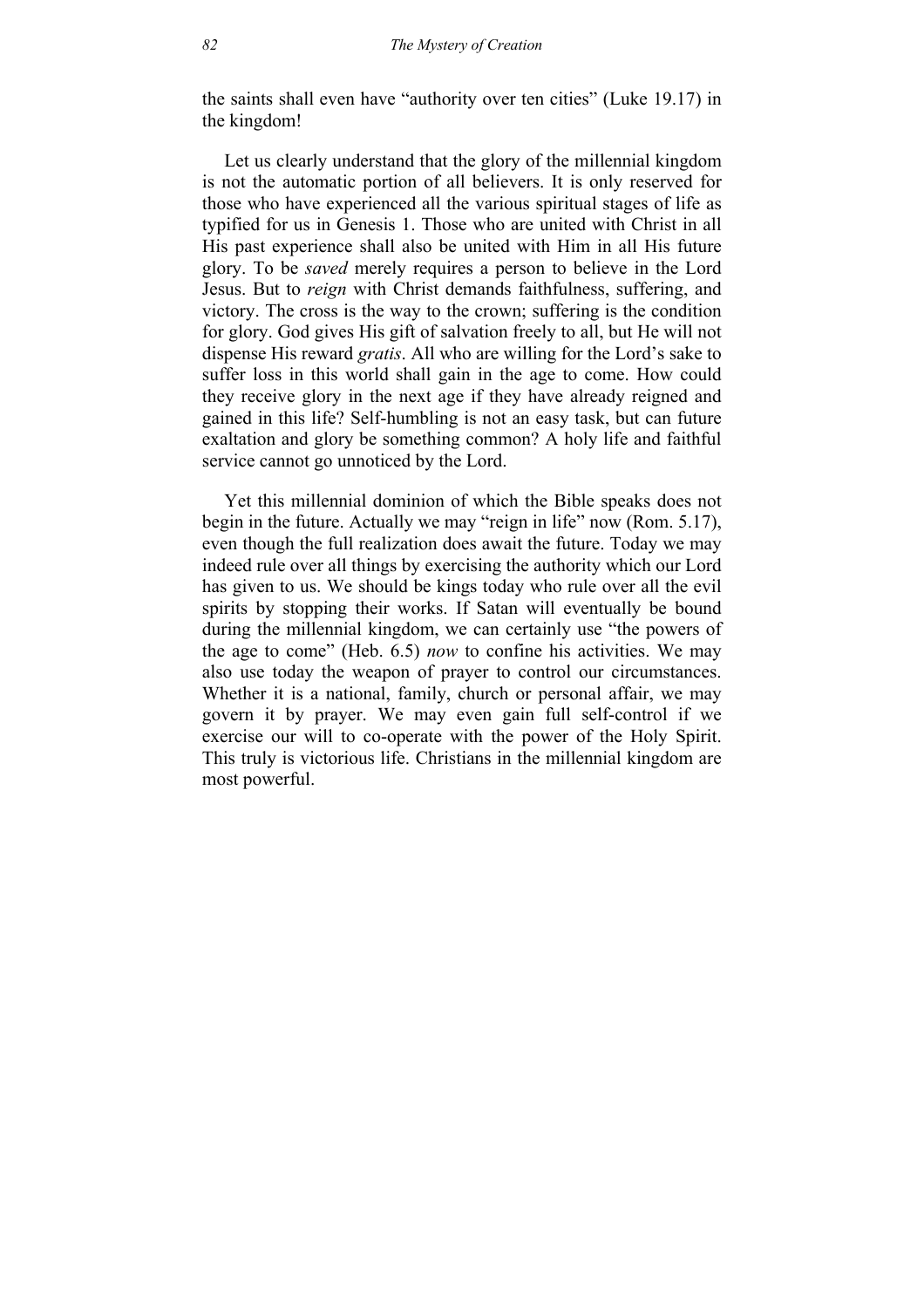the saints shall even have "authority over ten cities" (Luke 19.17) in the kingdom!

Let us clearly understand that the glory of the millennial kingdom is not the automatic portion of all believers. It is only reserved for those who have experienced all the various spiritual stages of life as typified for us in Genesis 1. Those who are united with Christ in all His past experience shall also be united with Him in all His future glory. To be *saved* merely requires a person to believe in the Lord Jesus. But to *reign* with Christ demands faithfulness, suffering, and victory. The cross is the way to the crown; suffering is the condition for glory. God gives His gift of salvation freely to all, but He will not dispense His reward *gratis*. All who are willing for the Lord's sake to suffer loss in this world shall gain in the age to come. How could they receive glory in the next age if they have already reigned and gained in this life? Self-humbling is not an easy task, but can future exaltation and glory be something common? A holy life and faithful service cannot go unnoticed by the Lord.

Yet this millennial dominion of which the Bible speaks does not begin in the future. Actually we may "reign in life" now (Rom. 5.17), even though the full realization does await the future. Today we may indeed rule over all things by exercising the authority which our Lord has given to us. We should be kings today who rule over all the evil spirits by stopping their works. If Satan will eventually be bound during the millennial kingdom, we can certainly use "the powers of the age to come" (Heb. 6.5) *now* to confine his activities. We may also use today the weapon of prayer to control our circumstances. Whether it is a national, family, church or personal affair, we may govern it by prayer. We may even gain full self-control if we exercise our will to co-operate with the power of the Holy Spirit. This truly is victorious life. Christians in the millennial kingdom are most powerful.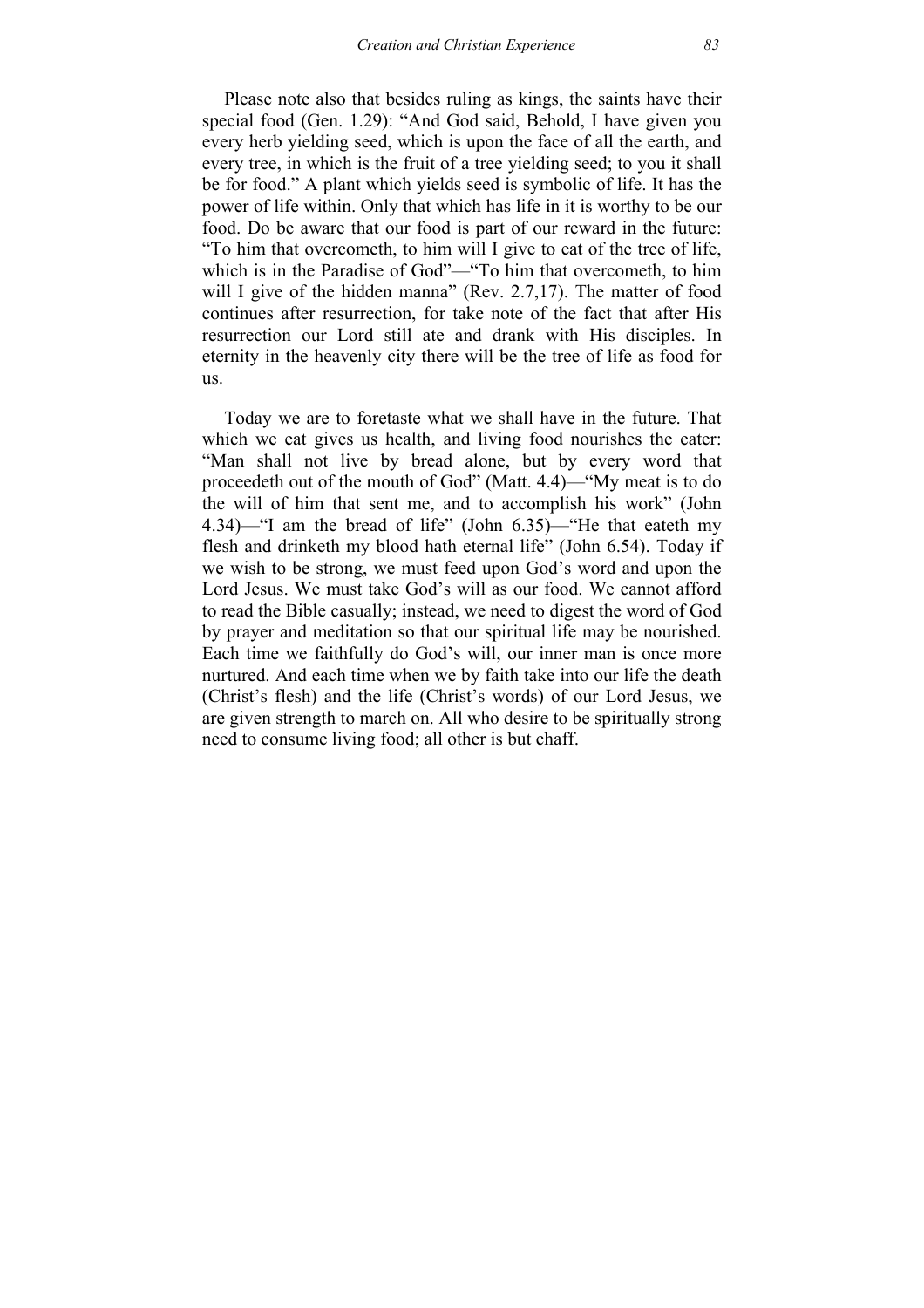Please note also that besides ruling as kings, the saints have their special food (Gen. 1.29): “And God said, Behold, I have given you every herb yielding seed, which is upon the face of all the earth, and every tree, in which is the fruit of a tree yielding seed; to you it shall be for food.” A plant which yields seed is symbolic of life. It has the power of life within. Only that which has life in it is worthy to be our food. Do be aware that our food is part of our reward in the future: “To him that overcometh, to him will I give to eat of the tree of life, which is in the Paradise of God”—“To him that overcometh, to him will I give of the hidden manna” (Rev. 2.7,17). The matter of food continues after resurrection, for take note of the fact that after His resurrection our Lord still ate and drank with His disciples. In eternity in the heavenly city there will be the tree of life as food for us.

Today we are to foretaste what we shall have in the future. That which we eat gives us health, and living food nourishes the eater: “Man shall not live by bread alone, but by every word that proceedeth out of the mouth of God” (Matt. 4.4)—“My meat is to do the will of him that sent me, and to accomplish his work” (John 4.34)—“I am the bread of life” (John 6.35)—“He that eateth my flesh and drinketh my blood hath eternal life” (John 6.54). Today if we wish to be strong, we must feed upon God’s word and upon the Lord Jesus. We must take God’s will as our food. We cannot afford to read the Bible casually; instead, we need to digest the word of God by prayer and meditation so that our spiritual life may be nourished. Each time we faithfully do God’s will, our inner man is once more nurtured. And each time when we by faith take into our life the death (Christ’s flesh) and the life (Christ’s words) of our Lord Jesus, we are given strength to march on. All who desire to be spiritually strong need to consume living food; all other is but chaff.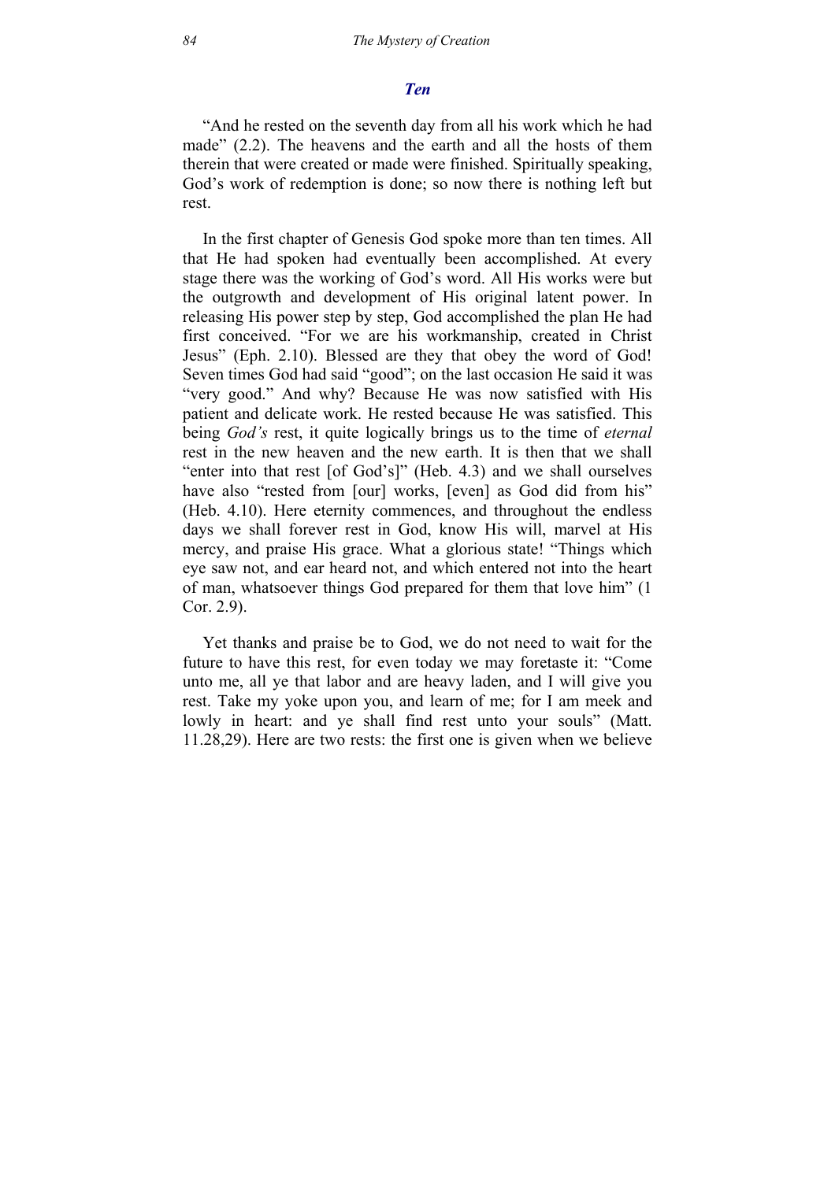## *Ten*

"And he rested on the seventh day from all his work which he had made" (2.2). The heavens and the earth and all the hosts of them therein that were created or made were finished. Spiritually speaking, God's work of redemption is done; so now there is nothing left but rest.

In the first chapter of Genesis God spoke more than ten times. All that He had spoken had eventually been accomplished. At every stage there was the working of God's word. All His works were but the outgrowth and development of His original latent power. In releasing His power step by step, God accomplished the plan He had first conceived. "For we are his workmanship, created in Christ Jesus" (Eph. 2.10). Blessed are they that obey the word of God! Seven times God had said "good"; on the last occasion He said it was "very good." And why? Because He was now satisfied with His patient and delicate work. He rested because He was satisfied. This being *God's* rest, it quite logically brings us to the time of *eternal* rest in the new heaven and the new earth. It is then that we shall "enter into that rest [of God's]" (Heb. 4.3) and we shall ourselves have also "rested from [our] works, [even] as God did from his" (Heb. 4.10). Here eternity commences, and throughout the endless days we shall forever rest in God, know His will, marvel at His mercy, and praise His grace. What a glorious state! "Things which eye saw not, and ear heard not, and which entered not into the heart of man, whatsoever things God prepared for them that love him" (1 Cor. 2.9).

Yet thanks and praise be to God, we do not need to wait for the future to have this rest, for even today we may foretaste it: "Come unto me, all ye that labor and are heavy laden, and I will give you rest. Take my yoke upon you, and learn of me; for I am meek and lowly in heart: and ye shall find rest unto your souls" (Matt. 11.28,29). Here are two rests: the first one is given when we believe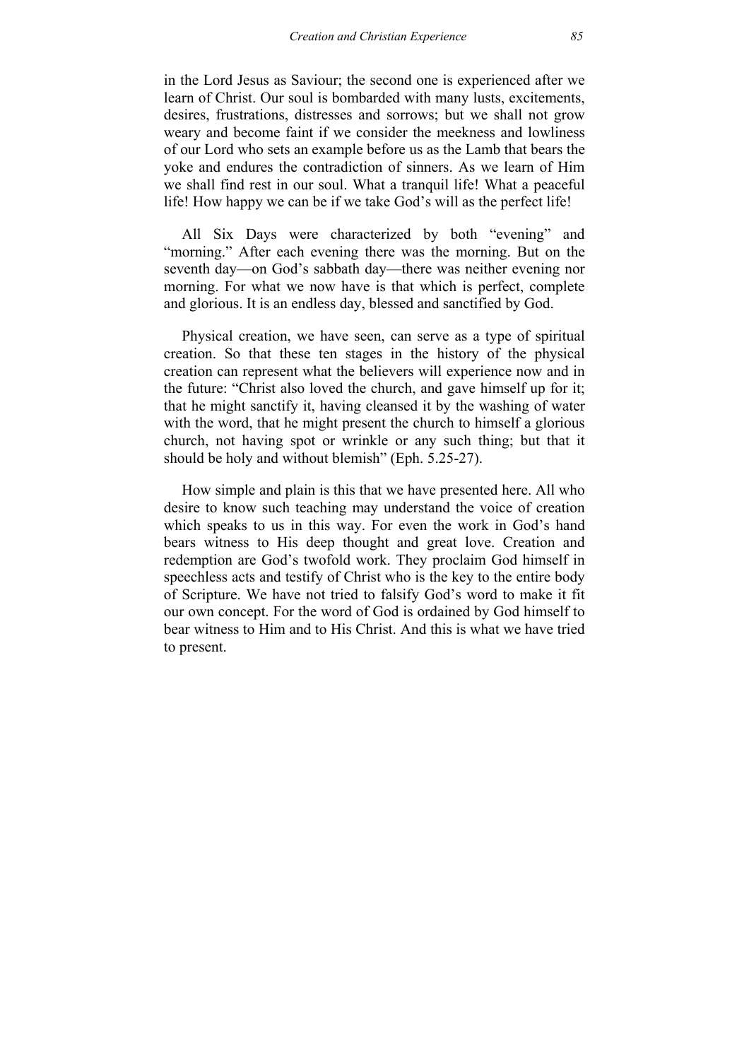in the Lord Jesus as Saviour; the second one is experienced after we learn of Christ. Our soul is bombarded with many lusts, excitements, desires, frustrations, distresses and sorrows; but we shall not grow weary and become faint if we consider the meekness and lowliness of our Lord who sets an example before us as the Lamb that bears the yoke and endures the contradiction of sinners. As we learn of Him we shall find rest in our soul. What a tranquil life! What a peaceful life! How happy we can be if we take God's will as the perfect life!

All Six Days were characterized by both "evening" and "morning." After each evening there was the morning. But on the seventh day—on God's sabbath day—there was neither evening nor morning. For what we now have is that which is perfect, complete and glorious. It is an endless day, blessed and sanctified by God.

Physical creation, we have seen, can serve as a type of spiritual creation. So that these ten stages in the history of the physical creation can represent what the believers will experience now and in the future: "Christ also loved the church, and gave himself up for it; that he might sanctify it, having cleansed it by the washing of water with the word, that he might present the church to himself a glorious church, not having spot or wrinkle or any such thing; but that it should be holy and without blemish" (Eph. 5.25-27).

How simple and plain is this that we have presented here. All who desire to know such teaching may understand the voice of creation which speaks to us in this way. For even the work in God's hand bears witness to His deep thought and great love. Creation and redemption are God's twofold work. They proclaim God himself in speechless acts and testify of Christ who is the key to the entire body of Scripture. We have not tried to falsify God's word to make it fit our own concept. For the word of God is ordained by God himself to bear witness to Him and to His Christ. And this is what we have tried to present.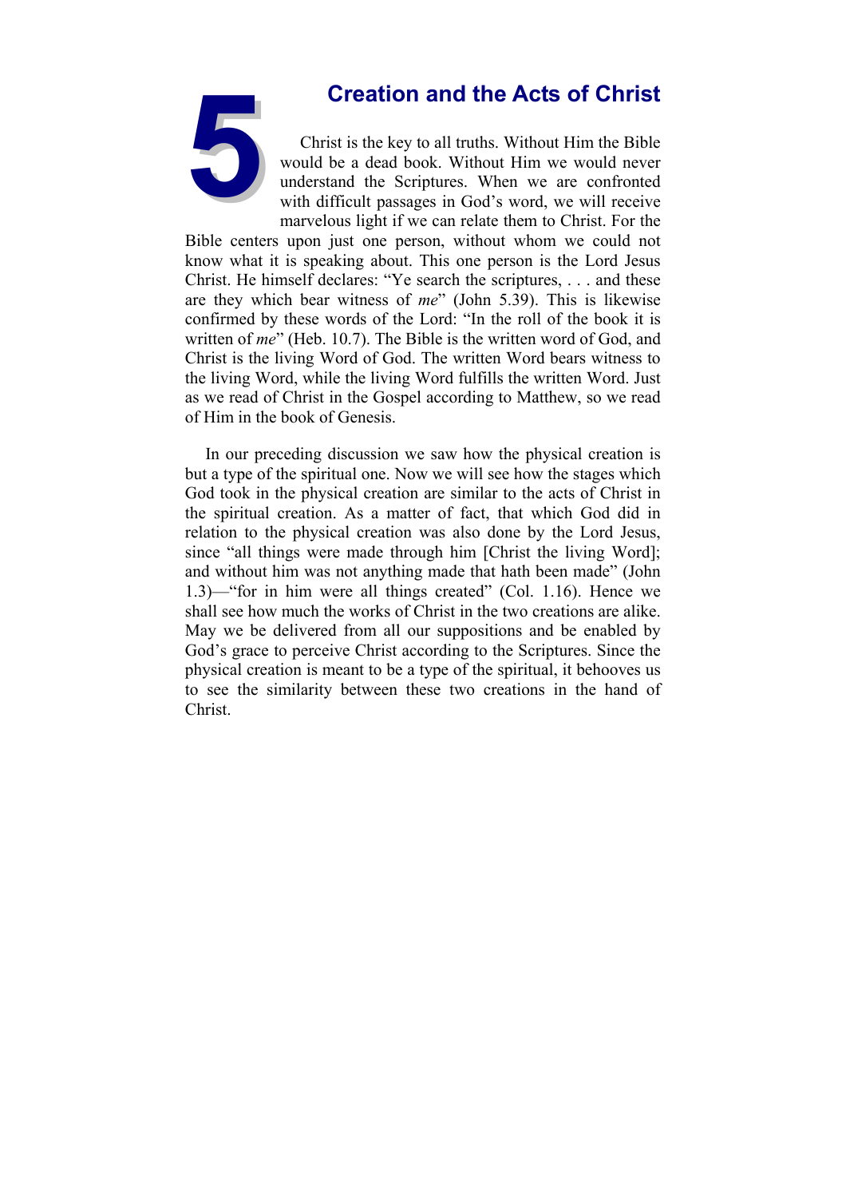# 5 Creation and the Acts of Christ

Christ is the key to all truths. Without Him the Bible would be a dead book. Without Him we would never understand the Scriptures. When we are confronted with difficult passages in God's word, we will receive marvelous light if we can relate them to Christ. For the Bible centers upon just one person, without whom we could not know what it is speaking about. This one person is the Lord Jesus Christ. He himself declares: "Ye search the scriptures, . . . and these are they which bear witness of *me*" (John 5.39). This is likewise confirmed by these words of the Lord: "In the roll of the book it is written of *me*" (Heb. 10.7). The Bible is the written word of God, and Christ is the living Word of God. The written Word bears witness to the living Word, while the living Word fulfills the written Word. Just as we read of Christ in the Gospel according to Matthew, so we read of Him in the book of Genesis.

In our preceding discussion we saw how the physical creation is but a type of the spiritual one. Now we will see how the stages which God took in the physical creation are similar to the acts of Christ in the spiritual creation. As a matter of fact, that which God did in relation to the physical creation was also done by the Lord Jesus, since "all things were made through him [Christ the living Word]; and without him was not anything made that hath been made" (John 1.3)—"for in him were all things created" (Col. 1.16). Hence we shall see how much the works of Christ in the two creations are alike. May we be delivered from all our suppositions and be enabled by God's grace to perceive Christ according to the Scriptures. Since the physical creation is meant to be a type of the spiritual, it behooves us to see the similarity between these two creations in the hand of Christ.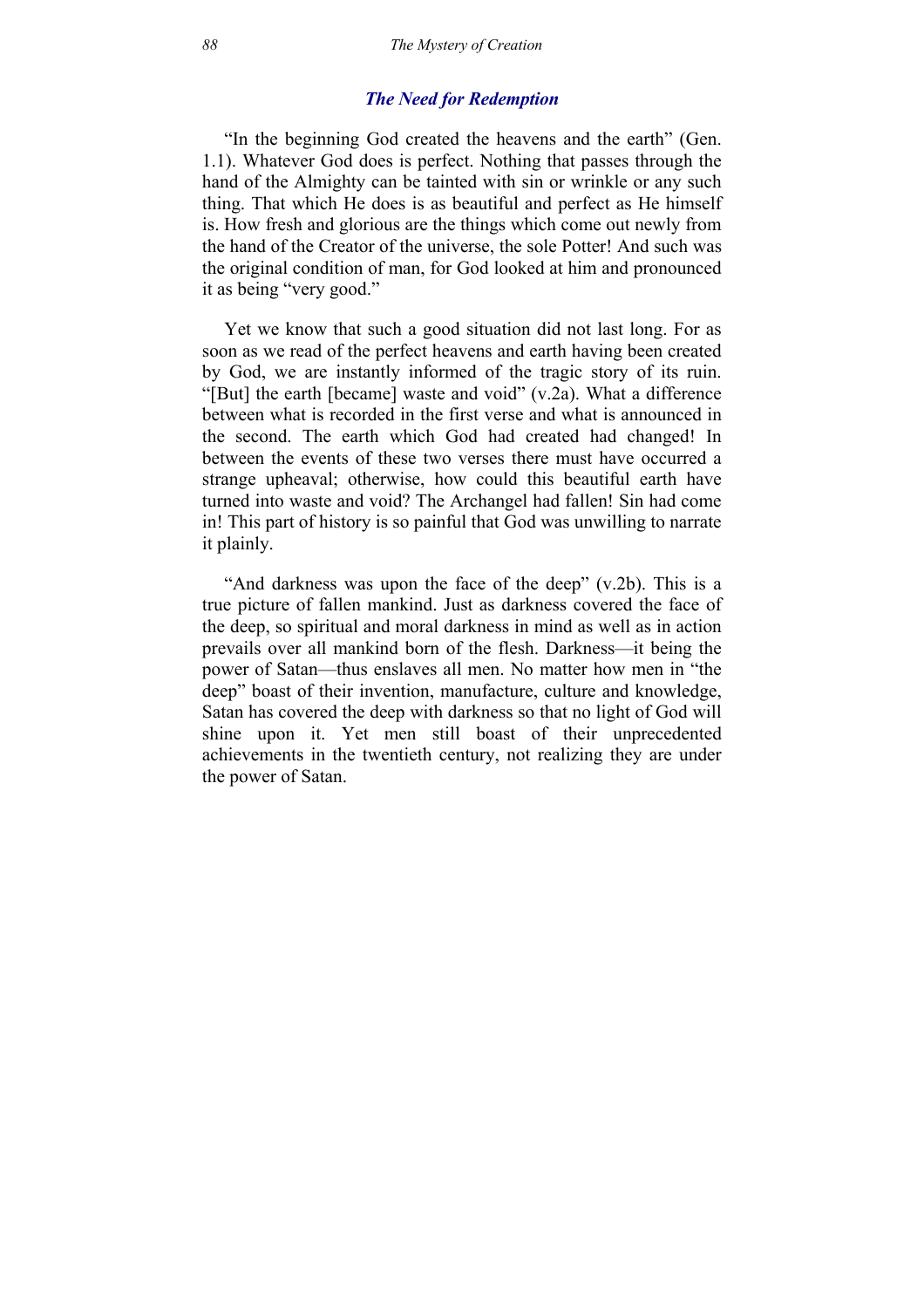## *The Need for Redemption*

"In the beginning God created the heavens and the earth" (Gen. 1.1). Whatever God does is perfect. Nothing that passes through the hand of the Almighty can be tainted with sin or wrinkle or any such thing. That which He does is as beautiful and perfect as He himself is. How fresh and glorious are the things which come out newly from the hand of the Creator of the universe, the sole Potter! And such was the original condition of man, for God looked at him and pronounced it as being "very good."

Yet we know that such a good situation did not last long. For as soon as we read of the perfect heavens and earth having been created by God, we are instantly informed of the tragic story of its ruin. "[But] the earth [became] waste and void" (v.2a). What a difference between what is recorded in the first verse and what is announced in the second. The earth which God had created had changed! In between the events of these two verses there must have occurred a strange upheaval; otherwise, how could this beautiful earth have turned into waste and void? The Archangel had fallen! Sin had come in! This part of history is so painful that God was unwilling to narrate it plainly.

"And darkness was upon the face of the deep" (v.2b). This is a true picture of fallen mankind. Just as darkness covered the face of the deep, so spiritual and moral darkness in mind as well as in action prevails over all mankind born of the flesh. Darkness—it being the power of Satan—thus enslaves all men. No matter how men in "the deep" boast of their invention, manufacture, culture and knowledge, Satan has covered the deep with darkness so that no light of God will shine upon it. Yet men still boast of their unprecedented achievements in the twentieth century, not realizing they are under the power of Satan.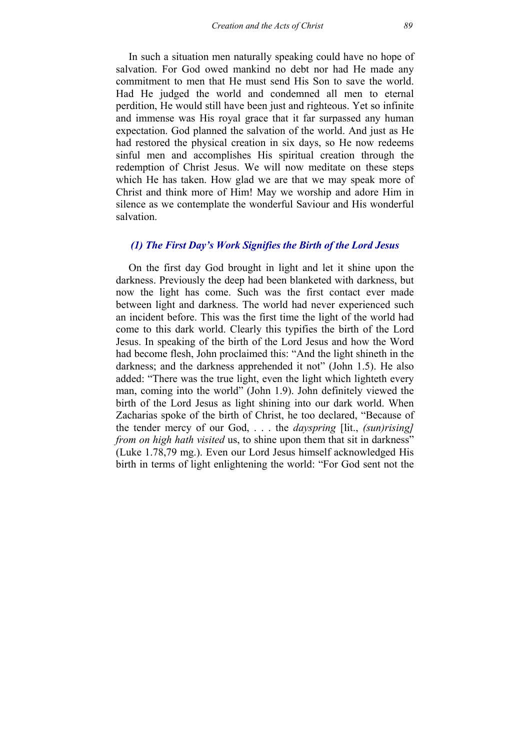In such a situation men naturally speaking could have no hope of salvation. For God owed mankind no debt nor had He made any commitment to men that He must send His Son to save the world. Had He judged the world and condemned all men to eternal perdition, He would still have been just and righteous. Yet so infinite and immense was His royal grace that it far surpassed any human expectation. God planned the salvation of the world. And just as He had restored the physical creation in six days, so He now redeems sinful men and accomplishes His spiritual creation through the redemption of Christ Jesus. We will now meditate on these steps which He has taken. How glad we are that we may speak more of Christ and think more of Him! May we worship and adore Him in silence as we contemplate the wonderful Saviour and His wonderful salvation.

### *(1) The First Day's Work Signifies the Birth of the Lord Jesus*

On the first day God brought in light and let it shine upon the darkness. Previously the deep had been blanketed with darkness, but now the light has come. Such was the first contact ever made between light and darkness. The world had never experienced such an incident before. This was the first time the light of the world had come to this dark world. Clearly this typifies the birth of the Lord Jesus. In speaking of the birth of the Lord Jesus and how the Word had become flesh, John proclaimed this: "And the light shineth in the darkness; and the darkness apprehended it not" (John 1.5). He also added: "There was the true light, even the light which lighteth every man, coming into the world" (John 1.9). John definitely viewed the birth of the Lord Jesus as light shining into our dark world. When Zacharias spoke of the birth of Christ, he too declared, "Because of the tender mercy of our God, . . . the *dayspring* [lit., *(sun)rising] from on high hath visited* us, to shine upon them that sit in darkness" (Luke 1.78,79 mg.). Even our Lord Jesus himself acknowledged His birth in terms of light enlightening the world: "For God sent not the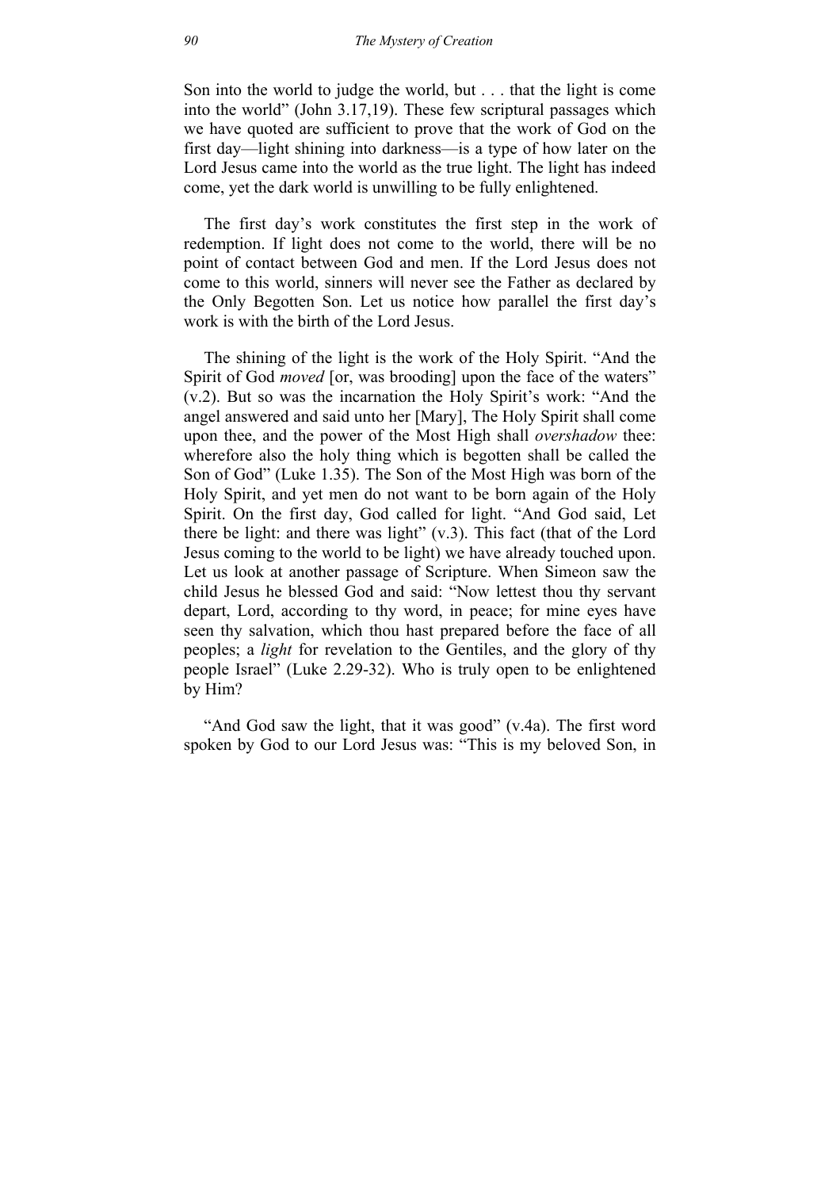Son into the world to judge the world, but . . . that the light is come into the world" (John 3.17,19). These few scriptural passages which we have quoted are sufficient to prove that the work of God on the first day—light shining into darkness—is a type of how later on the Lord Jesus came into the world as the true light. The light has indeed come, yet the dark world is unwilling to be fully enlightened.

The first day's work constitutes the first step in the work of redemption. If light does not come to the world, there will be no point of contact between God and men. If the Lord Jesus does not come to this world, sinners will never see the Father as declared by the Only Begotten Son. Let us notice how parallel the first day's work is with the birth of the Lord Jesus.

The shining of the light is the work of the Holy Spirit. "And the Spirit of God *moved* [or, was brooding] upon the face of the waters" (v.2). But so was the incarnation the Holy Spirit's work: "And the angel answered and said unto her [Mary], The Holy Spirit shall come upon thee, and the power of the Most High shall *overshadow* thee: wherefore also the holy thing which is begotten shall be called the Son of God" (Luke 1.35). The Son of the Most High was born of the Holy Spirit, and yet men do not want to be born again of the Holy Spirit. On the first day, God called for light. "And God said, Let there be light: and there was light" (v.3). This fact (that of the Lord Jesus coming to the world to be light) we have already touched upon. Let us look at another passage of Scripture. When Simeon saw the child Jesus he blessed God and said: "Now lettest thou thy servant depart, Lord, according to thy word, in peace; for mine eyes have seen thy salvation, which thou hast prepared before the face of all peoples; a *light* for revelation to the Gentiles, and the glory of thy people Israel" (Luke 2.29-32). Who is truly open to be enlightened by Him?

"And God saw the light, that it was good" (v.4a). The first word spoken by God to our Lord Jesus was: "This is my beloved Son, in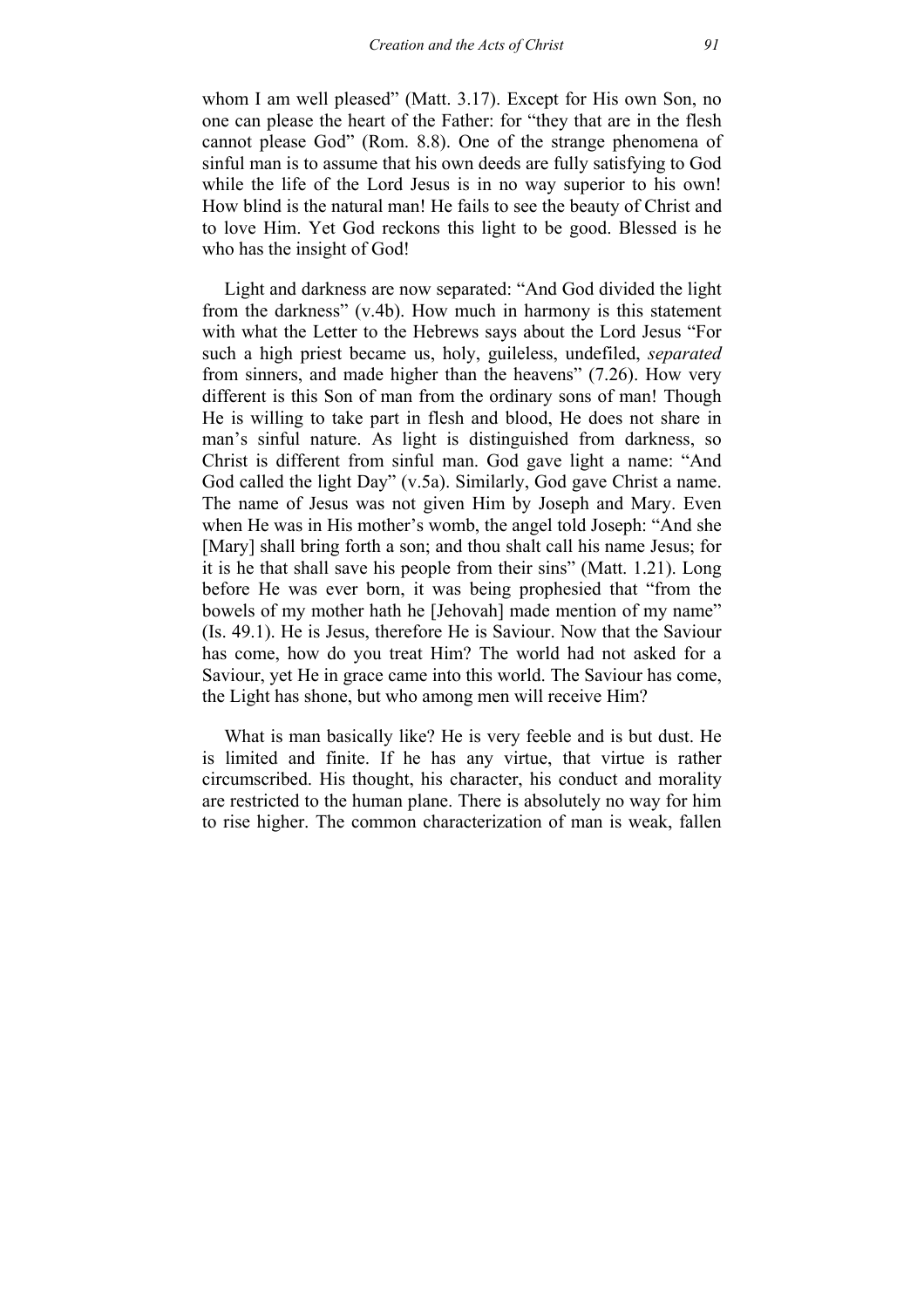whom I am well pleased" (Matt. 3.17). Except for His own Son, no one can please the heart of the Father: for "they that are in the flesh cannot please God" (Rom. 8.8). One of the strange phenomena of sinful man is to assume that his own deeds are fully satisfying to God while the life of the Lord Jesus is in no way superior to his own! How blind is the natural man! He fails to see the beauty of Christ and to love Him. Yet God reckons this light to be good. Blessed is he who has the insight of God!

Light and darkness are now separated: "And God divided the light from the darkness" (v.4b). How much in harmony is this statement with what the Letter to the Hebrews says about the Lord Jesus "For such a high priest became us, holy, guileless, undefiled, *separated* from sinners, and made higher than the heavens" (7.26). How very different is this Son of man from the ordinary sons of man! Though He is willing to take part in flesh and blood, He does not share in man's sinful nature. As light is distinguished from darkness, so Christ is different from sinful man. God gave light a name: "And God called the light Day" (v.5a). Similarly, God gave Christ a name. The name of Jesus was not given Him by Joseph and Mary. Even when He was in His mother's womb, the angel told Joseph: "And she [Mary] shall bring forth a son; and thou shalt call his name Jesus; for it is he that shall save his people from their sins" (Matt. 1.21). Long before He was ever born, it was being prophesied that "from the bowels of my mother hath he [Jehovah] made mention of my name" (Is. 49.1). He is Jesus, therefore He is Saviour. Now that the Saviour has come, how do you treat Him? The world had not asked for a Saviour, yet He in grace came into this world. The Saviour has come, the Light has shone, but who among men will receive Him?

What is man basically like? He is very feeble and is but dust. He is limited and finite. If he has any virtue, that virtue is rather circumscribed. His thought, his character, his conduct and morality are restricted to the human plane. There is absolutely no way for him to rise higher. The common characterization of man is weak, fallen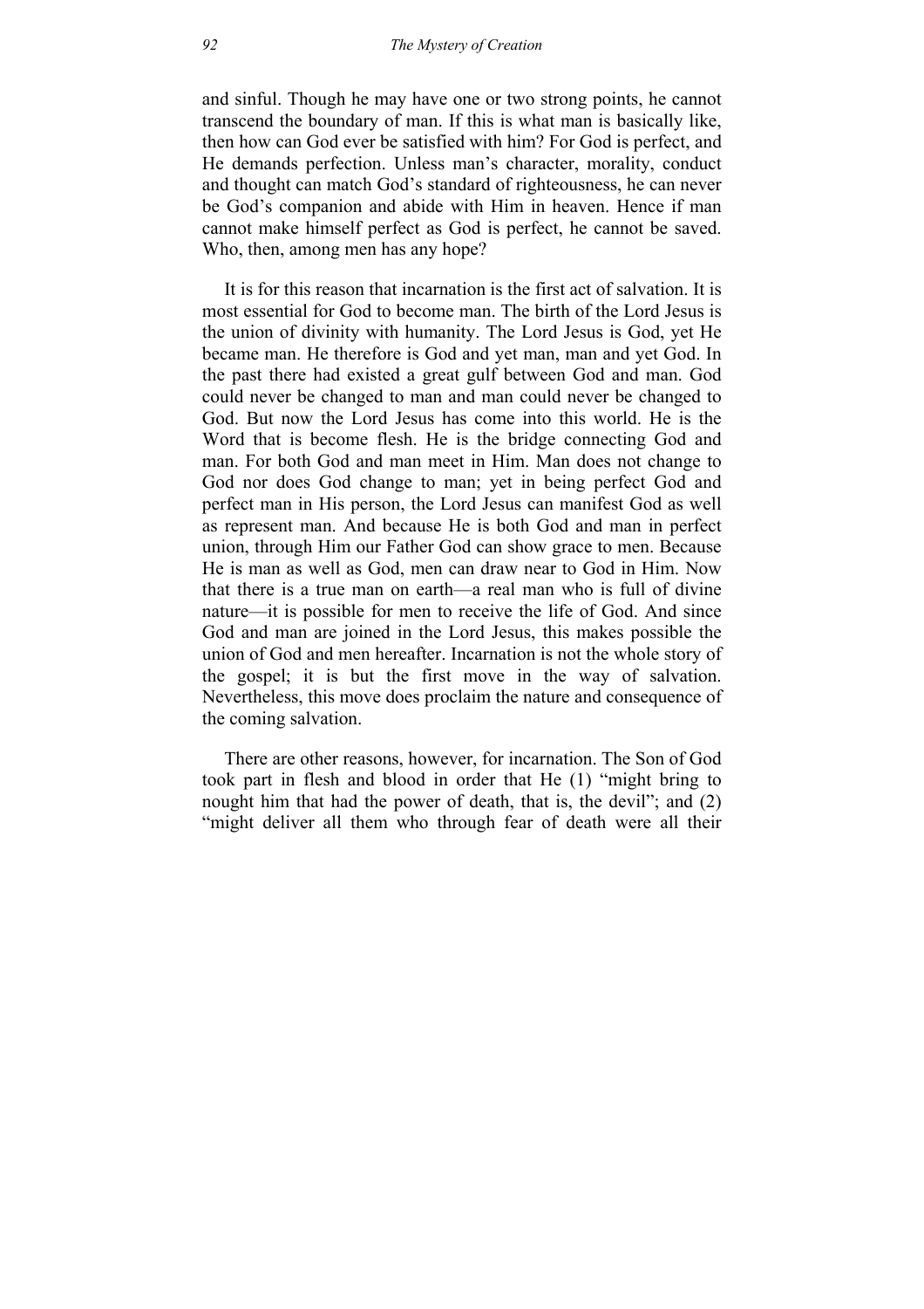and sinful. Though he may have one or two strong points, he cannot transcend the boundary of man. If this is what man is basically like, then how can God ever be satisfied with him? For God is perfect, and He demands perfection. Unless man's character, morality, conduct and thought can match God's standard of righteousness, he can never be God's companion and abide with Him in heaven. Hence if man cannot make himself perfect as God is perfect, he cannot be saved. Who, then, among men has any hope?

It is for this reason that incarnation is the first act of salvation. It is most essential for God to become man. The birth of the Lord Jesus is the union of divinity with humanity. The Lord Jesus is God, yet He became man. He therefore is God and yet man, man and yet God. In the past there had existed a great gulf between God and man. God could never be changed to man and man could never be changed to God. But now the Lord Jesus has come into this world. He is the Word that is become flesh. He is the bridge connecting God and man. For both God and man meet in Him. Man does not change to God nor does God change to man; yet in being perfect God and perfect man in His person, the Lord Jesus can manifest God as well as represent man. And because He is both God and man in perfect union, through Him our Father God can show grace to men. Because He is man as well as God, men can draw near to God in Him. Now that there is a true man on earth—a real man who is full of divine nature—it is possible for men to receive the life of God. And since God and man are joined in the Lord Jesus, this makes possible the union of God and men hereafter. Incarnation is not the whole story of the gospel; it is but the first move in the way of salvation. Nevertheless, this move does proclaim the nature and consequence of the coming salvation.

There are other reasons, however, for incarnation. The Son of God took part in flesh and blood in order that He (1) "might bring to nought him that had the power of death, that is, the devil"; and (2) "might deliver all them who through fear of death were all their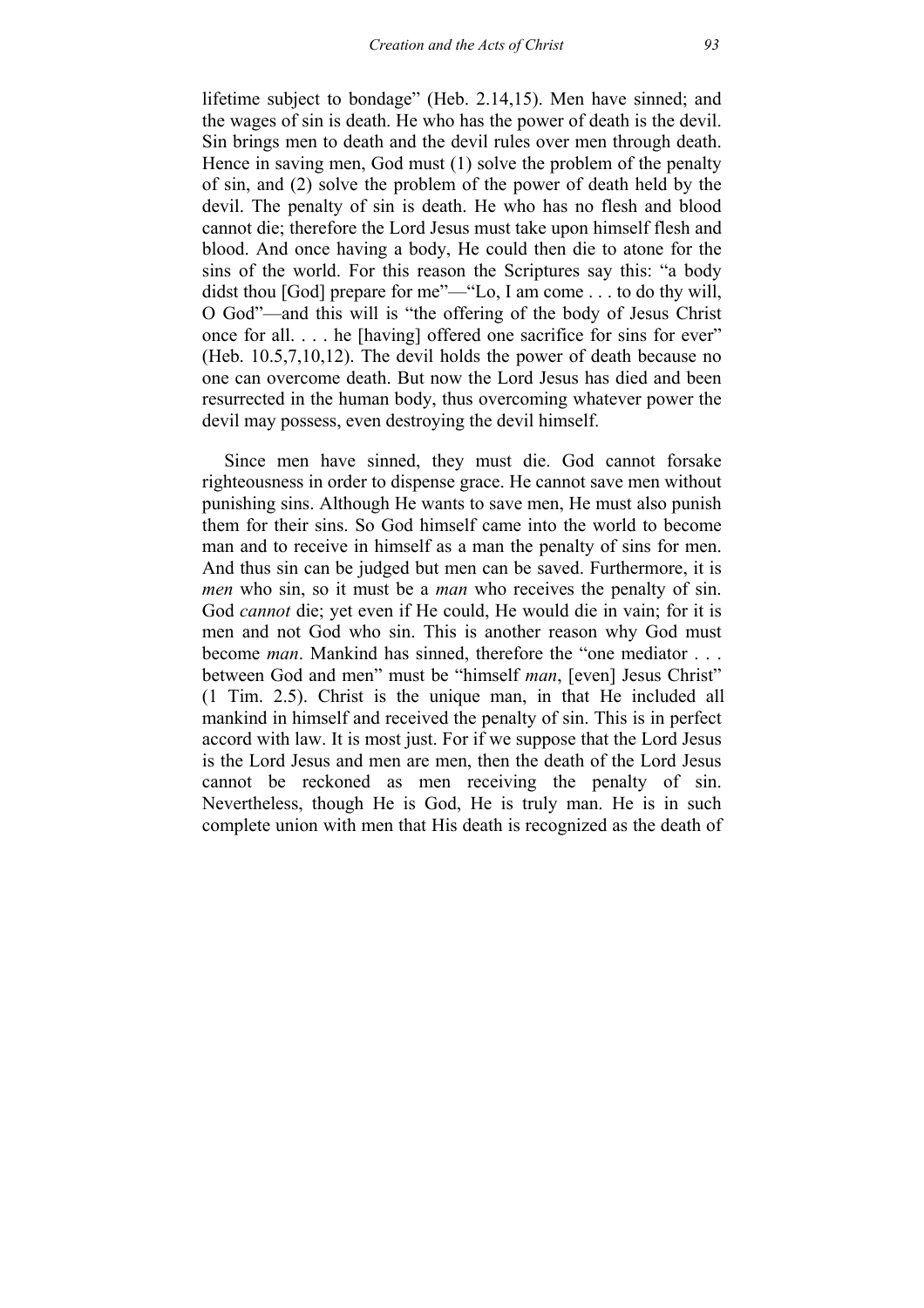lifetime subject to bondage" (Heb. 2.14,15). Men have sinned; and the wages of sin is death. He who has the power of death is the devil. Sin brings men to death and the devil rules over men through death. Hence in saving men, God must (1) solve the problem of the penalty of sin, and (2) solve the problem of the power of death held by the devil. The penalty of sin is death. He who has no flesh and blood cannot die; therefore the Lord Jesus must take upon himself flesh and blood. And once having a body, He could then die to atone for the sins of the world. For this reason the Scriptures say this: "a body didst thou [God] prepare for me"—"Lo, I am come . . . to do thy will, O God"—and this will is "the offering of the body of Jesus Christ once for all. . . . he [having] offered one sacrifice for sins for ever" (Heb. 10.5,7,10,12). The devil holds the power of death because no one can overcome death. But now the Lord Jesus has died and been resurrected in the human body, thus overcoming whatever power the devil may possess, even destroying the devil himself.

Since men have sinned, they must die. God cannot forsake righteousness in order to dispense grace. He cannot save men without punishing sins. Although He wants to save men, He must also punish them for their sins. So God himself came into the world to become man and to receive in himself as a man the penalty of sins for men. And thus sin can be judged but men can be saved. Furthermore, it is *men* who sin, so it must be a *man* who receives the penalty of sin. God *cannot* die; yet even if He could, He would die in vain; for it is men and not God who sin. This is another reason why God must become *man*. Mankind has sinned, therefore the "one mediator . . . between God and men" must be "himself *man*, [even] Jesus Christ" (1 Tim. 2.5). Christ is the unique man, in that He included all mankind in himself and received the penalty of sin. This is in perfect accord with law. It is most just. For if we suppose that the Lord Jesus is the Lord Jesus and men are men, then the death of the Lord Jesus cannot be reckoned as men receiving the penalty of sin. Nevertheless, though He is God, He is truly man. He is in such complete union with men that His death is recognized as the death of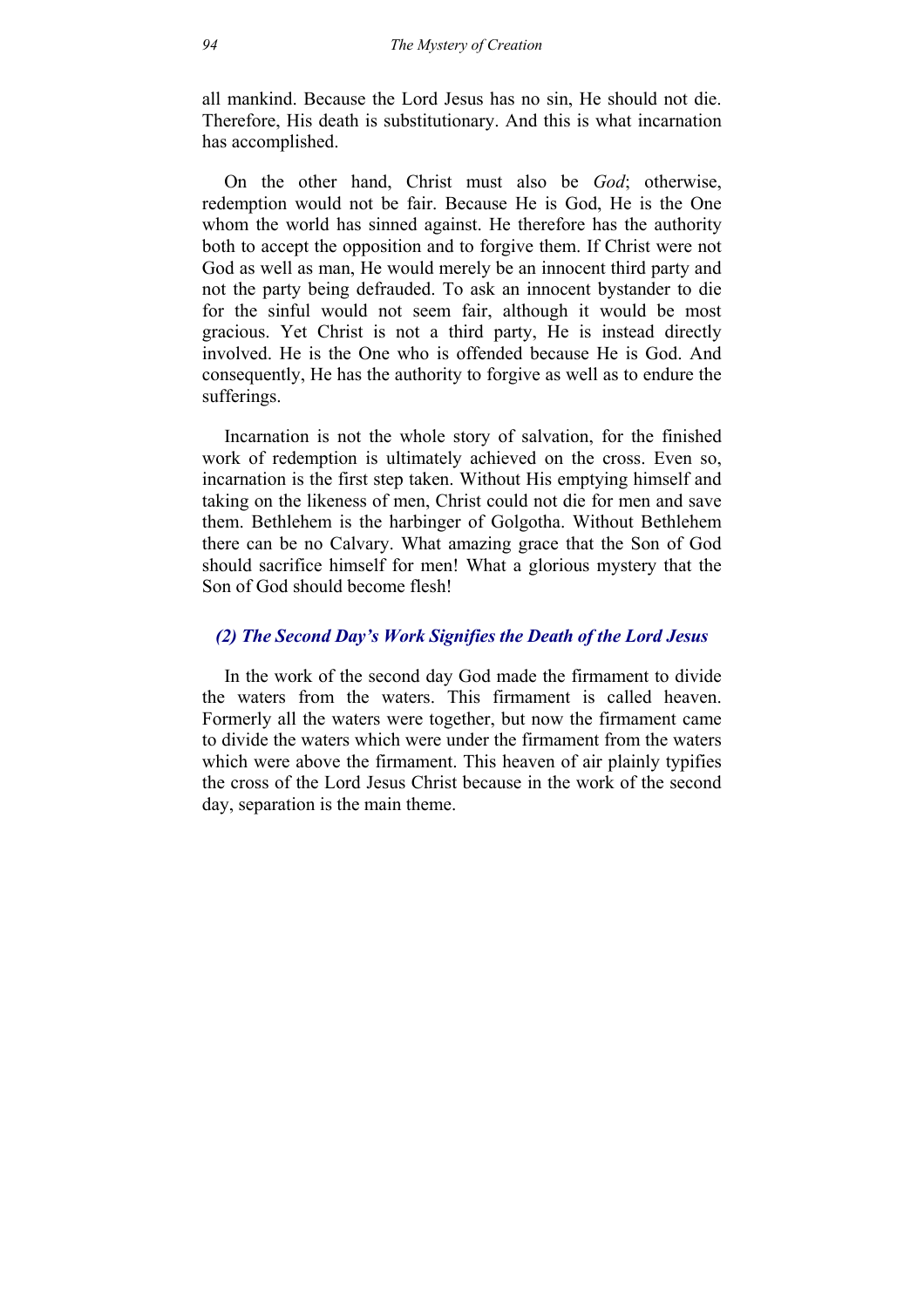all mankind. Because the Lord Jesus has no sin, He should not die. Therefore, His death is substitutionary. And this is what incarnation has accomplished.

On the other hand, Christ must also be *God*; otherwise, redemption would not be fair. Because He is God, He is the One whom the world has sinned against. He therefore has the authority both to accept the opposition and to forgive them. If Christ were not God as well as man, He would merely be an innocent third party and not the party being defrauded. To ask an innocent bystander to die for the sinful would not seem fair, although it would be most gracious. Yet Christ is not a third party, He is instead directly involved. He is the One who is offended because He is God. And consequently, He has the authority to forgive as well as to endure the sufferings.

Incarnation is not the whole story of salvation, for the finished work of redemption is ultimately achieved on the cross. Even so, incarnation is the first step taken. Without His emptying himself and taking on the likeness of men, Christ could not die for men and save them. Bethlehem is the harbinger of Golgotha. Without Bethlehem there can be no Calvary. What amazing grace that the Son of God should sacrifice himself for men! What a glorious mystery that the Son of God should become flesh!

### *(2) The Second Day's Work Signifies the Death of the Lord Jesus*

In the work of the second day God made the firmament to divide the waters from the waters. This firmament is called heaven. Formerly all the waters were together, but now the firmament came to divide the waters which were under the firmament from the waters which were above the firmament. This heaven of air plainly typifies the cross of the Lord Jesus Christ because in the work of the second day, separation is the main theme.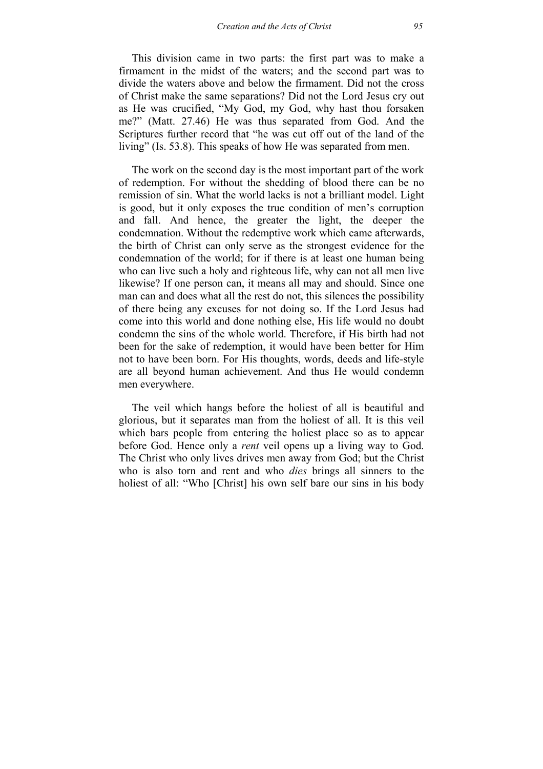This division came in two parts: the first part was to make a firmament in the midst of the waters; and the second part was to divide the waters above and below the firmament. Did not the cross of Christ make the same separations? Did not the Lord Jesus cry out as He was crucified, "My God, my God, why hast thou forsaken me?" (Matt. 27.46) He was thus separated from God. And the Scriptures further record that "he was cut off out of the land of the living" (Is. 53.8). This speaks of how He was separated from men.

The work on the second day is the most important part of the work of redemption. For without the shedding of blood there can be no remission of sin. What the world lacks is not a brilliant model. Light is good, but it only exposes the true condition of men's corruption and fall. And hence, the greater the light, the deeper the condemnation. Without the redemptive work which came afterwards, the birth of Christ can only serve as the strongest evidence for the condemnation of the world; for if there is at least one human being who can live such a holy and righteous life, why can not all men live likewise? If one person can, it means all may and should. Since one man can and does what all the rest do not, this silences the possibility of there being any excuses for not doing so. If the Lord Jesus had come into this world and done nothing else, His life would no doubt condemn the sins of the whole world. Therefore, if His birth had not been for the sake of redemption, it would have been better for Him not to have been born. For His thoughts, words, deeds and life-style are all beyond human achievement. And thus He would condemn men everywhere.

The veil which hangs before the holiest of all is beautiful and glorious, but it separates man from the holiest of all. It is this veil which bars people from entering the holiest place so as to appear before God. Hence only a *rent* veil opens up a living way to God. The Christ who only lives drives men away from God; but the Christ who is also torn and rent and who *dies* brings all sinners to the holiest of all: "Who [Christ] his own self bare our sins in his body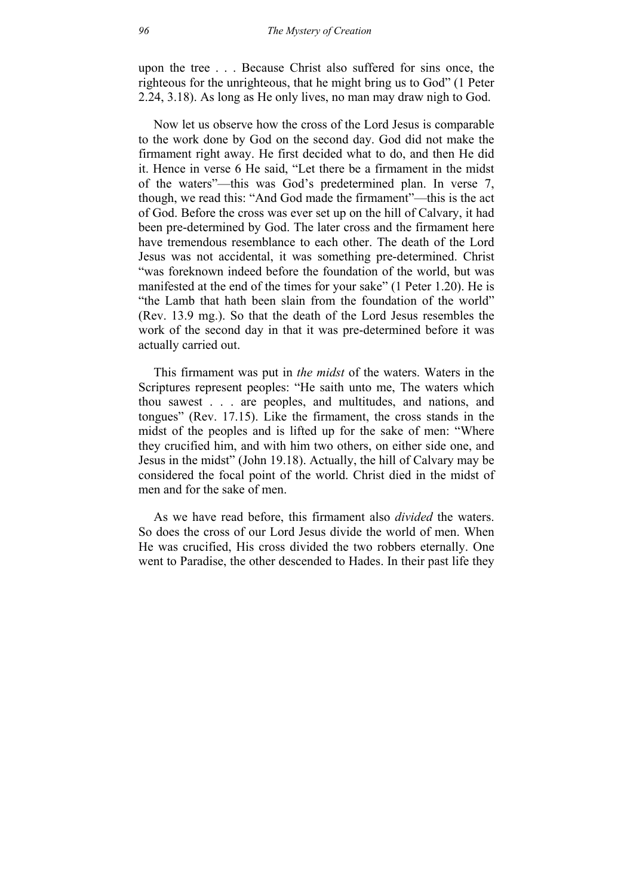upon the tree . . . Because Christ also suffered for sins once, the righteous for the unrighteous, that he might bring us to God" (1 Peter 2.24, 3.18). As long as He only lives, no man may draw nigh to God.

Now let us observe how the cross of the Lord Jesus is comparable to the work done by God on the second day. God did not make the firmament right away. He first decided what to do, and then He did it. Hence in verse 6 He said, "Let there be a firmament in the midst of the waters"—this was God's predetermined plan. In verse 7, though, we read this: "And God made the firmament"—this is the act of God. Before the cross was ever set up on the hill of Calvary, it had been pre-determined by God. The later cross and the firmament here have tremendous resemblance to each other. The death of the Lord Jesus was not accidental, it was something pre-determined. Christ "was foreknown indeed before the foundation of the world, but was manifested at the end of the times for your sake" (1 Peter 1.20). He is "the Lamb that hath been slain from the foundation of the world" (Rev. 13.9 mg.). So that the death of the Lord Jesus resembles the work of the second day in that it was pre-determined before it was actually carried out.

This firmament was put in *the midst* of the waters. Waters in the Scriptures represent peoples: "He saith unto me, The waters which thou sawest . . . are peoples, and multitudes, and nations, and tongues" (Rev. 17.15). Like the firmament, the cross stands in the midst of the peoples and is lifted up for the sake of men: "Where they crucified him, and with him two others, on either side one, and Jesus in the midst" (John 19.18). Actually, the hill of Calvary may be considered the focal point of the world. Christ died in the midst of men and for the sake of men.

As we have read before, this firmament also *divided* the waters. So does the cross of our Lord Jesus divide the world of men. When He was crucified, His cross divided the two robbers eternally. One went to Paradise, the other descended to Hades. In their past life they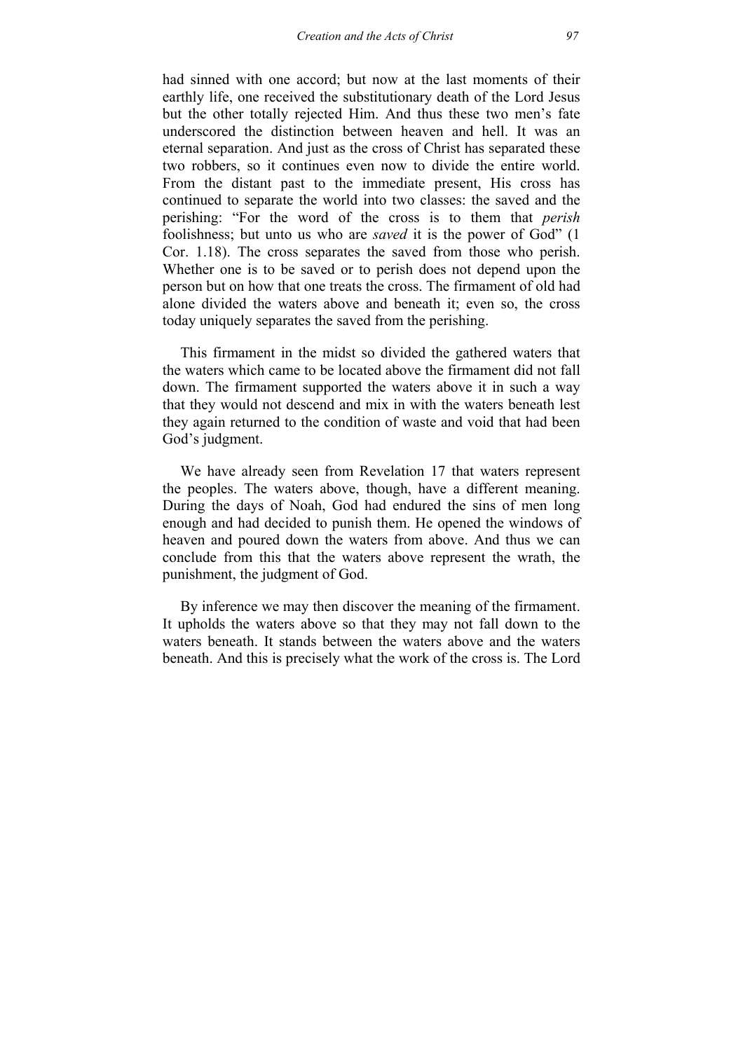had sinned with one accord; but now at the last moments of their earthly life, one received the substitutionary death of the Lord Jesus but the other totally rejected Him. And thus these two men's fate underscored the distinction between heaven and hell. It was an eternal separation. And just as the cross of Christ has separated these two robbers, so it continues even now to divide the entire world. From the distant past to the immediate present, His cross has continued to separate the world into two classes: the saved and the perishing: "For the word of the cross is to them that *perish* foolishness; but unto us who are *saved* it is the power of God" (1 Cor. 1.18). The cross separates the saved from those who perish. Whether one is to be saved or to perish does not depend upon the person but on how that one treats the cross. The firmament of old had alone divided the waters above and beneath it; even so, the cross today uniquely separates the saved from the perishing.

This firmament in the midst so divided the gathered waters that the waters which came to be located above the firmament did not fall down. The firmament supported the waters above it in such a way that they would not descend and mix in with the waters beneath lest they again returned to the condition of waste and void that had been God's judgment.

We have already seen from Revelation 17 that waters represent the peoples. The waters above, though, have a different meaning. During the days of Noah, God had endured the sins of men long enough and had decided to punish them. He opened the windows of heaven and poured down the waters from above. And thus we can conclude from this that the waters above represent the wrath, the punishment, the judgment of God.

By inference we may then discover the meaning of the firmament. It upholds the waters above so that they may not fall down to the waters beneath. It stands between the waters above and the waters beneath. And this is precisely what the work of the cross is. The Lord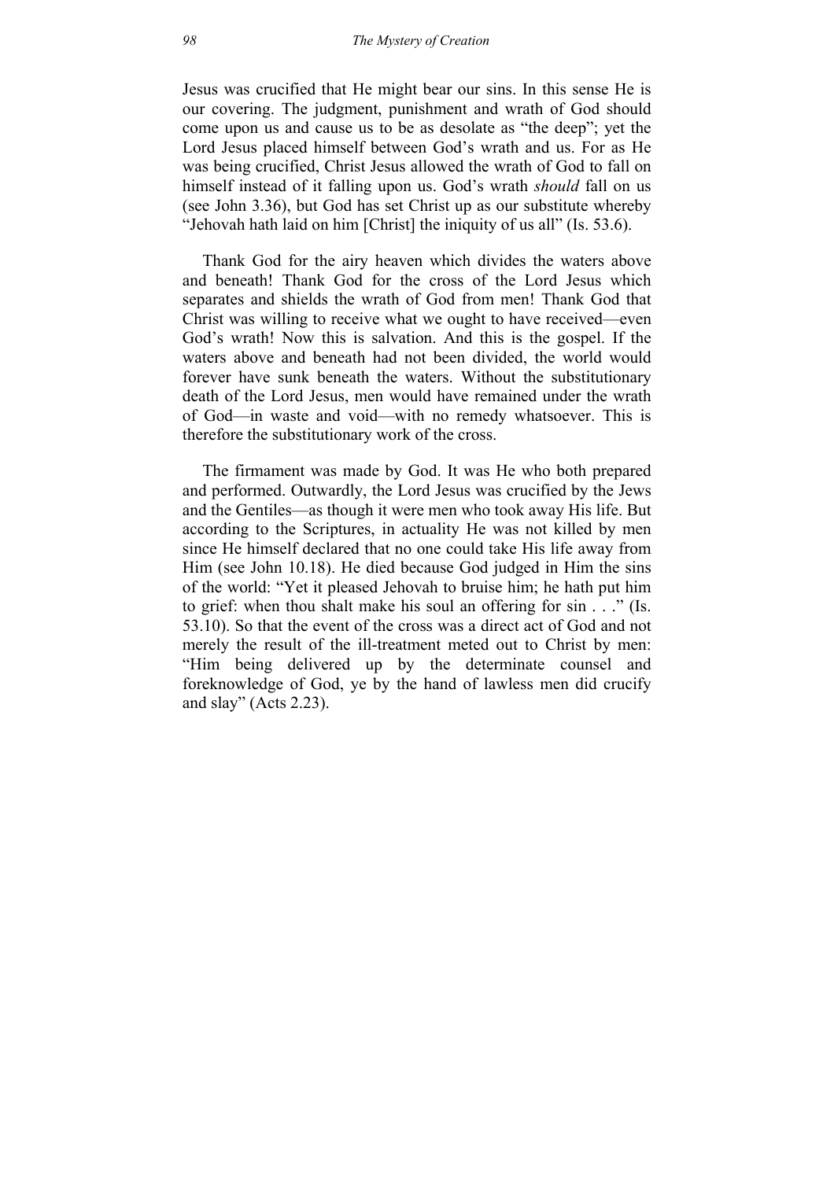Jesus was crucified that He might bear our sins. In this sense He is our covering. The judgment, punishment and wrath of God should come upon us and cause us to be as desolate as "the deep"; yet the Lord Jesus placed himself between God's wrath and us. For as He was being crucified, Christ Jesus allowed the wrath of God to fall on himself instead of it falling upon us. God's wrath *should* fall on us (see John 3.36), but God has set Christ up as our substitute whereby "Jehovah hath laid on him [Christ] the iniquity of us all" (Is. 53.6).

Thank God for the airy heaven which divides the waters above and beneath! Thank God for the cross of the Lord Jesus which separates and shields the wrath of God from men! Thank God that Christ was willing to receive what we ought to have received—even God's wrath! Now this is salvation. And this is the gospel. If the waters above and beneath had not been divided, the world would forever have sunk beneath the waters. Without the substitutionary death of the Lord Jesus, men would have remained under the wrath of God—in waste and void—with no remedy whatsoever. This is therefore the substitutionary work of the cross.

The firmament was made by God. It was He who both prepared and performed. Outwardly, the Lord Jesus was crucified by the Jews and the Gentiles—as though it were men who took away His life. But according to the Scriptures, in actuality He was not killed by men since He himself declared that no one could take His life away from Him (see John 10.18). He died because God judged in Him the sins of the world: "Yet it pleased Jehovah to bruise him; he hath put him to grief: when thou shalt make his soul an offering for sin . . ." (Is. 53.10). So that the event of the cross was a direct act of God and not merely the result of the ill-treatment meted out to Christ by men: "Him being delivered up by the determinate counsel and foreknowledge of God, ye by the hand of lawless men did crucify and slay" (Acts 2.23).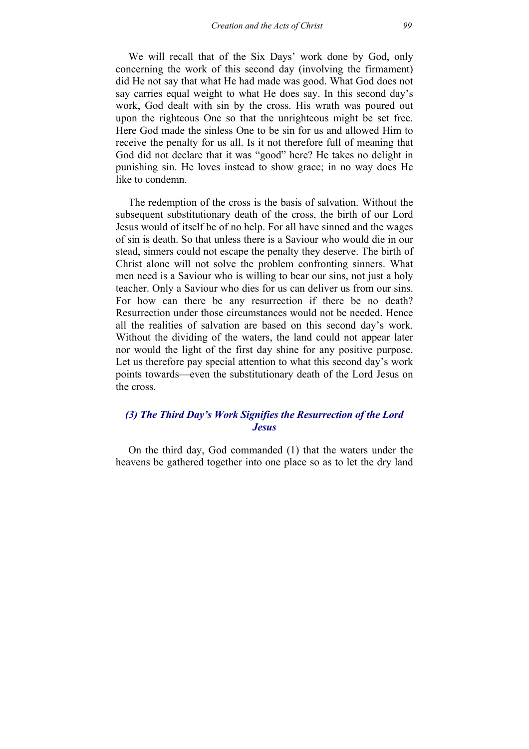We will recall that of the Six Days' work done by God, only concerning the work of this second day (involving the firmament) did He not say that what He had made was good. What God does not say carries equal weight to what He does say. In this second day's work, God dealt with sin by the cross. His wrath was poured out upon the righteous One so that the unrighteous might be set free. Here God made the sinless One to be sin for us and allowed Him to receive the penalty for us all. Is it not therefore full of meaning that God did not declare that it was "good" here? He takes no delight in punishing sin. He loves instead to show grace; in no way does He like to condemn.

The redemption of the cross is the basis of salvation. Without the subsequent substitutionary death of the cross, the birth of our Lord Jesus would of itself be of no help. For all have sinned and the wages of sin is death. So that unless there is a Saviour who would die in our stead, sinners could not escape the penalty they deserve. The birth of Christ alone will not solve the problem confronting sinners. What men need is a Saviour who is willing to bear our sins, not just a holy teacher. Only a Saviour who dies for us can deliver us from our sins. For how can there be any resurrection if there be no death? Resurrection under those circumstances would not be needed. Hence all the realities of salvation are based on this second day's work. Without the dividing of the waters, the land could not appear later nor would the light of the first day shine for any positive purpose. Let us therefore pay special attention to what this second day's work points towards—even the substitutionary death of the Lord Jesus on the cross.

### *(3) The Third Day's Work Signifies the Resurrection of the Lord Jesus*

On the third day, God commanded (1) that the waters under the heavens be gathered together into one place so as to let the dry land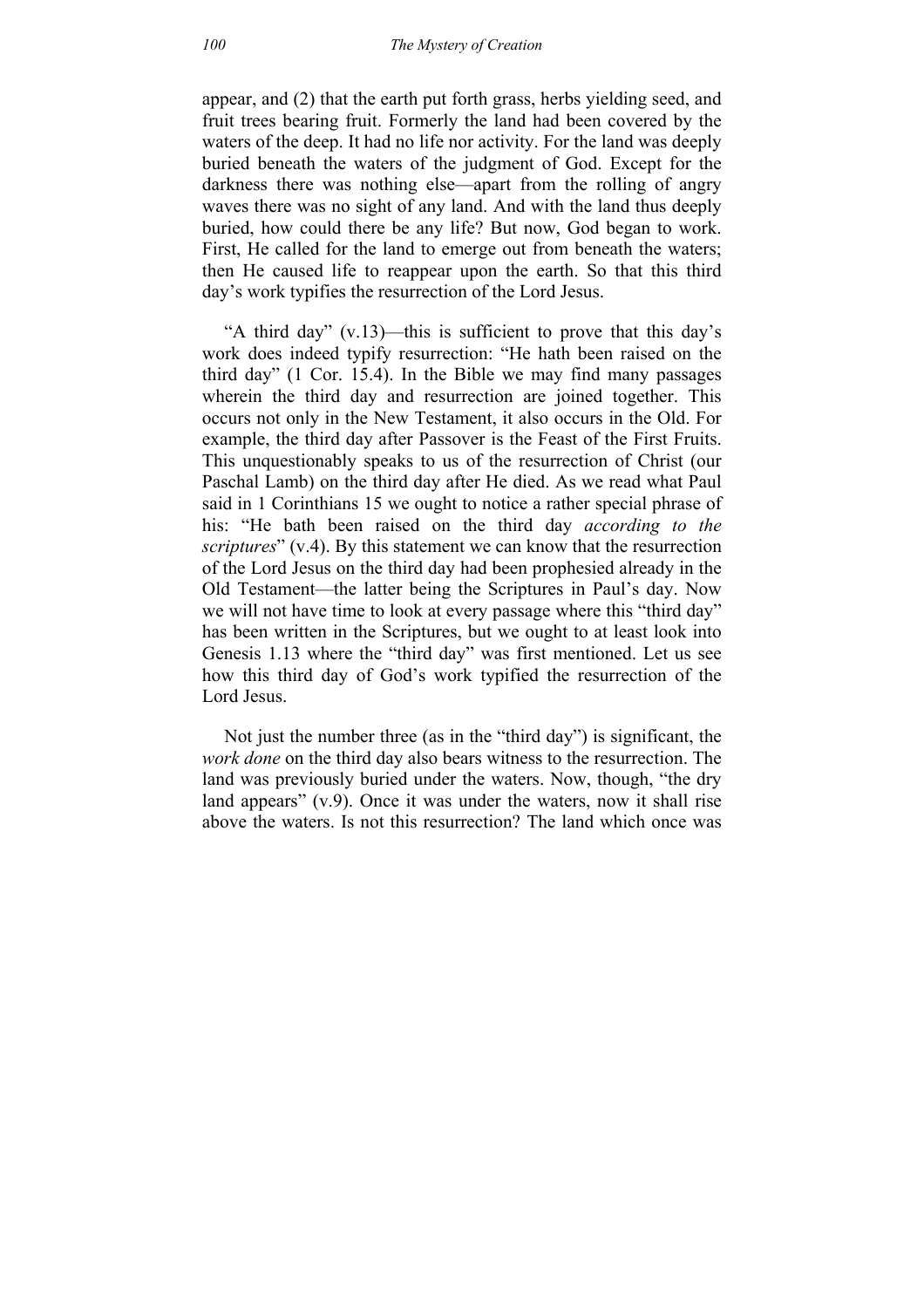appear, and (2) that the earth put forth grass, herbs yielding seed, and fruit trees bearing fruit. Formerly the land had been covered by the waters of the deep. It had no life nor activity. For the land was deeply buried beneath the waters of the judgment of God. Except for the darkness there was nothing else—apart from the rolling of angry waves there was no sight of any land. And with the land thus deeply buried, how could there be any life? But now, God began to work. First, He called for the land to emerge out from beneath the waters; then He caused life to reappear upon the earth. So that this third day's work typifies the resurrection of the Lord Jesus.

"A third day" (v.13)—this is sufficient to prove that this day's work does indeed typify resurrection: "He hath been raised on the third day" (1 Cor. 15.4). In the Bible we may find many passages wherein the third day and resurrection are joined together. This occurs not only in the New Testament, it also occurs in the Old. For example, the third day after Passover is the Feast of the First Fruits. This unquestionably speaks to us of the resurrection of Christ (our Paschal Lamb) on the third day after He died. As we read what Paul said in 1 Corinthians 15 we ought to notice a rather special phrase of his: "He bath been raised on the third day *according to the scriptures*" (v.4). By this statement we can know that the resurrection of the Lord Jesus on the third day had been prophesied already in the Old Testament—the latter being the Scriptures in Paul's day. Now we will not have time to look at every passage where this "third day" has been written in the Scriptures, but we ought to at least look into Genesis 1.13 where the "third day" was first mentioned. Let us see how this third day of God's work typified the resurrection of the Lord Jesus.

Not just the number three (as in the "third day") is significant, the *work done* on the third day also bears witness to the resurrection. The land was previously buried under the waters. Now, though, "the dry land appears" (v.9). Once it was under the waters, now it shall rise above the waters. Is not this resurrection? The land which once was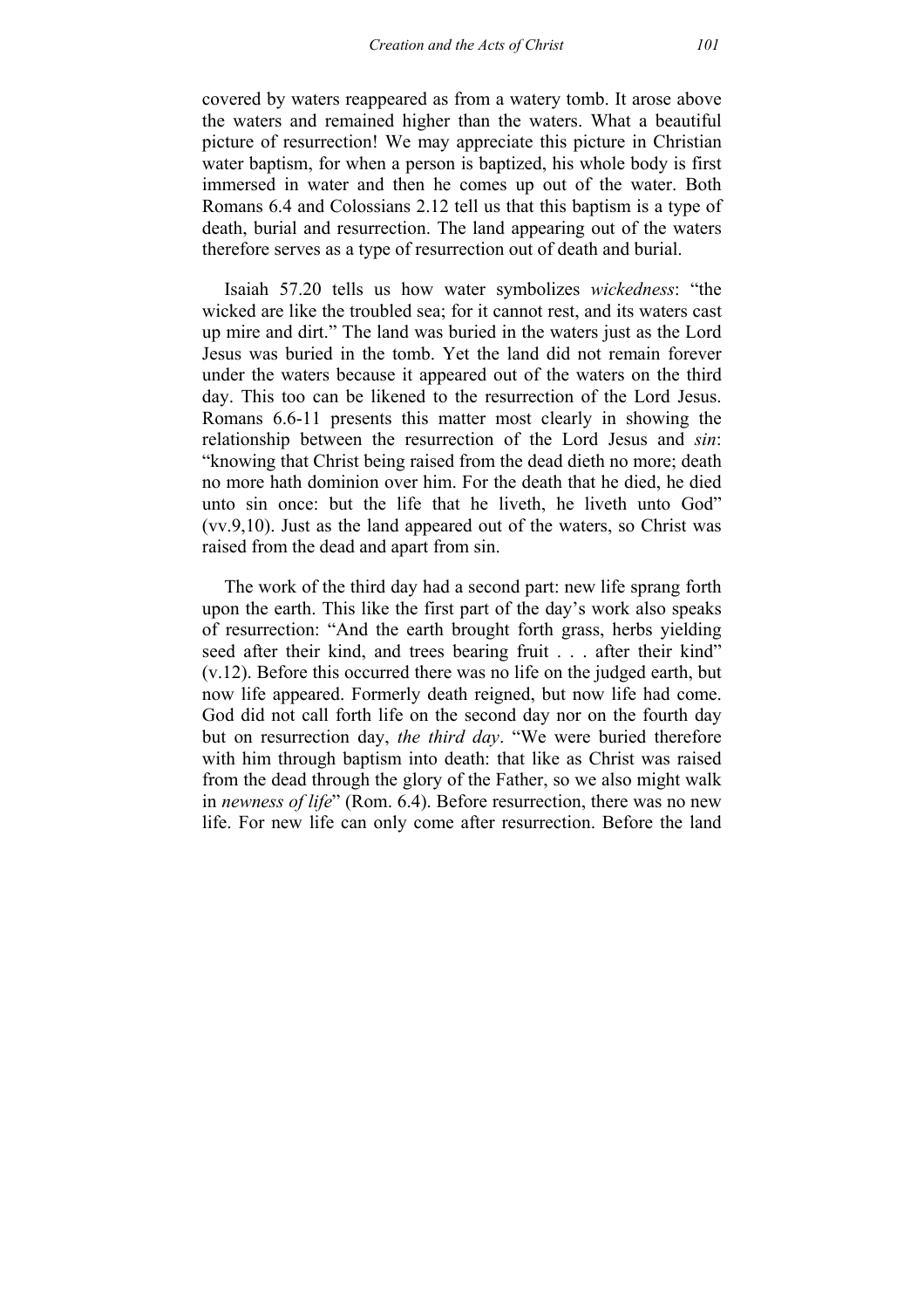covered by waters reappeared as from a watery tomb. It arose above the waters and remained higher than the waters. What a beautiful picture of resurrection! We may appreciate this picture in Christian water baptism, for when a person is baptized, his whole body is first immersed in water and then he comes up out of the water. Both Romans 6.4 and Colossians 2.12 tell us that this baptism is a type of death, burial and resurrection. The land appearing out of the waters therefore serves as a type of resurrection out of death and burial.

Isaiah 57.20 tells us how water symbolizes *wickedness*: "the wicked are like the troubled sea; for it cannot rest, and its waters cast up mire and dirt." The land was buried in the waters just as the Lord Jesus was buried in the tomb. Yet the land did not remain forever under the waters because it appeared out of the waters on the third day. This too can be likened to the resurrection of the Lord Jesus. Romans 6.6-11 presents this matter most clearly in showing the relationship between the resurrection of the Lord Jesus and *sin*: "knowing that Christ being raised from the dead dieth no more; death no more hath dominion over him. For the death that he died, he died unto sin once: but the life that he liveth, he liveth unto God" (vv.9,10). Just as the land appeared out of the waters, so Christ was raised from the dead and apart from sin.

The work of the third day had a second part: new life sprang forth upon the earth. This like the first part of the day's work also speaks of resurrection: "And the earth brought forth grass, herbs yielding seed after their kind, and trees bearing fruit . . . after their kind" (v.12). Before this occurred there was no life on the judged earth, but now life appeared. Formerly death reigned, but now life had come. God did not call forth life on the second day nor on the fourth day but on resurrection day, *the third day*. "We were buried therefore with him through baptism into death: that like as Christ was raised from the dead through the glory of the Father, so we also might walk in *newness of life*" (Rom. 6.4). Before resurrection, there was no new life. For new life can only come after resurrection. Before the land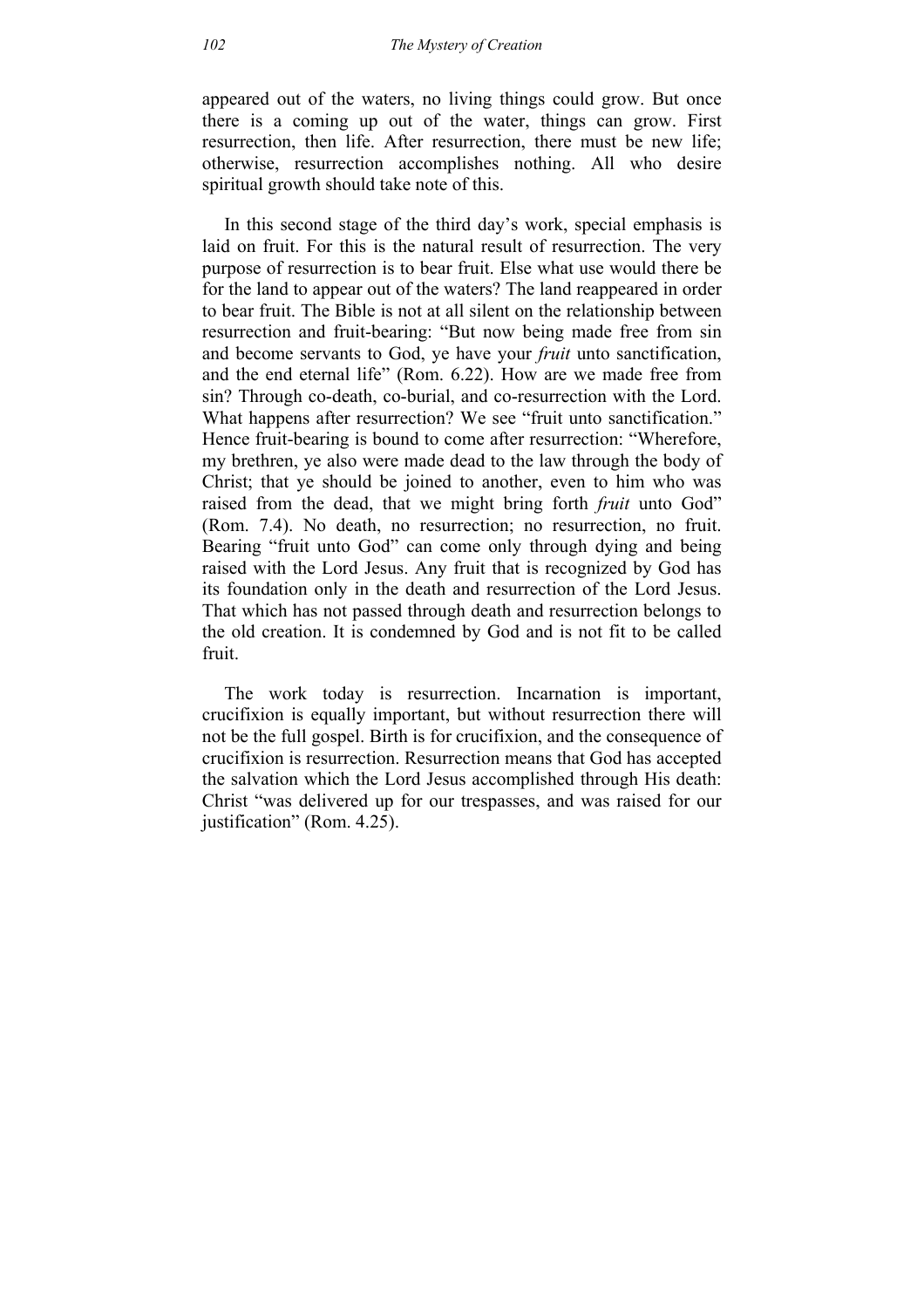appeared out of the waters, no living things could grow. But once there is a coming up out of the water, things can grow. First resurrection, then life. After resurrection, there must be new life; otherwise, resurrection accomplishes nothing. All who desire spiritual growth should take note of this.

In this second stage of the third day's work, special emphasis is laid on fruit. For this is the natural result of resurrection. The very purpose of resurrection is to bear fruit. Else what use would there be for the land to appear out of the waters? The land reappeared in order to bear fruit. The Bible is not at all silent on the relationship between resurrection and fruit-bearing: "But now being made free from sin and become servants to God, ye have your *fruit* unto sanctification, and the end eternal life" (Rom. 6.22). How are we made free from sin? Through co-death, co-burial, and co-resurrection with the Lord. What happens after resurrection? We see "fruit unto sanctification." Hence fruit-bearing is bound to come after resurrection: "Wherefore, my brethren, ye also were made dead to the law through the body of Christ; that ye should be joined to another, even to him who was raised from the dead, that we might bring forth *fruit* unto God" (Rom. 7.4). No death, no resurrection; no resurrection, no fruit. Bearing "fruit unto God" can come only through dying and being raised with the Lord Jesus. Any fruit that is recognized by God has its foundation only in the death and resurrection of the Lord Jesus. That which has not passed through death and resurrection belongs to the old creation. It is condemned by God and is not fit to be called fruit.

The work today is resurrection. Incarnation is important, crucifixion is equally important, but without resurrection there will not be the full gospel. Birth is for crucifixion, and the consequence of crucifixion is resurrection. Resurrection means that God has accepted the salvation which the Lord Jesus accomplished through His death: Christ "was delivered up for our trespasses, and was raised for our justification" (Rom. 4.25).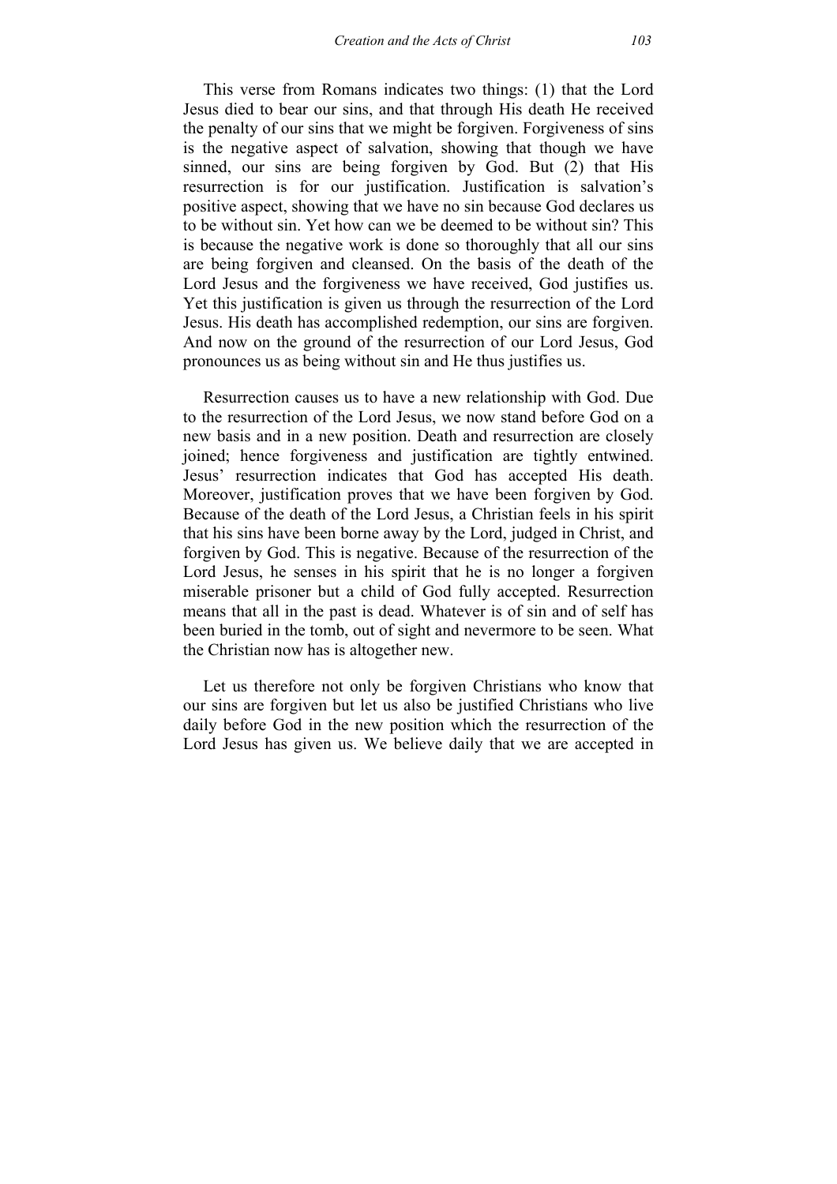This verse from Romans indicates two things: (1) that the Lord Jesus died to bear our sins, and that through His death He received the penalty of our sins that we might be forgiven. Forgiveness of sins is the negative aspect of salvation, showing that though we have sinned, our sins are being forgiven by God. But (2) that His resurrection is for our justification. Justification is salvation's positive aspect, showing that we have no sin because God declares us to be without sin. Yet how can we be deemed to be without sin? This is because the negative work is done so thoroughly that all our sins are being forgiven and cleansed. On the basis of the death of the Lord Jesus and the forgiveness we have received, God justifies us. Yet this justification is given us through the resurrection of the Lord Jesus. His death has accomplished redemption, our sins are forgiven. And now on the ground of the resurrection of our Lord Jesus, God pronounces us as being without sin and He thus justifies us.

Resurrection causes us to have a new relationship with God. Due to the resurrection of the Lord Jesus, we now stand before God on a new basis and in a new position. Death and resurrection are closely joined; hence forgiveness and justification are tightly entwined. Jesus' resurrection indicates that God has accepted His death. Moreover, justification proves that we have been forgiven by God. Because of the death of the Lord Jesus, a Christian feels in his spirit that his sins have been borne away by the Lord, judged in Christ, and forgiven by God. This is negative. Because of the resurrection of the Lord Jesus, he senses in his spirit that he is no longer a forgiven miserable prisoner but a child of God fully accepted. Resurrection means that all in the past is dead. Whatever is of sin and of self has been buried in the tomb, out of sight and nevermore to be seen. What the Christian now has is altogether new.

Let us therefore not only be forgiven Christians who know that our sins are forgiven but let us also be justified Christians who live daily before God in the new position which the resurrection of the Lord Jesus has given us. We believe daily that we are accepted in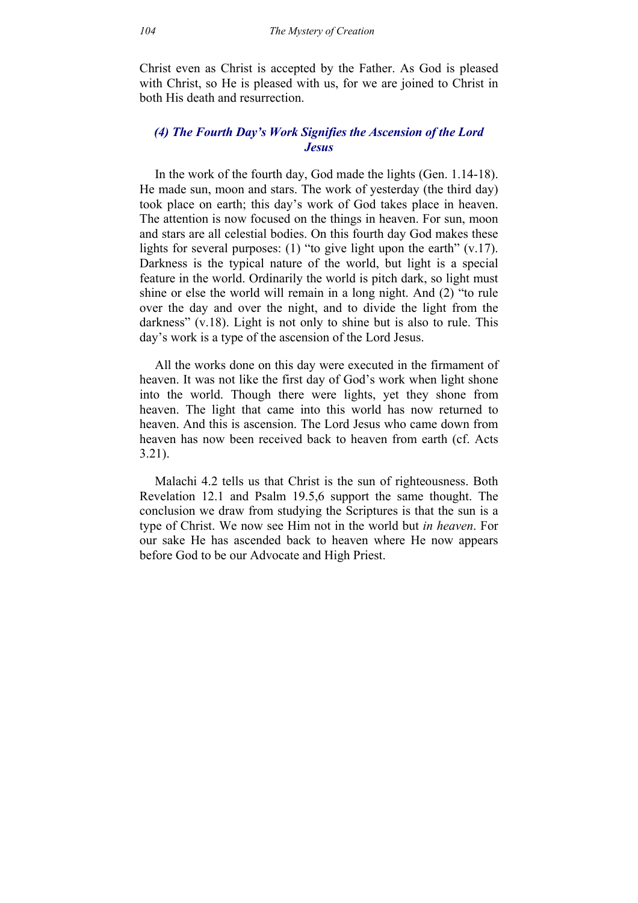Christ even as Christ is accepted by the Father. As God is pleased with Christ, so He is pleased with us, for we are joined to Christ in both His death and resurrection.

### *(4) The Fourth Day's Work Signifies the Ascension of the Lord Jesus*

In the work of the fourth day, God made the lights (Gen. 1.14-18). He made sun, moon and stars. The work of yesterday (the third day) took place on earth; this day's work of God takes place in heaven. The attention is now focused on the things in heaven. For sun, moon and stars are all celestial bodies. On this fourth day God makes these lights for several purposes: (1) "to give light upon the earth" (v.17). Darkness is the typical nature of the world, but light is a special feature in the world. Ordinarily the world is pitch dark, so light must shine or else the world will remain in a long night. And (2) "to rule over the day and over the night, and to divide the light from the darkness" (v.18). Light is not only to shine but is also to rule. This day's work is a type of the ascension of the Lord Jesus.

All the works done on this day were executed in the firmament of heaven. It was not like the first day of God's work when light shone into the world. Though there were lights, yet they shone from heaven. The light that came into this world has now returned to heaven. And this is ascension. The Lord Jesus who came down from heaven has now been received back to heaven from earth (cf. Acts 3.21).

Malachi 4.2 tells us that Christ is the sun of righteousness. Both Revelation 12.1 and Psalm 19.5,6 support the same thought. The conclusion we draw from studying the Scriptures is that the sun is a type of Christ. We now see Him not in the world but *in heaven*. For our sake He has ascended back to heaven where He now appears before God to be our Advocate and High Priest.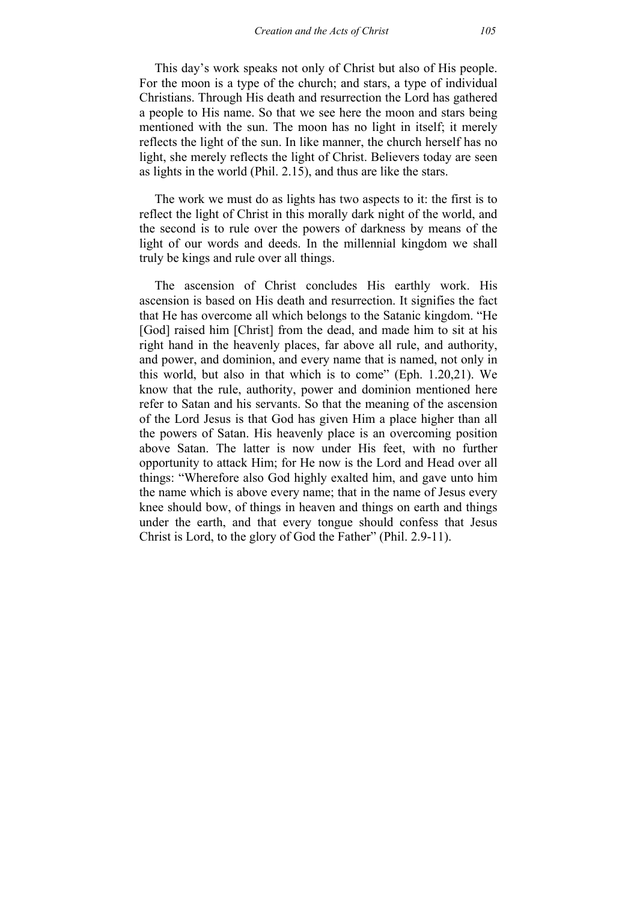This day's work speaks not only of Christ but also of His people. For the moon is a type of the church; and stars, a type of individual Christians. Through His death and resurrection the Lord has gathered a people to His name. So that we see here the moon and stars being mentioned with the sun. The moon has no light in itself; it merely reflects the light of the sun. In like manner, the church herself has no light, she merely reflects the light of Christ. Believers today are seen as lights in the world (Phil. 2.15), and thus are like the stars.

The work we must do as lights has two aspects to it: the first is to reflect the light of Christ in this morally dark night of the world, and the second is to rule over the powers of darkness by means of the light of our words and deeds. In the millennial kingdom we shall truly be kings and rule over all things.

The ascension of Christ concludes His earthly work. His ascension is based on His death and resurrection. It signifies the fact that He has overcome all which belongs to the Satanic kingdom. "He [God] raised him [Christ] from the dead, and made him to sit at his right hand in the heavenly places, far above all rule, and authority, and power, and dominion, and every name that is named, not only in this world, but also in that which is to come" (Eph. 1.20,21). We know that the rule, authority, power and dominion mentioned here refer to Satan and his servants. So that the meaning of the ascension of the Lord Jesus is that God has given Him a place higher than all the powers of Satan. His heavenly place is an overcoming position above Satan. The latter is now under His feet, with no further opportunity to attack Him; for He now is the Lord and Head over all things: "Wherefore also God highly exalted him, and gave unto him the name which is above every name; that in the name of Jesus every knee should bow, of things in heaven and things on earth and things under the earth, and that every tongue should confess that Jesus Christ is Lord, to the glory of God the Father" (Phil. 2.9-11).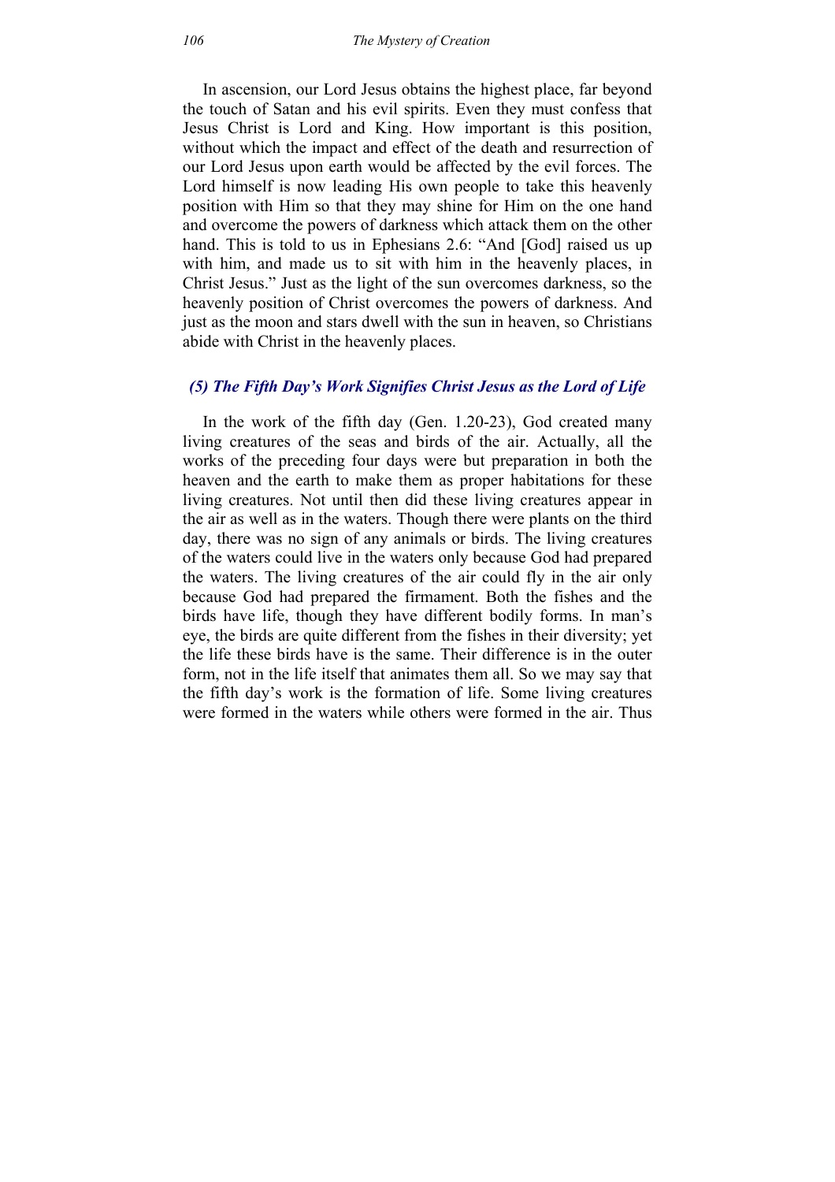In ascension, our Lord Jesus obtains the highest place, far beyond the touch of Satan and his evil spirits. Even they must confess that Jesus Christ is Lord and King. How important is this position, without which the impact and effect of the death and resurrection of our Lord Jesus upon earth would be affected by the evil forces. The Lord himself is now leading His own people to take this heavenly position with Him so that they may shine for Him on the one hand and overcome the powers of darkness which attack them on the other hand. This is told to us in Ephesians 2.6: "And [God] raised us up with him, and made us to sit with him in the heavenly places, in Christ Jesus." Just as the light of the sun overcomes darkness, so the heavenly position of Christ overcomes the powers of darkness. And just as the moon and stars dwell with the sun in heaven, so Christians abide with Christ in the heavenly places.

### *(5) The Fifth Day's Work Signifies Christ Jesus as the Lord of Life*

In the work of the fifth day (Gen. 1.20-23), God created many living creatures of the seas and birds of the air. Actually, all the works of the preceding four days were but preparation in both the heaven and the earth to make them as proper habitations for these living creatures. Not until then did these living creatures appear in the air as well as in the waters. Though there were plants on the third day, there was no sign of any animals or birds. The living creatures of the waters could live in the waters only because God had prepared the waters. The living creatures of the air could fly in the air only because God had prepared the firmament. Both the fishes and the birds have life, though they have different bodily forms. In man's eye, the birds are quite different from the fishes in their diversity; yet the life these birds have is the same. Their difference is in the outer form, not in the life itself that animates them all. So we may say that the fifth day's work is the formation of life. Some living creatures were formed in the waters while others were formed in the air. Thus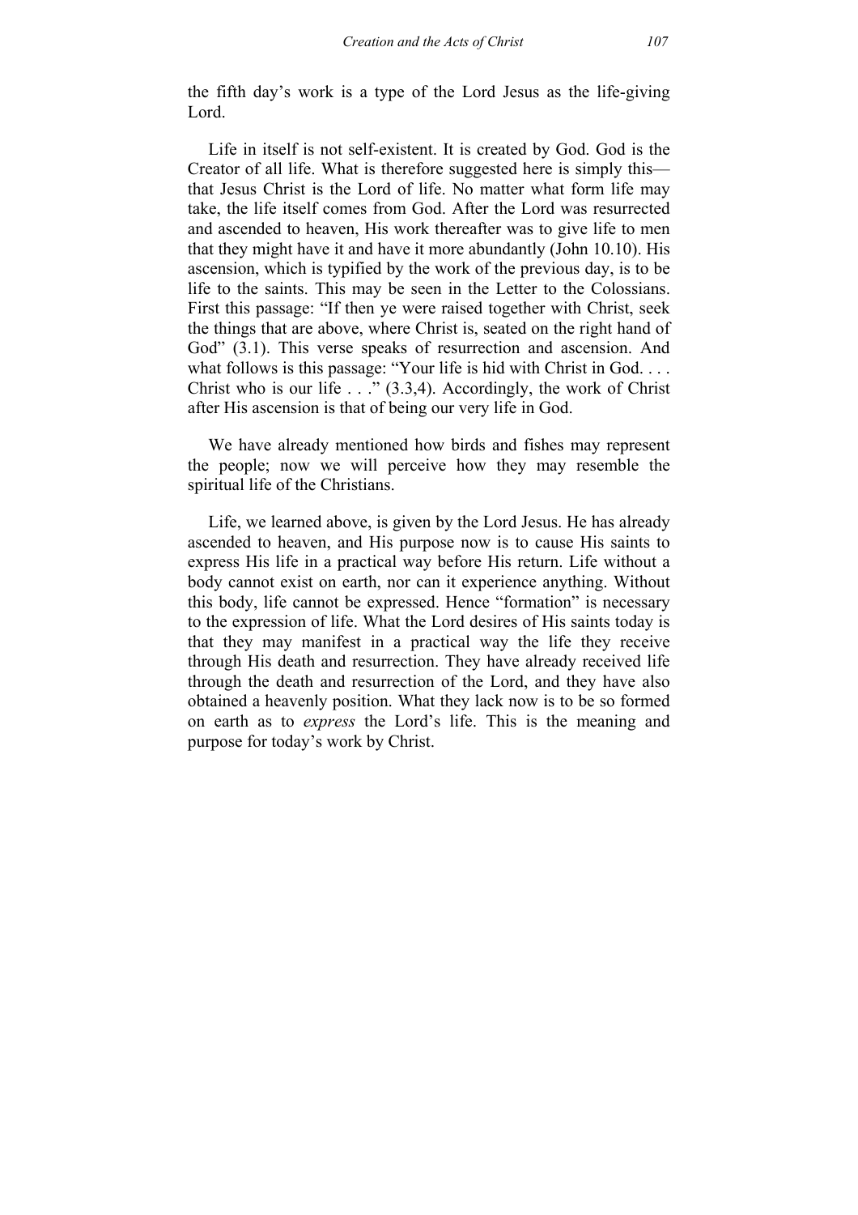the fifth day's work is a type of the Lord Jesus as the life-giving Lord.

Life in itself is not self-existent. It is created by God. God is the Creator of all life. What is therefore suggested here is simply this—that Jesus Christ is the Lord of life. No matter what form life may take, the life itself comes from God. After the Lord was resurrected and ascended to heaven, His work thereafter was to give life to men that they might have it and have it more abundantly (John 10.10). His ascension, which is typified by the work of the previous day, is to be life to the saints. This may be seen in the Letter to the Colossians. First this passage: "If then ye were raised together with Christ, seek the things that are above, where Christ is, seated on the right hand of God" (3.1). This verse speaks of resurrection and ascension. And what follows is this passage: "Your life is hid with Christ in God. . . . Christ who is our life . . ." (3.3,4). Accordingly, the work of Christ after His ascension is that of being our very life in God.

We have already mentioned how birds and fishes may represent the people; now we will perceive how they may resemble the spiritual life of the Christians.

Life, we learned above, is given by the Lord Jesus. He has already ascended to heaven, and His purpose now is to cause His saints to express His life in a practical way before His return. Life without a body cannot exist on earth, nor can it experience anything. Without this body, life cannot be expressed. Hence "formation" is necessary to the expression of life. What the Lord desires of His saints today is that they may manifest in a practical way the life they receive through His death and resurrection. They have already received life through the death and resurrection of the Lord, and they have also obtained a heavenly position. What they lack now is to be so formed on earth as to *express* the Lord's life. This is the meaning and purpose for today's work by Christ.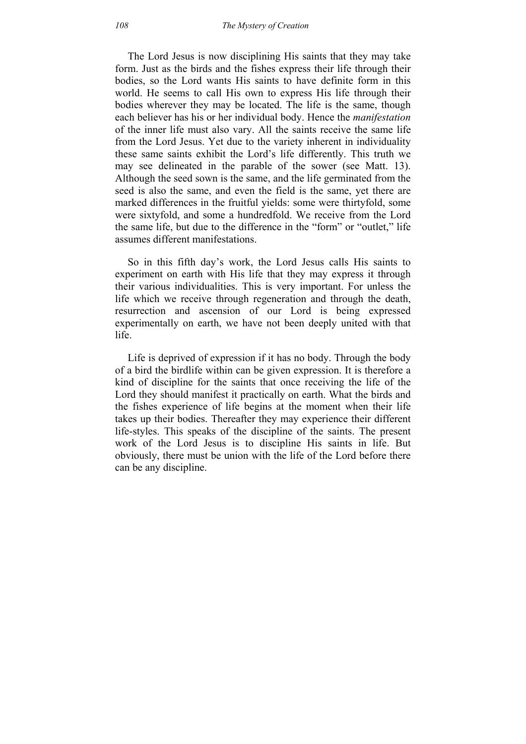The Lord Jesus is now disciplining His saints that they may take form. Just as the birds and the fishes express their life through their bodies, so the Lord wants His saints to have definite form in this world. He seems to call His own to express His life through their bodies wherever they may be located. The life is the same, though each believer has his or her individual body. Hence the *manifestation* of the inner life must also vary. All the saints receive the same life from the Lord Jesus. Yet due to the variety inherent in individuality these same saints exhibit the Lord's life differently. This truth we may see delineated in the parable of the sower (see Matt. 13). Although the seed sown is the same, and the life germinated from the seed is also the same, and even the field is the same, yet there are marked differences in the fruitful yields: some were thirtyfold, some were sixtyfold, and some a hundredfold. We receive from the Lord the same life, but due to the difference in the "form" or "outlet," life assumes different manifestations.

So in this fifth day's work, the Lord Jesus calls His saints to experiment on earth with His life that they may express it through their various individualities. This is very important. For unless the life which we receive through regeneration and through the death, resurrection and ascension of our Lord is being expressed experimentally on earth, we have not been deeply united with that life.

Life is deprived of expression if it has no body. Through the body of a bird the birdlife within can be given expression. It is therefore a kind of discipline for the saints that once receiving the life of the Lord they should manifest it practically on earth. What the birds and the fishes experience of life begins at the moment when their life takes up their bodies. Thereafter they may experience their different life-styles. This speaks of the discipline of the saints. The present work of the Lord Jesus is to discipline His saints in life. But obviously, there must be union with the life of the Lord before there can be any discipline.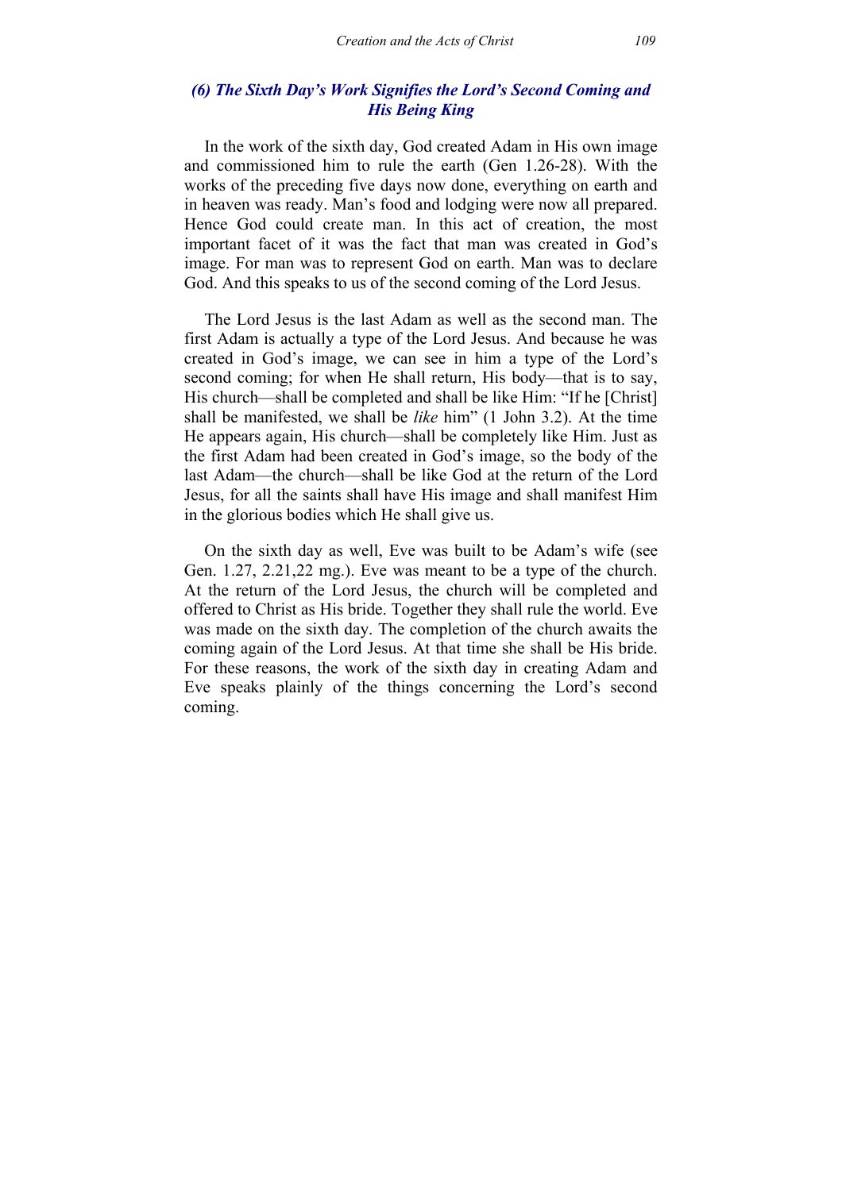### *(6) The Sixth Day's Work Signifies the Lord's Second Coming and His Being King*

In the work of the sixth day, God created Adam in His own image and commissioned him to rule the earth (Gen 1.26-28). With the works of the preceding five days now done, everything on earth and in heaven was ready. Man's food and lodging were now all prepared. Hence God could create man. In this act of creation, the most important facet of it was the fact that man was created in God's image. For man was to represent God on earth. Man was to declare God. And this speaks to us of the second coming of the Lord Jesus.

The Lord Jesus is the last Adam as well as the second man. The first Adam is actually a type of the Lord Jesus. And because he was created in God's image, we can see in him a type of the Lord's second coming; for when He shall return, His body—that is to say, His church—shall be completed and shall be like Him: "If he [Christ] shall be manifested, we shall be *like* him" (1 John 3.2). At the time He appears again, His church—shall be completely like Him. Just as the first Adam had been created in God's image, so the body of the last Adam—the church—shall be like God at the return of the Lord Jesus, for all the saints shall have His image and shall manifest Him in the glorious bodies which He shall give us.

On the sixth day as well, Eve was built to be Adam's wife (see Gen. 1.27, 2.21,22 mg.). Eve was meant to be a type of the church. At the return of the Lord Jesus, the church will be completed and offered to Christ as His bride. Together they shall rule the world. Eve was made on the sixth day. The completion of the church awaits the coming again of the Lord Jesus. At that time she shall be His bride. For these reasons, the work of the sixth day in creating Adam and Eve speaks plainly of the things concerning the Lord's second coming.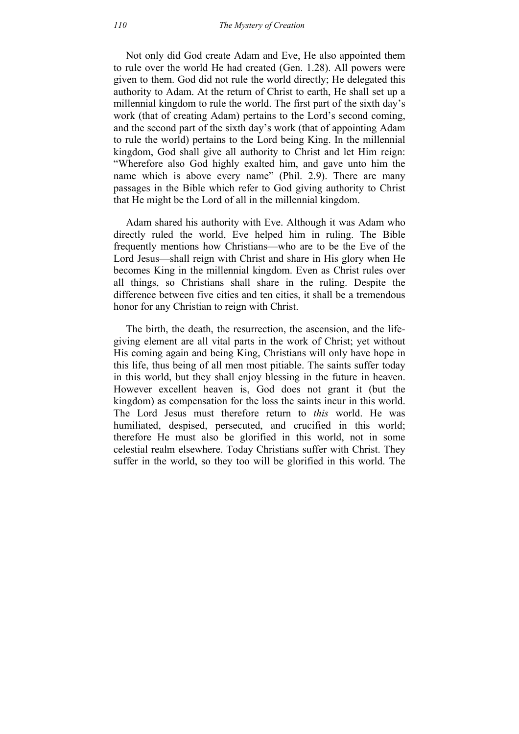Not only did God create Adam and Eve, He also appointed them to rule over the world He had created (Gen. 1.28). All powers were given to them. God did not rule the world directly; He delegated this authority to Adam. At the return of Christ to earth, He shall set up a millennial kingdom to rule the world. The first part of the sixth day's work (that of creating Adam) pertains to the Lord's second coming, and the second part of the sixth day's work (that of appointing Adam to rule the world) pertains to the Lord being King. In the millennial kingdom, God shall give all authority to Christ and let Him reign: "Wherefore also God highly exalted him, and gave unto him the name which is above every name" (Phil. 2.9). There are many passages in the Bible which refer to God giving authority to Christ that He might be the Lord of all in the millennial kingdom.

Adam shared his authority with Eve. Although it was Adam who directly ruled the world, Eve helped him in ruling. The Bible frequently mentions how Christians—who are to be the Eve of the Lord Jesus—shall reign with Christ and share in His glory when He becomes King in the millennial kingdom. Even as Christ rules over all things, so Christians shall share in the ruling. Despite the difference between five cities and ten cities, it shall be a tremendous honor for any Christian to reign with Christ.

The birth, the death, the resurrection, the ascension, and the life-giving element are all vital parts in the work of Christ; yet without His coming again and being King, Christians will only have hope in this life, thus being of all men most pitiable. The saints suffer today in this world, but they shall enjoy blessing in the future in heaven. However excellent heaven is, God does not grant it (but the kingdom) as compensation for the loss the saints incur in this world. The Lord Jesus must therefore return to *this* world. He was humiliated, despised, persecuted, and crucified in this world; therefore He must also be glorified in this world, not in some celestial realm elsewhere. Today Christians suffer with Christ. They suffer in the world, so they too will be glorified in this world. The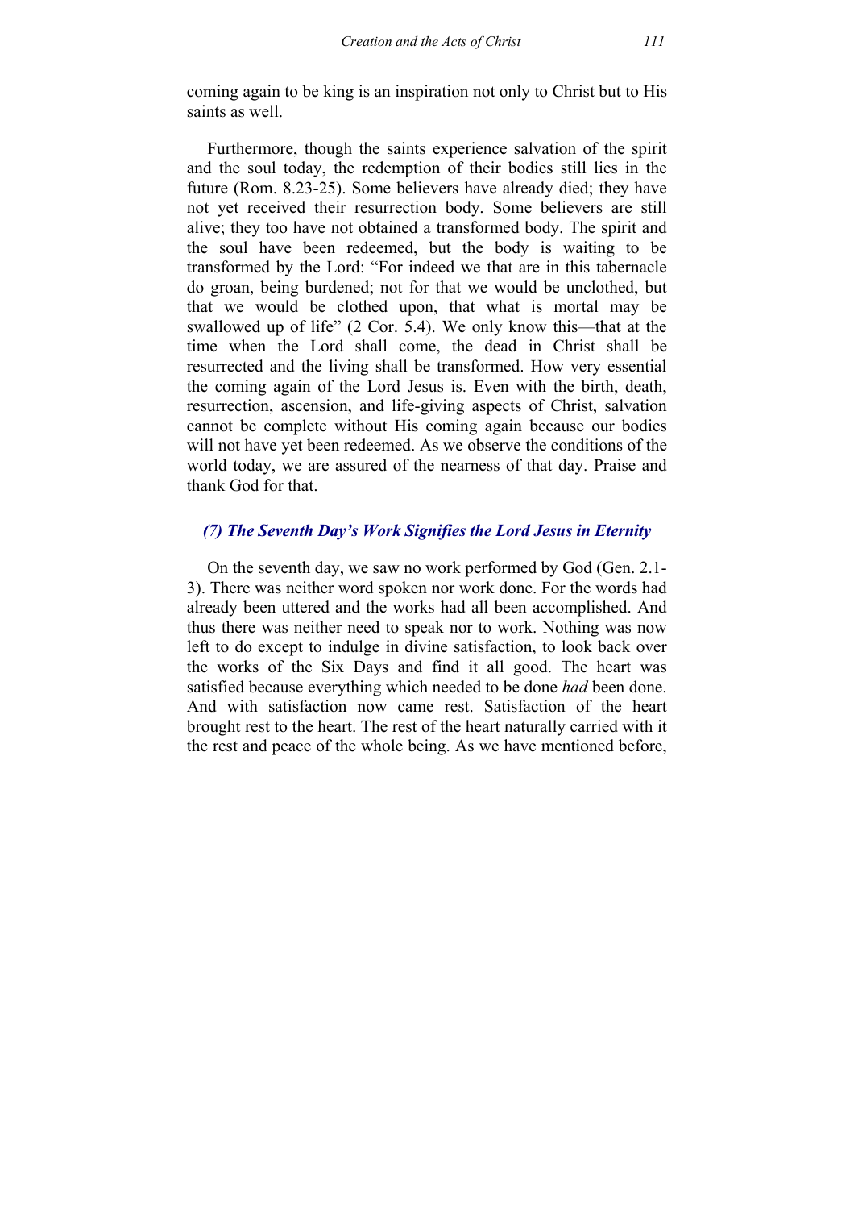coming again to be king is an inspiration not only to Christ but to His saints as well.

Furthermore, though the saints experience salvation of the spirit and the soul today, the redemption of their bodies still lies in the future (Rom. 8.23-25). Some believers have already died; they have not yet received their resurrection body. Some believers are still alive; they too have not obtained a transformed body. The spirit and the soul have been redeemed, but the body is waiting to be transformed by the Lord: "For indeed we that are in this tabernacle do groan, being burdened; not for that we would be unclothed, but that we would be clothed upon, that what is mortal may be swallowed up of life" (2 Cor. 5.4). We only know this—that at the time when the Lord shall come, the dead in Christ shall be resurrected and the living shall be transformed. How very essential the coming again of the Lord Jesus is. Even with the birth, death, resurrection, ascension, and life-giving aspects of Christ, salvation cannot be complete without His coming again because our bodies will not have yet been redeemed. As we observe the conditions of the world today, we are assured of the nearness of that day. Praise and thank God for that.

### *(7) The Seventh Day's Work Signifies the Lord Jesus in Eternity*

On the seventh day, we saw no work performed by God (Gen. 2.1-3). There was neither word spoken nor work done. For the words had already been uttered and the works had all been accomplished. And thus there was neither need to speak nor to work. Nothing was now left to do except to indulge in divine satisfaction, to look back over the works of the Six Days and find it all good. The heart was satisfied because everything which needed to be done *had* been done. And with satisfaction now came rest. Satisfaction of the heart brought rest to the heart. The rest of the heart naturally carried with it the rest and peace of the whole being. As we have mentioned before,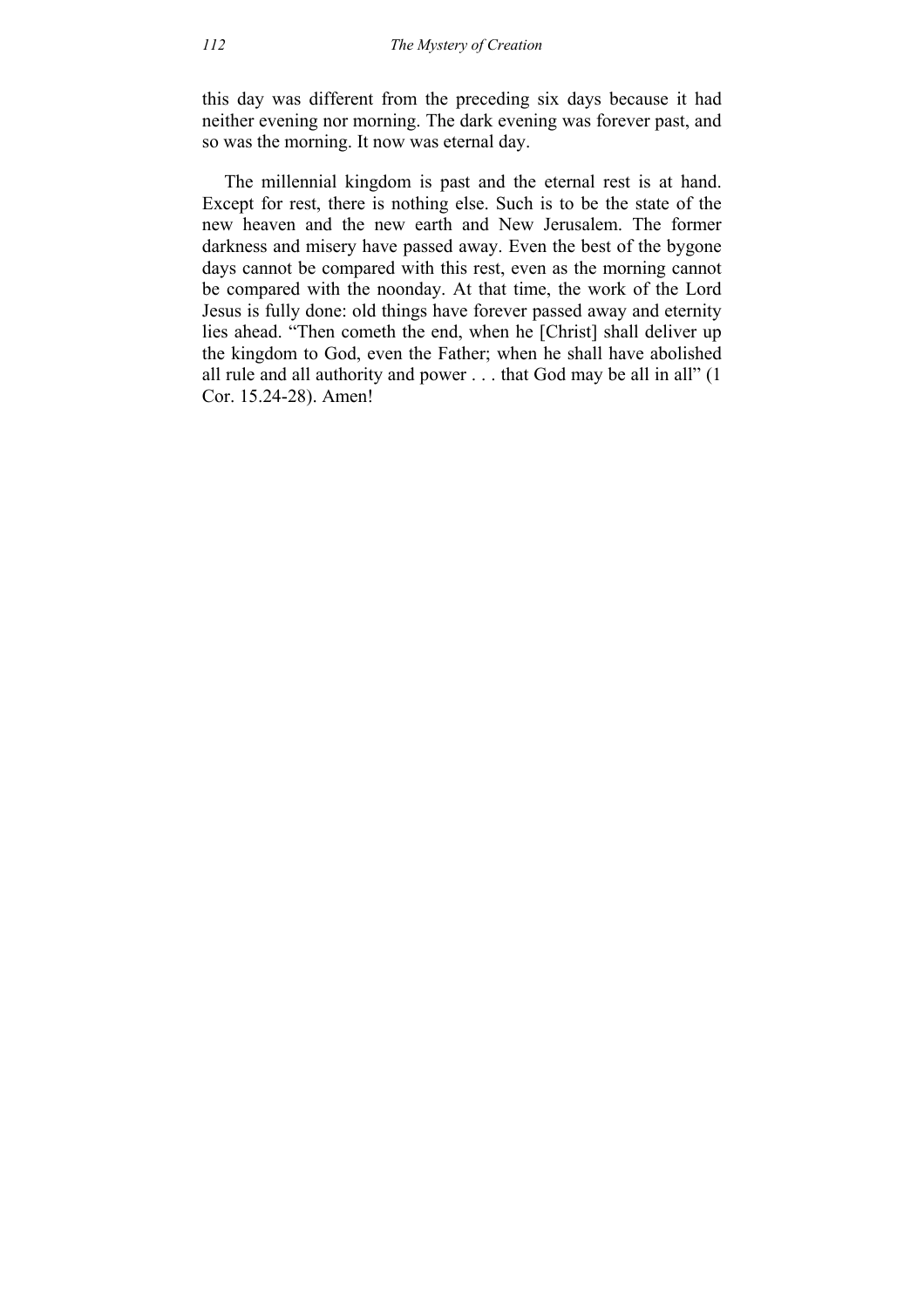this day was different from the preceding six days because it had neither evening nor morning. The dark evening was forever past, and so was the morning. It now was eternal day.

The millennial kingdom is past and the eternal rest is at hand. Except for rest, there is nothing else. Such is to be the state of the new heaven and the new earth and New Jerusalem. The former darkness and misery have passed away. Even the best of the bygone days cannot be compared with this rest, even as the morning cannot be compared with the noonday. At that time, the work of the Lord Jesus is fully done: old things have forever passed away and eternity lies ahead. "Then cometh the end, when he [Christ] shall deliver up the kingdom to God, even the Father; when he shall have abolished all rule and all authority and power . . . that God may be all in all" (1 Cor. 15.24-28). Amen!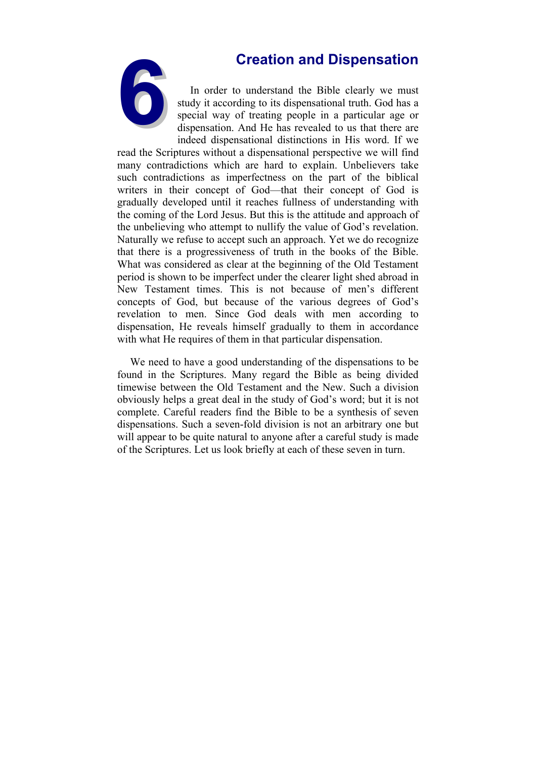# 6 Creation and Dispensation

In order to understand the Bible clearly we must study it according to its dispensational truth. God has a special way of treating people in a particular age or dispensation. And He has revealed to us that there are indeed dispensational distinctions in His word. If we read the Scriptures without a dispensational perspective we will find many contradictions which are hard to explain. Unbelievers take such contradictions as imperfectness on the part of the biblical writers in their concept of God—that their concept of God is gradually developed until it reaches fullness of understanding with the coming of the Lord Jesus. But this is the attitude and approach of the unbelieving who attempt to nullify the value of God's revelation. Naturally we refuse to accept such an approach. Yet we do recognize that there is a progressiveness of truth in the books of the Bible. What was considered as clear at the beginning of the Old Testament period is shown to be imperfect under the clearer light shed abroad in New Testament times. This is not because of men's different concepts of God, but because of the various degrees of God's revelation to men. Since God deals with men according to dispensation, He reveals himself gradually to them in accordance with what He requires of them in that particular dispensation.

We need to have a good understanding of the dispensations to be found in the Scriptures. Many regard the Bible as being divided timewise between the Old Testament and the New. Such a division obviously helps a great deal in the study of God's word; but it is not complete. Careful readers find the Bible to be a synthesis of seven dispensations. Such a seven-fold division is not an arbitrary one but will appear to be quite natural to anyone after a careful study is made of the Scriptures. Let us look briefly at each of these seven in turn.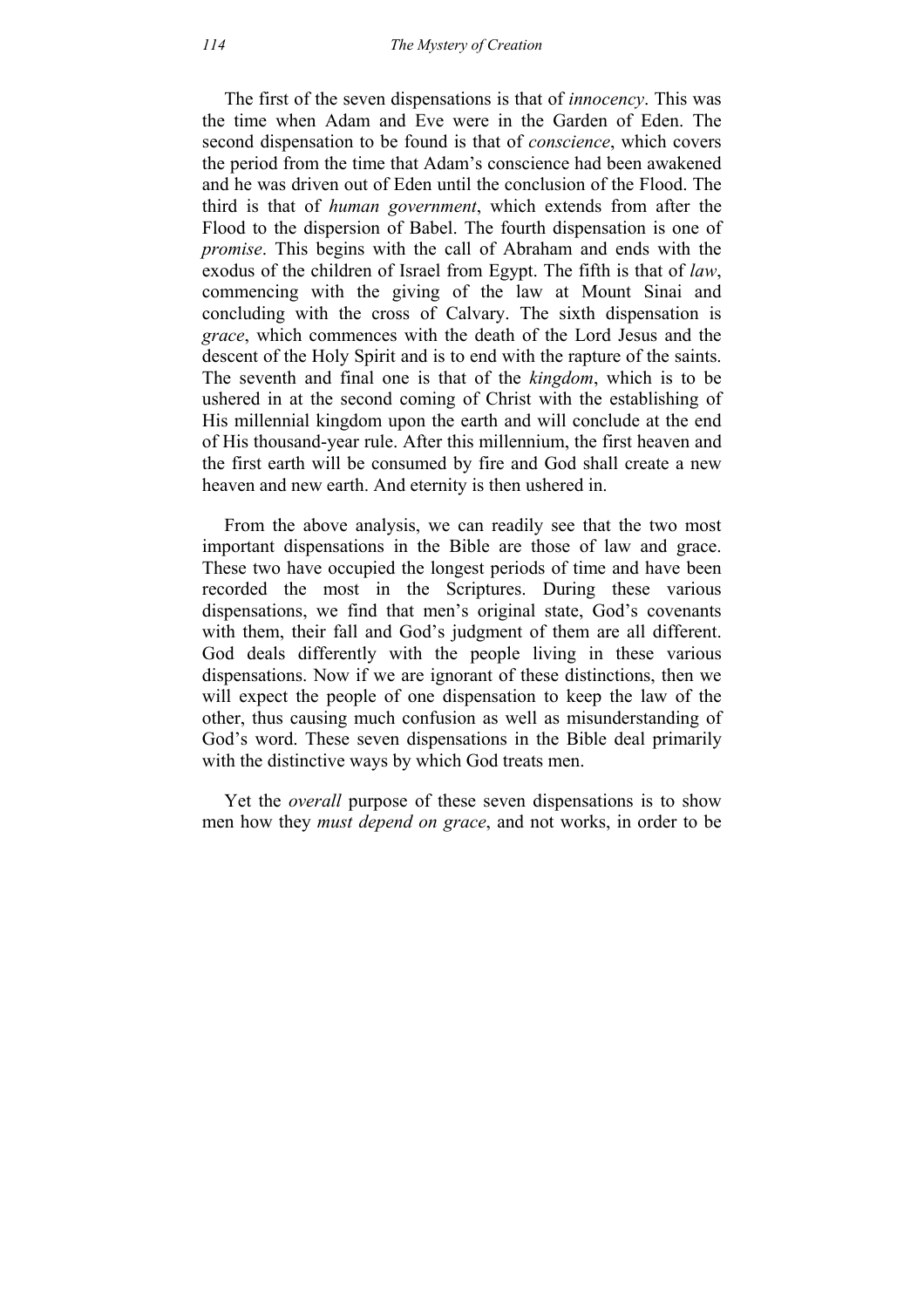The first of the seven dispensations is that of *innocency*. This was the time when Adam and Eve were in the Garden of Eden. The second dispensation to be found is that of *conscience*, which covers the period from the time that Adam's conscience had been awakened and he was driven out of Eden until the conclusion of the Flood. The third is that of *human government*, which extends from after the Flood to the dispersion of Babel. The fourth dispensation is one of *promise*. This begins with the call of Abraham and ends with the exodus of the children of Israel from Egypt. The fifth is that of *law*, commencing with the giving of the law at Mount Sinai and concluding with the cross of Calvary. The sixth dispensation is *grace*, which commences with the death of the Lord Jesus and the descent of the Holy Spirit and is to end with the rapture of the saints. The seventh and final one is that of the *kingdom*, which is to be ushered in at the second coming of Christ with the establishing of His millennial kingdom upon the earth and will conclude at the end of His thousand-year rule. After this millennium, the first heaven and the first earth will be consumed by fire and God shall create a new heaven and new earth. And eternity is then ushered in.

From the above analysis, we can readily see that the two most important dispensations in the Bible are those of law and grace. These two have occupied the longest periods of time and have been recorded the most in the Scriptures. During these various dispensations, we find that men's original state, God's covenants with them, their fall and God's judgment of them are all different. God deals differently with the people living in these various dispensations. Now if we are ignorant of these distinctions, then we will expect the people of one dispensation to keep the law of the other, thus causing much confusion as well as misunderstanding of God's word. These seven dispensations in the Bible deal primarily with the distinctive ways by which God treats men.

Yet the *overall* purpose of these seven dispensations is to show men how they *must depend on grace*, and not works, in order to be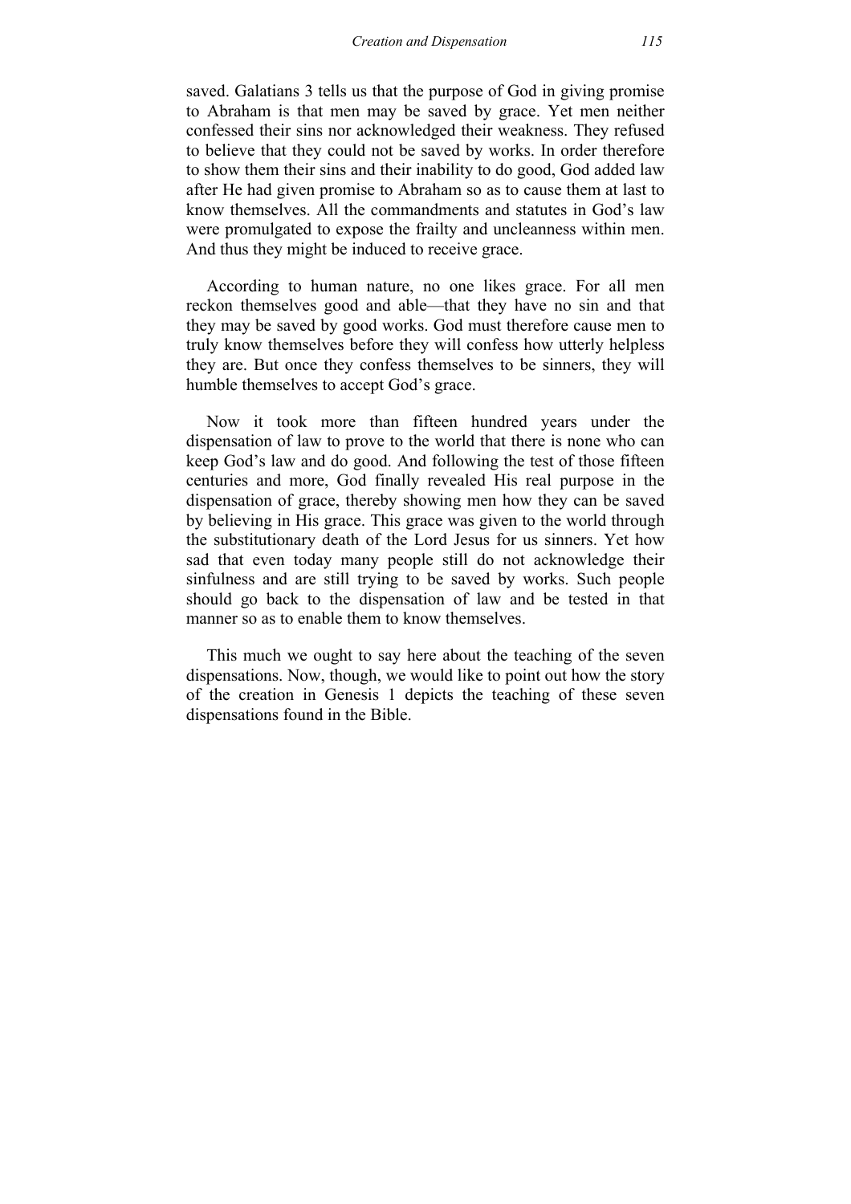saved. Galatians 3 tells us that the purpose of God in giving promise to Abraham is that men may be saved by grace. Yet men neither confessed their sins nor acknowledged their weakness. They refused to believe that they could not be saved by works. In order therefore to show them their sins and their inability to do good, God added law after He had given promise to Abraham so as to cause them at last to know themselves. All the commandments and statutes in God's law were promulgated to expose the frailty and uncleanness within men. And thus they might be induced to receive grace.

According to human nature, no one likes grace. For all men reckon themselves good and able—that they have no sin and that they may be saved by good works. God must therefore cause men to truly know themselves before they will confess how utterly helpless they are. But once they confess themselves to be sinners, they will humble themselves to accept God's grace.

Now it took more than fifteen hundred years under the dispensation of law to prove to the world that there is none who can keep God's law and do good. And following the test of those fifteen centuries and more, God finally revealed His real purpose in the dispensation of grace, thereby showing men how they can be saved by believing in His grace. This grace was given to the world through the substitutionary death of the Lord Jesus for us sinners. Yet how sad that even today many people still do not acknowledge their sinfulness and are still trying to be saved by works. Such people should go back to the dispensation of law and be tested in that manner so as to enable them to know themselves.

This much we ought to say here about the teaching of the seven dispensations. Now, though, we would like to point out how the story of the creation in Genesis 1 depicts the teaching of these seven dispensations found in the Bible.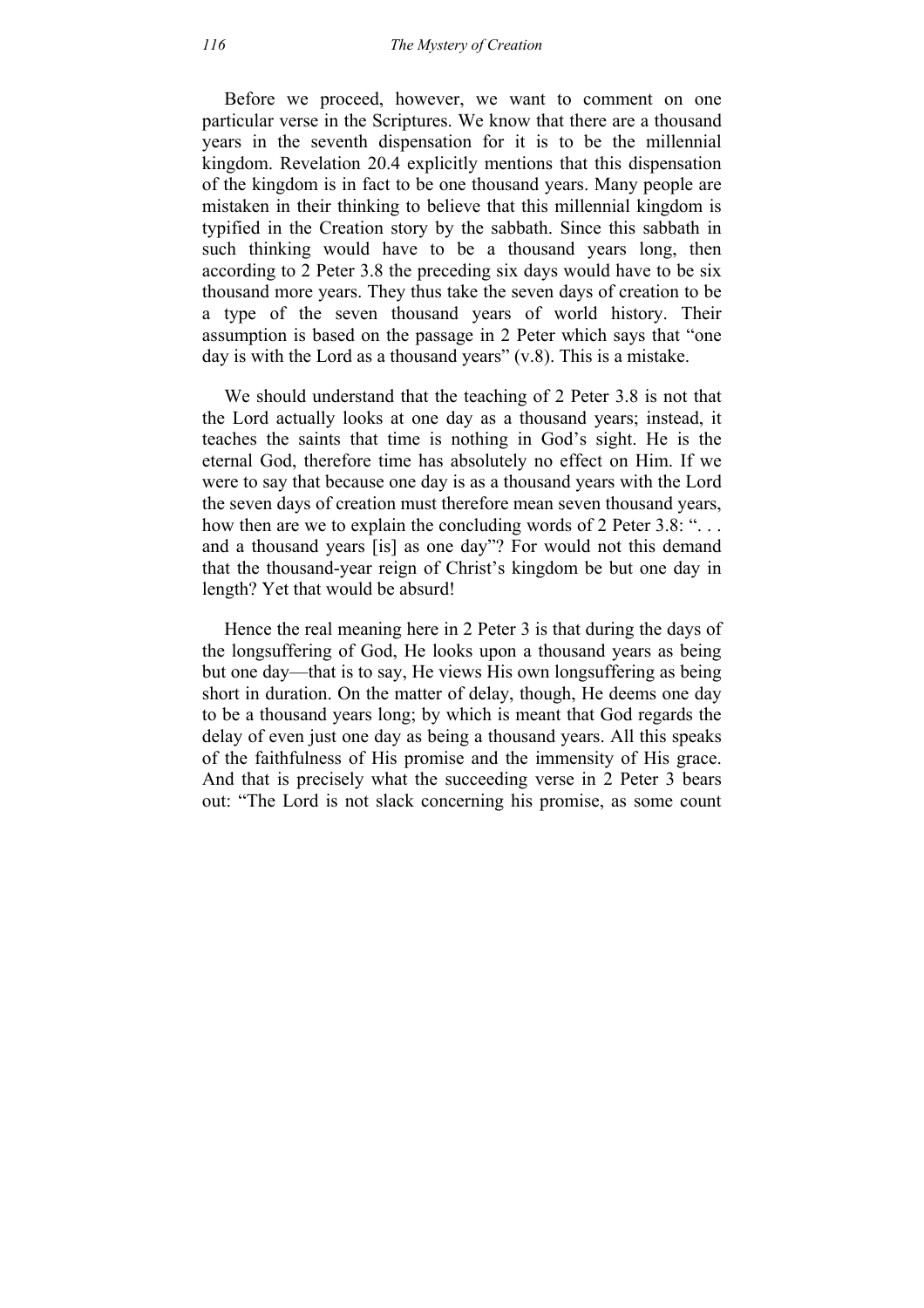Before we proceed, however, we want to comment on one particular verse in the Scriptures. We know that there are a thousand years in the seventh dispensation for it is to be the millennial kingdom. Revelation 20.4 explicitly mentions that this dispensation of the kingdom is in fact to be one thousand years. Many people are mistaken in their thinking to believe that this millennial kingdom is typified in the Creation story by the sabbath. Since this sabbath in such thinking would have to be a thousand years long, then according to 2 Peter 3.8 the preceding six days would have to be six thousand more years. They thus take the seven days of creation to be a type of the seven thousand years of world history. Their assumption is based on the passage in 2 Peter which says that "one day is with the Lord as a thousand years" (v.8). This is a mistake.

We should understand that the teaching of 2 Peter 3.8 is not that the Lord actually looks at one day as a thousand years; instead, it teaches the saints that time is nothing in God's sight. He is the eternal God, therefore time has absolutely no effect on Him. If we were to say that because one day is as a thousand years with the Lord the seven days of creation must therefore mean seven thousand years, how then are we to explain the concluding words of 2 Peter 3.8: ". . . and a thousand years [is] as one day"? For would not this demand that the thousand-year reign of Christ's kingdom be but one day in length? Yet that would be absurd!

Hence the real meaning here in 2 Peter 3 is that during the days of the longsuffering of God, He looks upon a thousand years as being but one day—that is to say, He views His own longsuffering as being short in duration. On the matter of delay, though, He deems one day to be a thousand years long; by which is meant that God regards the delay of even just one day as being a thousand years. All this speaks of the faithfulness of His promise and the immensity of His grace. And that is precisely what the succeeding verse in 2 Peter 3 bears out: "The Lord is not slack concerning his promise, as some count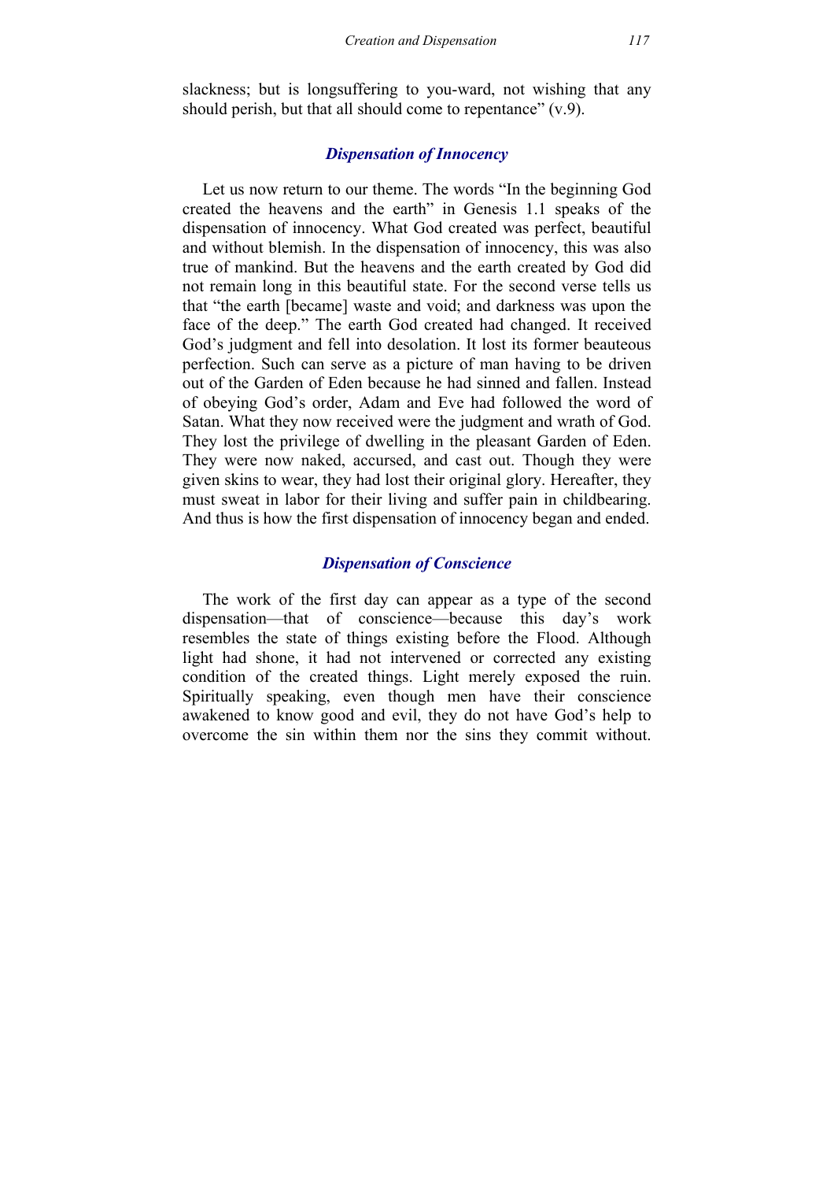slackness; but is longsuffering to you-ward, not wishing that any should perish, but that all should come to repentance" (v.9).

### *Dispensation of Innocency*

Let us now return to our theme. The words "In the beginning God created the heavens and the earth" in Genesis 1.1 speaks of the dispensation of innocency. What God created was perfect, beautiful and without blemish. In the dispensation of innocency, this was also true of mankind. But the heavens and the earth created by God did not remain long in this beautiful state. For the second verse tells us that "the earth [became] waste and void; and darkness was upon the face of the deep." The earth God created had changed. It received God's judgment and fell into desolation. It lost its former beauteous perfection. Such can serve as a picture of man having to be driven out of the Garden of Eden because he had sinned and fallen. Instead of obeying God's order, Adam and Eve had followed the word of Satan. What they now received were the judgment and wrath of God. They lost the privilege of dwelling in the pleasant Garden of Eden. They were now naked, accursed, and cast out. Though they were given skins to wear, they had lost their original glory. Hereafter, they must sweat in labor for their living and suffer pain in childbearing. And thus is how the first dispensation of innocency began and ended.

### *Dispensation of Conscience*

The work of the first day can appear as a type of the second dispensation—that of conscience—because this day's work resembles the state of things existing before the Flood. Although light had shone, it had not intervened or corrected any existing condition of the created things. Light merely exposed the ruin. Spiritually speaking, even though men have their conscience awakened to know good and evil, they do not have God's help to overcome the sin within them nor the sins they commit without.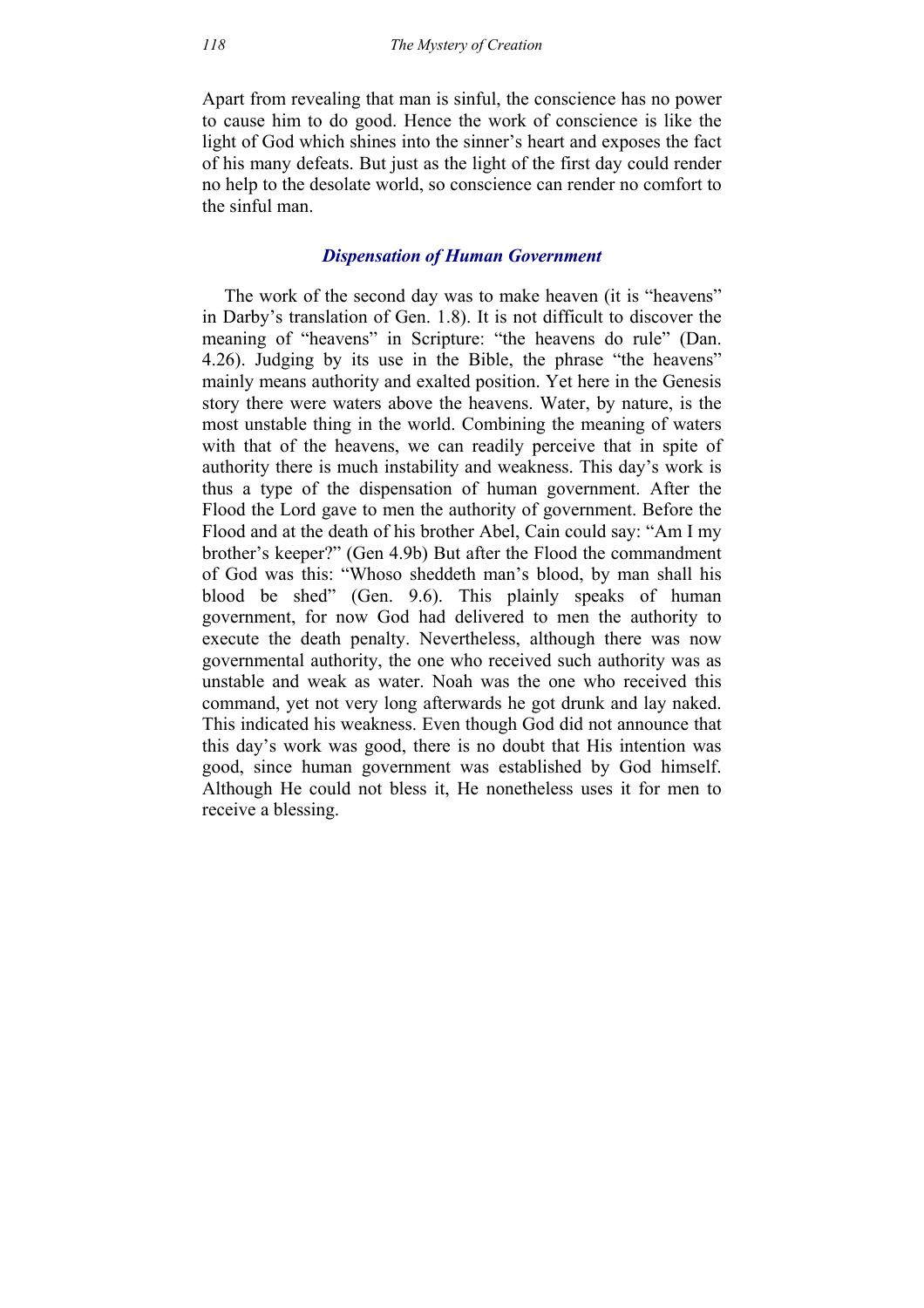Apart from revealing that man is sinful, the conscience has no power to cause him to do good. Hence the work of conscience is like the light of God which shines into the sinner's heart and exposes the fact of his many defeats. But just as the light of the first day could render no help to the desolate world, so conscience can render no comfort to the sinful man.

### *Dispensation of Human Government*

The work of the second day was to make heaven (it is "heavens" in Darby's translation of Gen. 1.8). It is not difficult to discover the meaning of "heavens" in Scripture: "the heavens do rule" (Dan. 4.26). Judging by its use in the Bible, the phrase "the heavens" mainly means authority and exalted position. Yet here in the Genesis story there were waters above the heavens. Water, by nature, is the most unstable thing in the world. Combining the meaning of waters with that of the heavens, we can readily perceive that in spite of authority there is much instability and weakness. This day's work is thus a type of the dispensation of human government. After the Flood the Lord gave to men the authority of government. Before the Flood and at the death of his brother Abel, Cain could say: "Am I my brother's keeper?" (Gen 4.9b) But after the Flood the commandment of God was this: "Whoso sheddeth man's blood, by man shall his blood be shed" (Gen. 9.6). This plainly speaks of human government, for now God had delivered to men the authority to execute the death penalty. Nevertheless, although there was now governmental authority, the one who received such authority was as unstable and weak as water. Noah was the one who received this command, yet not very long afterwards he got drunk and lay naked. This indicated his weakness. Even though God did not announce that this day's work was good, there is no doubt that His intention was good, since human government was established by God himself. Although He could not bless it, He nonetheless uses it for men to receive a blessing.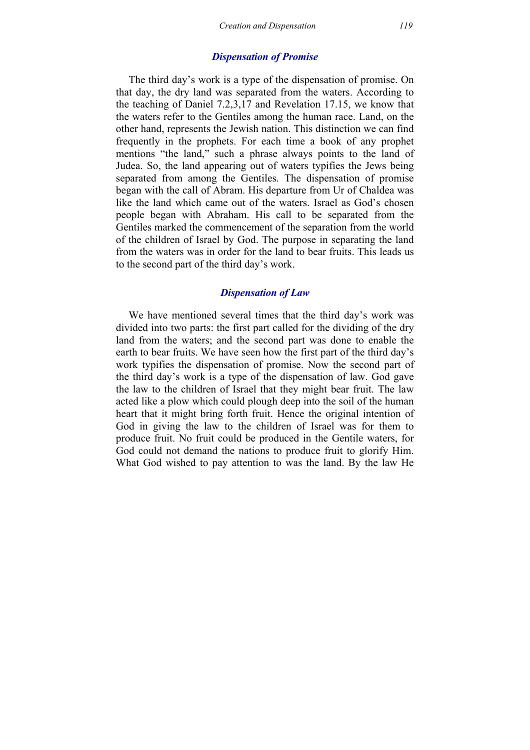### *Dispensation of Promise*

The third day's work is a type of the dispensation of promise. On that day, the dry land was separated from the waters. According to the teaching of Daniel 7.2,3,17 and Revelation 17.15, we know that the waters refer to the Gentiles among the human race. Land, on the other hand, represents the Jewish nation. This distinction we can find frequently in the prophets. For each time a book of any prophet mentions "the land," such a phrase always points to the land of Judea. So, the land appearing out of waters typifies the Jews being separated from among the Gentiles. The dispensation of promise began with the call of Abram. His departure from Ur of Chaldea was like the land which came out of the waters. Israel as God's chosen people began with Abraham. His call to be separated from the Gentiles marked the commencement of the separation from the world of the children of Israel by God. The purpose in separating the land from the waters was in order for the land to bear fruits. This leads us to the second part of the third day's work.

### *Dispensation of Law*

We have mentioned several times that the third day's work was divided into two parts: the first part called for the dividing of the dry land from the waters; and the second part was done to enable the earth to bear fruits. We have seen how the first part of the third day's work typifies the dispensation of promise. Now the second part of the third day's work is a type of the dispensation of law. God gave the law to the children of Israel that they might bear fruit. The law acted like a plow which could plough deep into the soil of the human heart that it might bring forth fruit. Hence the original intention of God in giving the law to the children of Israel was for them to produce fruit. No fruit could be produced in the Gentile waters, for God could not demand the nations to produce fruit to glorify Him. What God wished to pay attention to was the land. By the law He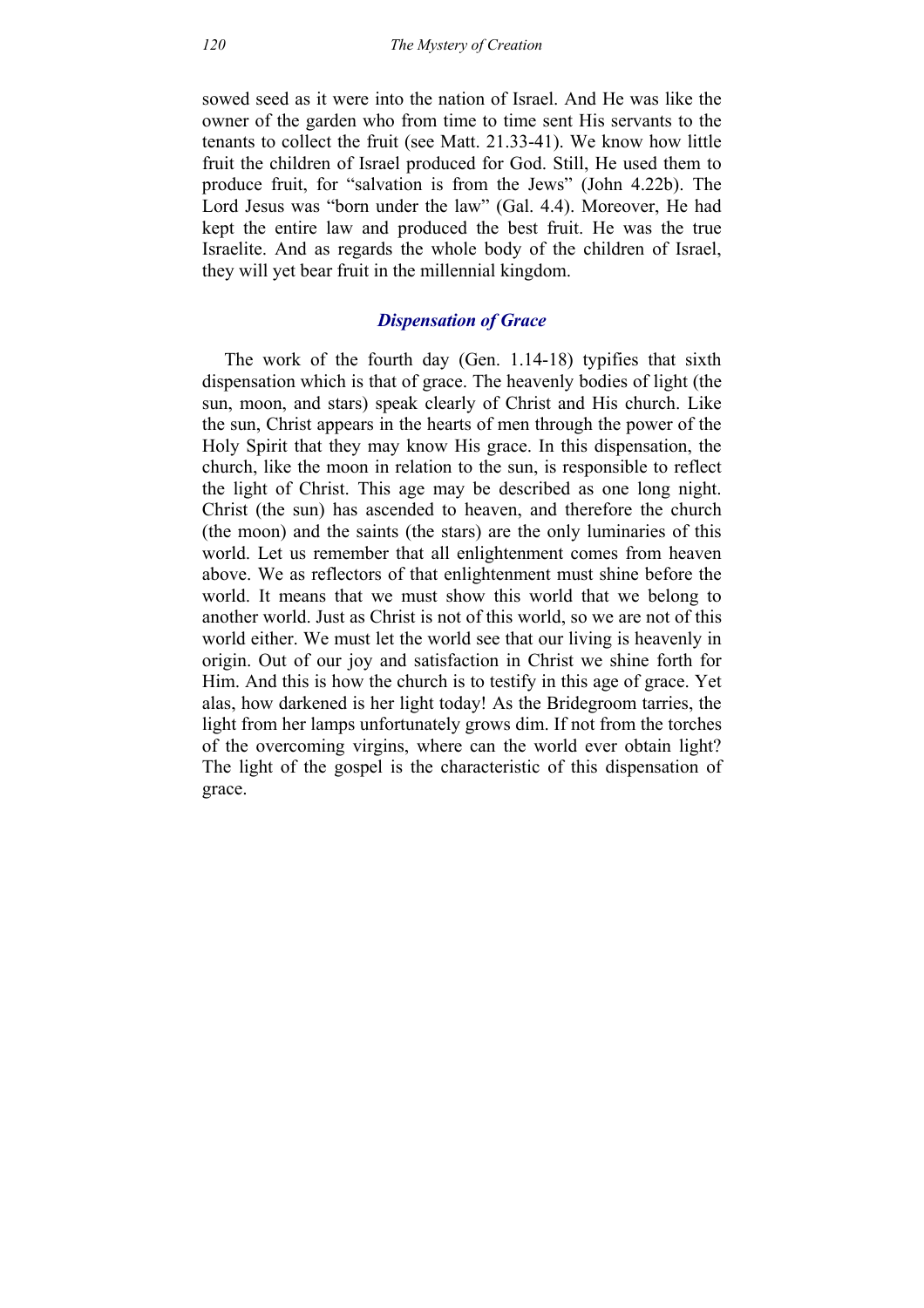sowed seed as it were into the nation of Israel. And He was like the owner of the garden who from time to time sent His servants to the tenants to collect the fruit (see Matt. 21.33-41). We know how little fruit the children of Israel produced for God. Still, He used them to produce fruit, for "salvation is from the Jews" (John 4.22b). The Lord Jesus was "born under the law" (Gal. 4.4). Moreover, He had kept the entire law and produced the best fruit. He was the true Israelite. And as regards the whole body of the children of Israel, they will yet bear fruit in the millennial kingdom.

### *Dispensation of Grace*

The work of the fourth day (Gen. 1.14-18) typifies that sixth dispensation which is that of grace. The heavenly bodies of light (the sun, moon, and stars) speak clearly of Christ and His church. Like the sun, Christ appears in the hearts of men through the power of the Holy Spirit that they may know His grace. In this dispensation, the church, like the moon in relation to the sun, is responsible to reflect the light of Christ. This age may be described as one long night. Christ (the sun) has ascended to heaven, and therefore the church (the moon) and the saints (the stars) are the only luminaries of this world. Let us remember that all enlightenment comes from heaven above. We as reflectors of that enlightenment must shine before the world. It means that we must show this world that we belong to another world. Just as Christ is not of this world, so we are not of this world either. We must let the world see that our living is heavenly in origin. Out of our joy and satisfaction in Christ we shine forth for Him. And this is how the church is to testify in this age of grace. Yet alas, how darkened is her light today! As the Bridegroom tarries, the light from her lamps unfortunately grows dim. If not from the torches of the overcoming virgins, where can the world ever obtain light? The light of the gospel is the characteristic of this dispensation of grace.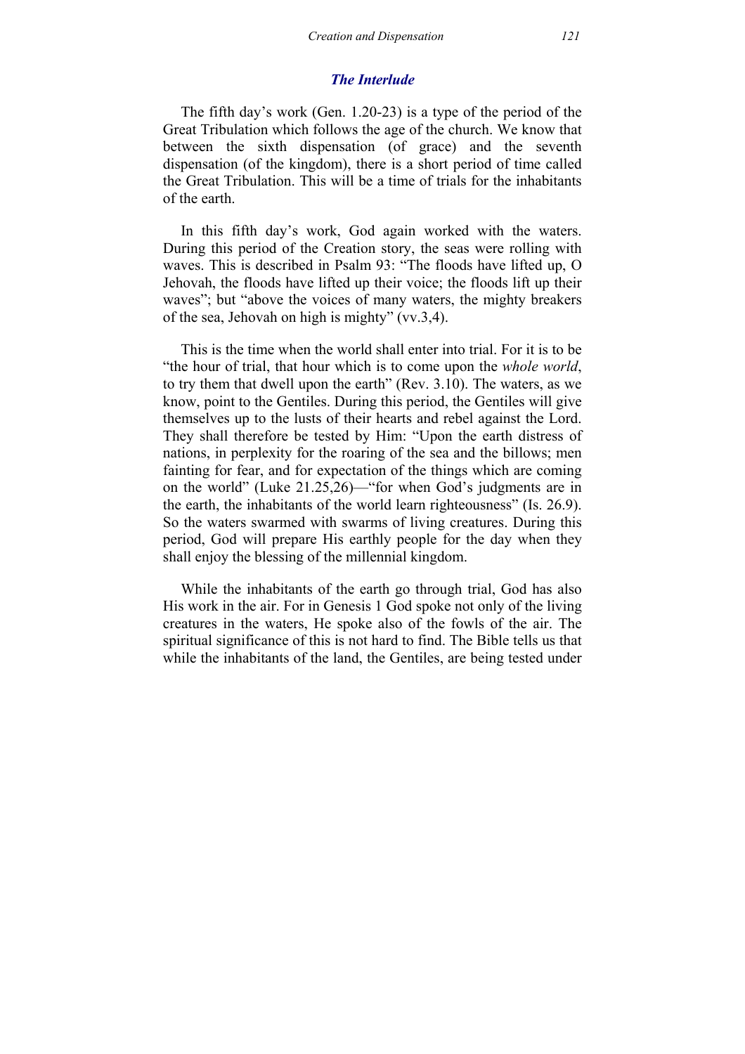### *The Interlude*

The fifth day's work (Gen. 1.20-23) is a type of the period of the Great Tribulation which follows the age of the church. We know that between the sixth dispensation (of grace) and the seventh dispensation (of the kingdom), there is a short period of time called the Great Tribulation. This will be a time of trials for the inhabitants of the earth.

In this fifth day's work, God again worked with the waters. During this period of the Creation story, the seas were rolling with waves. This is described in Psalm 93: "The floods have lifted up, O Jehovah, the floods have lifted up their voice; the floods lift up their waves"; but "above the voices of many waters, the mighty breakers of the sea, Jehovah on high is mighty" (vv.3,4).

This is the time when the world shall enter into trial. For it is to be "the hour of trial, that hour which is to come upon the *whole world*, to try them that dwell upon the earth" (Rev. 3.10). The waters, as we know, point to the Gentiles. During this period, the Gentiles will give themselves up to the lusts of their hearts and rebel against the Lord. They shall therefore be tested by Him: "Upon the earth distress of nations, in perplexity for the roaring of the sea and the billows; men fainting for fear, and for expectation of the things which are coming on the world" (Luke 21.25,26)—"for when God's judgments are in the earth, the inhabitants of the world learn righteousness" (Is. 26.9). So the waters swarmed with swarms of living creatures. During this period, God will prepare His earthly people for the day when they shall enjoy the blessing of the millennial kingdom.

While the inhabitants of the earth go through trial, God has also His work in the air. For in Genesis 1 God spoke not only of the living creatures in the waters, He spoke also of the fowls of the air. The spiritual significance of this is not hard to find. The Bible tells us that while the inhabitants of the land, the Gentiles, are being tested under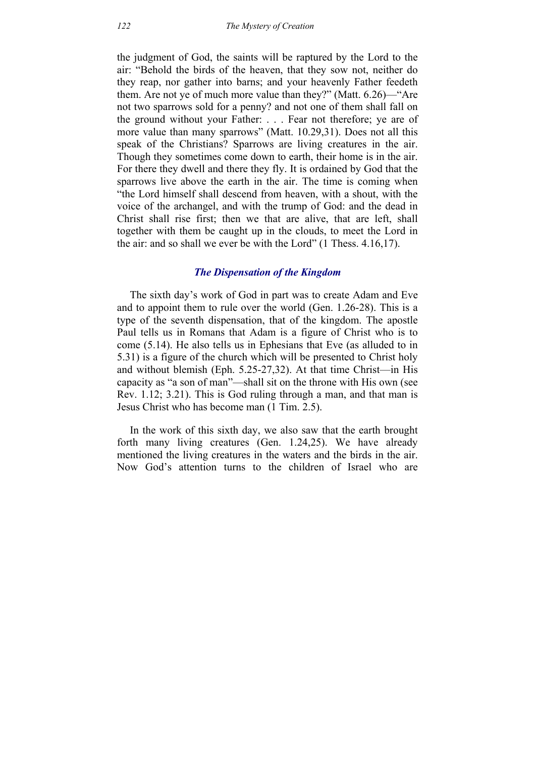the judgment of God, the saints will be raptured by the Lord to the air: "Behold the birds of the heaven, that they sow not, neither do they reap, nor gather into barns; and your heavenly Father feedeth them. Are not ye of much more value than they?" (Matt. 6.26)—"Are not two sparrows sold for a penny? and not one of them shall fall on the ground without your Father: . . . Fear not therefore; ye are of more value than many sparrows" (Matt. 10.29,31). Does not all this speak of the Christians? Sparrows are living creatures in the air. Though they sometimes come down to earth, their home is in the air. For there they dwell and there they fly. It is ordained by God that the sparrows live above the earth in the air. The time is coming when "the Lord himself shall descend from heaven, with a shout, with the voice of the archangel, and with the trump of God: and the dead in Christ shall rise first; then we that are alive, that are left, shall together with them be caught up in the clouds, to meet the Lord in the air: and so shall we ever be with the Lord" (1 Thess. 4.16,17).

### *The Dispensation of the Kingdom*

The sixth day's work of God in part was to create Adam and Eve and to appoint them to rule over the world (Gen. 1.26-28). This is a type of the seventh dispensation, that of the kingdom. The apostle Paul tells us in Romans that Adam is a figure of Christ who is to come (5.14). He also tells us in Ephesians that Eve (as alluded to in 5.31) is a figure of the church which will be presented to Christ holy and without blemish (Eph. 5.25-27,32). At that time Christ—in His capacity as "a son of man"—shall sit on the throne with His own (see Rev. 1.12; 3.21). This is God ruling through a man, and that man is Jesus Christ who has become man (1 Tim. 2.5).

In the work of this sixth day, we also saw that the earth brought forth many living creatures (Gen. 1.24,25). We have already mentioned the living creatures in the waters and the birds in the air. Now God's attention turns to the children of Israel who are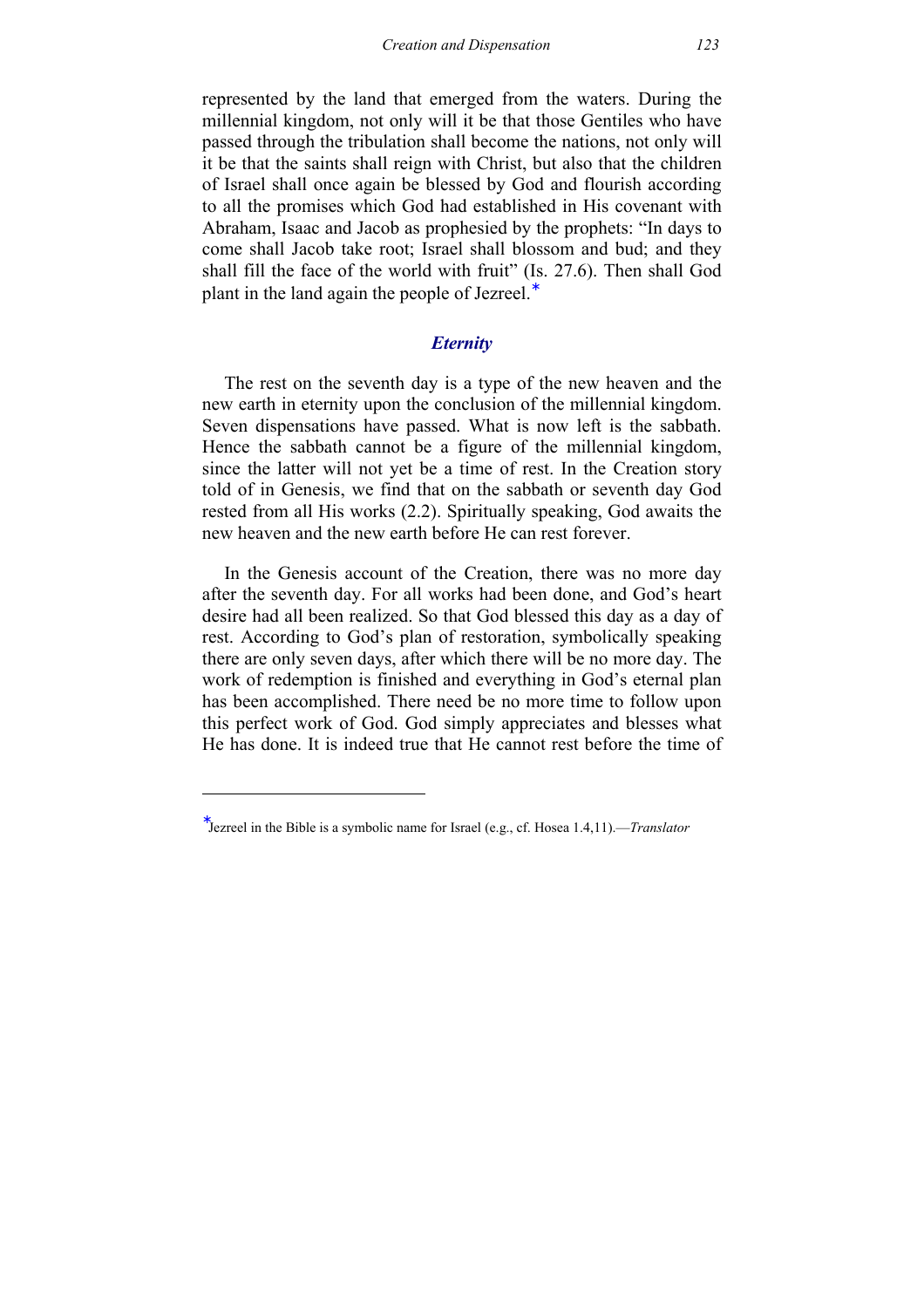represented by the land that emerged from the waters. During the millennial kingdom, not only will it be that those Gentiles who have passed through the tribulation shall become the nations, not only will it be that the saints shall reign with Christ, but also that the children of Israel shall once again be blessed by God and flourish according to all the promises which God had established in His covenant with Abraham, Isaac and Jacob as prophesied by the prophets: "In days to come shall Jacob take root; Israel shall blossom and bud; and they shall fill the face of the world with fruit" (Is. 27.6). Then shall God plant in the land again the people of Jezreel.*

### *Eternity*

The rest on the seventh day is a type of the new heaven and the new earth in eternity upon the conclusion of the millennial kingdom. Seven dispensations have passed. What is now left is the sabbath. Hence the sabbath cannot be a figure of the millennial kingdom, since the latter will not yet be a time of rest. In the Creation story told of in Genesis, we find that on the sabbath or seventh day God rested from all His works (2.2). Spiritually speaking, God awaits the new heaven and the new earth before He can rest forever.

In the Genesis account of the Creation, there was no more day after the seventh day. For all works had been done, and God's heart desire had all been realized. So that God blessed this day as a day of rest. According to God's plan of restoration, symbolically speaking there are only seven days, after which there will be no more day. The work of redemption is finished and everything in God's eternal plan has been accomplished. There need be no more time to follow upon this perfect work of God. God simply appreciates and blesses what He has done. It is indeed true that He cannot rest before the time of

---

*Jezreel in the Bible is a symbolic name for Israel (e.g., cf. Hosea 1.4,11).—*Translator*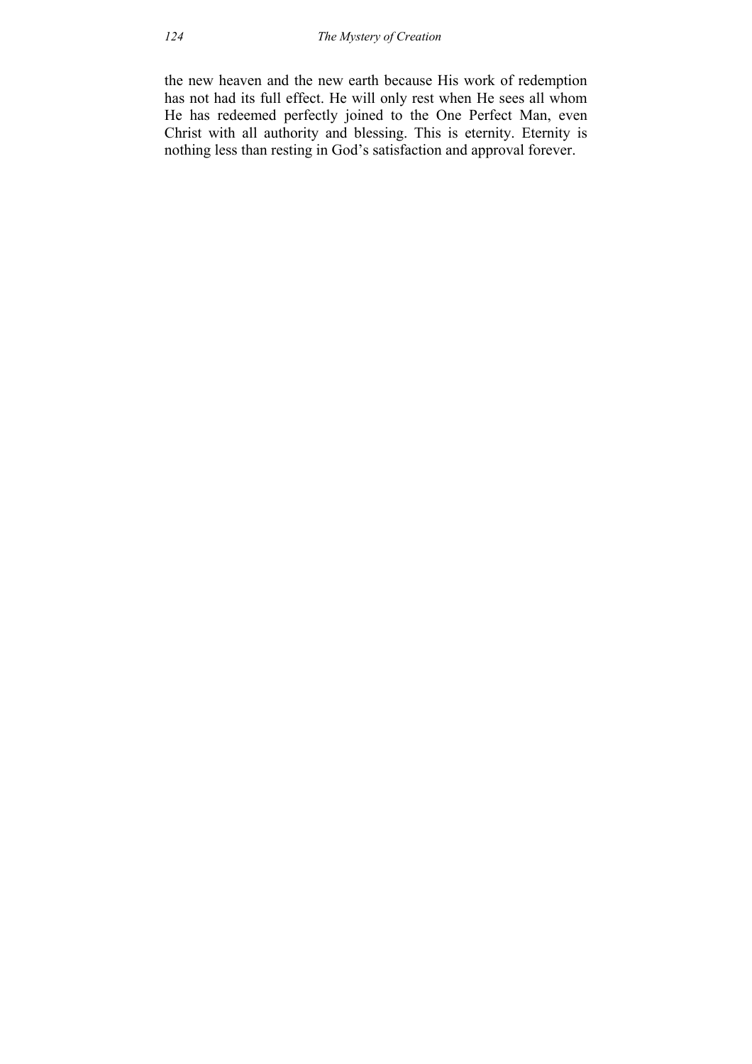the new heaven and the new earth because His work of redemption has not had its full effect. He will only rest when He sees all whom He has redeemed perfectly joined to the One Perfect Man, even Christ with all authority and blessing. This is eternity. Eternity is nothing less than resting in God's satisfaction and approval forever.